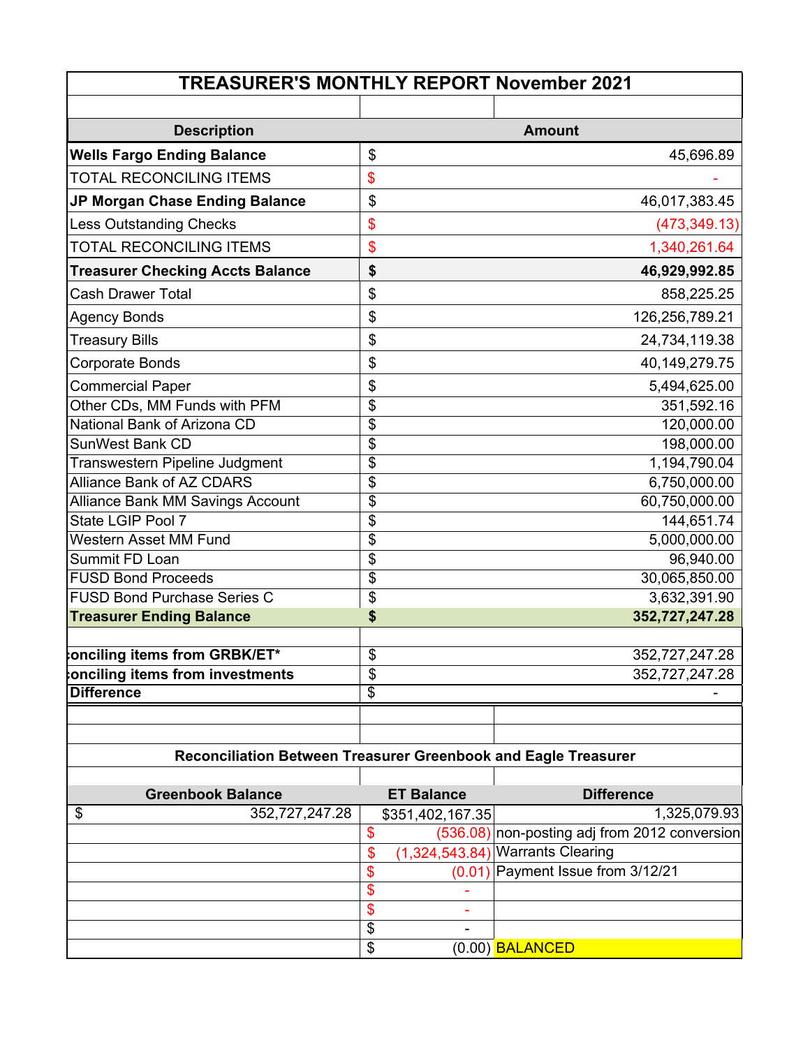# TREASURER'S MONTHLY REPORT November 2021

| Description | | Amount |
|---|---|---|
| **Wells Fargo Ending Balance** | $ | 45,696.89 |
| TOTAL RECONCILING ITEMS | $ | - |
| **JP Morgan Chase Ending Balance** | $ | 46,017,383.45 |
| Less Outstanding Checks | $ | (473,349.13) |
| TOTAL RECONCILING ITEMS | $ | 1,340,261.64 |
| **Treasurer Checking Accts Balance** | **$** | **46,929,992.85** |
| Cash Drawer Total | $ | 858,225.25 |
| Agency Bonds | $ | 126,256,789.21 |
| Treasury Bills | $ | 24,734,119.38 |
| Corporate Bonds | $ | 40,149,279.75 |
| Commercial Paper | $ | 5,494,625.00 |
| Other CDs, MM Funds with PFM | $ | 351,592.16 |
| National Bank of Arizona CD | $ | 120,000.00 |
| SunWest Bank CD | $ | 198,000.00 |
| Transwestern Pipeline Judgment | $ | 1,194,790.04 |
| Alliance Bank of AZ CDARS | $ | 6,750,000.00 |
| Alliance Bank MM Savings Account | $ | 60,750,000.00 |
| State LGIP Pool 7 | $ | 144,651.74 |
| Western Asset MM Fund | $ | 5,000,000.00 |
| Summit FD Loan | $ | 96,940.00 |
| FUSD Bond Proceeds | $ | 30,065,850.00 |
| FUSD Bond Purchase Series C | $ | 3,632,391.90 |
| **Treasurer Ending Balance** | **$** | **352,727,247.28** |
| | | |
| **onciling items from GRBK/ET*** | $ | 352,727,247.28 |
| **onciling items from investments** | $ | 352,727,247.28 |
| **Difference** | $ | - |

## Reconciliation Between Treasurer Greenbook and Eagle Treasurer

| Greenbook Balance | ET Balance | Difference |
|---|---|---|
| $ 352,727,247.28 | $351,402,167.35 | 1,325,079.93 |
| | $ (536.08) | non-posting adj from 2012 conversion |
| | $ (1,324,543.84) | Warrants Clearing |
| | $ (0.01) | Payment Issue from 3/12/21 |
| | $ - | |
| | $ - | |
| | $ - | |
| | $ (0.00) | BALANCED |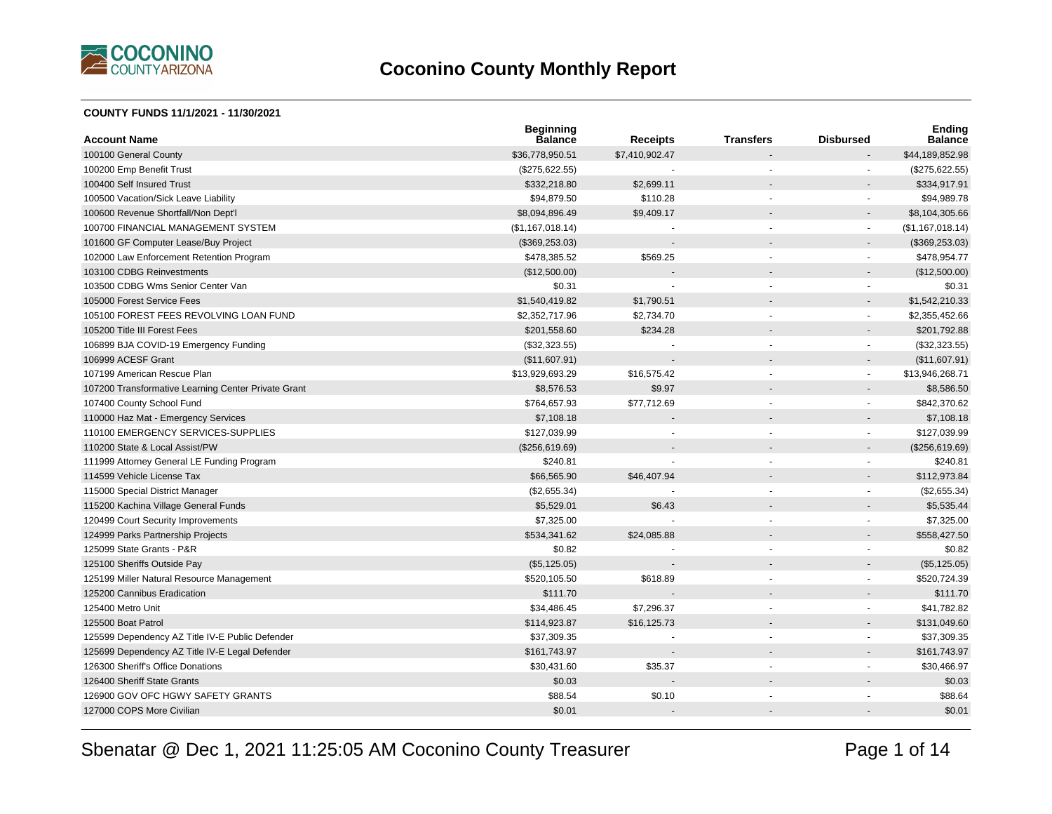# Coconino County Monthly Report

**COUNTY FUNDS 11/1/2021 - 11/30/2021**

| Account Name | Beginning Balance | Receipts | Transfers | Disbursed | Ending Balance |
|---|---|---|---|---|---|
| 100100 General County | $36,778,950.51 | $7,410,902.47 | - | - | $44,189,852.98 |
| 100200 Emp Benefit Trust | ($275,622.55) | - | - | - | ($275,622.55) |
| 100400 Self Insured Trust | $332,218.80 | $2,699.11 | - | - | $334,917.91 |
| 100500 Vacation/Sick Leave Liability | $94,879.50 | $110.28 | - | - | $94,989.78 |
| 100600 Revenue Shortfall/Non Dept'l | $8,094,896.49 | $9,409.17 | - | - | $8,104,305.66 |
| 100700 FINANCIAL MANAGEMENT SYSTEM | ($1,167,018.14) | - | - | - | ($1,167,018.14) |
| 101600 GF Computer Lease/Buy Project | ($369,253.03) | - | - | - | ($369,253.03) |
| 102000 Law Enforcement Retention Program | $478,385.52 | $569.25 | - | - | $478,954.77 |
| 103100 CDBG Reinvestments | ($12,500.00) | - | - | - | ($12,500.00) |
| 103500 CDBG Wms Senior Center Van | $0.31 | - | - | - | $0.31 |
| 105000 Forest Service Fees | $1,540,419.82 | $1,790.51 | - | - | $1,542,210.33 |
| 105100 FOREST FEES REVOLVING LOAN FUND | $2,352,717.96 | $2,734.70 | - | - | $2,355,452.66 |
| 105200 Title III Forest Fees | $201,558.60 | $234.28 | - | - | $201,792.88 |
| 106899 BJA COVID-19 Emergency Funding | ($32,323.55) | - | - | - | ($32,323.55) |
| 106999 ACESF Grant | ($11,607.91) | - | - | - | ($11,607.91) |
| 107199 American Rescue Plan | $13,929,693.29 | $16,575.42 | - | - | $13,946,268.71 |
| 107200 Transformative Learning Center Private Grant | $8,576.53 | $9.97 | - | - | $8,586.50 |
| 107400 County School Fund | $764,657.93 | $77,712.69 | - | - | $842,370.62 |
| 110000 Haz Mat - Emergency Services | $7,108.18 | - | - | - | $7,108.18 |
| 110100 EMERGENCY SERVICES-SUPPLIES | $127,039.99 | - | - | - | $127,039.99 |
| 110200 State & Local Assist/PW | ($256,619.69) | - | - | - | ($256,619.69) |
| 111999 Attorney General LE Funding Program | $240.81 | - | - | - | $240.81 |
| 114599 Vehicle License Tax | $66,565.90 | $46,407.94 | - | - | $112,973.84 |
| 115000 Special District Manager | ($2,655.34) | - | - | - | ($2,655.34) |
| 115200 Kachina Village General Funds | $5,529.01 | $6.43 | - | - | $5,535.44 |
| 120499 Court Security Improvements | $7,325.00 | - | - | - | $7,325.00 |
| 124999 Parks Partnership Projects | $534,341.62 | $24,085.88 | - | - | $558,427.50 |
| 125099 State Grants - P&R | $0.82 | - | - | - | $0.82 |
| 125100 Sheriffs Outside Pay | ($5,125.05) | - | - | - | ($5,125.05) |
| 125199 Miller Natural Resource Management | $520,105.50 | $618.89 | - | - | $520,724.39 |
| 125200 Cannibus Eradication | $111.70 | - | - | - | $111.70 |
| 125400 Metro Unit | $34,486.45 | $7,296.37 | - | - | $41,782.82 |
| 125500 Boat Patrol | $114,923.87 | $16,125.73 | - | - | $131,049.60 |
| 125599 Dependency AZ Title IV-E Public Defender | $37,309.35 | - | - | - | $37,309.35 |
| 125699 Dependency AZ Title IV-E Legal Defender | $161,743.97 | - | - | - | $161,743.97 |
| 126300 Sheriff's Office Donations | $30,431.60 | $35.37 | - | - | $30,466.97 |
| 126400 Sheriff State Grants | $0.03 | - | - | - | $0.03 |
| 126900 GOV OFC HGWY SAFETY GRANTS | $88.54 | $0.10 | - | - | $88.64 |
| 127000 COPS More Civilian | $0.01 | - | - | - | $0.01 |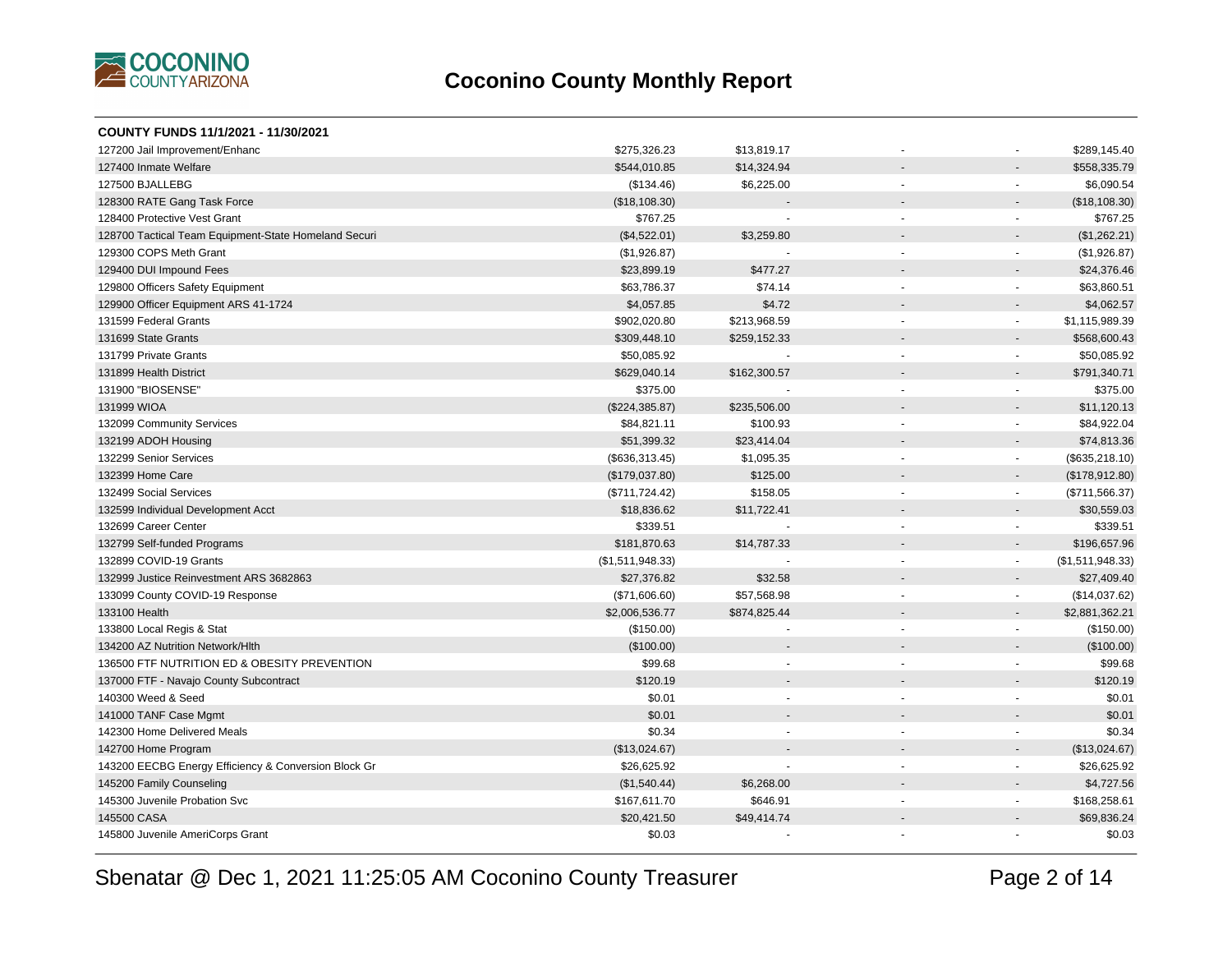# Coconino County Monthly Report

**COUNTY FUNDS 11/1/2021 - 11/30/2021**

| | | | | | |
|---|---|---|---|---|---|
| 127200 Jail Improvement/Enhanc | $275,326.23 | $13,819.17 | - | - | $289,145.40 |
| 127400 Inmate Welfare | $544,010.85 | $14,324.94 | - | - | $558,335.79 |
| 127500 BJALLEBG | ($134.46) | $6,225.00 | - | - | $6,090.54 |
| 128300 RATE Gang Task Force | ($18,108.30) | - | - | - | ($18,108.30) |
| 128400 Protective Vest Grant | $767.25 | - | - | - | $767.25 |
| 128700 Tactical Team Equipment-State Homeland Securi | ($4,522.01) | $3,259.80 | - | - | ($1,262.21) |
| 129300 COPS Meth Grant | ($1,926.87) | - | - | - | ($1,926.87) |
| 129400 DUI Impound Fees | $23,899.19 | $477.27 | - | - | $24,376.46 |
| 129800 Officers Safety Equipment | $63,786.37 | $74.14 | - | - | $63,860.51 |
| 129900 Officer Equipment ARS 41-1724 | $4,057.85 | $4.72 | - | - | $4,062.57 |
| 131599 Federal Grants | $902,020.80 | $213,968.59 | - | - | $1,115,989.39 |
| 131699 State Grants | $309,448.10 | $259,152.33 | - | - | $568,600.43 |
| 131799 Private Grants | $50,085.92 | - | - | - | $50,085.92 |
| 131899 Health District | $629,040.14 | $162,300.57 | - | - | $791,340.71 |
| 131900 "BIOSENSE" | $375.00 | - | - | - | $375.00 |
| 131999 WIOA | ($224,385.87) | $235,506.00 | - | - | $11,120.13 |
| 132099 Community Services | $84,821.11 | $100.93 | - | - | $84,922.04 |
| 132199 ADOH Housing | $51,399.32 | $23,414.04 | - | - | $74,813.36 |
| 132299 Senior Services | ($636,313.45) | $1,095.35 | - | - | ($635,218.10) |
| 132399 Home Care | ($179,037.80) | $125.00 | - | - | ($178,912.80) |
| 132499 Social Services | ($711,724.42) | $158.05 | - | - | ($711,566.37) |
| 132599 Individual Development Acct | $18,836.62 | $11,722.41 | - | - | $30,559.03 |
| 132699 Career Center | $339.51 | - | - | - | $339.51 |
| 132799 Self-funded Programs | $181,870.63 | $14,787.33 | - | - | $196,657.96 |
| 132899 COVID-19 Grants | ($1,511,948.33) | - | - | - | ($1,511,948.33) |
| 132999 Justice Reinvestment ARS 3682863 | $27,376.82 | $32.58 | - | - | $27,409.40 |
| 133099 County COVID-19 Response | ($71,606.60) | $57,568.98 | - | - | ($14,037.62) |
| 133100 Health | $2,006,536.77 | $874,825.44 | - | - | $2,881,362.21 |
| 133800 Local Regis & Stat | ($150.00) | - | - | - | ($150.00) |
| 134200 AZ Nutrition Network/Hlth | ($100.00) | - | - | - | ($100.00) |
| 136500 FTF NUTRITION ED & OBESITY PREVENTION | $99.68 | - | - | - | $99.68 |
| 137000 FTF - Navajo County Subcontract | $120.19 | - | - | - | $120.19 |
| 140300 Weed & Seed | $0.01 | - | - | - | $0.01 |
| 141000 TANF Case Mgmt | $0.01 | - | - | - | $0.01 |
| 142300 Home Delivered Meals | $0.34 | - | - | - | $0.34 |
| 142700 Home Program | ($13,024.67) | - | - | - | ($13,024.67) |
| 143200 EECBG Energy Efficiency & Conversion Block Gr | $26,625.92 | - | - | - | $26,625.92 |
| 145200 Family Counseling | ($1,540.44) | $6,268.00 | - | - | $4,727.56 |
| 145300 Juvenile Probation Svc | $167,611.70 | $646.91 | - | - | $168,258.61 |
| 145500 CASA | $20,421.50 | $49,414.74 | - | - | $69,836.24 |
| 145800 Juvenile AmeriCorps Grant | $0.03 | - | - | - | $0.03 |

Sbenatar @ Dec 1, 2021 11:25:05 AM Coconino County Treasurer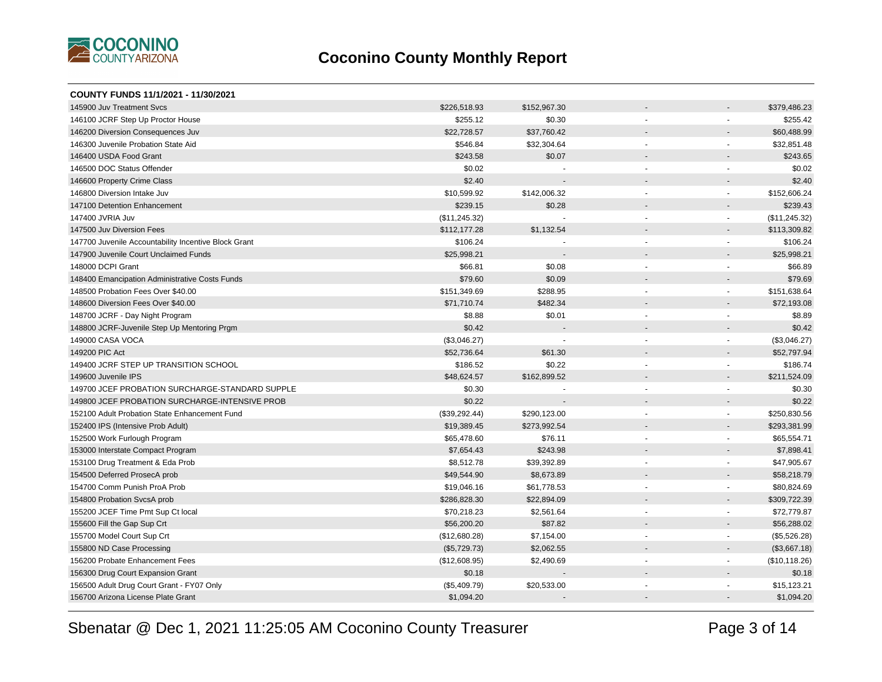## Coconino County Monthly Report

**COUNTY FUNDS 11/1/2021 - 11/30/2021**

| | | | | | |
|---|---|---|---|---|---|
| 145900 Juv Treatment Svcs | $226,518.93 | $152,967.30 | - | - | $379,486.23 |
| 146100 JCRF Step Up Proctor House | $255.12 | $0.30 | - | - | $255.42 |
| 146200 Diversion Consequences Juv | $22,728.57 | $37,760.42 | - | - | $60,488.99 |
| 146300 Juvenile Probation State Aid | $546.84 | $32,304.64 | - | - | $32,851.48 |
| 146400 USDA Food Grant | $243.58 | $0.07 | - | - | $243.65 |
| 146500 DOC Status Offender | $0.02 | - | - | - | $0.02 |
| 146600 Property Crime Class | $2.40 | - | - | - | $2.40 |
| 146800 Diversion Intake Juv | $10,599.92 | $142,006.32 | - | - | $152,606.24 |
| 147100 Detention Enhancement | $239.15 | $0.28 | - | - | $239.43 |
| 147400 JVRIA Juv | ($11,245.32) | - | - | - | ($11,245.32) |
| 147500 Juv Diversion Fees | $112,177.28 | $1,132.54 | - | - | $113,309.82 |
| 147700 Juvenile Accountability Incentive Block Grant | $106.24 | - | - | - | $106.24 |
| 147900 Juvenile Court Unclaimed Funds | $25,998.21 | - | - | - | $25,998.21 |
| 148000 DCPI Grant | $66.81 | $0.08 | - | - | $66.89 |
| 148400 Emancipation Administrative Costs Funds | $79.60 | $0.09 | - | - | $79.69 |
| 148500 Probation Fees Over $40.00 | $151,349.69 | $288.95 | - | - | $151,638.64 |
| 148600 Diversion Fees Over $40.00 | $71,710.74 | $482.34 | - | - | $72,193.08 |
| 148700 JCRF - Day Night Program | $8.88 | $0.01 | - | - | $8.89 |
| 148800 JCRF-Juvenile Step Up Mentoring Prgm | $0.42 | - | - | - | $0.42 |
| 149000 CASA VOCA | ($3,046.27) | - | - | - | ($3,046.27) |
| 149200 PIC Act | $52,736.64 | $61.30 | - | - | $52,797.94 |
| 149400 JCRF STEP UP TRANSITION SCHOOL | $186.52 | $0.22 | - | - | $186.74 |
| 149600 Juvenile IPS | $48,624.57 | $162,899.52 | - | - | $211,524.09 |
| 149700 JCEF PROBATION SURCHARGE-STANDARD SUPPLE | $0.30 | - | - | - | $0.30 |
| 149800 JCEF PROBATION SURCHARGE-INTENSIVE PROB | $0.22 | - | - | - | $0.22 |
| 152100 Adult Probation State Enhancement Fund | ($39,292.44) | $290,123.00 | - | - | $250,830.56 |
| 152400 IPS (Intensive Prob Adult) | $19,389.45 | $273,992.54 | - | - | $293,381.99 |
| 152500 Work Furlough Program | $65,478.60 | $76.11 | - | - | $65,554.71 |
| 153000 Interstate Compact Program | $7,654.43 | $243.98 | - | - | $7,898.41 |
| 153100 Drug Treatment & Eda Prob | $8,512.78 | $39,392.89 | - | - | $47,905.67 |
| 154500 Deferred ProsecA prob | $49,544.90 | $8,673.89 | - | - | $58,218.79 |
| 154700 Comm Punish ProA Prob | $19,046.16 | $61,778.53 | - | - | $80,824.69 |
| 154800 Probation SvcsA prob | $286,828.30 | $22,894.09 | - | - | $309,722.39 |
| 155200 JCEF Time Pmt Sup Ct local | $70,218.23 | $2,561.64 | - | - | $72,779.87 |
| 155600 Fill the Gap Sup Crt | $56,200.20 | $87.82 | - | - | $56,288.02 |
| 155700 Model Court Sup Crt | ($12,680.28) | $7,154.00 | - | - | ($5,526.28) |
| 155800 ND Case Processing | ($5,729.73) | $2,062.55 | - | - | ($3,667.18) |
| 156200 Probate Enhancement Fees | ($12,608.95) | $2,490.69 | - | - | ($10,118.26) |
| 156300 Drug Court Expansion Grant | $0.18 | - | - | - | $0.18 |
| 156500 Adult Drug Court Grant - FY07 Only | ($5,409.79) | $20,533.00 | - | - | $15,123.21 |
| 156700 Arizona License Plate Grant | $1,094.20 | - | - | - | $1,094.20 |

Sbenatar @ Dec 1, 2021 11:25:05 AM Coconino County Treasurer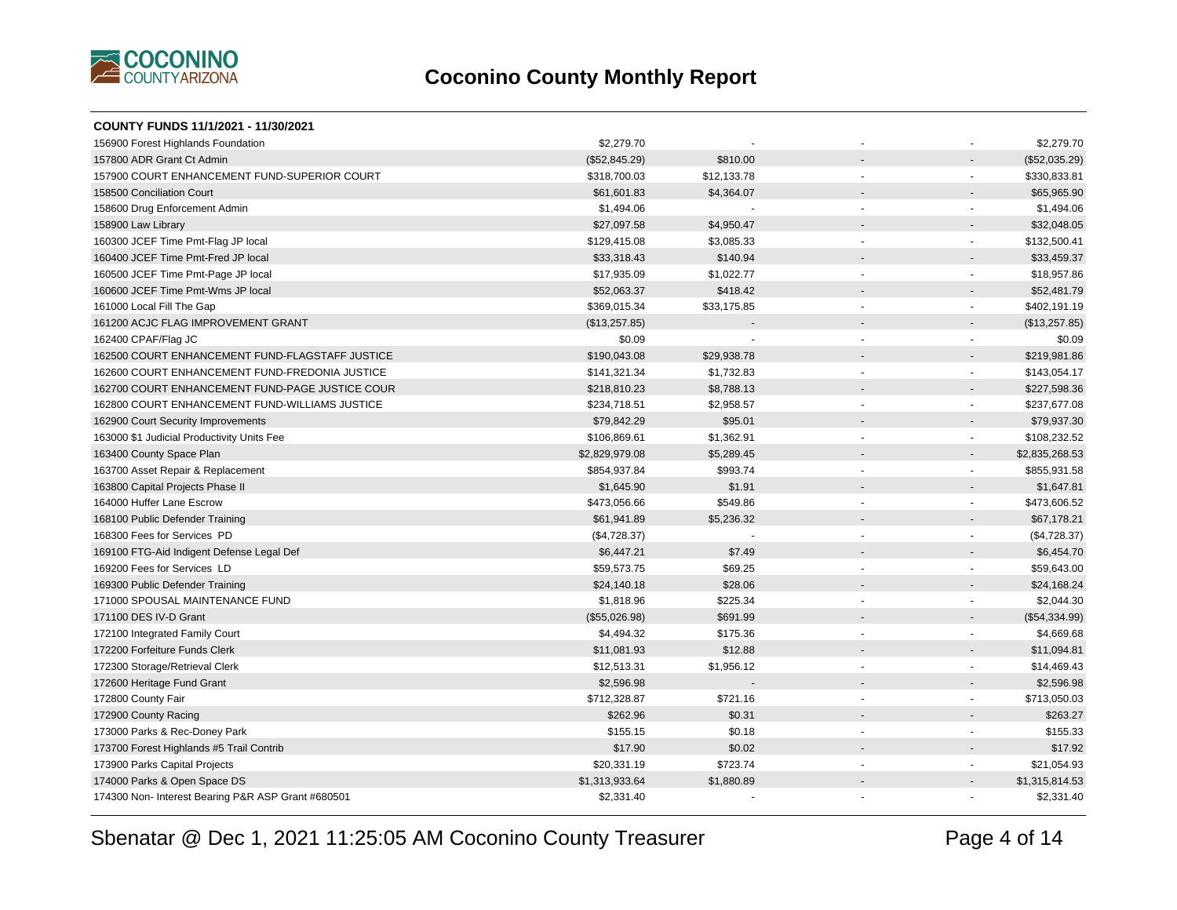# Coconino County Monthly Report

**COUNTY FUNDS 11/1/2021 - 11/30/2021**

| | | | | | |
|---|---|---|---|---|---|
| 156900 Forest Highlands Foundation | $2,279.70 | - | - | - | $2,279.70 |
| 157800 ADR Grant Ct Admin | ($52,845.29) | $810.00 | - | - | ($52,035.29) |
| 157900 COURT ENHANCEMENT FUND-SUPERIOR COURT | $318,700.03 | $12,133.78 | - | - | $330,833.81 |
| 158500 Conciliation Court | $61,601.83 | $4,364.07 | - | - | $65,965.90 |
| 158600 Drug Enforcement Admin | $1,494.06 | - | - | - | $1,494.06 |
| 158900 Law Library | $27,097.58 | $4,950.47 | - | - | $32,048.05 |
| 160300 JCEF Time Pmt-Flag JP local | $129,415.08 | $3,085.33 | - | - | $132,500.41 |
| 160400 JCEF Time Pmt-Fred JP local | $33,318.43 | $140.94 | - | - | $33,459.37 |
| 160500 JCEF Time Pmt-Page JP local | $17,935.09 | $1,022.77 | - | - | $18,957.86 |
| 160600 JCEF Time Pmt-Wms JP local | $52,063.37 | $418.42 | - | - | $52,481.79 |
| 161000 Local Fill The Gap | $369,015.34 | $33,175.85 | - | - | $402,191.19 |
| 161200 ACJC FLAG IMPROVEMENT GRANT | ($13,257.85) | - | - | - | ($13,257.85) |
| 162400 CPAF/Flag JC | $0.09 | - | - | - | $0.09 |
| 162500 COURT ENHANCEMENT FUND-FLAGSTAFF JUSTICE | $190,043.08 | $29,938.78 | - | - | $219,981.86 |
| 162600 COURT ENHANCEMENT FUND-FREDONIA JUSTICE | $141,321.34 | $1,732.83 | - | - | $143,054.17 |
| 162700 COURT ENHANCEMENT FUND-PAGE JUSTICE COUR | $218,810.23 | $8,788.13 | - | - | $227,598.36 |
| 162800 COURT ENHANCEMENT FUND-WILLIAMS JUSTICE | $234,718.51 | $2,958.57 | - | - | $237,677.08 |
| 162900 Court Security Improvements | $79,842.29 | $95.01 | - | - | $79,937.30 |
| 163000 $1 Judicial Productivity Units Fee | $106,869.61 | $1,362.91 | - | - | $108,232.52 |
| 163400 County Space Plan | $2,829,979.08 | $5,289.45 | - | - | $2,835,268.53 |
| 163700 Asset Repair & Replacement | $854,937.84 | $993.74 | - | - | $855,931.58 |
| 163800 Capital Projects Phase II | $1,645.90 | $1.91 | - | - | $1,647.81 |
| 164000 Huffer Lane Escrow | $473,056.66 | $549.86 | - | - | $473,606.52 |
| 168100 Public Defender Training | $61,941.89 | $5,236.32 | - | - | $67,178.21 |
| 168300 Fees for Services PD | ($4,728.37) | - | - | - | ($4,728.37) |
| 169100 FTG-Aid Indigent Defense Legal Def | $6,447.21 | $7.49 | - | - | $6,454.70 |
| 169200 Fees for Services LD | $59,573.75 | $69.25 | - | - | $59,643.00 |
| 169300 Public Defender Training | $24,140.18 | $28.06 | - | - | $24,168.24 |
| 171000 SPOUSAL MAINTENANCE FUND | $1,818.96 | $225.34 | - | - | $2,044.30 |
| 171100 DES IV-D Grant | ($55,026.98) | $691.99 | - | - | ($54,334.99) |
| 172100 Integrated Family Court | $4,494.32 | $175.36 | - | - | $4,669.68 |
| 172200 Forfeiture Funds Clerk | $11,081.93 | $12.88 | - | - | $11,094.81 |
| 172300 Storage/Retrieval Clerk | $12,513.31 | $1,956.12 | - | - | $14,469.43 |
| 172600 Heritage Fund Grant | $2,596.98 | - | - | - | $2,596.98 |
| 172800 County Fair | $712,328.87 | $721.16 | - | - | $713,050.03 |
| 172900 County Racing | $262.96 | $0.31 | - | - | $263.27 |
| 173000 Parks & Rec-Doney Park | $155.15 | $0.18 | - | - | $155.33 |
| 173700 Forest Highlands #5 Trail Contrib | $17.90 | $0.02 | - | - | $17.92 |
| 173900 Parks Capital Projects | $20,331.19 | $723.74 | - | - | $21,054.93 |
| 174000 Parks & Open Space DS | $1,313,933.64 | $1,880.89 | - | - | $1,315,814.53 |
| 174300 Non- Interest Bearing P&R ASP Grant #680501 | $2,331.40 | - | - | - | $2,331.40 |

Sbenatar @ Dec 1, 2021 11:25:05 AM Coconino County Treasurer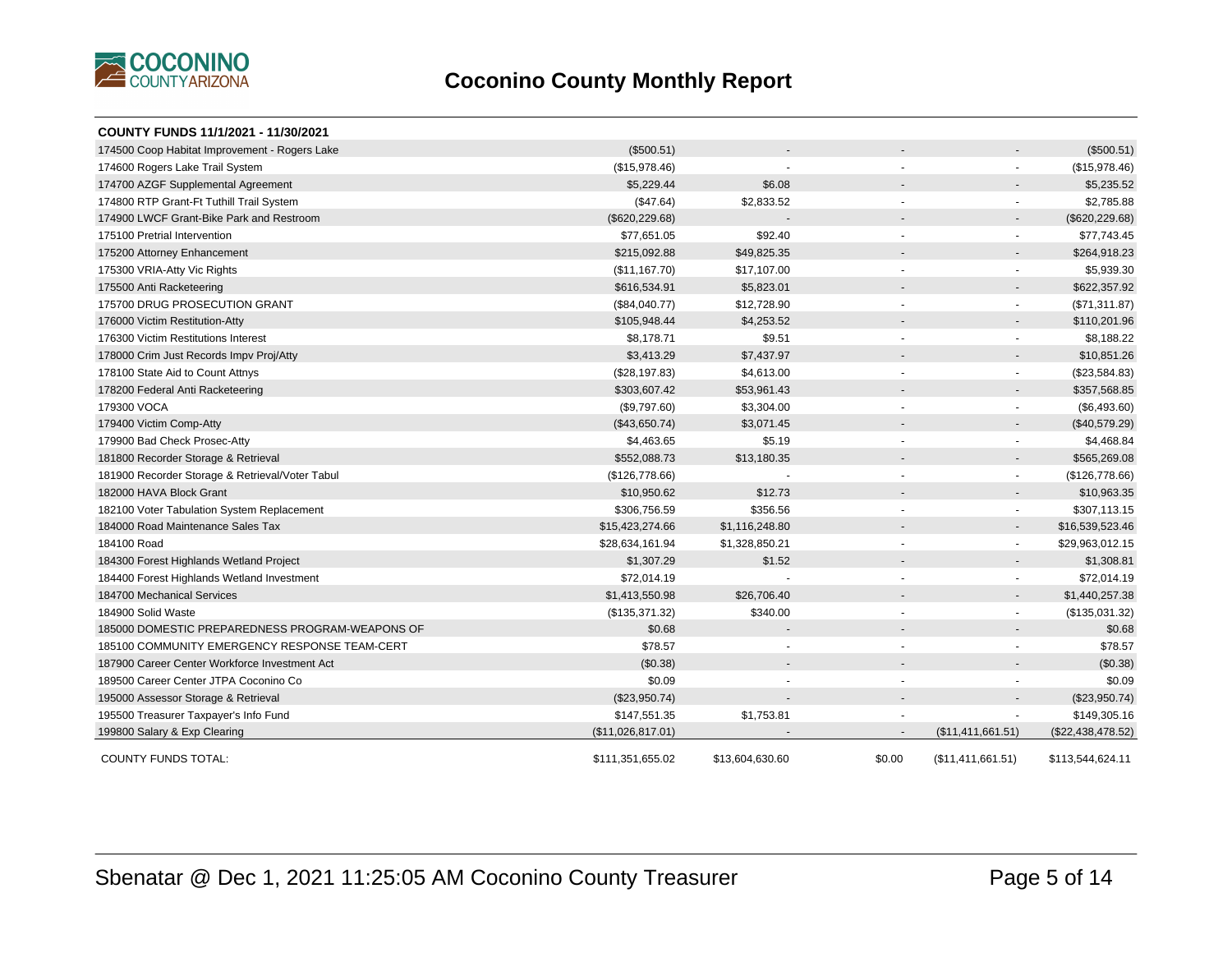# Coconino County Monthly Report

**COUNTY FUNDS 11/1/2021 - 11/30/2021**

| | | | | | |
|---|---|---|---|---|---|
| 174500 Coop Habitat Improvement - Rogers Lake | ($500.51) | - | - | - | ($500.51) |
| 174600 Rogers Lake Trail System | ($15,978.46) | - | - | - | ($15,978.46) |
| 174700 AZGF Supplemental Agreement | $5,229.44 | $6.08 | - | - | $5,235.52 |
| 174800 RTP Grant-Ft Tuthill Trail System | ($47.64) | $2,833.52 | - | - | $2,785.88 |
| 174900 LWCF Grant-Bike Park and Restroom | ($620,229.68) | - | - | - | ($620,229.68) |
| 175100 Pretrial Intervention | $77,651.05 | $92.40 | - | - | $77,743.45 |
| 175200 Attorney Enhancement | $215,092.88 | $49,825.35 | - | - | $264,918.23 |
| 175300 VRIA-Atty Vic Rights | ($11,167.70) | $17,107.00 | - | - | $5,939.30 |
| 175500 Anti Racketeering | $616,534.91 | $5,823.01 | - | - | $622,357.92 |
| 175700 DRUG PROSECUTION GRANT | ($84,040.77) | $12,728.90 | - | - | ($71,311.87) |
| 176000 Victim Restitution-Atty | $105,948.44 | $4,253.52 | - | - | $110,201.96 |
| 176300 Victim Restitutions Interest | $8,178.71 | $9.51 | - | - | $8,188.22 |
| 178000 Crim Just Records Impv Proj/Atty | $3,413.29 | $7,437.97 | - | - | $10,851.26 |
| 178100 State Aid to Count Attnys | ($28,197.83) | $4,613.00 | - | - | ($23,584.83) |
| 178200 Federal Anti Racketeering | $303,607.42 | $53,961.43 | - | - | $357,568.85 |
| 179300 VOCA | ($9,797.60) | $3,304.00 | - | - | ($6,493.60) |
| 179400 Victim Comp-Atty | ($43,650.74) | $3,071.45 | - | - | ($40,579.29) |
| 179900 Bad Check Prosec-Atty | $4,463.65 | $5.19 | - | - | $4,468.84 |
| 181800 Recorder Storage & Retrieval | $552,088.73 | $13,180.35 | - | - | $565,269.08 |
| 181900 Recorder Storage & Retrieval/Voter Tabul | ($126,778.66) | - | - | - | ($126,778.66) |
| 182000 HAVA Block Grant | $10,950.62 | $12.73 | - | - | $10,963.35 |
| 182100 Voter Tabulation System Replacement | $306,756.59 | $356.56 | - | - | $307,113.15 |
| 184000 Road Maintenance Sales Tax | $15,423,274.66 | $1,116,248.80 | - | - | $16,539,523.46 |
| 184100 Road | $28,634,161.94 | $1,328,850.21 | - | - | $29,963,012.15 |
| 184300 Forest Highlands Wetland Project | $1,307.29 | $1.52 | - | - | $1,308.81 |
| 184400 Forest Highlands Wetland Investment | $72,014.19 | - | - | - | $72,014.19 |
| 184700 Mechanical Services | $1,413,550.98 | $26,706.40 | - | - | $1,440,257.38 |
| 184900 Solid Waste | ($135,371.32) | $340.00 | - | - | ($135,031.32) |
| 185000 DOMESTIC PREPAREDNESS PROGRAM-WEAPONS OF | $0.68 | - | - | - | $0.68 |
| 185100 COMMUNITY EMERGENCY RESPONSE TEAM-CERT | $78.57 | - | - | - | $78.57 |
| 187900 Career Center Workforce Investment Act | ($0.38) | - | - | - | ($0.38) |
| 189500 Career Center JTPA Coconino Co | $0.09 | - | - | - | $0.09 |
| 195000 Assessor Storage & Retrieval | ($23,950.74) | - | - | - | ($23,950.74) |
| 195500 Treasurer Taxpayer's Info Fund | $147,551.35 | $1,753.81 | - | - | $149,305.16 |
| 199800 Salary & Exp Clearing | ($11,026,817.01) | - | - | ($11,411,661.51) | ($22,438,478.52) |
| COUNTY FUNDS TOTAL: | $111,351,655.02 | $13,604,630.60 | $0.00 | ($11,411,661.51) | $113,544,624.11 |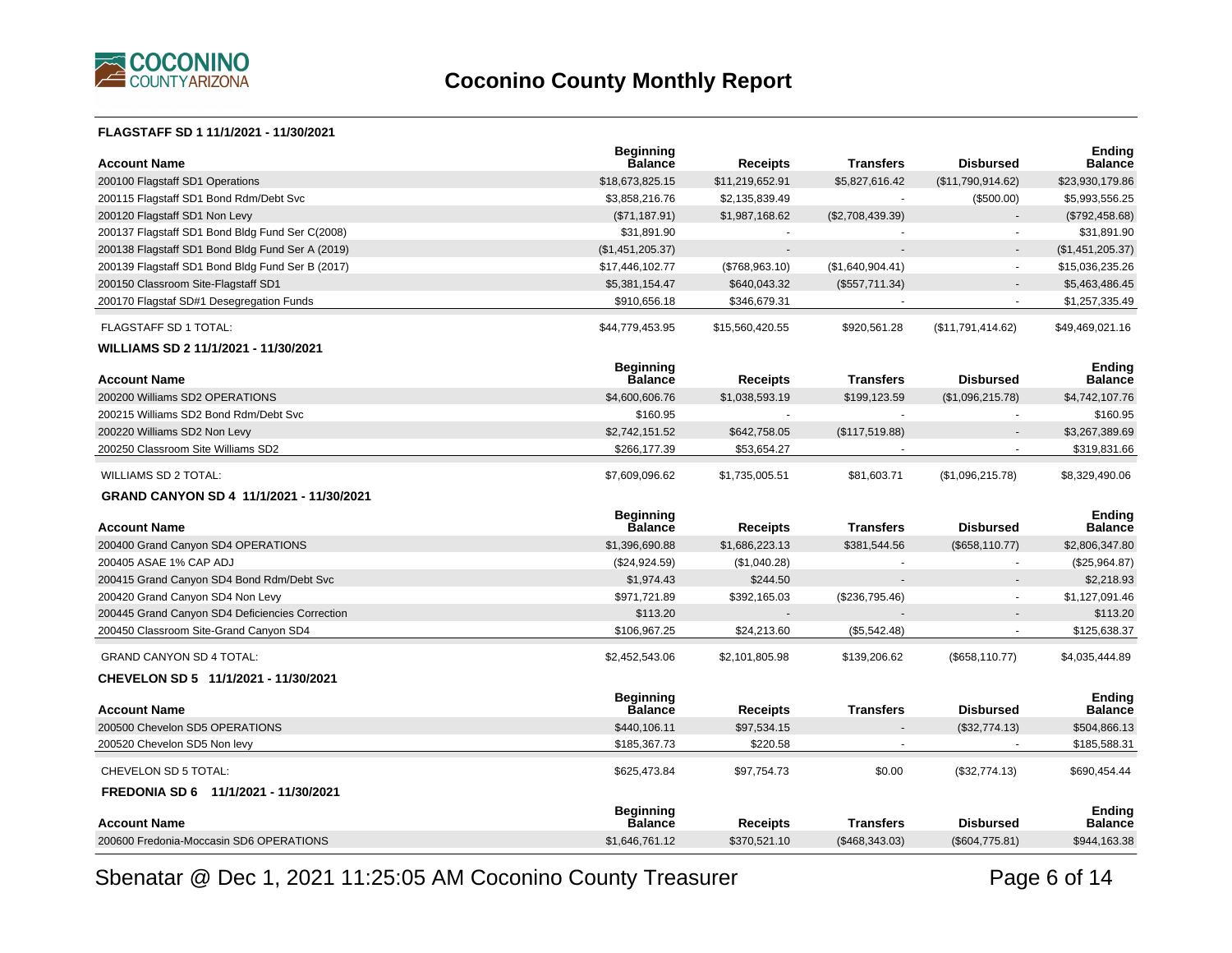# Coconino County Monthly Report

### FLAGSTAFF SD 1 11/1/2021 - 11/30/2021

| Account Name | Beginning Balance | Receipts | Transfers | Disbursed | Ending Balance |
|---|---|---|---|---|---|
| 200100 Flagstaff SD1 Operations | $18,673,825.15 | $11,219,652.91 | $5,827,616.42 | ($11,790,914.62) | $23,930,179.86 |
| 200115 Flagstaff SD1 Bond Rdm/Debt Svc | $3,858,216.76 | $2,135,839.49 | - | ($500.00) | $5,993,556.25 |
| 200120 Flagstaff SD1 Non Levy | ($71,187.91) | $1,987,168.62 | ($2,708,439.39) | - | ($792,458.68) |
| 200137 Flagstaff SD1 Bond Bldg Fund Ser C(2008) | $31,891.90 | - | - | - | $31,891.90 |
| 200138 Flagstaff SD1 Bond Bldg Fund Ser A (2019) | ($1,451,205.37) | - | - | - | ($1,451,205.37) |
| 200139 Flagstaff SD1 Bond Bldg Fund Ser B (2017) | $17,446,102.77 | ($768,963.10) | ($1,640,904.41) | - | $15,036,235.26 |
| 200150 Classroom Site-Flagstaff SD1 | $5,381,154.47 | $640,043.32 | ($557,711.34) | - | $5,463,486.45 |
| 200170 Flagstaf SD#1 Desegregation Funds | $910,656.18 | $346,679.31 | - | - | $1,257,335.49 |
| FLAGSTAFF SD 1 TOTAL: | $44,779,453.95 | $15,560,420.55 | $920,561.28 | ($11,791,414.62) | $49,469,021.16 |

### WILLIAMS SD 2 11/1/2021 - 11/30/2021

| Account Name | Beginning Balance | Receipts | Transfers | Disbursed | Ending Balance |
|---|---|---|---|---|---|
| 200200 Williams SD2 OPERATIONS | $4,600,606.76 | $1,038,593.19 | $199,123.59 | ($1,096,215.78) | $4,742,107.76 |
| 200215 Williams SD2 Bond Rdm/Debt Svc | $160.95 | - | - | - | $160.95 |
| 200220 Williams SD2 Non Levy | $2,742,151.52 | $642,758.05 | ($117,519.88) | - | $3,267,389.69 |
| 200250 Classroom Site Williams SD2 | $266,177.39 | $53,654.27 | - | - | $319,831.66 |
| WILLIAMS SD 2 TOTAL: | $7,609,096.62 | $1,735,005.51 | $81,603.71 | ($1,096,215.78) | $8,329,490.06 |

### GRAND CANYON SD 4 11/1/2021 - 11/30/2021

| Account Name | Beginning Balance | Receipts | Transfers | Disbursed | Ending Balance |
|---|---|---|---|---|---|
| 200400 Grand Canyon SD4 OPERATIONS | $1,396,690.88 | $1,686,223.13 | $381,544.56 | ($658,110.77) | $2,806,347.80 |
| 200405 ASAE 1% CAP ADJ | ($24,924.59) | ($1,040.28) | - | - | ($25,964.87) |
| 200415 Grand Canyon SD4 Bond Rdm/Debt Svc | $1,974.43 | $244.50 | - | - | $2,218.93 |
| 200420 Grand Canyon SD4 Non Levy | $971,721.89 | $392,165.03 | ($236,795.46) | - | $1,127,091.46 |
| 200445 Grand Canyon SD4 Deficiencies Correction | $113.20 | - | - | - | $113.20 |
| 200450 Classroom Site-Grand Canyon SD4 | $106,967.25 | $24,213.60 | ($5,542.48) | - | $125,638.37 |
| GRAND CANYON SD 4 TOTAL: | $2,452,543.06 | $2,101,805.98 | $139,206.62 | ($658,110.77) | $4,035,444.89 |

### CHEVELON SD 5 11/1/2021 - 11/30/2021

| Account Name | Beginning Balance | Receipts | Transfers | Disbursed | Ending Balance |
|---|---|---|---|---|---|
| 200500 Chevelon SD5 OPERATIONS | $440,106.11 | $97,534.15 | - | ($32,774.13) | $504,866.13 |
| 200520 Chevelon SD5 Non levy | $185,367.73 | $220.58 | - | - | $185,588.31 |
| CHEVELON SD 5 TOTAL: | $625,473.84 | $97,754.73 | $0.00 | ($32,774.13) | $690,454.44 |

### FREDONIA SD 6 11/1/2021 - 11/30/2021

| Account Name | Beginning Balance | Receipts | Transfers | Disbursed | Ending Balance |
|---|---|---|---|---|---|
| 200600 Fredonia-Moccasin SD6 OPERATIONS | $1,646,761.12 | $370,521.10 | ($468,343.03) | ($604,775.81) | $944,163.38 |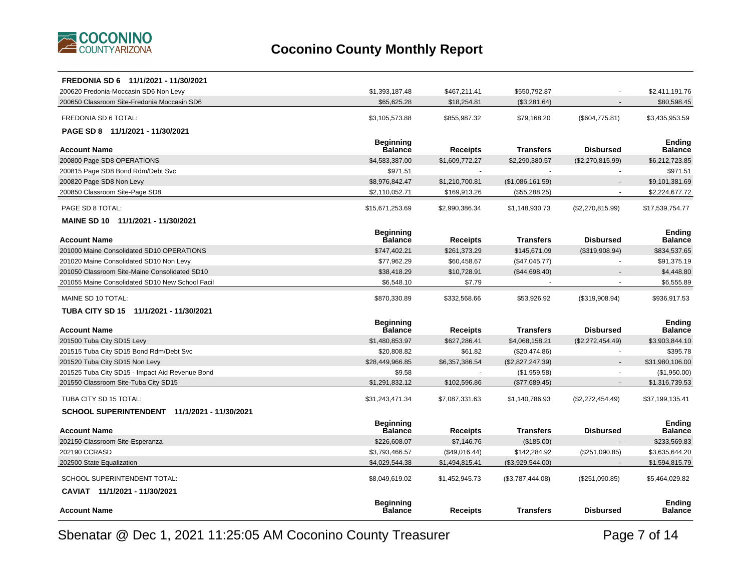# Coconino County Monthly Report

**FREDONIA SD 6 11/1/2021 - 11/30/2021**

| Account Name | Beginning Balance | Receipts | Transfers | Disbursed | Ending Balance |
|---|---|---|---|---|---|
| 200620 Fredonia-Moccasin SD6 Non Levy | $1,393,187.48 | $467,211.41 | $550,792.87 | - | $2,411,191.76 |
| 200650 Classroom Site-Fredonia Moccasin SD6 | $65,625.28 | $18,254.81 | ($3,281.64) | - | $80,598.45 |
| FREDONIA SD 6 TOTAL: | $3,105,573.88 | $855,987.32 | $79,168.20 | ($604,775.81) | $3,435,953.59 |

**PAGE SD 8 11/1/2021 - 11/30/2021**

| Account Name | Beginning Balance | Receipts | Transfers | Disbursed | Ending Balance |
|---|---|---|---|---|---|
| 200800 Page SD8 OPERATIONS | $4,583,387.00 | $1,609,772.27 | $2,290,380.57 | ($2,270,815.99) | $6,212,723.85 |
| 200815 Page SD8 Bond Rdm/Debt Svc | $971.51 | - | - | - | $971.51 |
| 200820 Page SD8 Non Levy | $8,976,842.47 | $1,210,700.81 | ($1,086,161.59) | - | $9,101,381.69 |
| 200850 Classroom Site-Page SD8 | $2,110,052.71 | $169,913.26 | ($55,288.25) | - | $2,224,677.72 |
| PAGE SD 8 TOTAL: | $15,671,253.69 | $2,990,386.34 | $1,148,930.73 | ($2,270,815.99) | $17,539,754.77 |

**MAINE SD 10 11/1/2021 - 11/30/2021**

| Account Name | Beginning Balance | Receipts | Transfers | Disbursed | Ending Balance |
|---|---|---|---|---|---|
| 201000 Maine Consolidated SD10 OPERATIONS | $747,402.21 | $261,373.29 | $145,671.09 | ($319,908.94) | $834,537.65 |
| 201020 Maine Consolidated SD10 Non Levy | $77,962.29 | $60,458.67 | ($47,045.77) | - | $91,375.19 |
| 201050 Classroom Site-Maine Consolidated SD10 | $38,418.29 | $10,728.91 | ($44,698.40) | - | $4,448.80 |
| 201055 Maine Consolidated SD10 New School Facil | $6,548.10 | $7.79 | - | - | $6,555.89 |
| MAINE SD 10 TOTAL: | $870,330.89 | $332,568.66 | $53,926.92 | ($319,908.94) | $936,917.53 |

**TUBA CITY SD 15 11/1/2021 - 11/30/2021**

| Account Name | Beginning Balance | Receipts | Transfers | Disbursed | Ending Balance |
|---|---|---|---|---|---|
| 201500 Tuba City SD15 Levy | $1,480,853.97 | $627,286.41 | $4,068,158.21 | ($2,272,454.49) | $3,903,844.10 |
| 201515 Tuba City SD15 Bond Rdm/Debt Svc | $20,808.82 | $61.82 | ($20,474.86) | - | $395.78 |
| 201520 Tuba City SD15 Non Levy | $28,449,966.85 | $6,357,386.54 | ($2,827,247.39) | - | $31,980,106.00 |
| 201525 Tuba City SD15 - Impact Aid Revenue Bond | $9.58 | - | ($1,959.58) | - | ($1,950.00) |
| 201550 Classroom Site-Tuba City SD15 | $1,291,832.12 | $102,596.86 | ($77,689.45) | - | $1,316,739.53 |
| TUBA CITY SD 15 TOTAL: | $31,243,471.34 | $7,087,331.63 | $1,140,786.93 | ($2,272,454.49) | $37,199,135.41 |

**SCHOOL SUPERINTENDENT 11/1/2021 - 11/30/2021**

| Account Name | Beginning Balance | Receipts | Transfers | Disbursed | Ending Balance |
|---|---|---|---|---|---|
| 202150 Classroom Site-Esperanza | $226,608.07 | $7,146.76 | ($185.00) | - | $233,569.83 |
| 202190 CCRASD | $3,793,466.57 | ($49,016.44) | $142,284.92 | ($251,090.85) | $3,635,644.20 |
| 202500 State Equalization | $4,029,544.38 | $1,494,815.41 | ($3,929,544.00) | - | $1,594,815.79 |
| SCHOOL SUPERINTENDENT TOTAL: | $8,049,619.02 | $1,452,945.73 | ($3,787,444.08) | ($251,090.85) | $5,464,029.82 |

**CAVIAT 11/1/2021 - 11/30/2021**

| Account Name | Beginning Balance | Receipts | Transfers | Disbursed | Ending Balance |
|---|---|---|---|---|---|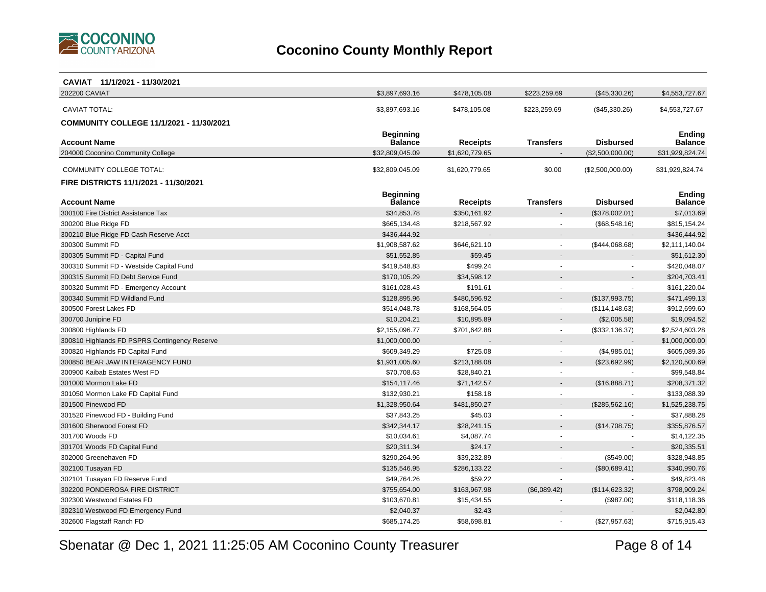# Coconino County Monthly Report

**CAVIAT 11/1/2021 - 11/30/2021**

| Account Name | Beginning Balance | Receipts | Transfers | Disbursed | Ending Balance |
|---|---|---|---|---|---|
| 202200 CAVIAT | $3,897,693.16 | $478,105.08 | $223,259.69 | ($45,330.26) | $4,553,727.67 |
| CAVIAT TOTAL: | $3,897,693.16 | $478,105.08 | $223,259.69 | ($45,330.26) | $4,553,727.67 |

**COMMUNITY COLLEGE 11/1/2021 - 11/30/2021**

| Account Name | Beginning Balance | Receipts | Transfers | Disbursed | Ending Balance |
|---|---|---|---|---|---|
| 204000 Coconino Community College | $32,809,045.09 | $1,620,779.65 | - | ($2,500,000.00) | $31,929,824.74 |
| COMMUNITY COLLEGE TOTAL: | $32,809,045.09 | $1,620,779.65 | $0.00 | ($2,500,000.00) | $31,929,824.74 |

**FIRE DISTRICTS 11/1/2021 - 11/30/2021**

| Account Name | Beginning Balance | Receipts | Transfers | Disbursed | Ending Balance |
|---|---|---|---|---|---|
| 300100 Fire District Assistance Tax | $34,853.78 | $350,161.92 | - | ($378,002.01) | $7,013.69 |
| 300200 Blue Ridge FD | $665,134.48 | $218,567.92 | - | ($68,548.16) | $815,154.24 |
| 300210 Blue Ridge FD Cash Reserve Acct | $436,444.92 | - | - | - | $436,444.92 |
| 300300 Summit FD | $1,908,587.62 | $646,621.10 | - | ($444,068.68) | $2,111,140.04 |
| 300305 Summit FD - Capital Fund | $51,552.85 | $59.45 | - | - | $51,612.30 |
| 300310 Summit FD - Westside Capital Fund | $419,548.83 | $499.24 | - | - | $420,048.07 |
| 300315 Summit FD Debt Service Fund | $170,105.29 | $34,598.12 | - | - | $204,703.41 |
| 300320 Summit FD - Emergency Account | $161,028.43 | $191.61 | - | - | $161,220.04 |
| 300340 Summit FD Wildland Fund | $128,895.96 | $480,596.92 | - | ($137,993.75) | $471,499.13 |
| 300500 Forest Lakes FD | $514,048.78 | $168,564.05 | - | ($114,148.63) | $912,699.60 |
| 300700 Junipine FD | $10,204.21 | $10,895.89 | - | ($2,005.58) | $19,094.52 |
| 300800 Highlands FD | $2,155,096.77 | $701,642.88 | - | ($332,136.37) | $2,524,603.28 |
| 300810 Highlands FD PSPRS Contingency Reserve | $1,000,000.00 | - | - | - | $1,000,000.00 |
| 300820 Highlands FD Capital Fund | $609,349.29 | $725.08 | - | ($4,985.01) | $605,089.36 |
| 300850 BEAR JAW INTERAGENCY FUND | $1,931,005.60 | $213,188.08 | - | ($23,692.99) | $2,120,500.69 |
| 300900 Kaibab Estates West FD | $70,708.63 | $28,840.21 | - | - | $99,548.84 |
| 301000 Mormon Lake FD | $154,117.46 | $71,142.57 | - | ($16,888.71) | $208,371.32 |
| 301050 Mormon Lake FD Capital Fund | $132,930.21 | $158.18 | - | - | $133,088.39 |
| 301500 Pinewood FD | $1,328,950.64 | $481,850.27 | - | ($285,562.16) | $1,525,238.75 |
| 301520 Pinewood FD - Building Fund | $37,843.25 | $45.03 | - | - | $37,888.28 |
| 301600 Sherwood Forest FD | $342,344.17 | $28,241.15 | - | ($14,708.75) | $355,876.57 |
| 301700 Woods FD | $10,034.61 | $4,087.74 | - | - | $14,122.35 |
| 301701 Woods FD Capital Fund | $20,311.34 | $24.17 | - | - | $20,335.51 |
| 302000 Greenehaven FD | $290,264.96 | $39,232.89 | - | ($549.00) | $328,948.85 |
| 302100 Tusayan FD | $135,546.95 | $286,133.22 | - | ($80,689.41) | $340,990.76 |
| 302101 Tusayan FD Reserve Fund | $49,764.26 | $59.22 | - | - | $49,823.48 |
| 302200 PONDEROSA FIRE DISTRICT | $755,654.00 | $163,967.98 | ($6,089.42) | ($114,623.32) | $798,909.24 |
| 302300 Westwood Estates FD | $103,670.81 | $15,434.55 | - | ($987.00) | $118,118.36 |
| 302310 Westwood FD Emergency Fund | $2,040.37 | $2.43 | - | - | $2,042.80 |
| 302600 Flagstaff Ranch FD | $685,174.25 | $58,698.81 | - | ($27,957.63) | $715,915.43 |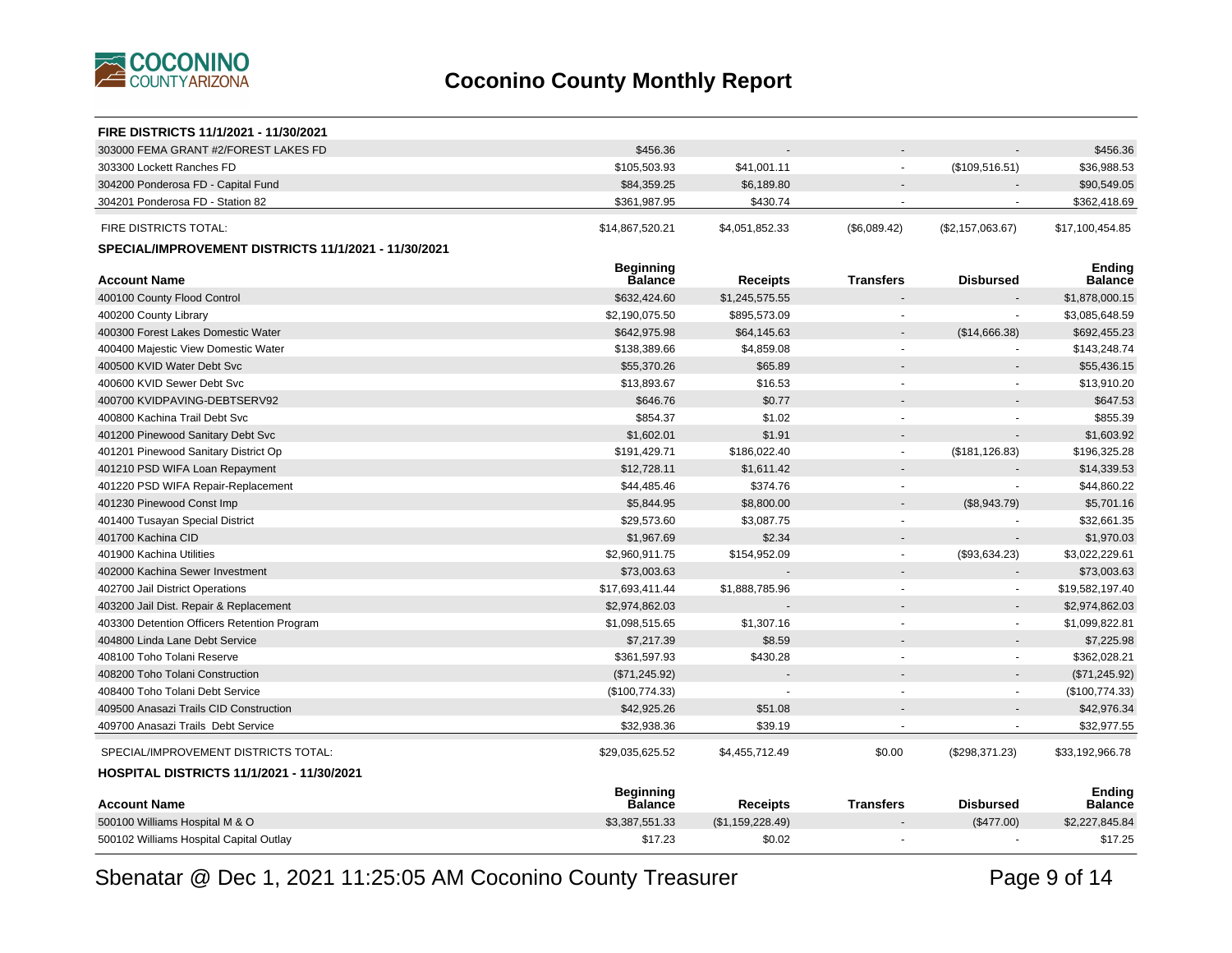# Coconino County Monthly Report

**FIRE DISTRICTS 11/1/2021 - 11/30/2021**

| Account Name | Beginning Balance | Receipts | Transfers | Disbursed | Ending Balance |
|---|---|---|---|---|---|
| 303000 FEMA GRANT #2/FOREST LAKES FD | $456.36 | - | - | - | $456.36 |
| 303300 Lockett Ranches FD | $105,503.93 | $41,001.11 | - | ($109,516.51) | $36,988.53 |
| 304200 Ponderosa FD - Capital Fund | $84,359.25 | $6,189.80 | - | - | $90,549.05 |
| 304201 Ponderosa FD - Station 82 | $361,987.95 | $430.74 | - | - | $362,418.69 |
| FIRE DISTRICTS TOTAL: | $14,867,520.21 | $4,051,852.33 | ($6,089.42) | ($2,157,063.67) | $17,100,454.85 |

**SPECIAL/IMPROVEMENT DISTRICTS 11/1/2021 - 11/30/2021**

| Account Name | Beginning Balance | Receipts | Transfers | Disbursed | Ending Balance |
|---|---|---|---|---|---|
| 400100 County Flood Control | $632,424.60 | $1,245,575.55 | - | - | $1,878,000.15 |
| 400200 County Library | $2,190,075.50 | $895,573.09 | - | - | $3,085,648.59 |
| 400300 Forest Lakes Domestic Water | $642,975.98 | $64,145.63 | - | ($14,666.38) | $692,455.23 |
| 400400 Majestic View Domestic Water | $138,389.66 | $4,859.08 | - | - | $143,248.74 |
| 400500 KVID Water Debt Svc | $55,370.26 | $65.89 | - | - | $55,436.15 |
| 400600 KVID Sewer Debt Svc | $13,893.67 | $16.53 | - | - | $13,910.20 |
| 400700 KVIDPAVING-DEBTSERV92 | $646.76 | $0.77 | - | - | $647.53 |
| 400800 Kachina Trail Debt Svc | $854.37 | $1.02 | - | - | $855.39 |
| 401200 Pinewood Sanitary Debt Svc | $1,602.01 | $1.91 | - | - | $1,603.92 |
| 401201 Pinewood Sanitary District Op | $191,429.71 | $186,022.40 | - | ($181,126.83) | $196,325.28 |
| 401210 PSD WIFA Loan Repayment | $12,728.11 | $1,611.42 | - | - | $14,339.53 |
| 401220 PSD WIFA Repair-Replacement | $44,485.46 | $374.76 | - | - | $44,860.22 |
| 401230 Pinewood Const Imp | $5,844.95 | $8,800.00 | - | ($8,943.79) | $5,701.16 |
| 401400 Tusayan Special District | $29,573.60 | $3,087.75 | - | - | $32,661.35 |
| 401700 Kachina CID | $1,967.69 | $2.34 | - | - | $1,970.03 |
| 401900 Kachina Utilities | $2,960,911.75 | $154,952.09 | - | ($93,634.23) | $3,022,229.61 |
| 402000 Kachina Sewer Investment | $73,003.63 | - | - | - | $73,003.63 |
| 402700 Jail District Operations | $17,693,411.44 | $1,888,785.96 | - | - | $19,582,197.40 |
| 403200 Jail Dist. Repair & Replacement | $2,974,862.03 | - | - | - | $2,974,862.03 |
| 403300 Detention Officers Retention Program | $1,098,515.65 | $1,307.16 | - | - | $1,099,822.81 |
| 404800 Linda Lane Debt Service | $7,217.39 | $8.59 | - | - | $7,225.98 |
| 408100 Toho Tolani Reserve | $361,597.93 | $430.28 | - | - | $362,028.21 |
| 408200 Toho Tolani Construction | ($71,245.92) | - | - | - | ($71,245.92) |
| 408400 Toho Tolani Debt Service | ($100,774.33) | - | - | - | ($100,774.33) |
| 409500 Anasazi Trails CID Construction | $42,925.26 | $51.08 | - | - | $42,976.34 |
| 409700 Anasazi Trails Debt Service | $32,938.36 | $39.19 | - | - | $32,977.55 |
| SPECIAL/IMPROVEMENT DISTRICTS TOTAL: | $29,035,625.52 | $4,455,712.49 | $0.00 | ($298,371.23) | $33,192,966.78 |

**HOSPITAL DISTRICTS 11/1/2021 - 11/30/2021**

| Account Name | Beginning Balance | Receipts | Transfers | Disbursed | Ending Balance |
|---|---|---|---|---|---|
| 500100 Williams Hospital M & O | $3,387,551.33 | ($1,159,228.49) | - | ($477.00) | $2,227,845.84 |
| 500102 Williams Hospital Capital Outlay | $17.23 | $0.02 | - | - | $17.25 |

Sbenatar @ Dec 1, 2021 11:25:05 AM Coconino County Treasurer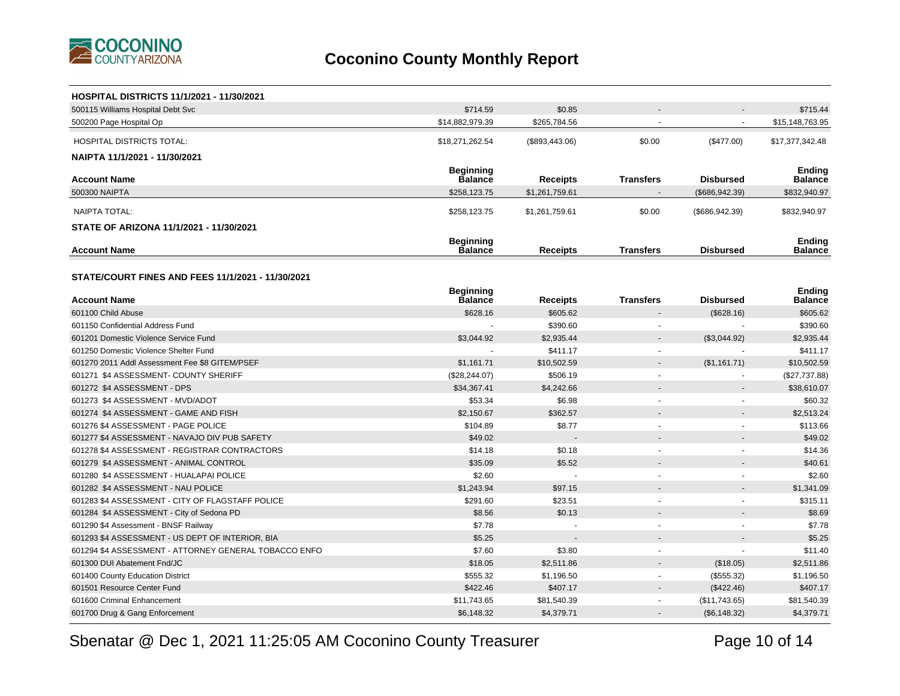# Coconino County Monthly Report

## HOSPITAL DISTRICTS 11/1/2021 - 11/30/2021

| Account Name | Beginning Balance | Receipts | Transfers | Disbursed | Ending Balance |
|---|---|---|---|---|---|
| 500115 Williams Hospital Debt Svc | $714.59 | $0.85 | - | - | $715.44 |
| 500200 Page Hospital Op | $14,882,979.39 | $265,784.56 | - | - | $15,148,763.95 |
| HOSPITAL DISTRICTS TOTAL: | $18,271,262.54 | ($893,443.06) | $0.00 | ($477.00) | $17,377,342.48 |

## NAIPTA 11/1/2021 - 11/30/2021

| Account Name | Beginning Balance | Receipts | Transfers | Disbursed | Ending Balance |
|---|---|---|---|---|---|
| 500300 NAIPTA | $258,123.75 | $1,261,759.61 | - | ($686,942.39) | $832,940.97 |
| NAIPTA TOTAL: | $258,123.75 | $1,261,759.61 | $0.00 | ($686,942.39) | $832,940.97 |

## STATE OF ARIZONA 11/1/2021 - 11/30/2021

| Account Name | Beginning Balance | Receipts | Transfers | Disbursed | Ending Balance |
|---|---|---|---|---|---|

## STATE/COURT FINES AND FEES 11/1/2021 - 11/30/2021

| Account Name | Beginning Balance | Receipts | Transfers | Disbursed | Ending Balance |
|---|---|---|---|---|---|
| 601100 Child Abuse | $628.16 | $605.62 | - | ($628.16) | $605.62 |
| 601150 Confidential Address Fund | - | $390.60 | - | - | $390.60 |
| 601201 Domestic Violence Service Fund | $3,044.92 | $2,935.44 | - | ($3,044.92) | $2,935.44 |
| 601250 Domestic Violence Shelter Fund | - | $411.17 | - | - | $411.17 |
| 601270 2011 Addl Assessment Fee $8 GITEM/PSEF | $1,161.71 | $10,502.59 | - | ($1,161.71) | $10,502.59 |
| 601271 $4 ASSESSMENT- COUNTY SHERIFF | ($28,244.07) | $506.19 | - | - | ($27,737.88) |
| 601272 $4 ASSESSMENT - DPS | $34,367.41 | $4,242.66 | - | - | $38,610.07 |
| 601273 $4 ASSESSMENT - MVD/ADOT | $53.34 | $6.98 | - | - | $60.32 |
| 601274 $4 ASSESSMENT - GAME AND FISH | $2,150.67 | $362.57 | - | - | $2,513.24 |
| 601276 $4 ASSESSMENT - PAGE POLICE | $104.89 | $8.77 | - | - | $113.66 |
| 601277 $4 ASSESSMENT - NAVAJO DIV PUB SAFETY | $49.02 | - | - | - | $49.02 |
| 601278 $4 ASSESSMENT - REGISTRAR CONTRACTORS | $14.18 | $0.18 | - | - | $14.36 |
| 601279 $4 ASSESSMENT - ANIMAL CONTROL | $35.09 | $5.52 | - | - | $40.61 |
| 601280 $4 ASSESSMENT - HUALAPAI POLICE | $2.60 | - | - | - | $2.60 |
| 601282 $4 ASSESSMENT - NAU POLICE | $1,243.94 | $97.15 | - | - | $1,341.09 |
| 601283 $4 ASSESSMENT - CITY OF FLAGSTAFF POLICE | $291.60 | $23.51 | - | - | $315.11 |
| 601284 $4 ASSESSMENT - City of Sedona PD | $8.56 | $0.13 | - | - | $8.69 |
| 601290 $4 Assessment - BNSF Railway | $7.78 | - | - | - | $7.78 |
| 601293 $4 ASSESSMENT - US DEPT OF INTERIOR, BIA | $5.25 | - | - | - | $5.25 |
| 601294 $4 ASSESSMENT - ATTORNEY GENERAL TOBACCO ENFO | $7.60 | $3.80 | - | - | $11.40 |
| 601300 DUI Abatement Fnd/JC | $18.05 | $2,511.86 | - | ($18.05) | $2,511.86 |
| 601400 County Education District | $555.32 | $1,196.50 | - | ($555.32) | $1,196.50 |
| 601501 Resource Center Fund | $422.46 | $407.17 | - | ($422.46) | $407.17 |
| 601600 Criminal Enhancement | $11,743.65 | $81,540.39 | - | ($11,743.65) | $81,540.39 |
| 601700 Drug & Gang Enforcement | $6,148.32 | $4,379.71 | - | ($6,148.32) | $4,379.71 |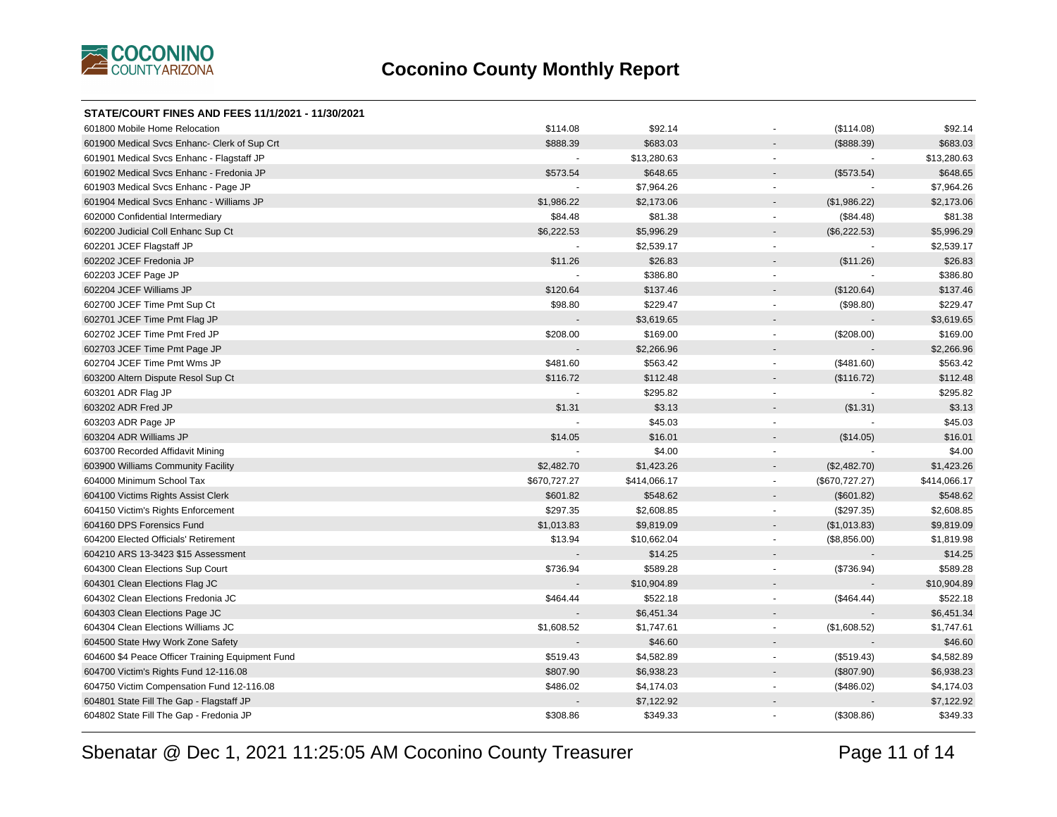# Coconino County Monthly Report

| STATE/COURT FINES AND FEES 11/1/2021 - 11/30/2021 | | | | | |
|---|---|---|---|---|---|
| 601800 Mobile Home Relocation | $114.08 | $92.14 | - | ($114.08) | $92.14 |
| 601900 Medical Svcs Enhanc- Clerk of Sup Crt | $888.39 | $683.03 | - | ($888.39) | $683.03 |
| 601901 Medical Svcs Enhanc - Flagstaff JP | - | $13,280.63 | - | - | $13,280.63 |
| 601902 Medical Svcs Enhanc - Fredonia JP | $573.54 | $648.65 | - | ($573.54) | $648.65 |
| 601903 Medical Svcs Enhanc - Page JP | - | $7,964.26 | - | - | $7,964.26 |
| 601904 Medical Svcs Enhanc - Williams JP | $1,986.22 | $2,173.06 | - | ($1,986.22) | $2,173.06 |
| 602000 Confidential Intermediary | $84.48 | $81.38 | - | ($84.48) | $81.38 |
| 602200 Judicial Coll Enhanc Sup Ct | $6,222.53 | $5,996.29 | - | ($6,222.53) | $5,996.29 |
| 602201 JCEF Flagstaff JP | - | $2,539.17 | - | - | $2,539.17 |
| 602202 JCEF Fredonia JP | $11.26 | $26.83 | - | ($11.26) | $26.83 |
| 602203 JCEF Page JP | - | $386.80 | - | - | $386.80 |
| 602204 JCEF Williams JP | $120.64 | $137.46 | - | ($120.64) | $137.46 |
| 602700 JCEF Time Pmt Sup Ct | $98.80 | $229.47 | - | ($98.80) | $229.47 |
| 602701 JCEF Time Pmt Flag JP | - | $3,619.65 | - | - | $3,619.65 |
| 602702 JCEF Time Pmt Fred JP | $208.00 | $169.00 | - | ($208.00) | $169.00 |
| 602703 JCEF Time Pmt Page JP | - | $2,266.96 | - | - | $2,266.96 |
| 602704 JCEF Time Pmt Wms JP | $481.60 | $563.42 | - | ($481.60) | $563.42 |
| 603200 Altern Dispute Resol Sup Ct | $116.72 | $112.48 | - | ($116.72) | $112.48 |
| 603201 ADR Flag JP | - | $295.82 | - | - | $295.82 |
| 603202 ADR Fred JP | $1.31 | $3.13 | - | ($1.31) | $3.13 |
| 603203 ADR Page JP | - | $45.03 | - | - | $45.03 |
| 603204 ADR Williams JP | $14.05 | $16.01 | - | ($14.05) | $16.01 |
| 603700 Recorded Affidavit Mining | - | $4.00 | - | - | $4.00 |
| 603900 Williams Community Facility | $2,482.70 | $1,423.26 | - | ($2,482.70) | $1,423.26 |
| 604000 Minimum School Tax | $670,727.27 | $414,066.17 | - | ($670,727.27) | $414,066.17 |
| 604100 Victims Rights Assist Clerk | $601.82 | $548.62 | - | ($601.82) | $548.62 |
| 604150 Victim's Rights Enforcement | $297.35 | $2,608.85 | - | ($297.35) | $2,608.85 |
| 604160 DPS Forensics Fund | $1,013.83 | $9,819.09 | - | ($1,013.83) | $9,819.09 |
| 604200 Elected Officials' Retirement | $13.94 | $10,662.04 | - | ($8,856.00) | $1,819.98 |
| 604210 ARS 13-3423 $15 Assessment | - | $14.25 | - | - | $14.25 |
| 604300 Clean Elections Sup Court | $736.94 | $589.28 | - | ($736.94) | $589.28 |
| 604301 Clean Elections Flag JC | - | $10,904.89 | - | - | $10,904.89 |
| 604302 Clean Elections Fredonia JC | $464.44 | $522.18 | - | ($464.44) | $522.18 |
| 604303 Clean Elections Page JC | - | $6,451.34 | - | - | $6,451.34 |
| 604304 Clean Elections Williams JC | $1,608.52 | $1,747.61 | - | ($1,608.52) | $1,747.61 |
| 604500 State Hwy Work Zone Safety | - | $46.60 | - | - | $46.60 |
| 604600 $4 Peace Officer Training Equipment Fund | $519.43 | $4,582.89 | - | ($519.43) | $4,582.89 |
| 604700 Victim's Rights Fund 12-116.08 | $807.90 | $6,938.23 | - | ($807.90) | $6,938.23 |
| 604750 Victim Compensation Fund 12-116.08 | $486.02 | $4,174.03 | - | ($486.02) | $4,174.03 |
| 604801 State Fill The Gap - Flagstaff JP | - | $7,122.92 | - | - | $7,122.92 |
| 604802 State Fill The Gap - Fredonia JP | $308.86 | $349.33 | - | ($308.86) | $349.33 |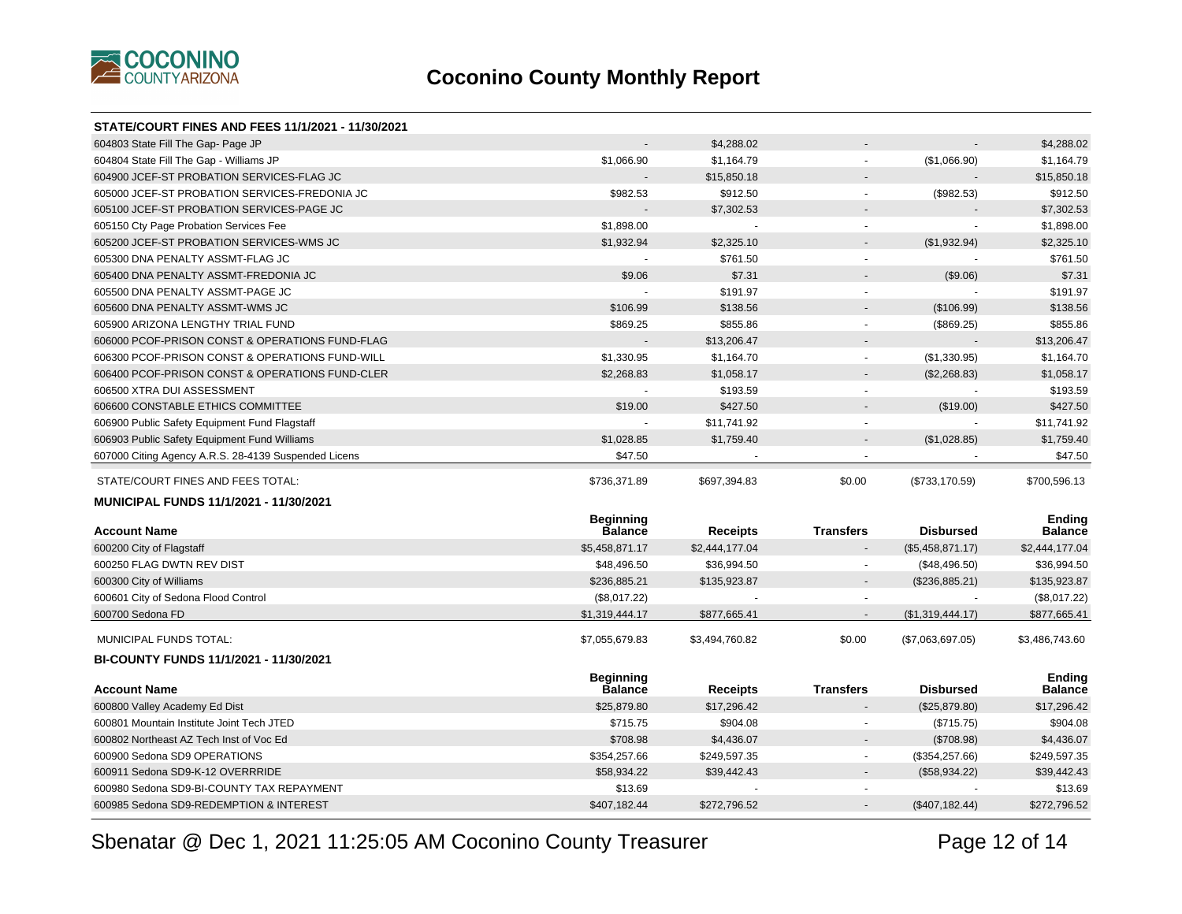## Coconino County Monthly Report

### STATE/COURT FINES AND FEES 11/1/2021 - 11/30/2021

| Account Name | Beginning Balance | Receipts | Transfers | Disbursed | Ending Balance |
|---|---|---|---|---|---|
| 604803 State Fill The Gap- Page JP | - | $4,288.02 | - | - | $4,288.02 |
| 604804 State Fill The Gap - Williams JP | $1,066.90 | $1,164.79 | - | ($1,066.90) | $1,164.79 |
| 604900 JCEF-ST PROBATION SERVICES-FLAG JC | - | $15,850.18 | - | - | $15,850.18 |
| 605000 JCEF-ST PROBATION SERVICES-FREDONIA JC | $982.53 | $912.50 | - | ($982.53) | $912.50 |
| 605100 JCEF-ST PROBATION SERVICES-PAGE JC | - | $7,302.53 | - | - | $7,302.53 |
| 605150 Cty Page Probation Services Fee | $1,898.00 | - | - | - | $1,898.00 |
| 605200 JCEF-ST PROBATION SERVICES-WMS JC | $1,932.94 | $2,325.10 | - | ($1,932.94) | $2,325.10 |
| 605300 DNA PENALTY ASSMT-FLAG JC | - | $761.50 | - | - | $761.50 |
| 605400 DNA PENALTY ASSMT-FREDONIA JC | $9.06 | $7.31 | - | ($9.06) | $7.31 |
| 605500 DNA PENALTY ASSMT-PAGE JC | - | $191.97 | - | - | $191.97 |
| 605600 DNA PENALTY ASSMT-WMS JC | $106.99 | $138.56 | - | ($106.99) | $138.56 |
| 605900 ARIZONA LENGTHY TRIAL FUND | $869.25 | $855.86 | - | ($869.25) | $855.86 |
| 606000 PCOF-PRISON CONST & OPERATIONS FUND-FLAG | - | $13,206.47 | - | - | $13,206.47 |
| 606300 PCOF-PRISON CONST & OPERATIONS FUND-WILL | $1,330.95 | $1,164.70 | - | ($1,330.95) | $1,164.70 |
| 606400 PCOF-PRISON CONST & OPERATIONS FUND-CLER | $2,268.83 | $1,058.17 | - | ($2,268.83) | $1,058.17 |
| 606500 XTRA DUI ASSESSMENT | - | $193.59 | - | - | $193.59 |
| 606600 CONSTABLE ETHICS COMMITTEE | $19.00 | $427.50 | - | ($19.00) | $427.50 |
| 606900 Public Safety Equipment Fund Flagstaff | - | $11,741.92 | - | - | $11,741.92 |
| 606903 Public Safety Equipment Fund Williams | $1,028.85 | $1,759.40 | - | ($1,028.85) | $1,759.40 |
| 607000 Citing Agency A.R.S. 28-4139 Suspended Licens | $47.50 | - | - | - | $47.50 |
| STATE/COURT FINES AND FEES TOTAL: | $736,371.89 | $697,394.83 | $0.00 | ($733,170.59) | $700,596.13 |

### MUNICIPAL FUNDS 11/1/2021 - 11/30/2021

| Account Name | Beginning Balance | Receipts | Transfers | Disbursed | Ending Balance |
|---|---|---|---|---|---|
| 600200 City of Flagstaff | $5,458,871.17 | $2,444,177.04 | - | ($5,458,871.17) | $2,444,177.04 |
| 600250 FLAG DWTN REV DIST | $48,496.50 | $36,994.50 | - | ($48,496.50) | $36,994.50 |
| 600300 City of Williams | $236,885.21 | $135,923.87 | - | ($236,885.21) | $135,923.87 |
| 600601 City of Sedona Flood Control | ($8,017.22) | - | - | - | ($8,017.22) |
| 600700 Sedona FD | $1,319,444.17 | $877,665.41 | - | ($1,319,444.17) | $877,665.41 |
| MUNICIPAL FUNDS TOTAL: | $7,055,679.83 | $3,494,760.82 | $0.00 | ($7,063,697.05) | $3,486,743.60 |

### BI-COUNTY FUNDS 11/1/2021 - 11/30/2021

| Account Name | Beginning Balance | Receipts | Transfers | Disbursed | Ending Balance |
|---|---|---|---|---|---|
| 600800 Valley Academy Ed Dist | $25,879.80 | $17,296.42 | - | ($25,879.80) | $17,296.42 |
| 600801 Mountain Institute Joint Tech JTED | $715.75 | $904.08 | - | ($715.75) | $904.08 |
| 600802 Northeast AZ Tech Inst of Voc Ed | $708.98 | $4,436.07 | - | ($708.98) | $4,436.07 |
| 600900 Sedona SD9 OPERATIONS | $354,257.66 | $249,597.35 | - | ($354,257.66) | $249,597.35 |
| 600911 Sedona SD9-K-12 OVERRRIDE | $58,934.22 | $39,442.43 | - | ($58,934.22) | $39,442.43 |
| 600980 Sedona SD9-BI-COUNTY TAX REPAYMENT | $13.69 | - | - | - | $13.69 |
| 600985 Sedona SD9-REDEMPTION & INTEREST | $407,182.44 | $272,796.52 | - | ($407,182.44) | $272,796.52 |

Sbenatar @ Dec 1, 2021 11:25:05 AM Coconino County Treasurer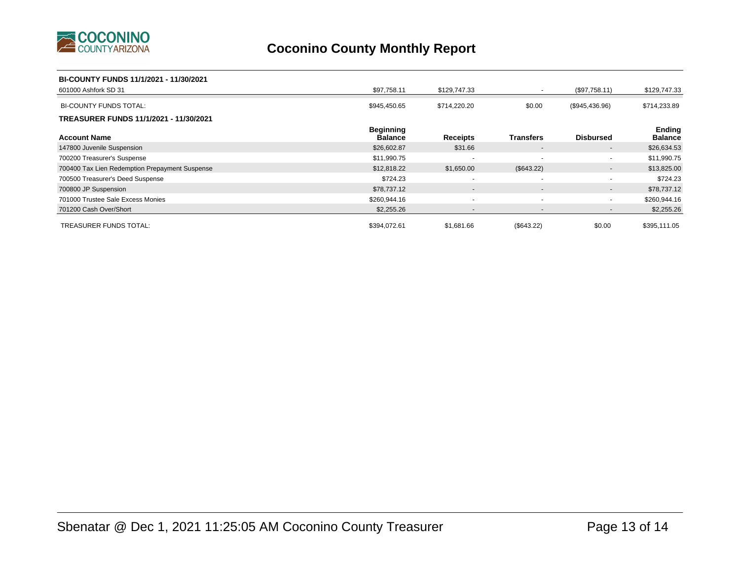# Coconino County Monthly Report

**BI-COUNTY FUNDS 11/1/2021 - 11/30/2021**

| Account Name | Beginning Balance | Receipts | Transfers | Disbursed | Ending Balance |
|---|---|---|---|---|---|
| 601000 Ashfork SD 31 | $97,758.11 | $129,747.33 | - | ($97,758.11) | $129,747.33 |
| BI-COUNTY FUNDS TOTAL: | $945,450.65 | $714,220.20 | $0.00 | ($945,436.96) | $714,233.89 |

**TREASURER FUNDS 11/1/2021 - 11/30/2021**

| Account Name | Beginning Balance | Receipts | Transfers | Disbursed | Ending Balance |
|---|---|---|---|---|---|
| 147800 Juvenile Suspension | $26,602.87 | $31.66 | - | - | $26,634.53 |
| 700200 Treasurer's Suspense | $11,990.75 | - | - | - | $11,990.75 |
| 700400 Tax Lien Redemption Prepayment Suspense | $12,818.22 | $1,650.00 | ($643.22) | - | $13,825.00 |
| 700500 Treasurer's Deed Suspense | $724.23 | - | - | - | $724.23 |
| 700800 JP Suspension | $78,737.12 | - | - | - | $78,737.12 |
| 701000 Trustee Sale Excess Monies | $260,944.16 | - | - | - | $260,944.16 |
| 701200 Cash Over/Short | $2,255.26 | - | - | - | $2,255.26 |
| TREASURER FUNDS TOTAL: | $394,072.61 | $1,681.66 | ($643.22) | $0.00 | $395,111.05 |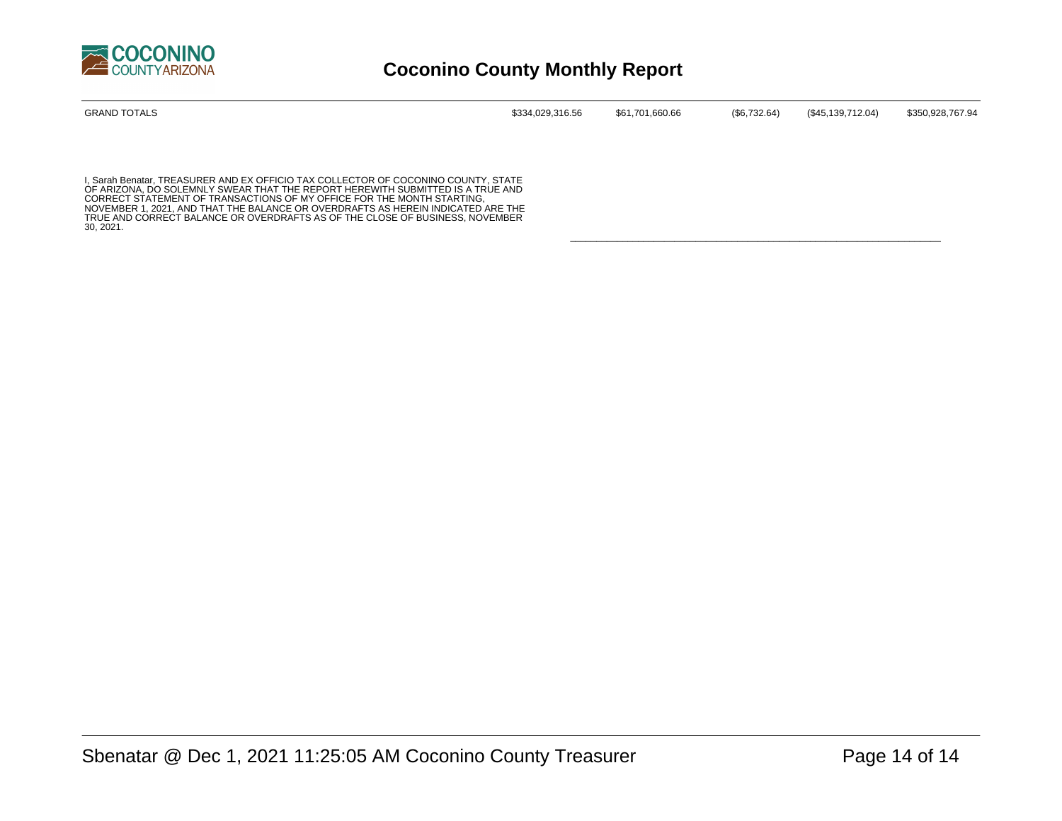# Coconino County Monthly Report

| GRAND TOTALS | $334,029,316.56 | $61,701,660.66 | ($6,732.64) | ($45,139,712.04) | $350,928,767.94 |
|---|---|---|---|---|---|

I, Sarah Benatar, TREASURER AND EX OFFICIO TAX COLLECTOR OF COCONINO COUNTY, STATE OF ARIZONA, DO SOLEMNLY SWEAR THAT THE REPORT HEREWITH SUBMITTED IS A TRUE AND CORRECT STATEMENT OF TRANSACTIONS OF MY OFFICE FOR THE MONTH STARTING, NOVEMBER 1, 2021, AND THAT THE BALANCE OR OVERDRAFTS AS HEREIN INDICATED ARE THE TRUE AND CORRECT BALANCE OR OVERDRAFTS AS OF THE CLOSE OF BUSINESS, NOVEMBER 30, 2021.

\_\_\_\_\_\_\_\_\_\_\_\_\_\_\_\_\_\_\_\_\_\_\_\_\_\_\_\_\_\_\_\_\_\_\_\_\_\_\_\_\_\_\_\_\_\_\_\_\_\_\_\_\_\_\_\_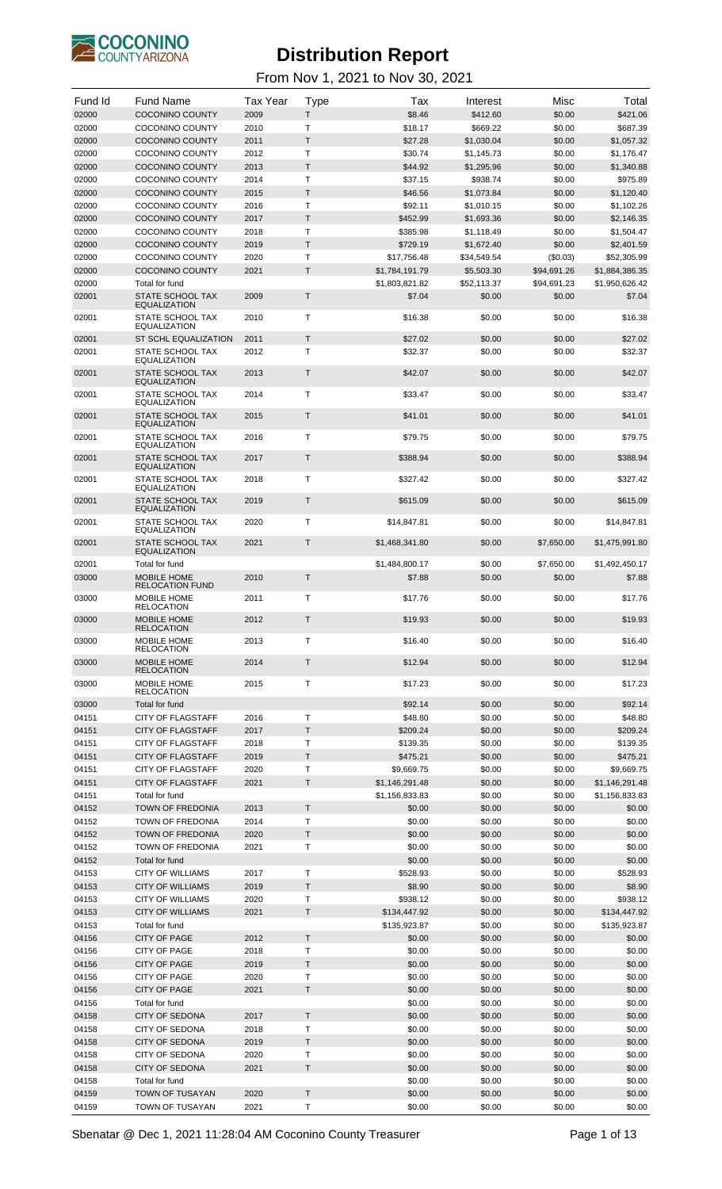COCONINO COUNTY ARIZONA

# Distribution Report

From Nov 1, 2021 to Nov 30, 2021

| Fund Id | Fund Name | Tax Year | Type | Tax | Interest | Misc | Total |
|---|---|---|---|---|---|---|---|
| 02000 | COCONINO COUNTY | 2009 | T | $8.46 | $412.60 | $0.00 | $421.06 |
| 02000 | COCONINO COUNTY | 2010 | T | $18.17 | $669.22 | $0.00 | $687.39 |
| 02000 | COCONINO COUNTY | 2011 | T | $27.28 | $1,030.04 | $0.00 | $1,057.32 |
| 02000 | COCONINO COUNTY | 2012 | T | $30.74 | $1,145.73 | $0.00 | $1,176.47 |
| 02000 | COCONINO COUNTY | 2013 | T | $44.92 | $1,295.96 | $0.00 | $1,340.88 |
| 02000 | COCONINO COUNTY | 2014 | T | $37.15 | $938.74 | $0.00 | $975.89 |
| 02000 | COCONINO COUNTY | 2015 | T | $46.56 | $1,073.84 | $0.00 | $1,120.40 |
| 02000 | COCONINO COUNTY | 2016 | T | $92.11 | $1,010.15 | $0.00 | $1,102.26 |
| 02000 | COCONINO COUNTY | 2017 | T | $452.99 | $1,693.36 | $0.00 | $2,146.35 |
| 02000 | COCONINO COUNTY | 2018 | T | $385.98 | $1,118.49 | $0.00 | $1,504.47 |
| 02000 | COCONINO COUNTY | 2019 | T | $729.19 | $1,672.40 | $0.00 | $2,401.59 |
| 02000 | COCONINO COUNTY | 2020 | T | $17,756.48 | $34,549.54 | ($0.03) | $52,305.99 |
| 02000 | COCONINO COUNTY | 2021 | T | $1,784,191.79 | $5,503.30 | $94,691.26 | $1,884,386.35 |
| 02000 | Total for fund | | | $1,803,821.82 | $52,113.37 | $94,691.23 | $1,950,626.42 |
| 02001 | STATE SCHOOL TAX EQUALIZATION | 2009 | T | $7.04 | $0.00 | $0.00 | $7.04 |
| 02001 | STATE SCHOOL TAX EQUALIZATION | 2010 | T | $16.38 | $0.00 | $0.00 | $16.38 |
| 02001 | ST SCHL EQUALIZATION | 2011 | T | $27.02 | $0.00 | $0.00 | $27.02 |
| 02001 | STATE SCHOOL TAX EQUALIZATION | 2012 | T | $32.37 | $0.00 | $0.00 | $32.37 |
| 02001 | STATE SCHOOL TAX EQUALIZATION | 2013 | T | $42.07 | $0.00 | $0.00 | $42.07 |
| 02001 | STATE SCHOOL TAX EQUALIZATION | 2014 | T | $33.47 | $0.00 | $0.00 | $33.47 |
| 02001 | STATE SCHOOL TAX EQUALIZATION | 2015 | T | $41.01 | $0.00 | $0.00 | $41.01 |
| 02001 | STATE SCHOOL TAX EQUALIZATION | 2016 | T | $79.75 | $0.00 | $0.00 | $79.75 |
| 02001 | STATE SCHOOL TAX EQUALIZATION | 2017 | T | $388.94 | $0.00 | $0.00 | $388.94 |
| 02001 | STATE SCHOOL TAX EQUALIZATION | 2018 | T | $327.42 | $0.00 | $0.00 | $327.42 |
| 02001 | STATE SCHOOL TAX EQUALIZATION | 2019 | T | $615.09 | $0.00 | $0.00 | $615.09 |
| 02001 | STATE SCHOOL TAX EQUALIZATION | 2020 | T | $14,847.81 | $0.00 | $0.00 | $14,847.81 |
| 02001 | STATE SCHOOL TAX EQUALIZATION | 2021 | T | $1,468,341.80 | $0.00 | $7,650.00 | $1,475,991.80 |
| 02001 | Total for fund | | | $1,484,800.17 | $0.00 | $7,650.00 | $1,492,450.17 |
| 03000 | MOBILE HOME RELOCATION FUND | 2010 | T | $7.88 | $0.00 | $0.00 | $7.88 |
| 03000 | MOBILE HOME RELOCATION | 2011 | T | $17.76 | $0.00 | $0.00 | $17.76 |
| 03000 | MOBILE HOME RELOCATION | 2012 | T | $19.93 | $0.00 | $0.00 | $19.93 |
| 03000 | MOBILE HOME RELOCATION | 2013 | T | $16.40 | $0.00 | $0.00 | $16.40 |
| 03000 | MOBILE HOME RELOCATION | 2014 | T | $12.94 | $0.00 | $0.00 | $12.94 |
| 03000 | MOBILE HOME RELOCATION | 2015 | T | $17.23 | $0.00 | $0.00 | $17.23 |
| 03000 | Total for fund | | | $92.14 | $0.00 | $0.00 | $92.14 |
| 04151 | CITY OF FLAGSTAFF | 2016 | T | $48.80 | $0.00 | $0.00 | $48.80 |
| 04151 | CITY OF FLAGSTAFF | 2017 | T | $209.24 | $0.00 | $0.00 | $209.24 |
| 04151 | CITY OF FLAGSTAFF | 2018 | T | $139.35 | $0.00 | $0.00 | $139.35 |
| 04151 | CITY OF FLAGSTAFF | 2019 | T | $475.21 | $0.00 | $0.00 | $475.21 |
| 04151 | CITY OF FLAGSTAFF | 2020 | T | $9,669.75 | $0.00 | $0.00 | $9,669.75 |
| 04151 | CITY OF FLAGSTAFF | 2021 | T | $1,146,291.48 | $0.00 | $0.00 | $1,146,291.48 |
| 04151 | Total for fund | | | $1,156,833.83 | $0.00 | $0.00 | $1,156,833.83 |
| 04152 | TOWN OF FREDONIA | 2013 | T | $0.00 | $0.00 | $0.00 | $0.00 |
| 04152 | TOWN OF FREDONIA | 2014 | T | $0.00 | $0.00 | $0.00 | $0.00 |
| 04152 | TOWN OF FREDONIA | 2020 | T | $0.00 | $0.00 | $0.00 | $0.00 |
| 04152 | TOWN OF FREDONIA | 2021 | T | $0.00 | $0.00 | $0.00 | $0.00 |
| 04152 | Total for fund | | | $0.00 | $0.00 | $0.00 | $0.00 |
| 04153 | CITY OF WILLIAMS | 2017 | T | $528.93 | $0.00 | $0.00 | $528.93 |
| 04153 | CITY OF WILLIAMS | 2019 | T | $8.90 | $0.00 | $0.00 | $8.90 |
| 04153 | CITY OF WILLIAMS | 2020 | T | $938.12 | $0.00 | $0.00 | $938.12 |
| 04153 | CITY OF WILLIAMS | 2021 | T | $134,447.92 | $0.00 | $0.00 | $134,447.92 |
| 04153 | Total for fund | | | $135,923.87 | $0.00 | $0.00 | $135,923.87 |
| 04156 | CITY OF PAGE | 2012 | T | $0.00 | $0.00 | $0.00 | $0.00 |
| 04156 | CITY OF PAGE | 2018 | T | $0.00 | $0.00 | $0.00 | $0.00 |
| 04156 | CITY OF PAGE | 2019 | T | $0.00 | $0.00 | $0.00 | $0.00 |
| 04156 | CITY OF PAGE | 2020 | T | $0.00 | $0.00 | $0.00 | $0.00 |
| 04156 | CITY OF PAGE | 2021 | T | $0.00 | $0.00 | $0.00 | $0.00 |
| 04156 | Total for fund | | | $0.00 | $0.00 | $0.00 | $0.00 |
| 04158 | CITY OF SEDONA | 2017 | T | $0.00 | $0.00 | $0.00 | $0.00 |
| 04158 | CITY OF SEDONA | 2018 | T | $0.00 | $0.00 | $0.00 | $0.00 |
| 04158 | CITY OF SEDONA | 2019 | T | $0.00 | $0.00 | $0.00 | $0.00 |
| 04158 | CITY OF SEDONA | 2020 | T | $0.00 | $0.00 | $0.00 | $0.00 |
| 04158 | CITY OF SEDONA | 2021 | T | $0.00 | $0.00 | $0.00 | $0.00 |
| 04158 | Total for fund | | | $0.00 | $0.00 | $0.00 | $0.00 |
| 04159 | TOWN OF TUSAYAN | 2020 | T | $0.00 | $0.00 | $0.00 | $0.00 |
| 04159 | TOWN OF TUSAYAN | 2021 | T | $0.00 | $0.00 | $0.00 | $0.00 |

Sbenatar @ Dec 1, 2021 11:28:04 AM Coconino County Treasurer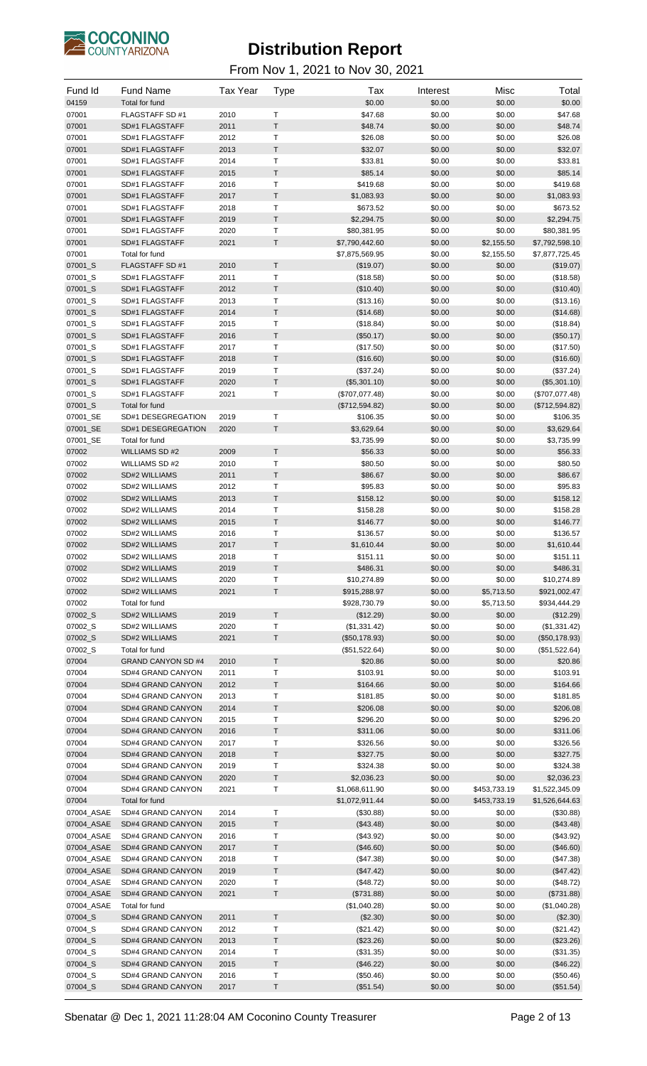# Distribution Report

From Nov 1, 2021 to Nov 30, 2021

| Fund Id | Fund Name | Tax Year | Type | Tax | Interest | Misc | Total |
|---|---|---|---|---|---|---|---|
| 04159 | Total for fund | | | $0.00 | $0.00 | $0.00 | $0.00 |
| 07001 | FLAGSTAFF SD #1 | 2010 | T | $47.68 | $0.00 | $0.00 | $47.68 |
| 07001 | SD#1 FLAGSTAFF | 2011 | T | $48.74 | $0.00 | $0.00 | $48.74 |
| 07001 | SD#1 FLAGSTAFF | 2012 | T | $26.08 | $0.00 | $0.00 | $26.08 |
| 07001 | SD#1 FLAGSTAFF | 2013 | T | $32.07 | $0.00 | $0.00 | $32.07 |
| 07001 | SD#1 FLAGSTAFF | 2014 | T | $33.81 | $0.00 | $0.00 | $33.81 |
| 07001 | SD#1 FLAGSTAFF | 2015 | T | $85.14 | $0.00 | $0.00 | $85.14 |
| 07001 | SD#1 FLAGSTAFF | 2016 | T | $419.68 | $0.00 | $0.00 | $419.68 |
| 07001 | SD#1 FLAGSTAFF | 2017 | T | $1,083.93 | $0.00 | $0.00 | $1,083.93 |
| 07001 | SD#1 FLAGSTAFF | 2018 | T | $673.52 | $0.00 | $0.00 | $673.52 |
| 07001 | SD#1 FLAGSTAFF | 2019 | T | $2,294.75 | $0.00 | $0.00 | $2,294.75 |
| 07001 | SD#1 FLAGSTAFF | 2020 | T | $80,381.95 | $0.00 | $0.00 | $80,381.95 |
| 07001 | SD#1 FLAGSTAFF | 2021 | T | $7,790,442.60 | $0.00 | $2,155.50 | $7,792,598.10 |
| 07001 | Total for fund | | | $7,875,569.95 | $0.00 | $2,155.50 | $7,877,725.45 |
| 07001_S | FLAGSTAFF SD #1 | 2010 | T | ($19.07) | $0.00 | $0.00 | ($19.07) |
| 07001_S | SD#1 FLAGSTAFF | 2011 | T | ($18.58) | $0.00 | $0.00 | ($18.58) |
| 07001_S | SD#1 FLAGSTAFF | 2012 | T | ($10.40) | $0.00 | $0.00 | ($10.40) |
| 07001_S | SD#1 FLAGSTAFF | 2013 | T | ($13.16) | $0.00 | $0.00 | ($13.16) |
| 07001_S | SD#1 FLAGSTAFF | 2014 | T | ($14.68) | $0.00 | $0.00 | ($14.68) |
| 07001_S | SD#1 FLAGSTAFF | 2015 | T | ($18.84) | $0.00 | $0.00 | ($18.84) |
| 07001_S | SD#1 FLAGSTAFF | 2016 | T | ($50.17) | $0.00 | $0.00 | ($50.17) |
| 07001_S | SD#1 FLAGSTAFF | 2017 | T | ($17.50) | $0.00 | $0.00 | ($17.50) |
| 07001_S | SD#1 FLAGSTAFF | 2018 | T | ($16.60) | $0.00 | $0.00 | ($16.60) |
| 07001_S | SD#1 FLAGSTAFF | 2019 | T | ($37.24) | $0.00 | $0.00 | ($37.24) |
| 07001_S | SD#1 FLAGSTAFF | 2020 | T | ($5,301.10) | $0.00 | $0.00 | ($5,301.10) |
| 07001_S | SD#1 FLAGSTAFF | 2021 | T | ($707,077.48) | $0.00 | $0.00 | ($707,077.48) |
| 07001_S | Total for fund | | | ($712,594.82) | $0.00 | $0.00 | ($712,594.82) |
| 07001_SE | SD#1 DESEGREGATION | 2019 | T | $106.35 | $0.00 | $0.00 | $106.35 |
| 07001_SE | SD#1 DESEGREGATION | 2020 | T | $3,629.64 | $0.00 | $0.00 | $3,629.64 |
| 07001_SE | Total for fund | | | $3,735.99 | $0.00 | $0.00 | $3,735.99 |
| 07002 | WILLIAMS SD #2 | 2009 | T | $56.33 | $0.00 | $0.00 | $56.33 |
| 07002 | WILLIAMS SD #2 | 2010 | T | $80.50 | $0.00 | $0.00 | $80.50 |
| 07002 | SD#2 WILLIAMS | 2011 | T | $86.67 | $0.00 | $0.00 | $86.67 |
| 07002 | SD#2 WILLIAMS | 2012 | T | $95.83 | $0.00 | $0.00 | $95.83 |
| 07002 | SD#2 WILLIAMS | 2013 | T | $158.12 | $0.00 | $0.00 | $158.12 |
| 07002 | SD#2 WILLIAMS | 2014 | T | $158.28 | $0.00 | $0.00 | $158.28 |
| 07002 | SD#2 WILLIAMS | 2015 | T | $146.77 | $0.00 | $0.00 | $146.77 |
| 07002 | SD#2 WILLIAMS | 2016 | T | $136.57 | $0.00 | $0.00 | $136.57 |
| 07002 | SD#2 WILLIAMS | 2017 | T | $1,610.44 | $0.00 | $0.00 | $1,610.44 |
| 07002 | SD#2 WILLIAMS | 2018 | T | $151.11 | $0.00 | $0.00 | $151.11 |
| 07002 | SD#2 WILLIAMS | 2019 | T | $486.31 | $0.00 | $0.00 | $486.31 |
| 07002 | SD#2 WILLIAMS | 2020 | T | $10,274.89 | $0.00 | $0.00 | $10,274.89 |
| 07002 | SD#2 WILLIAMS | 2021 | T | $915,288.97 | $0.00 | $5,713.50 | $921,002.47 |
| 07002 | Total for fund | | | $928,730.79 | $0.00 | $5,713.50 | $934,444.29 |
| 07002_S | SD#2 WILLIAMS | 2019 | T | ($12.29) | $0.00 | $0.00 | ($12.29) |
| 07002_S | SD#2 WILLIAMS | 2020 | T | ($1,331.42) | $0.00 | $0.00 | ($1,331.42) |
| 07002_S | SD#2 WILLIAMS | 2021 | T | ($50,178.93) | $0.00 | $0.00 | ($50,178.93) |
| 07002_S | Total for fund | | | ($51,522.64) | $0.00 | $0.00 | ($51,522.64) |
| 07004 | GRAND CANYON SD #4 | 2010 | T | $20.86 | $0.00 | $0.00 | $20.86 |
| 07004 | SD#4 GRAND CANYON | 2011 | T | $103.91 | $0.00 | $0.00 | $103.91 |
| 07004 | SD#4 GRAND CANYON | 2012 | T | $164.66 | $0.00 | $0.00 | $164.66 |
| 07004 | SD#4 GRAND CANYON | 2013 | T | $181.85 | $0.00 | $0.00 | $181.85 |
| 07004 | SD#4 GRAND CANYON | 2014 | T | $206.08 | $0.00 | $0.00 | $206.08 |
| 07004 | SD#4 GRAND CANYON | 2015 | T | $296.20 | $0.00 | $0.00 | $296.20 |
| 07004 | SD#4 GRAND CANYON | 2016 | T | $311.06 | $0.00 | $0.00 | $311.06 |
| 07004 | SD#4 GRAND CANYON | 2017 | T | $326.56 | $0.00 | $0.00 | $326.56 |
| 07004 | SD#4 GRAND CANYON | 2018 | T | $327.75 | $0.00 | $0.00 | $327.75 |
| 07004 | SD#4 GRAND CANYON | 2019 | T | $324.38 | $0.00 | $0.00 | $324.38 |
| 07004 | SD#4 GRAND CANYON | 2020 | T | $2,036.23 | $0.00 | $0.00 | $2,036.23 |
| 07004 | SD#4 GRAND CANYON | 2021 | T | $1,068,611.90 | $0.00 | $453,733.19 | $1,522,345.09 |
| 07004 | Total for fund | | | $1,072,911.44 | $0.00 | $453,733.19 | $1,526,644.63 |
| 07004_ASAE | SD#4 GRAND CANYON | 2014 | T | ($30.88) | $0.00 | $0.00 | ($30.88) |
| 07004_ASAE | SD#4 GRAND CANYON | 2015 | T | ($43.48) | $0.00 | $0.00 | ($43.48) |
| 07004_ASAE | SD#4 GRAND CANYON | 2016 | T | ($43.92) | $0.00 | $0.00 | ($43.92) |
| 07004_ASAE | SD#4 GRAND CANYON | 2017 | T | ($46.60) | $0.00 | $0.00 | ($46.60) |
| 07004_ASAE | SD#4 GRAND CANYON | 2018 | T | ($47.38) | $0.00 | $0.00 | ($47.38) |
| 07004_ASAE | SD#4 GRAND CANYON | 2019 | T | ($47.42) | $0.00 | $0.00 | ($47.42) |
| 07004_ASAE | SD#4 GRAND CANYON | 2020 | T | ($48.72) | $0.00 | $0.00 | ($48.72) |
| 07004_ASAE | SD#4 GRAND CANYON | 2021 | T | ($731.88) | $0.00 | $0.00 | ($731.88) |
| 07004_ASAE | Total for fund | | | ($1,040.28) | $0.00 | $0.00 | ($1,040.28) |
| 07004_S | SD#4 GRAND CANYON | 2011 | T | ($2.30) | $0.00 | $0.00 | ($2.30) |
| 07004_S | SD#4 GRAND CANYON | 2012 | T | ($21.42) | $0.00 | $0.00 | ($21.42) |
| 07004_S | SD#4 GRAND CANYON | 2013 | T | ($23.26) | $0.00 | $0.00 | ($23.26) |
| 07004_S | SD#4 GRAND CANYON | 2014 | T | ($31.35) | $0.00 | $0.00 | ($31.35) |
| 07004_S | SD#4 GRAND CANYON | 2015 | T | ($46.22) | $0.00 | $0.00 | ($46.22) |
| 07004_S | SD#4 GRAND CANYON | 2016 | T | ($50.46) | $0.00 | $0.00 | ($50.46) |
| 07004_S | SD#4 GRAND CANYON | 2017 | T | ($51.54) | $0.00 | $0.00 | ($51.54) |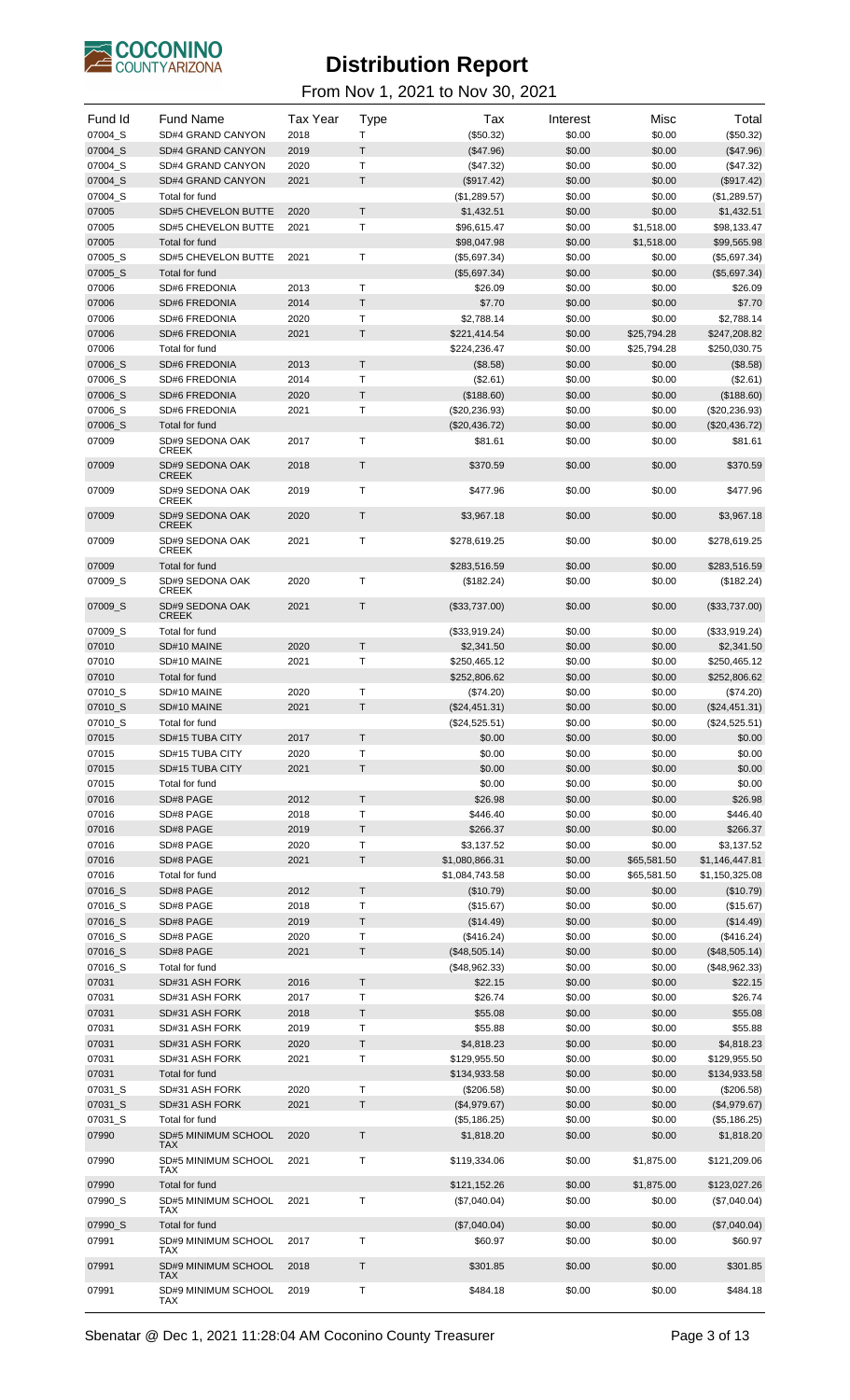# Distribution Report

From Nov 1, 2021 to Nov 30, 2021

| Fund Id | Fund Name | Tax Year | Type | Tax | Interest | Misc | Total |
|---|---|---|---|---|---|---|---|
| 07004_S | SD#4 GRAND CANYON | 2018 | T | ($50.32) | $0.00 | $0.00 | ($50.32) |
| 07004_S | SD#4 GRAND CANYON | 2019 | T | ($47.96) | $0.00 | $0.00 | ($47.96) |
| 07004_S | SD#4 GRAND CANYON | 2020 | T | ($47.32) | $0.00 | $0.00 | ($47.32) |
| 07004_S | SD#4 GRAND CANYON | 2021 | T | ($917.42) | $0.00 | $0.00 | ($917.42) |
| 07004_S | Total for fund | | | ($1,289.57) | $0.00 | $0.00 | ($1,289.57) |
| 07005 | SD#5 CHEVELON BUTTE | 2020 | T | $1,432.51 | $0.00 | $0.00 | $1,432.51 |
| 07005 | SD#5 CHEVELON BUTTE | 2021 | T | $96,615.47 | $0.00 | $1,518.00 | $98,133.47 |
| 07005 | Total for fund | | | $98,047.98 | $0.00 | $1,518.00 | $99,565.98 |
| 07005_S | SD#5 CHEVELON BUTTE | 2021 | T | ($5,697.34) | $0.00 | $0.00 | ($5,697.34) |
| 07005_S | Total for fund | | | ($5,697.34) | $0.00 | $0.00 | ($5,697.34) |
| 07006 | SD#6 FREDONIA | 2013 | T | $26.09 | $0.00 | $0.00 | $26.09 |
| 07006 | SD#6 FREDONIA | 2014 | T | $7.70 | $0.00 | $0.00 | $7.70 |
| 07006 | SD#6 FREDONIA | 2020 | T | $2,788.14 | $0.00 | $0.00 | $2,788.14 |
| 07006 | SD#6 FREDONIA | 2021 | T | $221,414.54 | $0.00 | $25,794.28 | $247,208.82 |
| 07006 | Total for fund | | | $224,236.47 | $0.00 | $25,794.28 | $250,030.75 |
| 07006_S | SD#6 FREDONIA | 2013 | T | ($8.58) | $0.00 | $0.00 | ($8.58) |
| 07006_S | SD#6 FREDONIA | 2014 | T | ($2.61) | $0.00 | $0.00 | ($2.61) |
| 07006_S | SD#6 FREDONIA | 2020 | T | ($188.60) | $0.00 | $0.00 | ($188.60) |
| 07006_S | SD#6 FREDONIA | 2021 | T | ($20,236.93) | $0.00 | $0.00 | ($20,236.93) |
| 07006_S | Total for fund | | | ($20,436.72) | $0.00 | $0.00 | ($20,436.72) |
| 07009 | SD#9 SEDONA OAK CREEK | 2017 | T | $81.61 | $0.00 | $0.00 | $81.61 |
| 07009 | SD#9 SEDONA OAK CREEK | 2018 | T | $370.59 | $0.00 | $0.00 | $370.59 |
| 07009 | SD#9 SEDONA OAK CREEK | 2019 | T | $477.96 | $0.00 | $0.00 | $477.96 |
| 07009 | SD#9 SEDONA OAK CREEK | 2020 | T | $3,967.18 | $0.00 | $0.00 | $3,967.18 |
| 07009 | SD#9 SEDONA OAK CREEK | 2021 | T | $278,619.25 | $0.00 | $0.00 | $278,619.25 |
| 07009 | Total for fund | | | $283,516.59 | $0.00 | $0.00 | $283,516.59 |
| 07009_S | SD#9 SEDONA OAK CREEK | 2020 | T | ($182.24) | $0.00 | $0.00 | ($182.24) |
| 07009_S | SD#9 SEDONA OAK CREEK | 2021 | T | ($33,737.00) | $0.00 | $0.00 | ($33,737.00) |
| 07009_S | Total for fund | | | ($33,919.24) | $0.00 | $0.00 | ($33,919.24) |
| 07010 | SD#10 MAINE | 2020 | T | $2,341.50 | $0.00 | $0.00 | $2,341.50 |
| 07010 | SD#10 MAINE | 2021 | T | $250,465.12 | $0.00 | $0.00 | $250,465.12 |
| 07010 | Total for fund | | | $252,806.62 | $0.00 | $0.00 | $252,806.62 |
| 07010_S | SD#10 MAINE | 2020 | T | ($74.20) | $0.00 | $0.00 | ($74.20) |
| 07010_S | SD#10 MAINE | 2021 | T | ($24,451.31) | $0.00 | $0.00 | ($24,451.31) |
| 07010_S | Total for fund | | | ($24,525.51) | $0.00 | $0.00 | ($24,525.51) |
| 07015 | SD#15 TUBA CITY | 2017 | T | $0.00 | $0.00 | $0.00 | $0.00 |
| 07015 | SD#15 TUBA CITY | 2020 | T | $0.00 | $0.00 | $0.00 | $0.00 |
| 07015 | SD#15 TUBA CITY | 2021 | T | $0.00 | $0.00 | $0.00 | $0.00 |
| 07015 | Total for fund | | | $0.00 | $0.00 | $0.00 | $0.00 |
| 07016 | SD#8 PAGE | 2012 | T | $26.98 | $0.00 | $0.00 | $26.98 |
| 07016 | SD#8 PAGE | 2018 | T | $446.40 | $0.00 | $0.00 | $446.40 |
| 07016 | SD#8 PAGE | 2019 | T | $266.37 | $0.00 | $0.00 | $266.37 |
| 07016 | SD#8 PAGE | 2020 | T | $3,137.52 | $0.00 | $0.00 | $3,137.52 |
| 07016 | SD#8 PAGE | 2021 | T | $1,080,866.31 | $0.00 | $65,581.50 | $1,146,447.81 |
| 07016 | Total for fund | | | $1,084,743.58 | $0.00 | $65,581.50 | $1,150,325.08 |
| 07016_S | SD#8 PAGE | 2012 | T | ($10.79) | $0.00 | $0.00 | ($10.79) |
| 07016_S | SD#8 PAGE | 2018 | T | ($15.67) | $0.00 | $0.00 | ($15.67) |
| 07016_S | SD#8 PAGE | 2019 | T | ($14.49) | $0.00 | $0.00 | ($14.49) |
| 07016_S | SD#8 PAGE | 2020 | T | ($416.24) | $0.00 | $0.00 | ($416.24) |
| 07016_S | SD#8 PAGE | 2021 | T | ($48,505.14) | $0.00 | $0.00 | ($48,505.14) |
| 07016_S | Total for fund | | | ($48,962.33) | $0.00 | $0.00 | ($48,962.33) |
| 07031 | SD#31 ASH FORK | 2016 | T | $22.15 | $0.00 | $0.00 | $22.15 |
| 07031 | SD#31 ASH FORK | 2017 | T | $26.74 | $0.00 | $0.00 | $26.74 |
| 07031 | SD#31 ASH FORK | 2018 | T | $55.08 | $0.00 | $0.00 | $55.08 |
| 07031 | SD#31 ASH FORK | 2019 | T | $55.88 | $0.00 | $0.00 | $55.88 |
| 07031 | SD#31 ASH FORK | 2020 | T | $4,818.23 | $0.00 | $0.00 | $4,818.23 |
| 07031 | SD#31 ASH FORK | 2021 | T | $129,955.50 | $0.00 | $0.00 | $129,955.50 |
| 07031 | Total for fund | | | $134,933.58 | $0.00 | $0.00 | $134,933.58 |
| 07031_S | SD#31 ASH FORK | 2020 | T | ($206.58) | $0.00 | $0.00 | ($206.58) |
| 07031_S | SD#31 ASH FORK | 2021 | T | ($4,979.67) | $0.00 | $0.00 | ($4,979.67) |
| 07031_S | Total for fund | | | ($5,186.25) | $0.00 | $0.00 | ($5,186.25) |
| 07990 | SD#5 MINIMUM SCHOOL TAX | 2020 | T | $1,818.20 | $0.00 | $0.00 | $1,818.20 |
| 07990 | SD#5 MINIMUM SCHOOL TAX | 2021 | T | $119,334.06 | $0.00 | $1,875.00 | $121,209.06 |
| 07990 | Total for fund | | | $121,152.26 | $0.00 | $1,875.00 | $123,027.26 |
| 07990_S | SD#5 MINIMUM SCHOOL TAX | 2021 | T | ($7,040.04) | $0.00 | $0.00 | ($7,040.04) |
| 07990_S | Total for fund | | | ($7,040.04) | $0.00 | $0.00 | ($7,040.04) |
| 07991 | SD#9 MINIMUM SCHOOL TAX | 2017 | T | $60.97 | $0.00 | $0.00 | $60.97 |
| 07991 | SD#9 MINIMUM SCHOOL TAX | 2018 | T | $301.85 | $0.00 | $0.00 | $301.85 |
| 07991 | SD#9 MINIMUM SCHOOL TAX | 2019 | T | $484.18 | $0.00 | $0.00 | $484.18 |

Sbenatar @ Dec 1, 2021 11:28:04 AM Coconino County Treasurer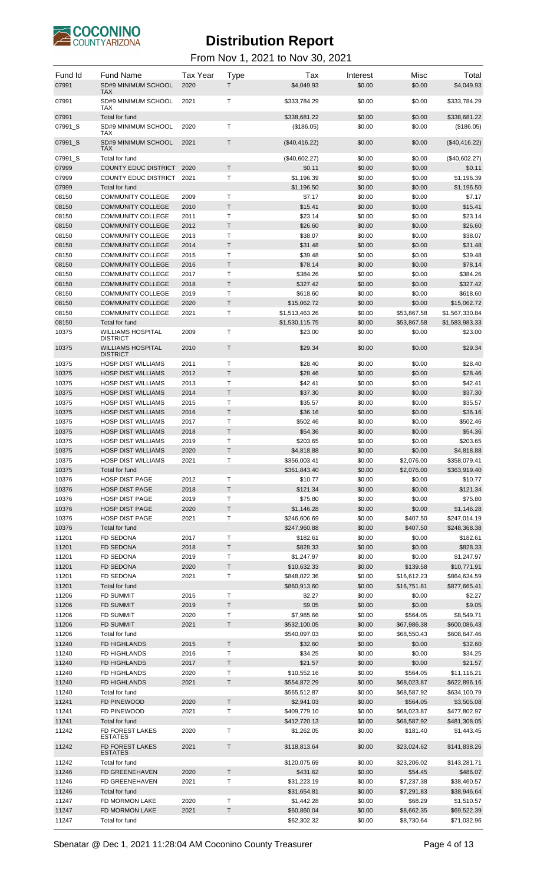# Distribution Report

From Nov 1, 2021 to Nov 30, 2021

| Fund Id | Fund Name | Tax Year | Type | Tax | Interest | Misc | Total |
|---|---|---|---|---|---|---|---|
| 07991 | SD#9 MINIMUM SCHOOL TAX | 2020 | T | $4,049.93 | $0.00 | $0.00 | $4,049.93 |
| 07991 | SD#9 MINIMUM SCHOOL TAX | 2021 | T | $333,784.29 | $0.00 | $0.00 | $333,784.29 |
| 07991 | Total for fund | | | $338,681.22 | $0.00 | $0.00 | $338,681.22 |
| 07991_S | SD#9 MINIMUM SCHOOL TAX | 2020 | T | ($186.05) | $0.00 | $0.00 | ($186.05) |
| 07991_S | SD#9 MINIMUM SCHOOL TAX | 2021 | T | ($40,416.22) | $0.00 | $0.00 | ($40,416.22) |
| 07991_S | Total for fund | | | ($40,602.27) | $0.00 | $0.00 | ($40,602.27) |
| 07999 | COUNTY EDUC DISTRICT | 2020 | T | $0.11 | $0.00 | $0.00 | $0.11 |
| 07999 | COUNTY EDUC DISTRICT | 2021 | T | $1,196.39 | $0.00 | $0.00 | $1,196.39 |
| 07999 | Total for fund | | | $1,196.50 | $0.00 | $0.00 | $1,196.50 |
| 08150 | COMMUNITY COLLEGE | 2009 | T | $7.17 | $0.00 | $0.00 | $7.17 |
| 08150 | COMMUNITY COLLEGE | 2010 | T | $15.41 | $0.00 | $0.00 | $15.41 |
| 08150 | COMMUNITY COLLEGE | 2011 | T | $23.14 | $0.00 | $0.00 | $23.14 |
| 08150 | COMMUNITY COLLEGE | 2012 | T | $26.60 | $0.00 | $0.00 | $26.60 |
| 08150 | COMMUNITY COLLEGE | 2013 | T | $38.07 | $0.00 | $0.00 | $38.07 |
| 08150 | COMMUNITY COLLEGE | 2014 | T | $31.48 | $0.00 | $0.00 | $31.48 |
| 08150 | COMMUNITY COLLEGE | 2015 | T | $39.48 | $0.00 | $0.00 | $39.48 |
| 08150 | COMMUNITY COLLEGE | 2016 | T | $78.14 | $0.00 | $0.00 | $78.14 |
| 08150 | COMMUNITY COLLEGE | 2017 | T | $384.26 | $0.00 | $0.00 | $384.26 |
| 08150 | COMMUNITY COLLEGE | 2018 | T | $327.42 | $0.00 | $0.00 | $327.42 |
| 08150 | COMMUNITY COLLEGE | 2019 | T | $618.60 | $0.00 | $0.00 | $618.60 |
| 08150 | COMMUNITY COLLEGE | 2020 | T | $15,062.72 | $0.00 | $0.00 | $15,062.72 |
| 08150 | COMMUNITY COLLEGE | 2021 | T | $1,513,463.26 | $0.00 | $53,867.58 | $1,567,330.84 |
| 08150 | Total for fund | | | $1,530,115.75 | $0.00 | $53,867.58 | $1,583,983.33 |
| 10375 | WILLIAMS HOSPITAL DISTRICT | 2009 | T | $23.00 | $0.00 | $0.00 | $23.00 |
| 10375 | WILLIAMS HOSPITAL DISTRICT | 2010 | T | $29.34 | $0.00 | $0.00 | $29.34 |
| 10375 | HOSP DIST WILLIAMS | 2011 | T | $28.40 | $0.00 | $0.00 | $28.40 |
| 10375 | HOSP DIST WILLIAMS | 2012 | T | $28.46 | $0.00 | $0.00 | $28.46 |
| 10375 | HOSP DIST WILLIAMS | 2013 | T | $42.41 | $0.00 | $0.00 | $42.41 |
| 10375 | HOSP DIST WILLIAMS | 2014 | T | $37.30 | $0.00 | $0.00 | $37.30 |
| 10375 | HOSP DIST WILLIAMS | 2015 | T | $35.57 | $0.00 | $0.00 | $35.57 |
| 10375 | HOSP DIST WILLIAMS | 2016 | T | $36.16 | $0.00 | $0.00 | $36.16 |
| 10375 | HOSP DIST WILLIAMS | 2017 | T | $502.46 | $0.00 | $0.00 | $502.46 |
| 10375 | HOSP DIST WILLIAMS | 2018 | T | $54.36 | $0.00 | $0.00 | $54.36 |
| 10375 | HOSP DIST WILLIAMS | 2019 | T | $203.65 | $0.00 | $0.00 | $203.65 |
| 10375 | HOSP DIST WILLIAMS | 2020 | T | $4,818.88 | $0.00 | $0.00 | $4,818.88 |
| 10375 | HOSP DIST WILLIAMS | 2021 | T | $356,003.41 | $0.00 | $2,076.00 | $358,079.41 |
| 10375 | Total for fund | | | $361,843.40 | $0.00 | $2,076.00 | $363,919.40 |
| 10376 | HOSP DIST PAGE | 2012 | T | $10.77 | $0.00 | $0.00 | $10.77 |
| 10376 | HOSP DIST PAGE | 2018 | T | $121.34 | $0.00 | $0.00 | $121.34 |
| 10376 | HOSP DIST PAGE | 2019 | T | $75.80 | $0.00 | $0.00 | $75.80 |
| 10376 | HOSP DIST PAGE | 2020 | T | $1,146.28 | $0.00 | $0.00 | $1,146.28 |
| 10376 | HOSP DIST PAGE | 2021 | T | $246,606.69 | $0.00 | $407.50 | $247,014.19 |
| 10376 | Total for fund | | | $247,960.88 | $0.00 | $407.50 | $248,368.38 |
| 11201 | FD SEDONA | 2017 | T | $182.61 | $0.00 | $0.00 | $182.61 |
| 11201 | FD SEDONA | 2018 | T | $828.33 | $0.00 | $0.00 | $828.33 |
| 11201 | FD SEDONA | 2019 | T | $1,247.97 | $0.00 | $0.00 | $1,247.97 |
| 11201 | FD SEDONA | 2020 | T | $10,632.33 | $0.00 | $139.58 | $10,771.91 |
| 11201 | FD SEDONA | 2021 | T | $848,022.36 | $0.00 | $16,612.23 | $864,634.59 |
| 11201 | Total for fund | | | $860,913.60 | $0.00 | $16,751.81 | $877,665.41 |
| 11206 | FD SUMMIT | 2015 | T | $2.27 | $0.00 | $0.00 | $2.27 |
| 11206 | FD SUMMIT | 2019 | T | $9.05 | $0.00 | $0.00 | $9.05 |
| 11206 | FD SUMMIT | 2020 | T | $7,985.66 | $0.00 | $564.05 | $8,549.71 |
| 11206 | FD SUMMIT | 2021 | T | $532,100.05 | $0.00 | $67,986.38 | $600,086.43 |
| 11206 | Total for fund | | | $540,097.03 | $0.00 | $68,550.43 | $608,647.46 |
| 11240 | FD HIGHLANDS | 2015 | T | $32.60 | $0.00 | $0.00 | $32.60 |
| 11240 | FD HIGHLANDS | 2016 | T | $34.25 | $0.00 | $0.00 | $34.25 |
| 11240 | FD HIGHLANDS | 2017 | T | $21.57 | $0.00 | $0.00 | $21.57 |
| 11240 | FD HIGHLANDS | 2020 | T | $10,552.16 | $0.00 | $564.05 | $11,116.21 |
| 11240 | FD HIGHLANDS | 2021 | T | $554,872.29 | $0.00 | $68,023.87 | $622,896.16 |
| 11240 | Total for fund | | | $565,512.87 | $0.00 | $68,587.92 | $634,100.79 |
| 11241 | FD PINEWOOD | 2020 | T | $2,941.03 | $0.00 | $564.05 | $3,505.08 |
| 11241 | FD PINEWOOD | 2021 | T | $409,779.10 | $0.00 | $68,023.87 | $477,802.97 |
| 11241 | Total for fund | | | $412,720.13 | $0.00 | $68,587.92 | $481,308.05 |
| 11242 | FD FOREST LAKES ESTATES | 2020 | T | $1,262.05 | $0.00 | $181.40 | $1,443.45 |
| 11242 | FD FOREST LAKES ESTATES | 2021 | T | $118,813.64 | $0.00 | $23,024.62 | $141,838.26 |
| 11242 | Total for fund | | | $120,075.69 | $0.00 | $23,206.02 | $143,281.71 |
| 11246 | FD GREENEHAVEN | 2020 | T | $431.62 | $0.00 | $54.45 | $486.07 |
| 11246 | FD GREENEHAVEN | 2021 | T | $31,223.19 | $0.00 | $7,237.38 | $38,460.57 |
| 11246 | Total for fund | | | $31,654.81 | $0.00 | $7,291.83 | $38,946.64 |
| 11247 | FD MORMON LAKE | 2020 | T | $1,442.28 | $0.00 | $68.29 | $1,510.57 |
| 11247 | FD MORMON LAKE | 2021 | T | $60,860.04 | $0.00 | $8,662.35 | $69,522.39 |
| 11247 | Total for fund | | | $62,302.32 | $0.00 | $8,730.64 | $71,032.96 |

Sbenatar @ Dec 1, 2021 11:28:04 AM Coconino County Treasurer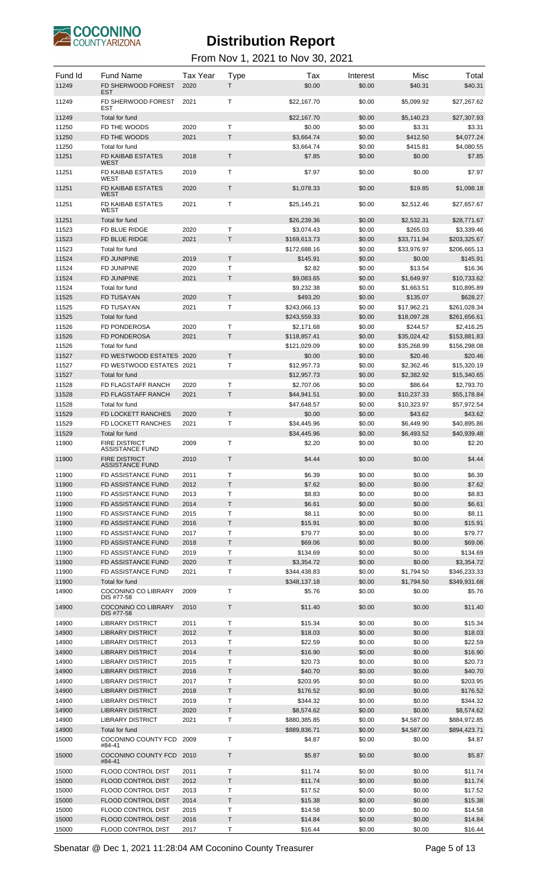# Distribution Report

From Nov 1, 2021 to Nov 30, 2021

| Fund Id | Fund Name | Tax Year | Type | Tax | Interest | Misc | Total |
|---|---|---|---|---|---|---|---|
| 11249 | FD SHERWOOD FOREST EST | 2020 | T | $0.00 | $0.00 | $40.31 | $40.31 |
| 11249 | FD SHERWOOD FOREST EST | 2021 | T | $22,167.70 | $0.00 | $5,099.92 | $27,267.62 |
| 11249 | Total for fund | | | $22,167.70 | $0.00 | $5,140.23 | $27,307.93 |
| 11250 | FD THE WOODS | 2020 | T | $0.00 | $0.00 | $3.31 | $3.31 |
| 11250 | FD THE WOODS | 2021 | T | $3,664.74 | $0.00 | $412.50 | $4,077.24 |
| 11250 | Total for fund | | | $3,664.74 | $0.00 | $415.81 | $4,080.55 |
| 11251 | FD KAIBAB ESTATES WEST | 2018 | T | $7.85 | $0.00 | $0.00 | $7.85 |
| 11251 | FD KAIBAB ESTATES WEST | 2019 | T | $7.97 | $0.00 | $0.00 | $7.97 |
| 11251 | FD KAIBAB ESTATES WEST | 2020 | T | $1,078.33 | $0.00 | $19.85 | $1,098.18 |
| 11251 | FD KAIBAB ESTATES WEST | 2021 | T | $25,145.21 | $0.00 | $2,512.46 | $27,657.67 |
| 11251 | Total for fund | | | $26,239.36 | $0.00 | $2,532.31 | $28,771.67 |
| 11523 | FD BLUE RIDGE | 2020 | T | $3,074.43 | $0.00 | $265.03 | $3,339.46 |
| 11523 | FD BLUE RIDGE | 2021 | T | $169,613.73 | $0.00 | $33,711.94 | $203,325.67 |
| 11523 | Total for fund | | | $172,688.16 | $0.00 | $33,976.97 | $206,665.13 |
| 11524 | FD JUNIPINE | 2019 | T | $145.91 | $0.00 | $0.00 | $145.91 |
| 11524 | FD JUNIPINE | 2020 | T | $2.82 | $0.00 | $13.54 | $16.36 |
| 11524 | FD JUNIPINE | 2021 | T | $9,083.65 | $0.00 | $1,649.97 | $10,733.62 |
| 11524 | Total for fund | | | $9,232.38 | $0.00 | $1,663.51 | $10,895.89 |
| 11525 | FD TUSAYAN | 2020 | T | $493.20 | $0.00 | $135.07 | $628.27 |
| 11525 | FD TUSAYAN | 2021 | T | $243,066.13 | $0.00 | $17,962.21 | $261,028.34 |
| 11525 | Total for fund | | | $243,559.33 | $0.00 | $18,097.28 | $261,656.61 |
| 11526 | FD PONDEROSA | 2020 | T | $2,171.68 | $0.00 | $244.57 | $2,416.25 |
| 11526 | FD PONDEROSA | 2021 | T | $118,857.41 | $0.00 | $35,024.42 | $153,881.83 |
| 11526 | Total for fund | | | $121,029.09 | $0.00 | $35,268.99 | $156,298.08 |
| 11527 | FD WESTWOOD ESTATES | 2020 | T | $0.00 | $0.00 | $20.46 | $20.46 |
| 11527 | FD WESTWOOD ESTATES | 2021 | T | $12,957.73 | $0.00 | $2,362.46 | $15,320.19 |
| 11527 | Total for fund | | | $12,957.73 | $0.00 | $2,382.92 | $15,340.65 |
| 11528 | FD FLAGSTAFF RANCH | 2020 | T | $2,707.06 | $0.00 | $86.64 | $2,793.70 |
| 11528 | FD FLAGSTAFF RANCH | 2021 | T | $44,941.51 | $0.00 | $10,237.33 | $55,178.84 |
| 11528 | Total for fund | | | $47,648.57 | $0.00 | $10,323.97 | $57,972.54 |
| 11529 | FD LOCKETT RANCHES | 2020 | T | $0.00 | $0.00 | $43.62 | $43.62 |
| 11529 | FD LOCKETT RANCHES | 2021 | T | $34,445.96 | $0.00 | $6,449.90 | $40,895.86 |
| 11529 | Total for fund | | | $34,445.96 | $0.00 | $6,493.52 | $40,939.48 |
| 11900 | FIRE DISTRICT ASSISTANCE FUND | 2009 | T | $2.20 | $0.00 | $0.00 | $2.20 |
| 11900 | FIRE DISTRICT ASSISTANCE FUND | 2010 | T | $4.44 | $0.00 | $0.00 | $4.44 |
| 11900 | FD ASSISTANCE FUND | 2011 | T | $6.39 | $0.00 | $0.00 | $6.39 |
| 11900 | FD ASSISTANCE FUND | 2012 | T | $7.62 | $0.00 | $0.00 | $7.62 |
| 11900 | FD ASSISTANCE FUND | 2013 | T | $8.83 | $0.00 | $0.00 | $8.83 |
| 11900 | FD ASSISTANCE FUND | 2014 | T | $6.61 | $0.00 | $0.00 | $6.61 |
| 11900 | FD ASSISTANCE FUND | 2015 | T | $8.11 | $0.00 | $0.00 | $8.11 |
| 11900 | FD ASSISTANCE FUND | 2016 | T | $15.91 | $0.00 | $0.00 | $15.91 |
| 11900 | FD ASSISTANCE FUND | 2017 | T | $79.77 | $0.00 | $0.00 | $79.77 |
| 11900 | FD ASSISTANCE FUND | 2018 | T | $69.06 | $0.00 | $0.00 | $69.06 |
| 11900 | FD ASSISTANCE FUND | 2019 | T | $134.69 | $0.00 | $0.00 | $134.69 |
| 11900 | FD ASSISTANCE FUND | 2020 | T | $3,354.72 | $0.00 | $0.00 | $3,354.72 |
| 11900 | FD ASSISTANCE FUND | 2021 | T | $344,438.83 | $0.00 | $1,794.50 | $346,233.33 |
| 11900 | Total for fund | | | $348,137.18 | $0.00 | $1,794.50 | $349,931.68 |
| 14900 | COCONINO CO LIBRARY DIS #77-58 | 2009 | T | $5.76 | $0.00 | $0.00 | $5.76 |
| 14900 | COCONINO CO LIBRARY DIS #77-58 | 2010 | T | $11.40 | $0.00 | $0.00 | $11.40 |
| 14900 | LIBRARY DISTRICT | 2011 | T | $15.34 | $0.00 | $0.00 | $15.34 |
| 14900 | LIBRARY DISTRICT | 2012 | T | $18.03 | $0.00 | $0.00 | $18.03 |
| 14900 | LIBRARY DISTRICT | 2013 | T | $22.59 | $0.00 | $0.00 | $22.59 |
| 14900 | LIBRARY DISTRICT | 2014 | T | $16.90 | $0.00 | $0.00 | $16.90 |
| 14900 | LIBRARY DISTRICT | 2015 | T | $20.73 | $0.00 | $0.00 | $20.73 |
| 14900 | LIBRARY DISTRICT | 2016 | T | $40.70 | $0.00 | $0.00 | $40.70 |
| 14900 | LIBRARY DISTRICT | 2017 | T | $203.95 | $0.00 | $0.00 | $203.95 |
| 14900 | LIBRARY DISTRICT | 2018 | T | $176.52 | $0.00 | $0.00 | $176.52 |
| 14900 | LIBRARY DISTRICT | 2019 | T | $344.32 | $0.00 | $0.00 | $344.32 |
| 14900 | LIBRARY DISTRICT | 2020 | T | $8,574.62 | $0.00 | $0.00 | $8,574.62 |
| 14900 | LIBRARY DISTRICT | 2021 | T | $880,385.85 | $0.00 | $4,587.00 | $884,972.85 |
| 14900 | Total for fund | | | $889,836.71 | $0.00 | $4,587.00 | $894,423.71 |
| 15000 | COCONINO COUNTY FCD #84-41 | 2009 | T | $4.87 | $0.00 | $0.00 | $4.87 |
| 15000 | COCONINO COUNTY FCD #84-41 | 2010 | T | $5.87 | $0.00 | $0.00 | $5.87 |
| 15000 | FLOOD CONTROL DIST | 2011 | T | $11.74 | $0.00 | $0.00 | $11.74 |
| 15000 | FLOOD CONTROL DIST | 2012 | T | $11.74 | $0.00 | $0.00 | $11.74 |
| 15000 | FLOOD CONTROL DIST | 2013 | T | $17.52 | $0.00 | $0.00 | $17.52 |
| 15000 | FLOOD CONTROL DIST | 2014 | T | $15.38 | $0.00 | $0.00 | $15.38 |
| 15000 | FLOOD CONTROL DIST | 2015 | T | $14.58 | $0.00 | $0.00 | $14.58 |
| 15000 | FLOOD CONTROL DIST | 2016 | T | $14.84 | $0.00 | $0.00 | $14.84 |
| 15000 | FLOOD CONTROL DIST | 2017 | T | $16.44 | $0.00 | $0.00 | $16.44 |

Sbenatar @ Dec 1, 2021 11:28:04 AM Coconino County Treasurer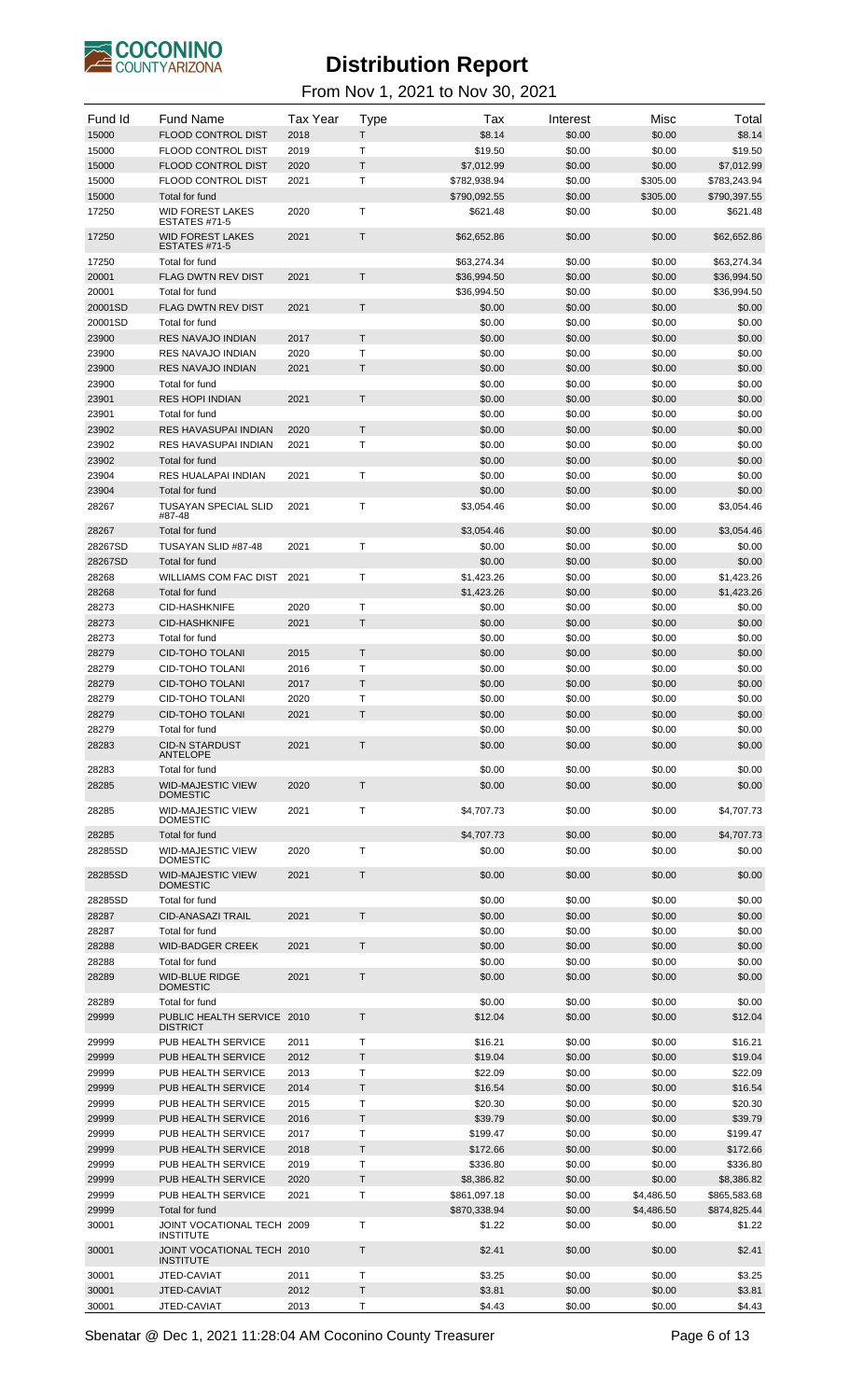# Distribution Report

From Nov 1, 2021 to Nov 30, 2021

| Fund Id | Fund Name | Tax Year | Type | Tax | Interest | Misc | Total |
|---|---|---|---|---|---|---|---|
| 15000 | FLOOD CONTROL DIST | 2018 | T | $8.14 | $0.00 | $0.00 | $8.14 |
| 15000 | FLOOD CONTROL DIST | 2019 | T | $19.50 | $0.00 | $0.00 | $19.50 |
| 15000 | FLOOD CONTROL DIST | 2020 | T | $7,012.99 | $0.00 | $0.00 | $7,012.99 |
| 15000 | FLOOD CONTROL DIST | 2021 | T | $782,938.94 | $0.00 | $305.00 | $783,243.94 |
| 15000 | Total for fund | | | $790,092.55 | $0.00 | $305.00 | $790,397.55 |
| 17250 | WID FOREST LAKES ESTATES #71-5 | 2020 | T | $621.48 | $0.00 | $0.00 | $621.48 |
| 17250 | WID FOREST LAKES ESTATES #71-5 | 2021 | T | $62,652.86 | $0.00 | $0.00 | $62,652.86 |
| 17250 | Total for fund | | | $63,274.34 | $0.00 | $0.00 | $63,274.34 |
| 20001 | FLAG DWTN REV DIST | 2021 | T | $36,994.50 | $0.00 | $0.00 | $36,994.50 |
| 20001 | Total for fund | | | $36,994.50 | $0.00 | $0.00 | $36,994.50 |
| 20001SD | FLAG DWTN REV DIST | 2021 | T | $0.00 | $0.00 | $0.00 | $0.00 |
| 20001SD | Total for fund | | | $0.00 | $0.00 | $0.00 | $0.00 |
| 23900 | RES NAVAJO INDIAN | 2017 | T | $0.00 | $0.00 | $0.00 | $0.00 |
| 23900 | RES NAVAJO INDIAN | 2020 | T | $0.00 | $0.00 | $0.00 | $0.00 |
| 23900 | RES NAVAJO INDIAN | 2021 | T | $0.00 | $0.00 | $0.00 | $0.00 |
| 23900 | Total for fund | | | $0.00 | $0.00 | $0.00 | $0.00 |
| 23901 | RES HOPI INDIAN | 2021 | T | $0.00 | $0.00 | $0.00 | $0.00 |
| 23901 | Total for fund | | | $0.00 | $0.00 | $0.00 | $0.00 |
| 23902 | RES HAVASUPAI INDIAN | 2020 | T | $0.00 | $0.00 | $0.00 | $0.00 |
| 23902 | RES HAVASUPAI INDIAN | 2021 | T | $0.00 | $0.00 | $0.00 | $0.00 |
| 23902 | Total for fund | | | $0.00 | $0.00 | $0.00 | $0.00 |
| 23904 | RES HUALAPAI INDIAN | 2021 | T | $0.00 | $0.00 | $0.00 | $0.00 |
| 23904 | Total for fund | | | $0.00 | $0.00 | $0.00 | $0.00 |
| 28267 | TUSAYAN SPECIAL SLID #87-48 | 2021 | T | $3,054.46 | $0.00 | $0.00 | $3,054.46 |
| 28267 | Total for fund | | | $3,054.46 | $0.00 | $0.00 | $3,054.46 |
| 28267SD | TUSAYAN SLID #87-48 | 2021 | T | $0.00 | $0.00 | $0.00 | $0.00 |
| 28267SD | Total for fund | | | $0.00 | $0.00 | $0.00 | $0.00 |
| 28268 | WILLIAMS COM FAC DIST | 2021 | T | $1,423.26 | $0.00 | $0.00 | $1,423.26 |
| 28268 | Total for fund | | | $1,423.26 | $0.00 | $0.00 | $1,423.26 |
| 28273 | CID-HASHKNIFE | 2020 | T | $0.00 | $0.00 | $0.00 | $0.00 |
| 28273 | CID-HASHKNIFE | 2021 | T | $0.00 | $0.00 | $0.00 | $0.00 |
| 28273 | Total for fund | | | $0.00 | $0.00 | $0.00 | $0.00 |
| 28279 | CID-TOHO TOLANI | 2015 | T | $0.00 | $0.00 | $0.00 | $0.00 |
| 28279 | CID-TOHO TOLANI | 2016 | T | $0.00 | $0.00 | $0.00 | $0.00 |
| 28279 | CID-TOHO TOLANI | 2017 | T | $0.00 | $0.00 | $0.00 | $0.00 |
| 28279 | CID-TOHO TOLANI | 2020 | T | $0.00 | $0.00 | $0.00 | $0.00 |
| 28279 | CID-TOHO TOLANI | 2021 | T | $0.00 | $0.00 | $0.00 | $0.00 |
| 28279 | Total for fund | | | $0.00 | $0.00 | $0.00 | $0.00 |
| 28283 | CID-N STARDUST ANTELOPE | 2021 | T | $0.00 | $0.00 | $0.00 | $0.00 |
| 28283 | Total for fund | | | $0.00 | $0.00 | $0.00 | $0.00 |
| 28285 | WID-MAJESTIC VIEW DOMESTIC | 2020 | T | $0.00 | $0.00 | $0.00 | $0.00 |
| 28285 | WID-MAJESTIC VIEW DOMESTIC | 2021 | T | $4,707.73 | $0.00 | $0.00 | $4,707.73 |
| 28285 | Total for fund | | | $4,707.73 | $0.00 | $0.00 | $4,707.73 |
| 28285SD | WID-MAJESTIC VIEW DOMESTIC | 2020 | T | $0.00 | $0.00 | $0.00 | $0.00 |
| 28285SD | WID-MAJESTIC VIEW DOMESTIC | 2021 | T | $0.00 | $0.00 | $0.00 | $0.00 |
| 28285SD | Total for fund | | | $0.00 | $0.00 | $0.00 | $0.00 |
| 28287 | CID-ANASAZI TRAIL | 2021 | T | $0.00 | $0.00 | $0.00 | $0.00 |
| 28287 | Total for fund | | | $0.00 | $0.00 | $0.00 | $0.00 |
| 28288 | WID-BADGER CREEK | 2021 | T | $0.00 | $0.00 | $0.00 | $0.00 |
| 28288 | Total for fund | | | $0.00 | $0.00 | $0.00 | $0.00 |
| 28289 | WID-BLUE RIDGE DOMESTIC | 2021 | T | $0.00 | $0.00 | $0.00 | $0.00 |
| 28289 | Total for fund | | | $0.00 | $0.00 | $0.00 | $0.00 |
| 29999 | PUBLIC HEALTH SERVICE DISTRICT | 2010 | T | $12.04 | $0.00 | $0.00 | $12.04 |
| 29999 | PUB HEALTH SERVICE | 2011 | T | $16.21 | $0.00 | $0.00 | $16.21 |
| 29999 | PUB HEALTH SERVICE | 2012 | T | $19.04 | $0.00 | $0.00 | $19.04 |
| 29999 | PUB HEALTH SERVICE | 2013 | T | $22.09 | $0.00 | $0.00 | $22.09 |
| 29999 | PUB HEALTH SERVICE | 2014 | T | $16.54 | $0.00 | $0.00 | $16.54 |
| 29999 | PUB HEALTH SERVICE | 2015 | T | $20.30 | $0.00 | $0.00 | $20.30 |
| 29999 | PUB HEALTH SERVICE | 2016 | T | $39.79 | $0.00 | $0.00 | $39.79 |
| 29999 | PUB HEALTH SERVICE | 2017 | T | $199.47 | $0.00 | $0.00 | $199.47 |
| 29999 | PUB HEALTH SERVICE | 2018 | T | $172.66 | $0.00 | $0.00 | $172.66 |
| 29999 | PUB HEALTH SERVICE | 2019 | T | $336.80 | $0.00 | $0.00 | $336.80 |
| 29999 | PUB HEALTH SERVICE | 2020 | T | $8,386.82 | $0.00 | $0.00 | $8,386.82 |
| 29999 | PUB HEALTH SERVICE | 2021 | T | $861,097.18 | $0.00 | $4,486.50 | $865,583.68 |
| 29999 | Total for fund | | | $870,338.94 | $0.00 | $4,486.50 | $874,825.44 |
| 30001 | JOINT VOCATIONAL TECH INSTITUTE | 2009 | T | $1.22 | $0.00 | $0.00 | $1.22 |
| 30001 | JOINT VOCATIONAL TECH INSTITUTE | 2010 | T | $2.41 | $0.00 | $0.00 | $2.41 |
| 30001 | JTED-CAVIAT | 2011 | T | $3.25 | $0.00 | $0.00 | $3.25 |
| 30001 | JTED-CAVIAT | 2012 | T | $3.81 | $0.00 | $0.00 | $3.81 |
| 30001 | JTED-CAVIAT | 2013 | T | $4.43 | $0.00 | $0.00 | $4.43 |

Sbenatar @ Dec 1, 2021 11:28:04 AM Coconino County Treasurer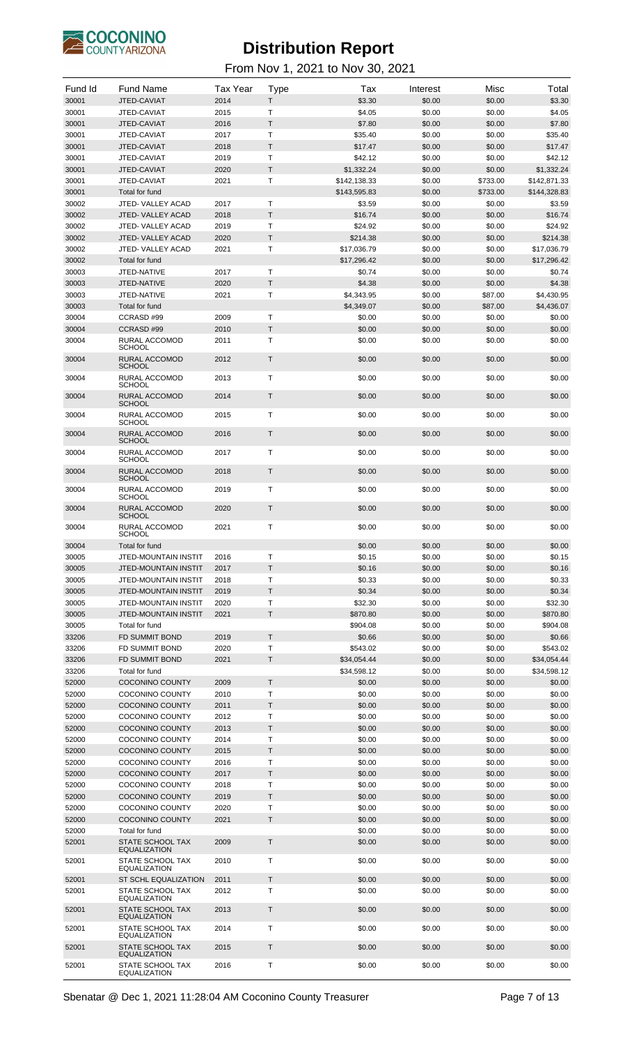# Distribution Report

From Nov 1, 2021 to Nov 30, 2021

| Fund Id | Fund Name | Tax Year | Type | Tax | Interest | Misc | Total |
|---|---|---|---|---|---|---|---|
| 30001 | JTED-CAVIAT | 2014 | T | $3.30 | $0.00 | $0.00 | $3.30 |
| 30001 | JTED-CAVIAT | 2015 | T | $4.05 | $0.00 | $0.00 | $4.05 |
| 30001 | JTED-CAVIAT | 2016 | T | $7.80 | $0.00 | $0.00 | $7.80 |
| 30001 | JTED-CAVIAT | 2017 | T | $35.40 | $0.00 | $0.00 | $35.40 |
| 30001 | JTED-CAVIAT | 2018 | T | $17.47 | $0.00 | $0.00 | $17.47 |
| 30001 | JTED-CAVIAT | 2019 | T | $42.12 | $0.00 | $0.00 | $42.12 |
| 30001 | JTED-CAVIAT | 2020 | T | $1,332.24 | $0.00 | $0.00 | $1,332.24 |
| 30001 | JTED-CAVIAT | 2021 | T | $142,138.33 | $0.00 | $733.00 | $142,871.33 |
| 30001 | Total for fund | | | $143,595.83 | $0.00 | $733.00 | $144,328.83 |
| 30002 | JTED- VALLEY ACAD | 2017 | T | $3.59 | $0.00 | $0.00 | $3.59 |
| 30002 | JTED- VALLEY ACAD | 2018 | T | $16.74 | $0.00 | $0.00 | $16.74 |
| 30002 | JTED- VALLEY ACAD | 2019 | T | $24.92 | $0.00 | $0.00 | $24.92 |
| 30002 | JTED- VALLEY ACAD | 2020 | T | $214.38 | $0.00 | $0.00 | $214.38 |
| 30002 | JTED- VALLEY ACAD | 2021 | T | $17,036.79 | $0.00 | $0.00 | $17,036.79 |
| 30002 | Total for fund | | | $17,296.42 | $0.00 | $0.00 | $17,296.42 |
| 30003 | JTED-NATIVE | 2017 | T | $0.74 | $0.00 | $0.00 | $0.74 |
| 30003 | JTED-NATIVE | 2020 | T | $4.38 | $0.00 | $0.00 | $4.38 |
| 30003 | JTED-NATIVE | 2021 | T | $4,343.95 | $0.00 | $87.00 | $4,430.95 |
| 30003 | Total for fund | | | $4,349.07 | $0.00 | $87.00 | $4,436.07 |
| 30004 | CCRASD #99 | 2009 | T | $0.00 | $0.00 | $0.00 | $0.00 |
| 30004 | CCRASD #99 | 2010 | T | $0.00 | $0.00 | $0.00 | $0.00 |
| 30004 | RURAL ACCOMOD SCHOOL | 2011 | T | $0.00 | $0.00 | $0.00 | $0.00 |
| 30004 | RURAL ACCOMOD SCHOOL | 2012 | T | $0.00 | $0.00 | $0.00 | $0.00 |
| 30004 | RURAL ACCOMOD SCHOOL | 2013 | T | $0.00 | $0.00 | $0.00 | $0.00 |
| 30004 | RURAL ACCOMOD SCHOOL | 2014 | T | $0.00 | $0.00 | $0.00 | $0.00 |
| 30004 | RURAL ACCOMOD SCHOOL | 2015 | T | $0.00 | $0.00 | $0.00 | $0.00 |
| 30004 | RURAL ACCOMOD SCHOOL | 2016 | T | $0.00 | $0.00 | $0.00 | $0.00 |
| 30004 | RURAL ACCOMOD SCHOOL | 2017 | T | $0.00 | $0.00 | $0.00 | $0.00 |
| 30004 | RURAL ACCOMOD SCHOOL | 2018 | T | $0.00 | $0.00 | $0.00 | $0.00 |
| 30004 | RURAL ACCOMOD SCHOOL | 2019 | T | $0.00 | $0.00 | $0.00 | $0.00 |
| 30004 | RURAL ACCOMOD SCHOOL | 2020 | T | $0.00 | $0.00 | $0.00 | $0.00 |
| 30004 | RURAL ACCOMOD SCHOOL | 2021 | T | $0.00 | $0.00 | $0.00 | $0.00 |
| 30004 | Total for fund | | | $0.00 | $0.00 | $0.00 | $0.00 |
| 30005 | JTED-MOUNTAIN INSTIT | 2016 | T | $0.15 | $0.00 | $0.00 | $0.15 |
| 30005 | JTED-MOUNTAIN INSTIT | 2017 | T | $0.16 | $0.00 | $0.00 | $0.16 |
| 30005 | JTED-MOUNTAIN INSTIT | 2018 | T | $0.33 | $0.00 | $0.00 | $0.33 |
| 30005 | JTED-MOUNTAIN INSTIT | 2019 | T | $0.34 | $0.00 | $0.00 | $0.34 |
| 30005 | JTED-MOUNTAIN INSTIT | 2020 | T | $32.30 | $0.00 | $0.00 | $32.30 |
| 30005 | JTED-MOUNTAIN INSTIT | 2021 | T | $870.80 | $0.00 | $0.00 | $870.80 |
| 30005 | Total for fund | | | $904.08 | $0.00 | $0.00 | $904.08 |
| 33206 | FD SUMMIT BOND | 2019 | T | $0.66 | $0.00 | $0.00 | $0.66 |
| 33206 | FD SUMMIT BOND | 2020 | T | $543.02 | $0.00 | $0.00 | $543.02 |
| 33206 | FD SUMMIT BOND | 2021 | T | $34,054.44 | $0.00 | $0.00 | $34,054.44 |
| 33206 | Total for fund | | | $34,598.12 | $0.00 | $0.00 | $34,598.12 |
| 52000 | COCONINO COUNTY | 2009 | T | $0.00 | $0.00 | $0.00 | $0.00 |
| 52000 | COCONINO COUNTY | 2010 | T | $0.00 | $0.00 | $0.00 | $0.00 |
| 52000 | COCONINO COUNTY | 2011 | T | $0.00 | $0.00 | $0.00 | $0.00 |
| 52000 | COCONINO COUNTY | 2012 | T | $0.00 | $0.00 | $0.00 | $0.00 |
| 52000 | COCONINO COUNTY | 2013 | T | $0.00 | $0.00 | $0.00 | $0.00 |
| 52000 | COCONINO COUNTY | 2014 | T | $0.00 | $0.00 | $0.00 | $0.00 |
| 52000 | COCONINO COUNTY | 2015 | T | $0.00 | $0.00 | $0.00 | $0.00 |
| 52000 | COCONINO COUNTY | 2016 | T | $0.00 | $0.00 | $0.00 | $0.00 |
| 52000 | COCONINO COUNTY | 2017 | T | $0.00 | $0.00 | $0.00 | $0.00 |
| 52000 | COCONINO COUNTY | 2018 | T | $0.00 | $0.00 | $0.00 | $0.00 |
| 52000 | COCONINO COUNTY | 2019 | T | $0.00 | $0.00 | $0.00 | $0.00 |
| 52000 | COCONINO COUNTY | 2020 | T | $0.00 | $0.00 | $0.00 | $0.00 |
| 52000 | COCONINO COUNTY | 2021 | T | $0.00 | $0.00 | $0.00 | $0.00 |
| 52000 | Total for fund | | | $0.00 | $0.00 | $0.00 | $0.00 |
| 52001 | STATE SCHOOL TAX EQUALIZATION | 2009 | T | $0.00 | $0.00 | $0.00 | $0.00 |
| 52001 | STATE SCHOOL TAX EQUALIZATION | 2010 | T | $0.00 | $0.00 | $0.00 | $0.00 |
| 52001 | ST SCHL EQUALIZATION | 2011 | T | $0.00 | $0.00 | $0.00 | $0.00 |
| 52001 | STATE SCHOOL TAX EQUALIZATION | 2012 | T | $0.00 | $0.00 | $0.00 | $0.00 |
| 52001 | STATE SCHOOL TAX EQUALIZATION | 2013 | T | $0.00 | $0.00 | $0.00 | $0.00 |
| 52001 | STATE SCHOOL TAX EQUALIZATION | 2014 | T | $0.00 | $0.00 | $0.00 | $0.00 |
| 52001 | STATE SCHOOL TAX EQUALIZATION | 2015 | T | $0.00 | $0.00 | $0.00 | $0.00 |
| 52001 | STATE SCHOOL TAX EQUALIZATION | 2016 | T | $0.00 | $0.00 | $0.00 | $0.00 |

Sbenatar @ Dec 1, 2021 11:28:04 AM Coconino County Treasurer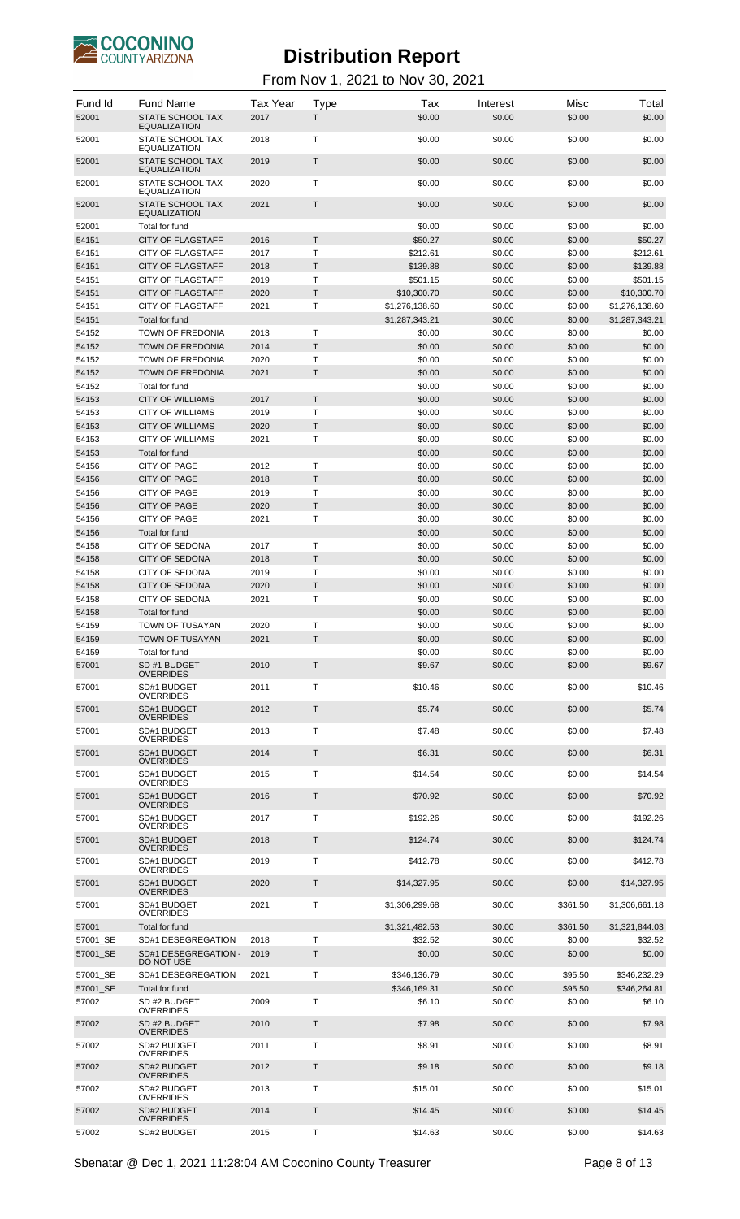# Distribution Report

From Nov 1, 2021 to Nov 30, 2021

| Fund Id | Fund Name | Tax Year | Type | Tax | Interest | Misc | Total |
|---|---|---|---|---|---|---|---|
| 52001 | STATE SCHOOL TAX EQUALIZATION | 2017 | T | $0.00 | $0.00 | $0.00 | $0.00 |
| 52001 | STATE SCHOOL TAX EQUALIZATION | 2018 | T | $0.00 | $0.00 | $0.00 | $0.00 |
| 52001 | STATE SCHOOL TAX EQUALIZATION | 2019 | T | $0.00 | $0.00 | $0.00 | $0.00 |
| 52001 | STATE SCHOOL TAX EQUALIZATION | 2020 | T | $0.00 | $0.00 | $0.00 | $0.00 |
| 52001 | STATE SCHOOL TAX EQUALIZATION | 2021 | T | $0.00 | $0.00 | $0.00 | $0.00 |
| 52001 | Total for fund | | | $0.00 | $0.00 | $0.00 | $0.00 |
| 54151 | CITY OF FLAGSTAFF | 2016 | T | $50.27 | $0.00 | $0.00 | $50.27 |
| 54151 | CITY OF FLAGSTAFF | 2017 | T | $212.61 | $0.00 | $0.00 | $212.61 |
| 54151 | CITY OF FLAGSTAFF | 2018 | T | $139.88 | $0.00 | $0.00 | $139.88 |
| 54151 | CITY OF FLAGSTAFF | 2019 | T | $501.15 | $0.00 | $0.00 | $501.15 |
| 54151 | CITY OF FLAGSTAFF | 2020 | T | $10,300.70 | $0.00 | $0.00 | $10,300.70 |
| 54151 | CITY OF FLAGSTAFF | 2021 | T | $1,276,138.60 | $0.00 | $0.00 | $1,276,138.60 |
| 54151 | Total for fund | | | $1,287,343.21 | $0.00 | $0.00 | $1,287,343.21 |
| 54152 | TOWN OF FREDONIA | 2013 | T | $0.00 | $0.00 | $0.00 | $0.00 |
| 54152 | TOWN OF FREDONIA | 2014 | T | $0.00 | $0.00 | $0.00 | $0.00 |
| 54152 | TOWN OF FREDONIA | 2020 | T | $0.00 | $0.00 | $0.00 | $0.00 |
| 54152 | TOWN OF FREDONIA | 2021 | T | $0.00 | $0.00 | $0.00 | $0.00 |
| 54152 | Total for fund | | | $0.00 | $0.00 | $0.00 | $0.00 |
| 54153 | CITY OF WILLIAMS | 2017 | T | $0.00 | $0.00 | $0.00 | $0.00 |
| 54153 | CITY OF WILLIAMS | 2019 | T | $0.00 | $0.00 | $0.00 | $0.00 |
| 54153 | CITY OF WILLIAMS | 2020 | T | $0.00 | $0.00 | $0.00 | $0.00 |
| 54153 | CITY OF WILLIAMS | 2021 | T | $0.00 | $0.00 | $0.00 | $0.00 |
| 54153 | Total for fund | | | $0.00 | $0.00 | $0.00 | $0.00 |
| 54156 | CITY OF PAGE | 2012 | T | $0.00 | $0.00 | $0.00 | $0.00 |
| 54156 | CITY OF PAGE | 2018 | T | $0.00 | $0.00 | $0.00 | $0.00 |
| 54156 | CITY OF PAGE | 2019 | T | $0.00 | $0.00 | $0.00 | $0.00 |
| 54156 | CITY OF PAGE | 2020 | T | $0.00 | $0.00 | $0.00 | $0.00 |
| 54156 | CITY OF PAGE | 2021 | T | $0.00 | $0.00 | $0.00 | $0.00 |
| 54156 | Total for fund | | | $0.00 | $0.00 | $0.00 | $0.00 |
| 54158 | CITY OF SEDONA | 2017 | T | $0.00 | $0.00 | $0.00 | $0.00 |
| 54158 | CITY OF SEDONA | 2018 | T | $0.00 | $0.00 | $0.00 | $0.00 |
| 54158 | CITY OF SEDONA | 2019 | T | $0.00 | $0.00 | $0.00 | $0.00 |
| 54158 | CITY OF SEDONA | 2020 | T | $0.00 | $0.00 | $0.00 | $0.00 |
| 54158 | CITY OF SEDONA | 2021 | T | $0.00 | $0.00 | $0.00 | $0.00 |
| 54158 | Total for fund | | | $0.00 | $0.00 | $0.00 | $0.00 |
| 54159 | TOWN OF TUSAYAN | 2020 | T | $0.00 | $0.00 | $0.00 | $0.00 |
| 54159 | TOWN OF TUSAYAN | 2021 | T | $0.00 | $0.00 | $0.00 | $0.00 |
| 54159 | Total for fund | | | $0.00 | $0.00 | $0.00 | $0.00 |
| 57001 | SD #1 BUDGET OVERRIDES | 2010 | T | $9.67 | $0.00 | $0.00 | $9.67 |
| 57001 | SD#1 BUDGET OVERRIDES | 2011 | T | $10.46 | $0.00 | $0.00 | $10.46 |
| 57001 | SD#1 BUDGET OVERRIDES | 2012 | T | $5.74 | $0.00 | $0.00 | $5.74 |
| 57001 | SD#1 BUDGET OVERRIDES | 2013 | T | $7.48 | $0.00 | $0.00 | $7.48 |
| 57001 | SD#1 BUDGET OVERRIDES | 2014 | T | $6.31 | $0.00 | $0.00 | $6.31 |
| 57001 | SD#1 BUDGET OVERRIDES | 2015 | T | $14.54 | $0.00 | $0.00 | $14.54 |
| 57001 | SD#1 BUDGET OVERRIDES | 2016 | T | $70.92 | $0.00 | $0.00 | $70.92 |
| 57001 | SD#1 BUDGET OVERRIDES | 2017 | T | $192.26 | $0.00 | $0.00 | $192.26 |
| 57001 | SD#1 BUDGET OVERRIDES | 2018 | T | $124.74 | $0.00 | $0.00 | $124.74 |
| 57001 | SD#1 BUDGET OVERRIDES | 2019 | T | $412.78 | $0.00 | $0.00 | $412.78 |
| 57001 | SD#1 BUDGET OVERRIDES | 2020 | T | $14,327.95 | $0.00 | $0.00 | $14,327.95 |
| 57001 | SD#1 BUDGET OVERRIDES | 2021 | T | $1,306,299.68 | $0.00 | $361.50 | $1,306,661.18 |
| 57001 | Total for fund | | | $1,321,482.53 | $0.00 | $361.50 | $1,321,844.03 |
| 57001_SE | SD#1 DESEGREGATION | 2018 | T | $32.52 | $0.00 | $0.00 | $32.52 |
| 57001_SE | SD#1 DESEGREGATION - DO NOT USE | 2019 | T | $0.00 | $0.00 | $0.00 | $0.00 |
| 57001_SE | SD#1 DESEGREGATION | 2021 | T | $346,136.79 | $0.00 | $95.50 | $346,232.29 |
| 57001_SE | Total for fund | | | $346,169.31 | $0.00 | $95.50 | $346,264.81 |
| 57002 | SD #2 BUDGET OVERRIDES | 2009 | T | $6.10 | $0.00 | $0.00 | $6.10 |
| 57002 | SD #2 BUDGET OVERRIDES | 2010 | T | $7.98 | $0.00 | $0.00 | $7.98 |
| 57002 | SD#2 BUDGET OVERRIDES | 2011 | T | $8.91 | $0.00 | $0.00 | $8.91 |
| 57002 | SD#2 BUDGET OVERRIDES | 2012 | T | $9.18 | $0.00 | $0.00 | $9.18 |
| 57002 | SD#2 BUDGET OVERRIDES | 2013 | T | $15.01 | $0.00 | $0.00 | $15.01 |
| 57002 | SD#2 BUDGET OVERRIDES | 2014 | T | $14.45 | $0.00 | $0.00 | $14.45 |
| 57002 | SD#2 BUDGET | 2015 | T | $14.63 | $0.00 | $0.00 | $14.63 |

Sbenatar @ Dec 1, 2021 11:28:04 AM Coconino County Treasurer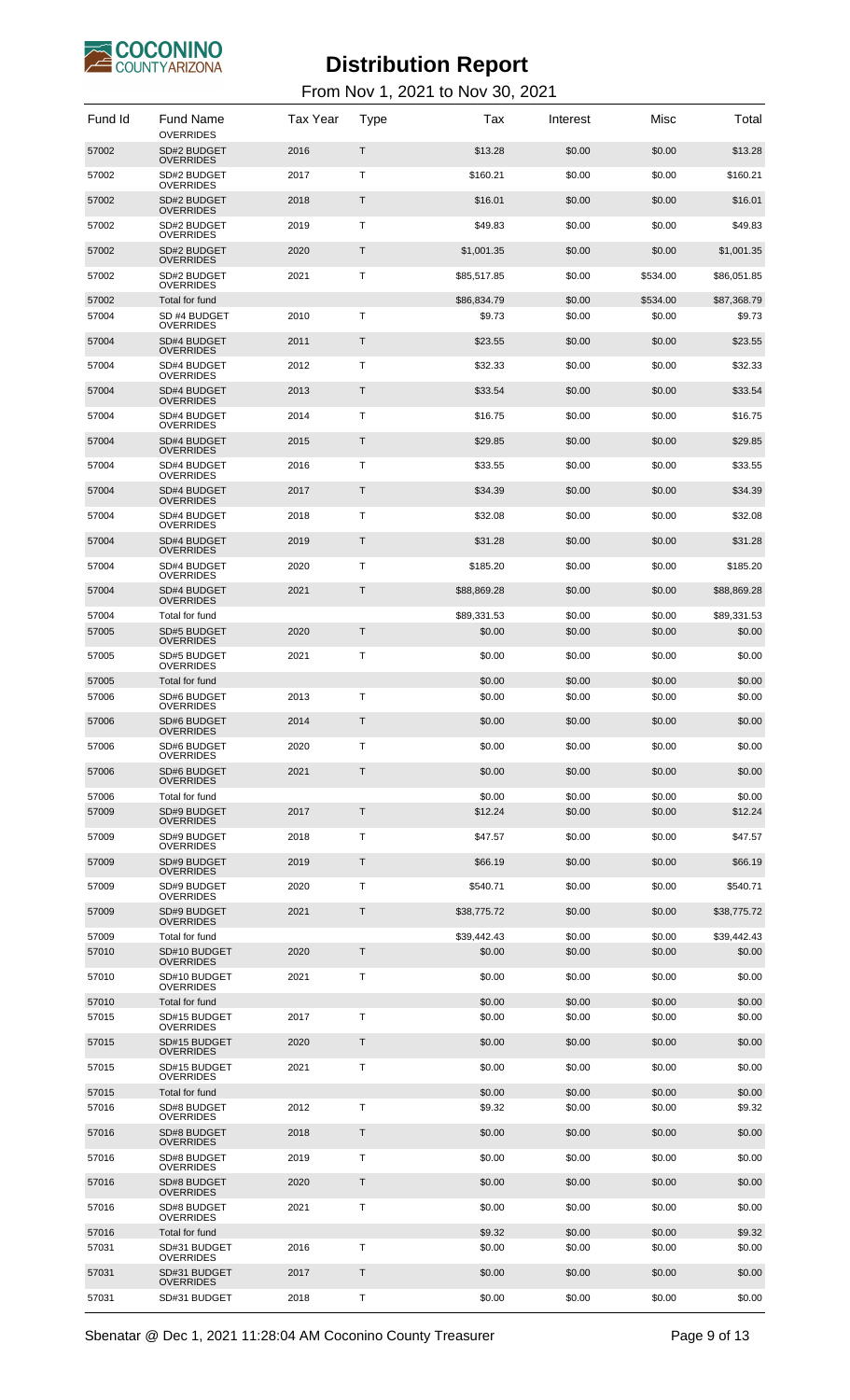# Distribution Report

From Nov 1, 2021 to Nov 30, 2021

| Fund Id | Fund Name | Tax Year | Type | Tax | Interest | Misc | Total |
|---|---|---|---|---|---|---|---|
| | OVERRIDES | | | | | | |
| 57002 | SD#2 BUDGET OVERRIDES | 2016 | T | $13.28 | $0.00 | $0.00 | $13.28 |
| 57002 | SD#2 BUDGET OVERRIDES | 2017 | T | $160.21 | $0.00 | $0.00 | $160.21 |
| 57002 | SD#2 BUDGET OVERRIDES | 2018 | T | $16.01 | $0.00 | $0.00 | $16.01 |
| 57002 | SD#2 BUDGET OVERRIDES | 2019 | T | $49.83 | $0.00 | $0.00 | $49.83 |
| 57002 | SD#2 BUDGET OVERRIDES | 2020 | T | $1,001.35 | $0.00 | $0.00 | $1,001.35 |
| 57002 | SD#2 BUDGET OVERRIDES | 2021 | T | $85,517.85 | $0.00 | $534.00 | $86,051.85 |
| 57002 | Total for fund | | | $86,834.79 | $0.00 | $534.00 | $87,368.79 |
| 57004 | SD #4 BUDGET OVERRIDES | 2010 | T | $9.73 | $0.00 | $0.00 | $9.73 |
| 57004 | SD#4 BUDGET OVERRIDES | 2011 | T | $23.55 | $0.00 | $0.00 | $23.55 |
| 57004 | SD#4 BUDGET OVERRIDES | 2012 | T | $32.33 | $0.00 | $0.00 | $32.33 |
| 57004 | SD#4 BUDGET OVERRIDES | 2013 | T | $33.54 | $0.00 | $0.00 | $33.54 |
| 57004 | SD#4 BUDGET OVERRIDES | 2014 | T | $16.75 | $0.00 | $0.00 | $16.75 |
| 57004 | SD#4 BUDGET OVERRIDES | 2015 | T | $29.85 | $0.00 | $0.00 | $29.85 |
| 57004 | SD#4 BUDGET OVERRIDES | 2016 | T | $33.55 | $0.00 | $0.00 | $33.55 |
| 57004 | SD#4 BUDGET OVERRIDES | 2017 | T | $34.39 | $0.00 | $0.00 | $34.39 |
| 57004 | SD#4 BUDGET OVERRIDES | 2018 | T | $32.08 | $0.00 | $0.00 | $32.08 |
| 57004 | SD#4 BUDGET OVERRIDES | 2019 | T | $31.28 | $0.00 | $0.00 | $31.28 |
| 57004 | SD#4 BUDGET OVERRIDES | 2020 | T | $185.20 | $0.00 | $0.00 | $185.20 |
| 57004 | SD#4 BUDGET OVERRIDES | 2021 | T | $88,869.28 | $0.00 | $0.00 | $88,869.28 |
| 57004 | Total for fund | | | $89,331.53 | $0.00 | $0.00 | $89,331.53 |
| 57005 | SD#5 BUDGET OVERRIDES | 2020 | T | $0.00 | $0.00 | $0.00 | $0.00 |
| 57005 | SD#5 BUDGET OVERRIDES | 2021 | T | $0.00 | $0.00 | $0.00 | $0.00 |
| 57005 | Total for fund | | | $0.00 | $0.00 | $0.00 | $0.00 |
| 57006 | SD#6 BUDGET OVERRIDES | 2013 | T | $0.00 | $0.00 | $0.00 | $0.00 |
| 57006 | SD#6 BUDGET OVERRIDES | 2014 | T | $0.00 | $0.00 | $0.00 | $0.00 |
| 57006 | SD#6 BUDGET OVERRIDES | 2020 | T | $0.00 | $0.00 | $0.00 | $0.00 |
| 57006 | SD#6 BUDGET OVERRIDES | 2021 | T | $0.00 | $0.00 | $0.00 | $0.00 |
| 57006 | Total for fund | | | $0.00 | $0.00 | $0.00 | $0.00 |
| 57009 | SD#9 BUDGET OVERRIDES | 2017 | T | $12.24 | $0.00 | $0.00 | $12.24 |
| 57009 | SD#9 BUDGET OVERRIDES | 2018 | T | $47.57 | $0.00 | $0.00 | $47.57 |
| 57009 | SD#9 BUDGET OVERRIDES | 2019 | T | $66.19 | $0.00 | $0.00 | $66.19 |
| 57009 | SD#9 BUDGET OVERRIDES | 2020 | T | $540.71 | $0.00 | $0.00 | $540.71 |
| 57009 | SD#9 BUDGET OVERRIDES | 2021 | T | $38,775.72 | $0.00 | $0.00 | $38,775.72 |
| 57009 | Total for fund | | | $39,442.43 | $0.00 | $0.00 | $39,442.43 |
| 57010 | SD#10 BUDGET OVERRIDES | 2020 | T | $0.00 | $0.00 | $0.00 | $0.00 |
| 57010 | SD#10 BUDGET OVERRIDES | 2021 | T | $0.00 | $0.00 | $0.00 | $0.00 |
| 57010 | Total for fund | | | $0.00 | $0.00 | $0.00 | $0.00 |
| 57015 | SD#15 BUDGET OVERRIDES | 2017 | T | $0.00 | $0.00 | $0.00 | $0.00 |
| 57015 | SD#15 BUDGET OVERRIDES | 2020 | T | $0.00 | $0.00 | $0.00 | $0.00 |
| 57015 | SD#15 BUDGET OVERRIDES | 2021 | T | $0.00 | $0.00 | $0.00 | $0.00 |
| 57015 | Total for fund | | | $0.00 | $0.00 | $0.00 | $0.00 |
| 57016 | SD#8 BUDGET OVERRIDES | 2012 | T | $9.32 | $0.00 | $0.00 | $9.32 |
| 57016 | SD#8 BUDGET OVERRIDES | 2018 | T | $0.00 | $0.00 | $0.00 | $0.00 |
| 57016 | SD#8 BUDGET OVERRIDES | 2019 | T | $0.00 | $0.00 | $0.00 | $0.00 |
| 57016 | SD#8 BUDGET OVERRIDES | 2020 | T | $0.00 | $0.00 | $0.00 | $0.00 |
| 57016 | SD#8 BUDGET OVERRIDES | 2021 | T | $0.00 | $0.00 | $0.00 | $0.00 |
| 57016 | Total for fund | | | $9.32 | $0.00 | $0.00 | $9.32 |
| 57031 | SD#31 BUDGET OVERRIDES | 2016 | T | $0.00 | $0.00 | $0.00 | $0.00 |
| 57031 | SD#31 BUDGET OVERRIDES | 2017 | T | $0.00 | $0.00 | $0.00 | $0.00 |
| 57031 | SD#31 BUDGET | 2018 | T | $0.00 | $0.00 | $0.00 | $0.00 |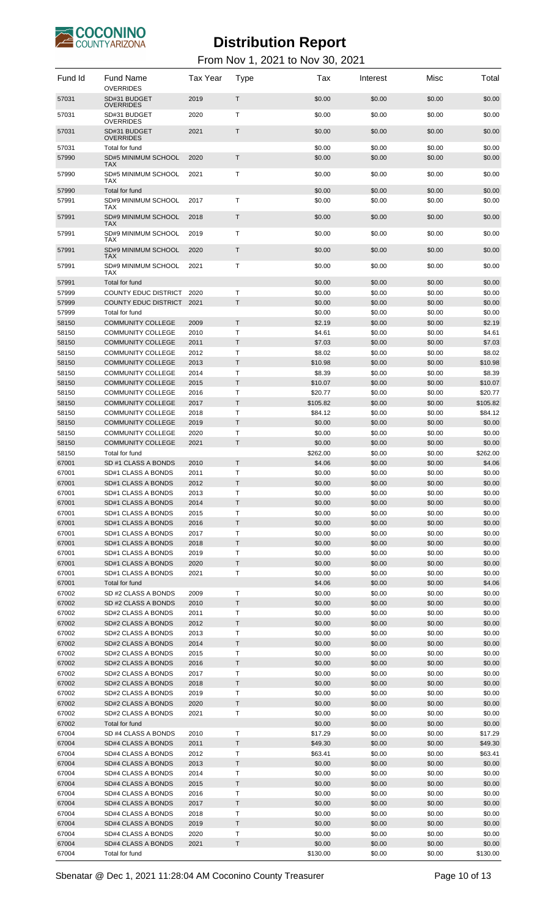# Distribution Report

From Nov 1, 2021 to Nov 30, 2021

| Fund Id | Fund Name | Tax Year | Type | Tax | Interest | Misc | Total |
|---|---|---|---|---|---|---|---|
| | OVERRIDES | | | | | | |
| 57031 | SD#31 BUDGET OVERRIDES | 2019 | T | $0.00 | $0.00 | $0.00 | $0.00 |
| 57031 | SD#31 BUDGET OVERRIDES | 2020 | T | $0.00 | $0.00 | $0.00 | $0.00 |
| 57031 | SD#31 BUDGET OVERRIDES | 2021 | T | $0.00 | $0.00 | $0.00 | $0.00 |
| 57031 | Total for fund | | | $0.00 | $0.00 | $0.00 | $0.00 |
| 57990 | SD#5 MINIMUM SCHOOL TAX | 2020 | T | $0.00 | $0.00 | $0.00 | $0.00 |
| 57990 | SD#5 MINIMUM SCHOOL TAX | 2021 | T | $0.00 | $0.00 | $0.00 | $0.00 |
| 57990 | Total for fund | | | $0.00 | $0.00 | $0.00 | $0.00 |
| 57991 | SD#9 MINIMUM SCHOOL TAX | 2017 | T | $0.00 | $0.00 | $0.00 | $0.00 |
| 57991 | SD#9 MINIMUM SCHOOL TAX | 2018 | T | $0.00 | $0.00 | $0.00 | $0.00 |
| 57991 | SD#9 MINIMUM SCHOOL TAX | 2019 | T | $0.00 | $0.00 | $0.00 | $0.00 |
| 57991 | SD#9 MINIMUM SCHOOL TAX | 2020 | T | $0.00 | $0.00 | $0.00 | $0.00 |
| 57991 | SD#9 MINIMUM SCHOOL TAX | 2021 | T | $0.00 | $0.00 | $0.00 | $0.00 |
| 57991 | Total for fund | | | $0.00 | $0.00 | $0.00 | $0.00 |
| 57999 | COUNTY EDUC DISTRICT | 2020 | T | $0.00 | $0.00 | $0.00 | $0.00 |
| 57999 | COUNTY EDUC DISTRICT | 2021 | T | $0.00 | $0.00 | $0.00 | $0.00 |
| 57999 | Total for fund | | | $0.00 | $0.00 | $0.00 | $0.00 |
| 58150 | COMMUNITY COLLEGE | 2009 | T | $2.19 | $0.00 | $0.00 | $2.19 |
| 58150 | COMMUNITY COLLEGE | 2010 | T | $4.61 | $0.00 | $0.00 | $4.61 |
| 58150 | COMMUNITY COLLEGE | 2011 | T | $7.03 | $0.00 | $0.00 | $7.03 |
| 58150 | COMMUNITY COLLEGE | 2012 | T | $8.02 | $0.00 | $0.00 | $8.02 |
| 58150 | COMMUNITY COLLEGE | 2013 | T | $10.98 | $0.00 | $0.00 | $10.98 |
| 58150 | COMMUNITY COLLEGE | 2014 | T | $8.39 | $0.00 | $0.00 | $8.39 |
| 58150 | COMMUNITY COLLEGE | 2015 | T | $10.07 | $0.00 | $0.00 | $10.07 |
| 58150 | COMMUNITY COLLEGE | 2016 | T | $20.77 | $0.00 | $0.00 | $20.77 |
| 58150 | COMMUNITY COLLEGE | 2017 | T | $105.82 | $0.00 | $0.00 | $105.82 |
| 58150 | COMMUNITY COLLEGE | 2018 | T | $84.12 | $0.00 | $0.00 | $84.12 |
| 58150 | COMMUNITY COLLEGE | 2019 | T | $0.00 | $0.00 | $0.00 | $0.00 |
| 58150 | COMMUNITY COLLEGE | 2020 | T | $0.00 | $0.00 | $0.00 | $0.00 |
| 58150 | COMMUNITY COLLEGE | 2021 | T | $0.00 | $0.00 | $0.00 | $0.00 |
| 58150 | Total for fund | | | $262.00 | $0.00 | $0.00 | $262.00 |
| 67001 | SD #1 CLASS A BONDS | 2010 | T | $4.06 | $0.00 | $0.00 | $4.06 |
| 67001 | SD#1 CLASS A BONDS | 2011 | T | $0.00 | $0.00 | $0.00 | $0.00 |
| 67001 | SD#1 CLASS A BONDS | 2012 | T | $0.00 | $0.00 | $0.00 | $0.00 |
| 67001 | SD#1 CLASS A BONDS | 2013 | T | $0.00 | $0.00 | $0.00 | $0.00 |
| 67001 | SD#1 CLASS A BONDS | 2014 | T | $0.00 | $0.00 | $0.00 | $0.00 |
| 67001 | SD#1 CLASS A BONDS | 2015 | T | $0.00 | $0.00 | $0.00 | $0.00 |
| 67001 | SD#1 CLASS A BONDS | 2016 | T | $0.00 | $0.00 | $0.00 | $0.00 |
| 67001 | SD#1 CLASS A BONDS | 2017 | T | $0.00 | $0.00 | $0.00 | $0.00 |
| 67001 | SD#1 CLASS A BONDS | 2018 | T | $0.00 | $0.00 | $0.00 | $0.00 |
| 67001 | SD#1 CLASS A BONDS | 2019 | T | $0.00 | $0.00 | $0.00 | $0.00 |
| 67001 | SD#1 CLASS A BONDS | 2020 | T | $0.00 | $0.00 | $0.00 | $0.00 |
| 67001 | SD#1 CLASS A BONDS | 2021 | T | $0.00 | $0.00 | $0.00 | $0.00 |
| 67001 | Total for fund | | | $4.06 | $0.00 | $0.00 | $4.06 |
| 67002 | SD #2 CLASS A BONDS | 2009 | T | $0.00 | $0.00 | $0.00 | $0.00 |
| 67002 | SD #2 CLASS A BONDS | 2010 | T | $0.00 | $0.00 | $0.00 | $0.00 |
| 67002 | SD#2 CLASS A BONDS | 2011 | T | $0.00 | $0.00 | $0.00 | $0.00 |
| 67002 | SD#2 CLASS A BONDS | 2012 | T | $0.00 | $0.00 | $0.00 | $0.00 |
| 67002 | SD#2 CLASS A BONDS | 2013 | T | $0.00 | $0.00 | $0.00 | $0.00 |
| 67002 | SD#2 CLASS A BONDS | 2014 | T | $0.00 | $0.00 | $0.00 | $0.00 |
| 67002 | SD#2 CLASS A BONDS | 2015 | T | $0.00 | $0.00 | $0.00 | $0.00 |
| 67002 | SD#2 CLASS A BONDS | 2016 | T | $0.00 | $0.00 | $0.00 | $0.00 |
| 67002 | SD#2 CLASS A BONDS | 2017 | T | $0.00 | $0.00 | $0.00 | $0.00 |
| 67002 | SD#2 CLASS A BONDS | 2018 | T | $0.00 | $0.00 | $0.00 | $0.00 |
| 67002 | SD#2 CLASS A BONDS | 2019 | T | $0.00 | $0.00 | $0.00 | $0.00 |
| 67002 | SD#2 CLASS A BONDS | 2020 | T | $0.00 | $0.00 | $0.00 | $0.00 |
| 67002 | SD#2 CLASS A BONDS | 2021 | T | $0.00 | $0.00 | $0.00 | $0.00 |
| 67002 | Total for fund | | | $0.00 | $0.00 | $0.00 | $0.00 |
| 67004 | SD #4 CLASS A BONDS | 2010 | T | $17.29 | $0.00 | $0.00 | $17.29 |
| 67004 | SD#4 CLASS A BONDS | 2011 | T | $49.30 | $0.00 | $0.00 | $49.30 |
| 67004 | SD#4 CLASS A BONDS | 2012 | T | $63.41 | $0.00 | $0.00 | $63.41 |
| 67004 | SD#4 CLASS A BONDS | 2013 | T | $0.00 | $0.00 | $0.00 | $0.00 |
| 67004 | SD#4 CLASS A BONDS | 2014 | T | $0.00 | $0.00 | $0.00 | $0.00 |
| 67004 | SD#4 CLASS A BONDS | 2015 | T | $0.00 | $0.00 | $0.00 | $0.00 |
| 67004 | SD#4 CLASS A BONDS | 2016 | T | $0.00 | $0.00 | $0.00 | $0.00 |
| 67004 | SD#4 CLASS A BONDS | 2017 | T | $0.00 | $0.00 | $0.00 | $0.00 |
| 67004 | SD#4 CLASS A BONDS | 2018 | T | $0.00 | $0.00 | $0.00 | $0.00 |
| 67004 | SD#4 CLASS A BONDS | 2019 | T | $0.00 | $0.00 | $0.00 | $0.00 |
| 67004 | SD#4 CLASS A BONDS | 2020 | T | $0.00 | $0.00 | $0.00 | $0.00 |
| 67004 | SD#4 CLASS A BONDS | 2021 | T | $0.00 | $0.00 | $0.00 | $0.00 |
| 67004 | Total for fund | | | $130.00 | $0.00 | $0.00 | $130.00 |

Sbenatar @ Dec 1, 2021 11:28:04 AM Coconino County Treasurer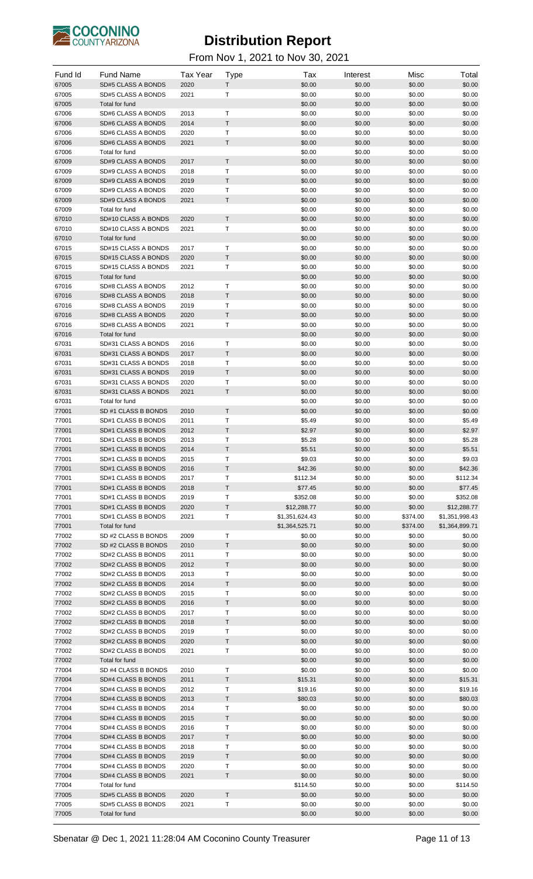# Distribution Report

From Nov 1, 2021 to Nov 30, 2021

| Fund Id | Fund Name | Tax Year | Type | Tax | Interest | Misc | Total |
|---|---|---|---|---|---|---|---|
| 67005 | SD#5 CLASS A BONDS | 2020 | T | $0.00 | $0.00 | $0.00 | $0.00 |
| 67005 | SD#5 CLASS A BONDS | 2021 | T | $0.00 | $0.00 | $0.00 | $0.00 |
| 67005 | Total for fund | | | $0.00 | $0.00 | $0.00 | $0.00 |
| 67006 | SD#6 CLASS A BONDS | 2013 | T | $0.00 | $0.00 | $0.00 | $0.00 |
| 67006 | SD#6 CLASS A BONDS | 2014 | T | $0.00 | $0.00 | $0.00 | $0.00 |
| 67006 | SD#6 CLASS A BONDS | 2020 | T | $0.00 | $0.00 | $0.00 | $0.00 |
| 67006 | SD#6 CLASS A BONDS | 2021 | T | $0.00 | $0.00 | $0.00 | $0.00 |
| 67006 | Total for fund | | | $0.00 | $0.00 | $0.00 | $0.00 |
| 67009 | SD#9 CLASS A BONDS | 2017 | T | $0.00 | $0.00 | $0.00 | $0.00 |
| 67009 | SD#9 CLASS A BONDS | 2018 | T | $0.00 | $0.00 | $0.00 | $0.00 |
| 67009 | SD#9 CLASS A BONDS | 2019 | T | $0.00 | $0.00 | $0.00 | $0.00 |
| 67009 | SD#9 CLASS A BONDS | 2020 | T | $0.00 | $0.00 | $0.00 | $0.00 |
| 67009 | SD#9 CLASS A BONDS | 2021 | T | $0.00 | $0.00 | $0.00 | $0.00 |
| 67009 | Total for fund | | | $0.00 | $0.00 | $0.00 | $0.00 |
| 67010 | SD#10 CLASS A BONDS | 2020 | T | $0.00 | $0.00 | $0.00 | $0.00 |
| 67010 | SD#10 CLASS A BONDS | 2021 | T | $0.00 | $0.00 | $0.00 | $0.00 |
| 67010 | Total for fund | | | $0.00 | $0.00 | $0.00 | $0.00 |
| 67015 | SD#15 CLASS A BONDS | 2017 | T | $0.00 | $0.00 | $0.00 | $0.00 |
| 67015 | SD#15 CLASS A BONDS | 2020 | T | $0.00 | $0.00 | $0.00 | $0.00 |
| 67015 | SD#15 CLASS A BONDS | 2021 | T | $0.00 | $0.00 | $0.00 | $0.00 |
| 67015 | Total for fund | | | $0.00 | $0.00 | $0.00 | $0.00 |
| 67016 | SD#8 CLASS A BONDS | 2012 | T | $0.00 | $0.00 | $0.00 | $0.00 |
| 67016 | SD#8 CLASS A BONDS | 2018 | T | $0.00 | $0.00 | $0.00 | $0.00 |
| 67016 | SD#8 CLASS A BONDS | 2019 | T | $0.00 | $0.00 | $0.00 | $0.00 |
| 67016 | SD#8 CLASS A BONDS | 2020 | T | $0.00 | $0.00 | $0.00 | $0.00 |
| 67016 | SD#8 CLASS A BONDS | 2021 | T | $0.00 | $0.00 | $0.00 | $0.00 |
| 67016 | Total for fund | | | $0.00 | $0.00 | $0.00 | $0.00 |
| 67031 | SD#31 CLASS A BONDS | 2016 | T | $0.00 | $0.00 | $0.00 | $0.00 |
| 67031 | SD#31 CLASS A BONDS | 2017 | T | $0.00 | $0.00 | $0.00 | $0.00 |
| 67031 | SD#31 CLASS A BONDS | 2018 | T | $0.00 | $0.00 | $0.00 | $0.00 |
| 67031 | SD#31 CLASS A BONDS | 2019 | T | $0.00 | $0.00 | $0.00 | $0.00 |
| 67031 | SD#31 CLASS A BONDS | 2020 | T | $0.00 | $0.00 | $0.00 | $0.00 |
| 67031 | SD#31 CLASS A BONDS | 2021 | T | $0.00 | $0.00 | $0.00 | $0.00 |
| 67031 | Total for fund | | | $0.00 | $0.00 | $0.00 | $0.00 |
| 77001 | SD #1 CLASS B BONDS | 2010 | T | $0.00 | $0.00 | $0.00 | $0.00 |
| 77001 | SD#1 CLASS B BONDS | 2011 | T | $5.49 | $0.00 | $0.00 | $5.49 |
| 77001 | SD#1 CLASS B BONDS | 2012 | T | $2.97 | $0.00 | $0.00 | $2.97 |
| 77001 | SD#1 CLASS B BONDS | 2013 | T | $5.28 | $0.00 | $0.00 | $5.28 |
| 77001 | SD#1 CLASS B BONDS | 2014 | T | $5.51 | $0.00 | $0.00 | $5.51 |
| 77001 | SD#1 CLASS B BONDS | 2015 | T | $9.03 | $0.00 | $0.00 | $9.03 |
| 77001 | SD#1 CLASS B BONDS | 2016 | T | $42.36 | $0.00 | $0.00 | $42.36 |
| 77001 | SD#1 CLASS B BONDS | 2017 | T | $112.34 | $0.00 | $0.00 | $112.34 |
| 77001 | SD#1 CLASS B BONDS | 2018 | T | $77.45 | $0.00 | $0.00 | $77.45 |
| 77001 | SD#1 CLASS B BONDS | 2019 | T | $352.08 | $0.00 | $0.00 | $352.08 |
| 77001 | SD#1 CLASS B BONDS | 2020 | T | $12,288.77 | $0.00 | $0.00 | $12,288.77 |
| 77001 | SD#1 CLASS B BONDS | 2021 | T | $1,351,624.43 | $0.00 | $374.00 | $1,351,998.43 |
| 77001 | Total for fund | | | $1,364,525.71 | $0.00 | $374.00 | $1,364,899.71 |
| 77002 | SD #2 CLASS B BONDS | 2009 | T | $0.00 | $0.00 | $0.00 | $0.00 |
| 77002 | SD #2 CLASS B BONDS | 2010 | T | $0.00 | $0.00 | $0.00 | $0.00 |
| 77002 | SD#2 CLASS B BONDS | 2011 | T | $0.00 | $0.00 | $0.00 | $0.00 |
| 77002 | SD#2 CLASS B BONDS | 2012 | T | $0.00 | $0.00 | $0.00 | $0.00 |
| 77002 | SD#2 CLASS B BONDS | 2013 | T | $0.00 | $0.00 | $0.00 | $0.00 |
| 77002 | SD#2 CLASS B BONDS | 2014 | T | $0.00 | $0.00 | $0.00 | $0.00 |
| 77002 | SD#2 CLASS B BONDS | 2015 | T | $0.00 | $0.00 | $0.00 | $0.00 |
| 77002 | SD#2 CLASS B BONDS | 2016 | T | $0.00 | $0.00 | $0.00 | $0.00 |
| 77002 | SD#2 CLASS B BONDS | 2017 | T | $0.00 | $0.00 | $0.00 | $0.00 |
| 77002 | SD#2 CLASS B BONDS | 2018 | T | $0.00 | $0.00 | $0.00 | $0.00 |
| 77002 | SD#2 CLASS B BONDS | 2019 | T | $0.00 | $0.00 | $0.00 | $0.00 |
| 77002 | SD#2 CLASS B BONDS | 2020 | T | $0.00 | $0.00 | $0.00 | $0.00 |
| 77002 | SD#2 CLASS B BONDS | 2021 | T | $0.00 | $0.00 | $0.00 | $0.00 |
| 77002 | Total for fund | | | $0.00 | $0.00 | $0.00 | $0.00 |
| 77004 | SD #4 CLASS B BONDS | 2010 | T | $0.00 | $0.00 | $0.00 | $0.00 |
| 77004 | SD#4 CLASS B BONDS | 2011 | T | $15.31 | $0.00 | $0.00 | $15.31 |
| 77004 | SD#4 CLASS B BONDS | 2012 | T | $19.16 | $0.00 | $0.00 | $19.16 |
| 77004 | SD#4 CLASS B BONDS | 2013 | T | $80.03 | $0.00 | $0.00 | $80.03 |
| 77004 | SD#4 CLASS B BONDS | 2014 | T | $0.00 | $0.00 | $0.00 | $0.00 |
| 77004 | SD#4 CLASS B BONDS | 2015 | T | $0.00 | $0.00 | $0.00 | $0.00 |
| 77004 | SD#4 CLASS B BONDS | 2016 | T | $0.00 | $0.00 | $0.00 | $0.00 |
| 77004 | SD#4 CLASS B BONDS | 2017 | T | $0.00 | $0.00 | $0.00 | $0.00 |
| 77004 | SD#4 CLASS B BONDS | 2018 | T | $0.00 | $0.00 | $0.00 | $0.00 |
| 77004 | SD#4 CLASS B BONDS | 2019 | T | $0.00 | $0.00 | $0.00 | $0.00 |
| 77004 | SD#4 CLASS B BONDS | 2020 | T | $0.00 | $0.00 | $0.00 | $0.00 |
| 77004 | SD#4 CLASS B BONDS | 2021 | T | $0.00 | $0.00 | $0.00 | $0.00 |
| 77004 | Total for fund | | | $114.50 | $0.00 | $0.00 | $114.50 |
| 77005 | SD#5 CLASS B BONDS | 2020 | T | $0.00 | $0.00 | $0.00 | $0.00 |
| 77005 | SD#5 CLASS B BONDS | 2021 | T | $0.00 | $0.00 | $0.00 | $0.00 |
| 77005 | Total for fund | | | $0.00 | $0.00 | $0.00 | $0.00 |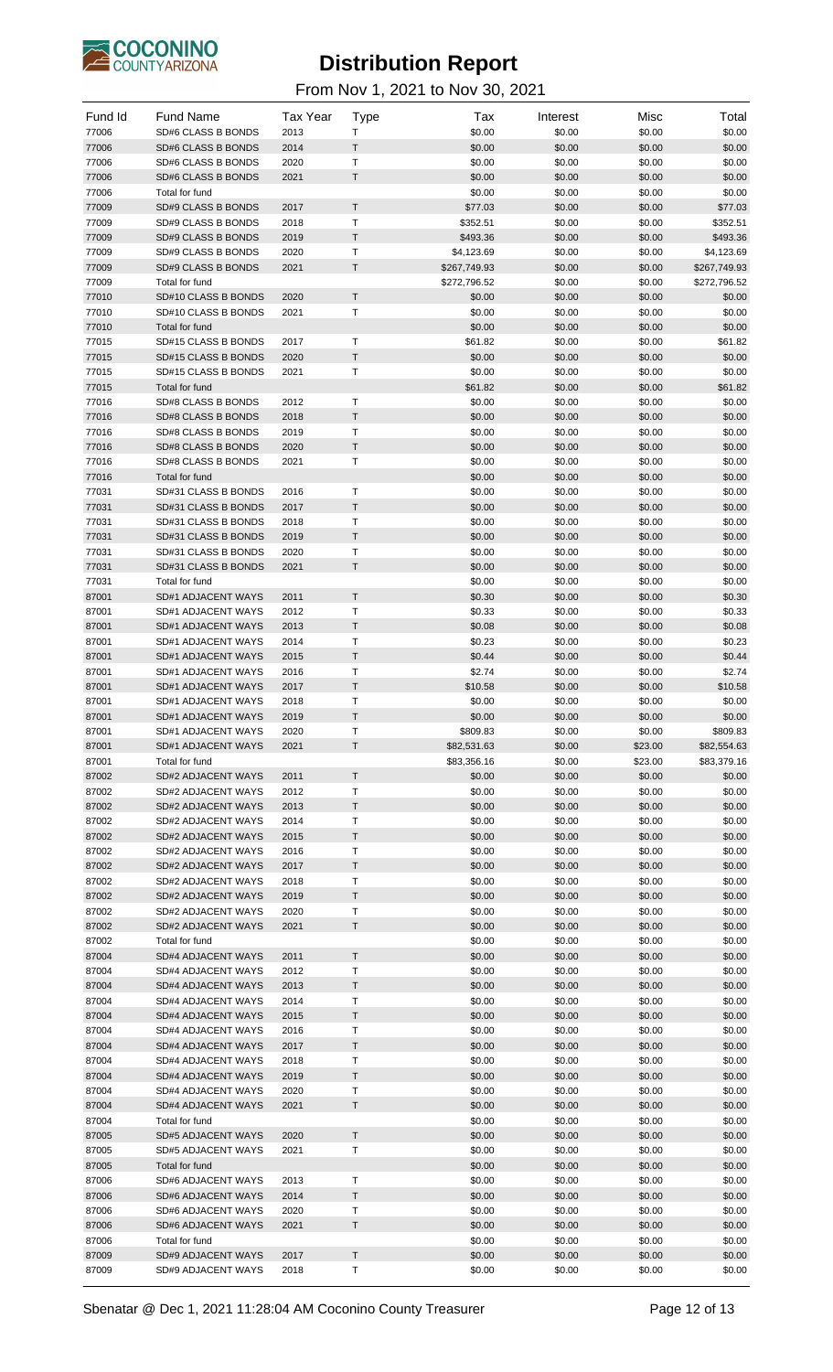# Distribution Report

From Nov 1, 2021 to Nov 30, 2021

| Fund Id | Fund Name | Tax Year | Type | Tax | Interest | Misc | Total |
|---|---|---|---|---|---|---|---|
| 77006 | SD#6 CLASS B BONDS | 2013 | T | $0.00 | $0.00 | $0.00 | $0.00 |
| 77006 | SD#6 CLASS B BONDS | 2014 | T | $0.00 | $0.00 | $0.00 | $0.00 |
| 77006 | SD#6 CLASS B BONDS | 2020 | T | $0.00 | $0.00 | $0.00 | $0.00 |
| 77006 | SD#6 CLASS B BONDS | 2021 | T | $0.00 | $0.00 | $0.00 | $0.00 |
| 77006 | Total for fund | | | $0.00 | $0.00 | $0.00 | $0.00 |
| 77009 | SD#9 CLASS B BONDS | 2017 | T | $77.03 | $0.00 | $0.00 | $77.03 |
| 77009 | SD#9 CLASS B BONDS | 2018 | T | $352.51 | $0.00 | $0.00 | $352.51 |
| 77009 | SD#9 CLASS B BONDS | 2019 | T | $493.36 | $0.00 | $0.00 | $493.36 |
| 77009 | SD#9 CLASS B BONDS | 2020 | T | $4,123.69 | $0.00 | $0.00 | $4,123.69 |
| 77009 | SD#9 CLASS B BONDS | 2021 | T | $267,749.93 | $0.00 | $0.00 | $267,749.93 |
| 77009 | Total for fund | | | $272,796.52 | $0.00 | $0.00 | $272,796.52 |
| 77010 | SD#10 CLASS B BONDS | 2020 | T | $0.00 | $0.00 | $0.00 | $0.00 |
| 77010 | SD#10 CLASS B BONDS | 2021 | T | $0.00 | $0.00 | $0.00 | $0.00 |
| 77010 | Total for fund | | | $0.00 | $0.00 | $0.00 | $0.00 |
| 77015 | SD#15 CLASS B BONDS | 2017 | T | $61.82 | $0.00 | $0.00 | $61.82 |
| 77015 | SD#15 CLASS B BONDS | 2020 | T | $0.00 | $0.00 | $0.00 | $0.00 |
| 77015 | SD#15 CLASS B BONDS | 2021 | T | $0.00 | $0.00 | $0.00 | $0.00 |
| 77015 | Total for fund | | | $61.82 | $0.00 | $0.00 | $61.82 |
| 77016 | SD#8 CLASS B BONDS | 2012 | T | $0.00 | $0.00 | $0.00 | $0.00 |
| 77016 | SD#8 CLASS B BONDS | 2018 | T | $0.00 | $0.00 | $0.00 | $0.00 |
| 77016 | SD#8 CLASS B BONDS | 2019 | T | $0.00 | $0.00 | $0.00 | $0.00 |
| 77016 | SD#8 CLASS B BONDS | 2020 | T | $0.00 | $0.00 | $0.00 | $0.00 |
| 77016 | SD#8 CLASS B BONDS | 2021 | T | $0.00 | $0.00 | $0.00 | $0.00 |
| 77016 | Total for fund | | | $0.00 | $0.00 | $0.00 | $0.00 |
| 77031 | SD#31 CLASS B BONDS | 2016 | T | $0.00 | $0.00 | $0.00 | $0.00 |
| 77031 | SD#31 CLASS B BONDS | 2017 | T | $0.00 | $0.00 | $0.00 | $0.00 |
| 77031 | SD#31 CLASS B BONDS | 2018 | T | $0.00 | $0.00 | $0.00 | $0.00 |
| 77031 | SD#31 CLASS B BONDS | 2019 | T | $0.00 | $0.00 | $0.00 | $0.00 |
| 77031 | SD#31 CLASS B BONDS | 2020 | T | $0.00 | $0.00 | $0.00 | $0.00 |
| 77031 | SD#31 CLASS B BONDS | 2021 | T | $0.00 | $0.00 | $0.00 | $0.00 |
| 77031 | Total for fund | | | $0.00 | $0.00 | $0.00 | $0.00 |
| 87001 | SD#1 ADJACENT WAYS | 2011 | T | $0.30 | $0.00 | $0.00 | $0.30 |
| 87001 | SD#1 ADJACENT WAYS | 2012 | T | $0.33 | $0.00 | $0.00 | $0.33 |
| 87001 | SD#1 ADJACENT WAYS | 2013 | T | $0.08 | $0.00 | $0.00 | $0.08 |
| 87001 | SD#1 ADJACENT WAYS | 2014 | T | $0.23 | $0.00 | $0.00 | $0.23 |
| 87001 | SD#1 ADJACENT WAYS | 2015 | T | $0.44 | $0.00 | $0.00 | $0.44 |
| 87001 | SD#1 ADJACENT WAYS | 2016 | T | $2.74 | $0.00 | $0.00 | $2.74 |
| 87001 | SD#1 ADJACENT WAYS | 2017 | T | $10.58 | $0.00 | $0.00 | $10.58 |
| 87001 | SD#1 ADJACENT WAYS | 2018 | T | $0.00 | $0.00 | $0.00 | $0.00 |
| 87001 | SD#1 ADJACENT WAYS | 2019 | T | $0.00 | $0.00 | $0.00 | $0.00 |
| 87001 | SD#1 ADJACENT WAYS | 2020 | T | $809.83 | $0.00 | $0.00 | $809.83 |
| 87001 | SD#1 ADJACENT WAYS | 2021 | T | $82,531.63 | $0.00 | $23.00 | $82,554.63 |
| 87001 | Total for fund | | | $83,356.16 | $0.00 | $23.00 | $83,379.16 |
| 87002 | SD#2 ADJACENT WAYS | 2011 | T | $0.00 | $0.00 | $0.00 | $0.00 |
| 87002 | SD#2 ADJACENT WAYS | 2012 | T | $0.00 | $0.00 | $0.00 | $0.00 |
| 87002 | SD#2 ADJACENT WAYS | 2013 | T | $0.00 | $0.00 | $0.00 | $0.00 |
| 87002 | SD#2 ADJACENT WAYS | 2014 | T | $0.00 | $0.00 | $0.00 | $0.00 |
| 87002 | SD#2 ADJACENT WAYS | 2015 | T | $0.00 | $0.00 | $0.00 | $0.00 |
| 87002 | SD#2 ADJACENT WAYS | 2016 | T | $0.00 | $0.00 | $0.00 | $0.00 |
| 87002 | SD#2 ADJACENT WAYS | 2017 | T | $0.00 | $0.00 | $0.00 | $0.00 |
| 87002 | SD#2 ADJACENT WAYS | 2018 | T | $0.00 | $0.00 | $0.00 | $0.00 |
| 87002 | SD#2 ADJACENT WAYS | 2019 | T | $0.00 | $0.00 | $0.00 | $0.00 |
| 87002 | SD#2 ADJACENT WAYS | 2020 | T | $0.00 | $0.00 | $0.00 | $0.00 |
| 87002 | SD#2 ADJACENT WAYS | 2021 | T | $0.00 | $0.00 | $0.00 | $0.00 |
| 87002 | Total for fund | | | $0.00 | $0.00 | $0.00 | $0.00 |
| 87004 | SD#4 ADJACENT WAYS | 2011 | T | $0.00 | $0.00 | $0.00 | $0.00 |
| 87004 | SD#4 ADJACENT WAYS | 2012 | T | $0.00 | $0.00 | $0.00 | $0.00 |
| 87004 | SD#4 ADJACENT WAYS | 2013 | T | $0.00 | $0.00 | $0.00 | $0.00 |
| 87004 | SD#4 ADJACENT WAYS | 2014 | T | $0.00 | $0.00 | $0.00 | $0.00 |
| 87004 | SD#4 ADJACENT WAYS | 2015 | T | $0.00 | $0.00 | $0.00 | $0.00 |
| 87004 | SD#4 ADJACENT WAYS | 2016 | T | $0.00 | $0.00 | $0.00 | $0.00 |
| 87004 | SD#4 ADJACENT WAYS | 2017 | T | $0.00 | $0.00 | $0.00 | $0.00 |
| 87004 | SD#4 ADJACENT WAYS | 2018 | T | $0.00 | $0.00 | $0.00 | $0.00 |
| 87004 | SD#4 ADJACENT WAYS | 2019 | T | $0.00 | $0.00 | $0.00 | $0.00 |
| 87004 | SD#4 ADJACENT WAYS | 2020 | T | $0.00 | $0.00 | $0.00 | $0.00 |
| 87004 | SD#4 ADJACENT WAYS | 2021 | T | $0.00 | $0.00 | $0.00 | $0.00 |
| 87004 | Total for fund | | | $0.00 | $0.00 | $0.00 | $0.00 |
| 87005 | SD#5 ADJACENT WAYS | 2020 | T | $0.00 | $0.00 | $0.00 | $0.00 |
| 87005 | SD#5 ADJACENT WAYS | 2021 | T | $0.00 | $0.00 | $0.00 | $0.00 |
| 87005 | Total for fund | | | $0.00 | $0.00 | $0.00 | $0.00 |
| 87006 | SD#6 ADJACENT WAYS | 2013 | T | $0.00 | $0.00 | $0.00 | $0.00 |
| 87006 | SD#6 ADJACENT WAYS | 2014 | T | $0.00 | $0.00 | $0.00 | $0.00 |
| 87006 | SD#6 ADJACENT WAYS | 2020 | T | $0.00 | $0.00 | $0.00 | $0.00 |
| 87006 | SD#6 ADJACENT WAYS | 2021 | T | $0.00 | $0.00 | $0.00 | $0.00 |
| 87006 | Total for fund | | | $0.00 | $0.00 | $0.00 | $0.00 |
| 87009 | SD#9 ADJACENT WAYS | 2017 | T | $0.00 | $0.00 | $0.00 | $0.00 |
| 87009 | SD#9 ADJACENT WAYS | 2018 | T | $0.00 | $0.00 | $0.00 | $0.00 |

Sbenatar @ Dec 1, 2021 11:28:04 AM Coconino County Treasurer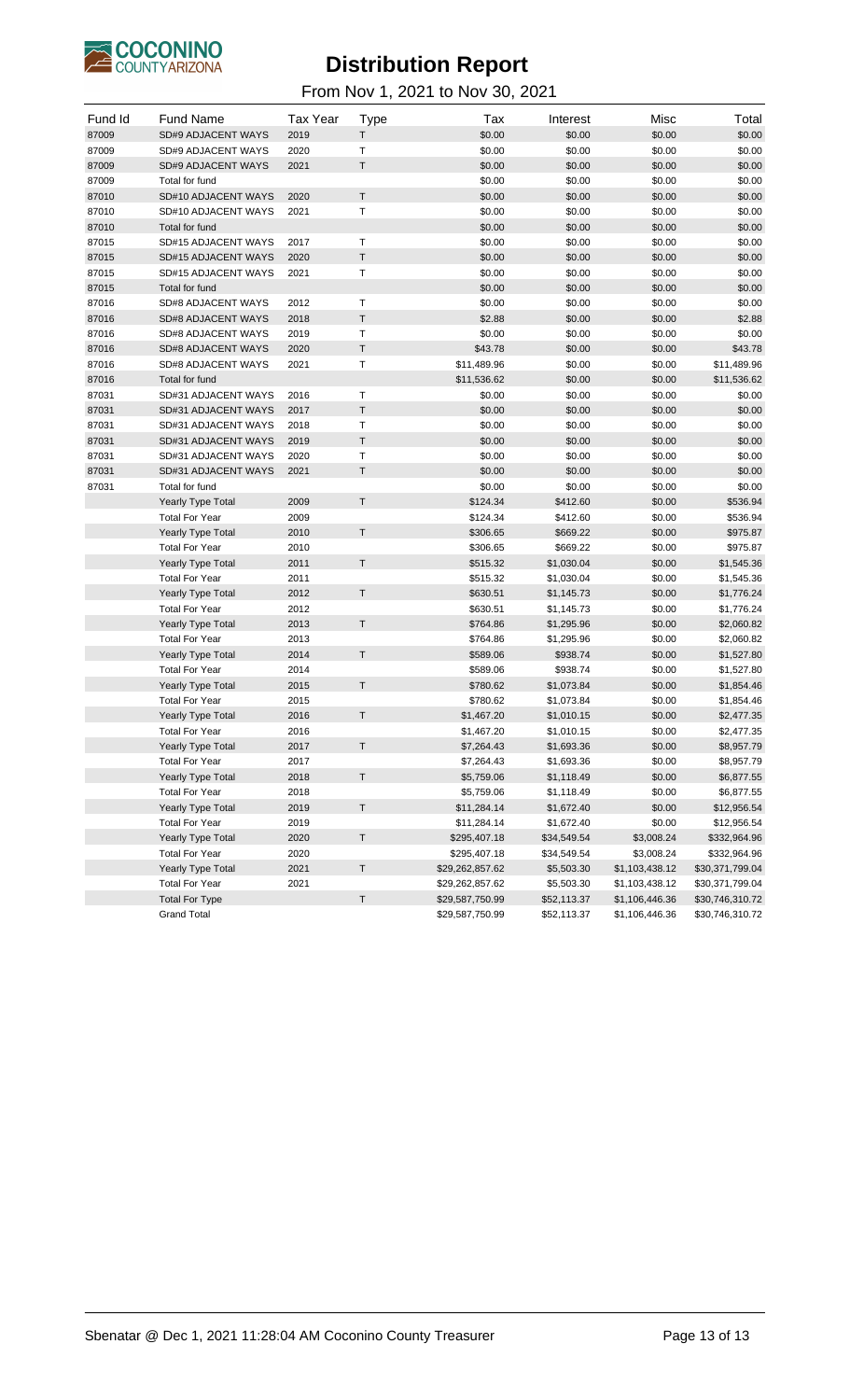# Distribution Report

From Nov 1, 2021 to Nov 30, 2021

| Fund Id | Fund Name | Tax Year | Type | Tax | Interest | Misc | Total |
|---|---|---|---|---|---|---|---|
| 87009 | SD#9 ADJACENT WAYS | 2019 | T | $0.00 | $0.00 | $0.00 | $0.00 |
| 87009 | SD#9 ADJACENT WAYS | 2020 | T | $0.00 | $0.00 | $0.00 | $0.00 |
| 87009 | SD#9 ADJACENT WAYS | 2021 | T | $0.00 | $0.00 | $0.00 | $0.00 |
| 87009 | Total for fund | | | $0.00 | $0.00 | $0.00 | $0.00 |
| 87010 | SD#10 ADJACENT WAYS | 2020 | T | $0.00 | $0.00 | $0.00 | $0.00 |
| 87010 | SD#10 ADJACENT WAYS | 2021 | T | $0.00 | $0.00 | $0.00 | $0.00 |
| 87010 | Total for fund | | | $0.00 | $0.00 | $0.00 | $0.00 |
| 87015 | SD#15 ADJACENT WAYS | 2017 | T | $0.00 | $0.00 | $0.00 | $0.00 |
| 87015 | SD#15 ADJACENT WAYS | 2020 | T | $0.00 | $0.00 | $0.00 | $0.00 |
| 87015 | SD#15 ADJACENT WAYS | 2021 | T | $0.00 | $0.00 | $0.00 | $0.00 |
| 87015 | Total for fund | | | $0.00 | $0.00 | $0.00 | $0.00 |
| 87016 | SD#8 ADJACENT WAYS | 2012 | T | $0.00 | $0.00 | $0.00 | $0.00 |
| 87016 | SD#8 ADJACENT WAYS | 2018 | T | $2.88 | $0.00 | $0.00 | $2.88 |
| 87016 | SD#8 ADJACENT WAYS | 2019 | T | $0.00 | $0.00 | $0.00 | $0.00 |
| 87016 | SD#8 ADJACENT WAYS | 2020 | T | $43.78 | $0.00 | $0.00 | $43.78 |
| 87016 | SD#8 ADJACENT WAYS | 2021 | T | $11,489.96 | $0.00 | $0.00 | $11,489.96 |
| 87016 | Total for fund | | | $11,536.62 | $0.00 | $0.00 | $11,536.62 |
| 87031 | SD#31 ADJACENT WAYS | 2016 | T | $0.00 | $0.00 | $0.00 | $0.00 |
| 87031 | SD#31 ADJACENT WAYS | 2017 | T | $0.00 | $0.00 | $0.00 | $0.00 |
| 87031 | SD#31 ADJACENT WAYS | 2018 | T | $0.00 | $0.00 | $0.00 | $0.00 |
| 87031 | SD#31 ADJACENT WAYS | 2019 | T | $0.00 | $0.00 | $0.00 | $0.00 |
| 87031 | SD#31 ADJACENT WAYS | 2020 | T | $0.00 | $0.00 | $0.00 | $0.00 |
| 87031 | SD#31 ADJACENT WAYS | 2021 | T | $0.00 | $0.00 | $0.00 | $0.00 |
| 87031 | Total for fund | | | $0.00 | $0.00 | $0.00 | $0.00 |
| | Yearly Type Total | 2009 | T | $124.34 | $412.60 | $0.00 | $536.94 |
| | Total For Year | 2009 | | $124.34 | $412.60 | $0.00 | $536.94 |
| | Yearly Type Total | 2010 | T | $306.65 | $669.22 | $0.00 | $975.87 |
| | Total For Year | 2010 | | $306.65 | $669.22 | $0.00 | $975.87 |
| | Yearly Type Total | 2011 | T | $515.32 | $1,030.04 | $0.00 | $1,545.36 |
| | Total For Year | 2011 | | $515.32 | $1,030.04 | $0.00 | $1,545.36 |
| | Yearly Type Total | 2012 | T | $630.51 | $1,145.73 | $0.00 | $1,776.24 |
| | Total For Year | 2012 | | $630.51 | $1,145.73 | $0.00 | $1,776.24 |
| | Yearly Type Total | 2013 | T | $764.86 | $1,295.96 | $0.00 | $2,060.82 |
| | Total For Year | 2013 | | $764.86 | $1,295.96 | $0.00 | $2,060.82 |
| | Yearly Type Total | 2014 | T | $589.06 | $938.74 | $0.00 | $1,527.80 |
| | Total For Year | 2014 | | $589.06 | $938.74 | $0.00 | $1,527.80 |
| | Yearly Type Total | 2015 | T | $780.62 | $1,073.84 | $0.00 | $1,854.46 |
| | Total For Year | 2015 | | $780.62 | $1,073.84 | $0.00 | $1,854.46 |
| | Yearly Type Total | 2016 | T | $1,467.20 | $1,010.15 | $0.00 | $2,477.35 |
| | Total For Year | 2016 | | $1,467.20 | $1,010.15 | $0.00 | $2,477.35 |
| | Yearly Type Total | 2017 | T | $7,264.43 | $1,693.36 | $0.00 | $8,957.79 |
| | Total For Year | 2017 | | $7,264.43 | $1,693.36 | $0.00 | $8,957.79 |
| | Yearly Type Total | 2018 | T | $5,759.06 | $1,118.49 | $0.00 | $6,877.55 |
| | Total For Year | 2018 | | $5,759.06 | $1,118.49 | $0.00 | $6,877.55 |
| | Yearly Type Total | 2019 | T | $11,284.14 | $1,672.40 | $0.00 | $12,956.54 |
| | Total For Year | 2019 | | $11,284.14 | $1,672.40 | $0.00 | $12,956.54 |
| | Yearly Type Total | 2020 | T | $295,407.18 | $34,549.54 | $3,008.24 | $332,964.96 |
| | Total For Year | 2020 | | $295,407.18 | $34,549.54 | $3,008.24 | $332,964.96 |
| | Yearly Type Total | 2021 | T | $29,262,857.62 | $5,503.30 | $1,103,438.12 | $30,371,799.04 |
| | Total For Year | 2021 | | $29,262,857.62 | $5,503.30 | $1,103,438.12 | $30,371,799.04 |
| | Total For Type | | T | $29,587,750.99 | $52,113.37 | $1,106,446.36 | $30,746,310.72 |
| | Grand Total | | | $29,587,750.99 | $52,113.37 | $1,106,446.36 | $30,746,310.72 |

Sbenatar @ Dec 1, 2021 11:28:04 AM Coconino County Treasurer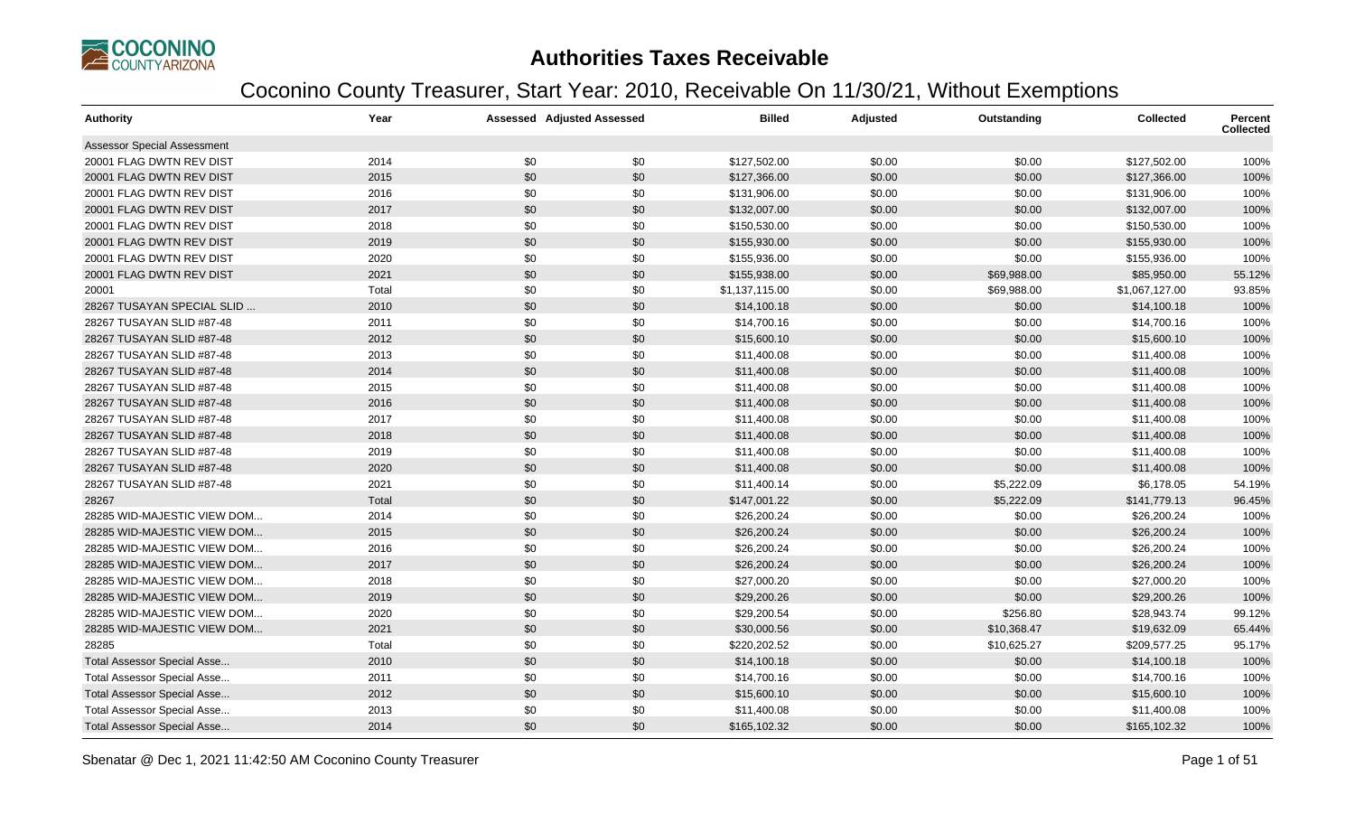# Authorities Taxes Receivable

## Coconino County Treasurer, Start Year: 2010, Receivable On 11/30/21, Without Exemptions

| Authority | Year | Assessed | Adjusted Assessed | Billed | Adjusted | Outstanding | Collected | Percent Collected |
|---|---|---|---|---|---|---|---|---|
| Assessor Special Assessment | | | | | | | | |
| 20001 FLAG DWTN REV DIST | 2014 | $0 | $0 | $127,502.00 | $0.00 | $0.00 | $127,502.00 | 100% |
| 20001 FLAG DWTN REV DIST | 2015 | $0 | $0 | $127,366.00 | $0.00 | $0.00 | $127,366.00 | 100% |
| 20001 FLAG DWTN REV DIST | 2016 | $0 | $0 | $131,906.00 | $0.00 | $0.00 | $131,906.00 | 100% |
| 20001 FLAG DWTN REV DIST | 2017 | $0 | $0 | $132,007.00 | $0.00 | $0.00 | $132,007.00 | 100% |
| 20001 FLAG DWTN REV DIST | 2018 | $0 | $0 | $150,530.00 | $0.00 | $0.00 | $150,530.00 | 100% |
| 20001 FLAG DWTN REV DIST | 2019 | $0 | $0 | $155,930.00 | $0.00 | $0.00 | $155,930.00 | 100% |
| 20001 FLAG DWTN REV DIST | 2020 | $0 | $0 | $155,936.00 | $0.00 | $0.00 | $155,936.00 | 100% |
| 20001 FLAG DWTN REV DIST | 2021 | $0 | $0 | $155,938.00 | $0.00 | $69,988.00 | $85,950.00 | 55.12% |
| 20001 | Total | $0 | $0 | $1,137,115.00 | $0.00 | $69,988.00 | $1,067,127.00 | 93.85% |
| 28267 TUSAYAN SPECIAL SLID ... | 2010 | $0 | $0 | $14,100.18 | $0.00 | $0.00 | $14,100.18 | 100% |
| 28267 TUSAYAN SLID #87-48 | 2011 | $0 | $0 | $14,700.16 | $0.00 | $0.00 | $14,700.16 | 100% |
| 28267 TUSAYAN SLID #87-48 | 2012 | $0 | $0 | $15,600.10 | $0.00 | $0.00 | $15,600.10 | 100% |
| 28267 TUSAYAN SLID #87-48 | 2013 | $0 | $0 | $11,400.08 | $0.00 | $0.00 | $11,400.08 | 100% |
| 28267 TUSAYAN SLID #87-48 | 2014 | $0 | $0 | $11,400.08 | $0.00 | $0.00 | $11,400.08 | 100% |
| 28267 TUSAYAN SLID #87-48 | 2015 | $0 | $0 | $11,400.08 | $0.00 | $0.00 | $11,400.08 | 100% |
| 28267 TUSAYAN SLID #87-48 | 2016 | $0 | $0 | $11,400.08 | $0.00 | $0.00 | $11,400.08 | 100% |
| 28267 TUSAYAN SLID #87-48 | 2017 | $0 | $0 | $11,400.08 | $0.00 | $0.00 | $11,400.08 | 100% |
| 28267 TUSAYAN SLID #87-48 | 2018 | $0 | $0 | $11,400.08 | $0.00 | $0.00 | $11,400.08 | 100% |
| 28267 TUSAYAN SLID #87-48 | 2019 | $0 | $0 | $11,400.08 | $0.00 | $0.00 | $11,400.08 | 100% |
| 28267 TUSAYAN SLID #87-48 | 2020 | $0 | $0 | $11,400.08 | $0.00 | $0.00 | $11,400.08 | 100% |
| 28267 TUSAYAN SLID #87-48 | 2021 | $0 | $0 | $11,400.14 | $0.00 | $5,222.09 | $6,178.05 | 54.19% |
| 28267 | Total | $0 | $0 | $147,001.22 | $0.00 | $5,222.09 | $141,779.13 | 96.45% |
| 28285 WID-MAJESTIC VIEW DOM... | 2014 | $0 | $0 | $26,200.24 | $0.00 | $0.00 | $26,200.24 | 100% |
| 28285 WID-MAJESTIC VIEW DOM... | 2015 | $0 | $0 | $26,200.24 | $0.00 | $0.00 | $26,200.24 | 100% |
| 28285 WID-MAJESTIC VIEW DOM... | 2016 | $0 | $0 | $26,200.24 | $0.00 | $0.00 | $26,200.24 | 100% |
| 28285 WID-MAJESTIC VIEW DOM... | 2017 | $0 | $0 | $26,200.24 | $0.00 | $0.00 | $26,200.24 | 100% |
| 28285 WID-MAJESTIC VIEW DOM... | 2018 | $0 | $0 | $27,000.20 | $0.00 | $0.00 | $27,000.20 | 100% |
| 28285 WID-MAJESTIC VIEW DOM... | 2019 | $0 | $0 | $29,200.26 | $0.00 | $0.00 | $29,200.26 | 100% |
| 28285 WID-MAJESTIC VIEW DOM... | 2020 | $0 | $0 | $29,200.54 | $0.00 | $256.80 | $28,943.74 | 99.12% |
| 28285 WID-MAJESTIC VIEW DOM... | 2021 | $0 | $0 | $30,000.56 | $0.00 | $10,368.47 | $19,632.09 | 65.44% |
| 28285 | Total | $0 | $0 | $220,202.52 | $0.00 | $10,625.27 | $209,577.25 | 95.17% |
| Total Assessor Special Asse... | 2010 | $0 | $0 | $14,100.18 | $0.00 | $0.00 | $14,100.18 | 100% |
| Total Assessor Special Asse... | 2011 | $0 | $0 | $14,700.16 | $0.00 | $0.00 | $14,700.16 | 100% |
| Total Assessor Special Asse... | 2012 | $0 | $0 | $15,600.10 | $0.00 | $0.00 | $15,600.10 | 100% |
| Total Assessor Special Asse... | 2013 | $0 | $0 | $11,400.08 | $0.00 | $0.00 | $11,400.08 | 100% |
| Total Assessor Special Asse... | 2014 | $0 | $0 | $165,102.32 | $0.00 | $0.00 | $165,102.32 | 100% |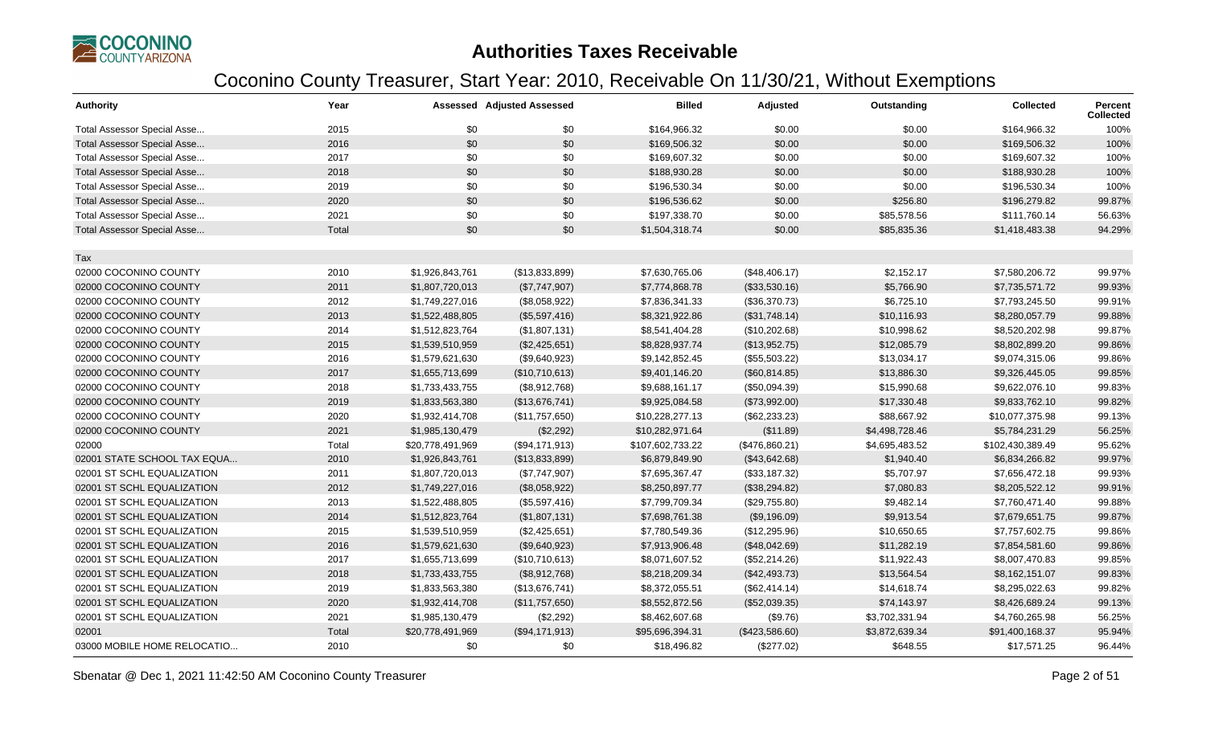# Authorities Taxes Receivable

## Coconino County Treasurer, Start Year: 2010, Receivable On 11/30/21, Without Exemptions

| Authority | Year | Assessed | Adjusted Assessed | Billed | Adjusted | Outstanding | Collected | Percent Collected |
|---|---|---|---|---|---|---|---|---|
| Total Assessor Special Asse... | 2015 | $0 | $0 | $164,966.32 | $0.00 | $0.00 | $164,966.32 | 100% |
| Total Assessor Special Asse... | 2016 | $0 | $0 | $169,506.32 | $0.00 | $0.00 | $169,506.32 | 100% |
| Total Assessor Special Asse... | 2017 | $0 | $0 | $169,607.32 | $0.00 | $0.00 | $169,607.32 | 100% |
| Total Assessor Special Asse... | 2018 | $0 | $0 | $188,930.28 | $0.00 | $0.00 | $188,930.28 | 100% |
| Total Assessor Special Asse... | 2019 | $0 | $0 | $196,530.34 | $0.00 | $0.00 | $196,530.34 | 100% |
| Total Assessor Special Asse... | 2020 | $0 | $0 | $196,536.62 | $0.00 | $256.80 | $196,279.82 | 99.87% |
| Total Assessor Special Asse... | 2021 | $0 | $0 | $197,338.70 | $0.00 | $85,578.56 | $111,760.14 | 56.63% |
| Total Assessor Special Asse... | Total | $0 | $0 | $1,504,318.74 | $0.00 | $85,835.36 | $1,418,483.38 | 94.29% |
| Tax | | | | | | | | |
| 02000 COCONINO COUNTY | 2010 | $1,926,843,761 | ($13,833,899) | $7,630,765.06 | ($48,406.17) | $2,152.17 | $7,580,206.72 | 99.97% |
| 02000 COCONINO COUNTY | 2011 | $1,807,720,013 | ($7,747,907) | $7,774,868.78 | ($33,530.16) | $5,766.90 | $7,735,571.72 | 99.93% |
| 02000 COCONINO COUNTY | 2012 | $1,749,227,016 | ($8,058,922) | $7,836,341.33 | ($36,370.73) | $6,725.10 | $7,793,245.50 | 99.91% |
| 02000 COCONINO COUNTY | 2013 | $1,522,488,805 | ($5,597,416) | $8,321,922.86 | ($31,748.14) | $10,116.93 | $8,280,057.79 | 99.88% |
| 02000 COCONINO COUNTY | 2014 | $1,512,823,764 | ($1,807,131) | $8,541,404.28 | ($10,202.68) | $10,998.62 | $8,520,202.98 | 99.87% |
| 02000 COCONINO COUNTY | 2015 | $1,539,510,959 | ($2,425,651) | $8,828,937.74 | ($13,952.75) | $12,085.79 | $8,802,899.20 | 99.86% |
| 02000 COCONINO COUNTY | 2016 | $1,579,621,630 | ($9,640,923) | $9,142,852.45 | ($55,503.22) | $13,034.17 | $9,074,315.06 | 99.86% |
| 02000 COCONINO COUNTY | 2017 | $1,655,713,699 | ($10,710,613) | $9,401,146.20 | ($60,814.85) | $13,886.30 | $9,326,445.05 | 99.85% |
| 02000 COCONINO COUNTY | 2018 | $1,733,433,755 | ($8,912,768) | $9,688,161.17 | ($50,094.39) | $15,990.68 | $9,622,076.10 | 99.83% |
| 02000 COCONINO COUNTY | 2019 | $1,833,563,380 | ($13,676,741) | $9,925,084.58 | ($73,992.00) | $17,330.48 | $9,833,762.10 | 99.82% |
| 02000 COCONINO COUNTY | 2020 | $1,932,414,708 | ($11,757,650) | $10,228,277.13 | ($62,233.23) | $88,667.92 | $10,077,375.98 | 99.13% |
| 02000 COCONINO COUNTY | 2021 | $1,985,130,479 | ($2,292) | $10,282,971.64 | ($11.89) | $4,498,728.46 | $5,784,231.29 | 56.25% |
| 02000 | Total | $20,778,491,969 | ($94,171,913) | $107,602,733.22 | ($476,860.21) | $4,695,483.52 | $102,430,389.49 | 95.62% |
| 02001 STATE SCHOOL TAX EQUA... | 2010 | $1,926,843,761 | ($13,833,899) | $6,879,849.90 | ($43,642.68) | $1,940.40 | $6,834,266.82 | 99.97% |
| 02001 ST SCHL EQUALIZATION | 2011 | $1,807,720,013 | ($7,747,907) | $7,695,367.47 | ($33,187.32) | $5,707.97 | $7,656,472.18 | 99.93% |
| 02001 ST SCHL EQUALIZATION | 2012 | $1,749,227,016 | ($8,058,922) | $8,250,897.77 | ($38,294.82) | $7,080.83 | $8,205,522.12 | 99.91% |
| 02001 ST SCHL EQUALIZATION | 2013 | $1,522,488,805 | ($5,597,416) | $7,799,709.34 | ($29,755.80) | $9,482.14 | $7,760,471.40 | 99.88% |
| 02001 ST SCHL EQUALIZATION | 2014 | $1,512,823,764 | ($1,807,131) | $7,698,761.38 | ($9,196.09) | $9,913.54 | $7,679,651.75 | 99.87% |
| 02001 ST SCHL EQUALIZATION | 2015 | $1,539,510,959 | ($2,425,651) | $7,780,549.36 | ($12,295.96) | $10,650.65 | $7,757,602.75 | 99.86% |
| 02001 ST SCHL EQUALIZATION | 2016 | $1,579,621,630 | ($9,640,923) | $7,913,906.48 | ($48,042.69) | $11,282.19 | $7,854,581.60 | 99.86% |
| 02001 ST SCHL EQUALIZATION | 2017 | $1,655,713,699 | ($10,710,613) | $8,071,607.52 | ($52,214.26) | $11,922.43 | $8,007,470.83 | 99.85% |
| 02001 ST SCHL EQUALIZATION | 2018 | $1,733,433,755 | ($8,912,768) | $8,218,209.34 | ($42,493.73) | $13,564.54 | $8,162,151.07 | 99.83% |
| 02001 ST SCHL EQUALIZATION | 2019 | $1,833,563,380 | ($13,676,741) | $8,372,055.51 | ($62,414.14) | $14,618.74 | $8,295,022.63 | 99.82% |
| 02001 ST SCHL EQUALIZATION | 2020 | $1,932,414,708 | ($11,757,650) | $8,552,872.56 | ($52,039.35) | $74,143.97 | $8,426,689.24 | 99.13% |
| 02001 ST SCHL EQUALIZATION | 2021 | $1,985,130,479 | ($2,292) | $8,462,607.68 | ($9.76) | $3,702,331.94 | $4,760,265.98 | 56.25% |
| 02001 | Total | $20,778,491,969 | ($94,171,913) | $95,696,394.31 | ($423,586.60) | $3,872,639.34 | $91,400,168.37 | 95.94% |
| 03000 MOBILE HOME RELOCATIO... | 2010 | $0 | $0 | $18,496.82 | ($277.02) | $648.55 | $17,571.25 | 96.44% |

Sbenatar @ Dec 1, 2021 11:42:50 AM Coconino County Treasurer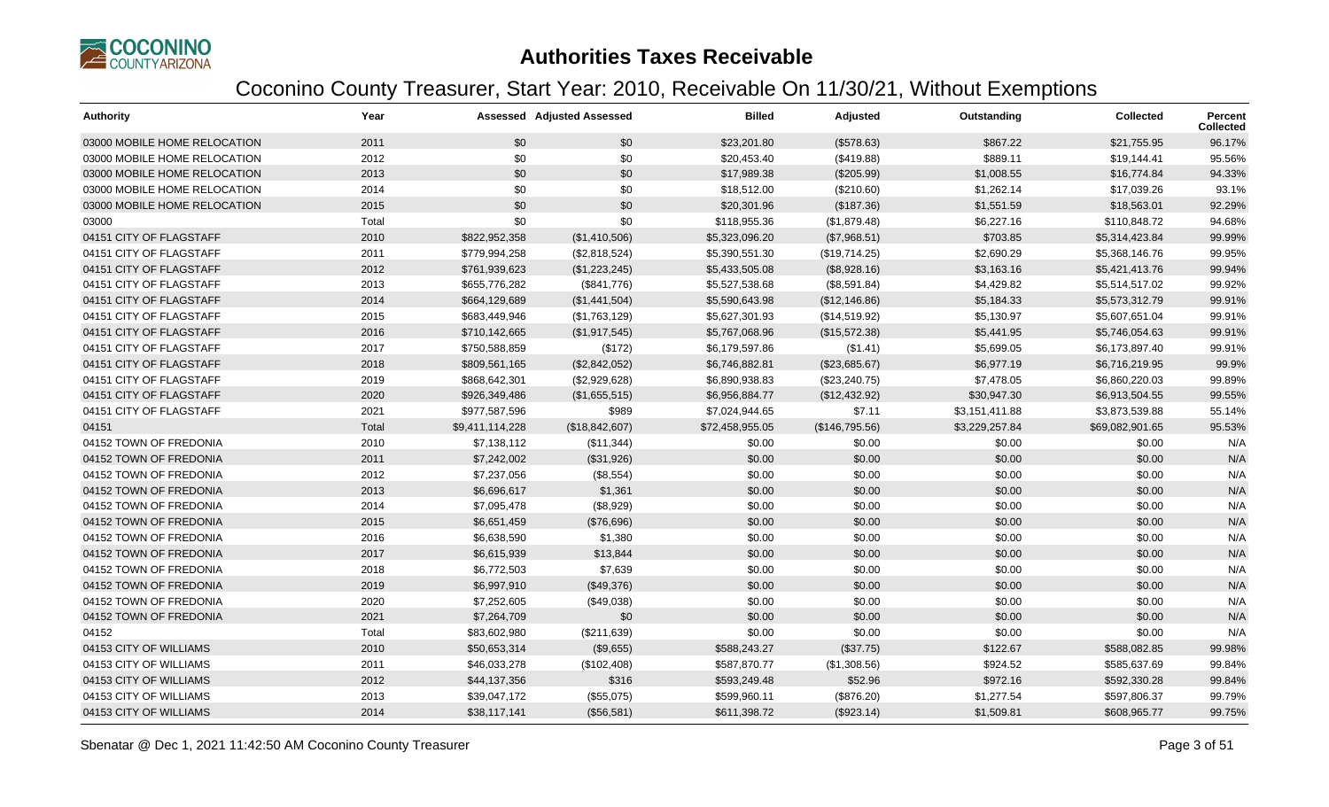# Authorities Taxes Receivable

## Coconino County Treasurer, Start Year: 2010, Receivable On 11/30/21, Without Exemptions

| Authority | Year | Assessed | Adjusted Assessed | Billed | Adjusted | Outstanding | Collected | Percent Collected |
|---|---|---|---|---|---|---|---|---|
| 03000 MOBILE HOME RELOCATION | 2011 | $0 | $0 | $23,201.80 | ($578.63) | $867.22 | $21,755.95 | 96.17% |
| 03000 MOBILE HOME RELOCATION | 2012 | $0 | $0 | $20,453.40 | ($419.88) | $889.11 | $19,144.41 | 95.56% |
| 03000 MOBILE HOME RELOCATION | 2013 | $0 | $0 | $17,989.38 | ($205.99) | $1,008.55 | $16,774.84 | 94.33% |
| 03000 MOBILE HOME RELOCATION | 2014 | $0 | $0 | $18,512.00 | ($210.60) | $1,262.14 | $17,039.26 | 93.1% |
| 03000 MOBILE HOME RELOCATION | 2015 | $0 | $0 | $20,301.96 | ($187.36) | $1,551.59 | $18,563.01 | 92.29% |
| 03000 | Total | $0 | $0 | $118,955.36 | ($1,879.48) | $6,227.16 | $110,848.72 | 94.68% |
| 04151 CITY OF FLAGSTAFF | 2010 | $822,952,358 | ($1,410,506) | $5,323,096.20 | ($7,968.51) | $703.85 | $5,314,423.84 | 99.99% |
| 04151 CITY OF FLAGSTAFF | 2011 | $779,994,258 | ($2,818,524) | $5,390,551.30 | ($19,714.25) | $2,690.29 | $5,368,146.76 | 99.95% |
| 04151 CITY OF FLAGSTAFF | 2012 | $761,939,623 | ($1,223,245) | $5,433,505.08 | ($8,928.16) | $3,163.16 | $5,421,413.76 | 99.94% |
| 04151 CITY OF FLAGSTAFF | 2013 | $655,776,282 | ($841,776) | $5,527,538.68 | ($8,591.84) | $4,429.82 | $5,514,517.02 | 99.92% |
| 04151 CITY OF FLAGSTAFF | 2014 | $664,129,689 | ($1,441,504) | $5,590,643.98 | ($12,146.86) | $5,184.33 | $5,573,312.79 | 99.91% |
| 04151 CITY OF FLAGSTAFF | 2015 | $683,449,946 | ($1,763,129) | $5,627,301.93 | ($14,519.92) | $5,130.97 | $5,607,651.04 | 99.91% |
| 04151 CITY OF FLAGSTAFF | 2016 | $710,142,665 | ($1,917,545) | $5,767,068.96 | ($15,572.38) | $5,441.95 | $5,746,054.63 | 99.91% |
| 04151 CITY OF FLAGSTAFF | 2017 | $750,588,859 | ($172) | $6,179,597.86 | ($1.41) | $5,699.05 | $6,173,897.40 | 99.91% |
| 04151 CITY OF FLAGSTAFF | 2018 | $809,561,165 | ($2,842,052) | $6,746,882.81 | ($23,685.67) | $6,977.19 | $6,716,219.95 | 99.9% |
| 04151 CITY OF FLAGSTAFF | 2019 | $868,642,301 | ($2,929,628) | $6,890,938.83 | ($23,240.75) | $7,478.05 | $6,860,220.03 | 99.89% |
| 04151 CITY OF FLAGSTAFF | 2020 | $926,349,486 | ($1,655,515) | $6,956,884.77 | ($12,432.92) | $30,947.30 | $6,913,504.55 | 99.55% |
| 04151 CITY OF FLAGSTAFF | 2021 | $977,587,596 | $989 | $7,024,944.65 | $7.11 | $3,151,411.88 | $3,873,539.88 | 55.14% |
| 04151 | Total | $9,411,114,228 | ($18,842,607) | $72,458,955.05 | ($146,795.56) | $3,229,257.84 | $69,082,901.65 | 95.53% |
| 04152 TOWN OF FREDONIA | 2010 | $7,138,112 | ($11,344) | $0.00 | $0.00 | $0.00 | $0.00 | N/A |
| 04152 TOWN OF FREDONIA | 2011 | $7,242,002 | ($31,926) | $0.00 | $0.00 | $0.00 | $0.00 | N/A |
| 04152 TOWN OF FREDONIA | 2012 | $7,237,056 | ($8,554) | $0.00 | $0.00 | $0.00 | $0.00 | N/A |
| 04152 TOWN OF FREDONIA | 2013 | $6,696,617 | $1,361 | $0.00 | $0.00 | $0.00 | $0.00 | N/A |
| 04152 TOWN OF FREDONIA | 2014 | $7,095,478 | ($8,929) | $0.00 | $0.00 | $0.00 | $0.00 | N/A |
| 04152 TOWN OF FREDONIA | 2015 | $6,651,459 | ($76,696) | $0.00 | $0.00 | $0.00 | $0.00 | N/A |
| 04152 TOWN OF FREDONIA | 2016 | $6,638,590 | $1,380 | $0.00 | $0.00 | $0.00 | $0.00 | N/A |
| 04152 TOWN OF FREDONIA | 2017 | $6,615,939 | $13,844 | $0.00 | $0.00 | $0.00 | $0.00 | N/A |
| 04152 TOWN OF FREDONIA | 2018 | $6,772,503 | $7,639 | $0.00 | $0.00 | $0.00 | $0.00 | N/A |
| 04152 TOWN OF FREDONIA | 2019 | $6,997,910 | ($49,376) | $0.00 | $0.00 | $0.00 | $0.00 | N/A |
| 04152 TOWN OF FREDONIA | 2020 | $7,252,605 | ($49,038) | $0.00 | $0.00 | $0.00 | $0.00 | N/A |
| 04152 TOWN OF FREDONIA | 2021 | $7,264,709 | $0 | $0.00 | $0.00 | $0.00 | $0.00 | N/A |
| 04152 | Total | $83,602,980 | ($211,639) | $0.00 | $0.00 | $0.00 | $0.00 | N/A |
| 04153 CITY OF WILLIAMS | 2010 | $50,653,314 | ($9,655) | $588,243.27 | ($37.75) | $122.67 | $588,082.85 | 99.98% |
| 04153 CITY OF WILLIAMS | 2011 | $46,033,278 | ($102,408) | $587,870.77 | ($1,308.56) | $924.52 | $585,637.69 | 99.84% |
| 04153 CITY OF WILLIAMS | 2012 | $44,137,356 | $316 | $593,249.48 | $52.96 | $972.16 | $592,330.28 | 99.84% |
| 04153 CITY OF WILLIAMS | 2013 | $39,047,172 | ($55,075) | $599,960.11 | ($876.20) | $1,277.54 | $597,806.37 | 99.79% |
| 04153 CITY OF WILLIAMS | 2014 | $38,117,141 | ($56,581) | $611,398.72 | ($923.14) | $1,509.81 | $608,965.77 | 99.75% |

Sbenatar @ Dec 1, 2021 11:42:50 AM Coconino County Treasurer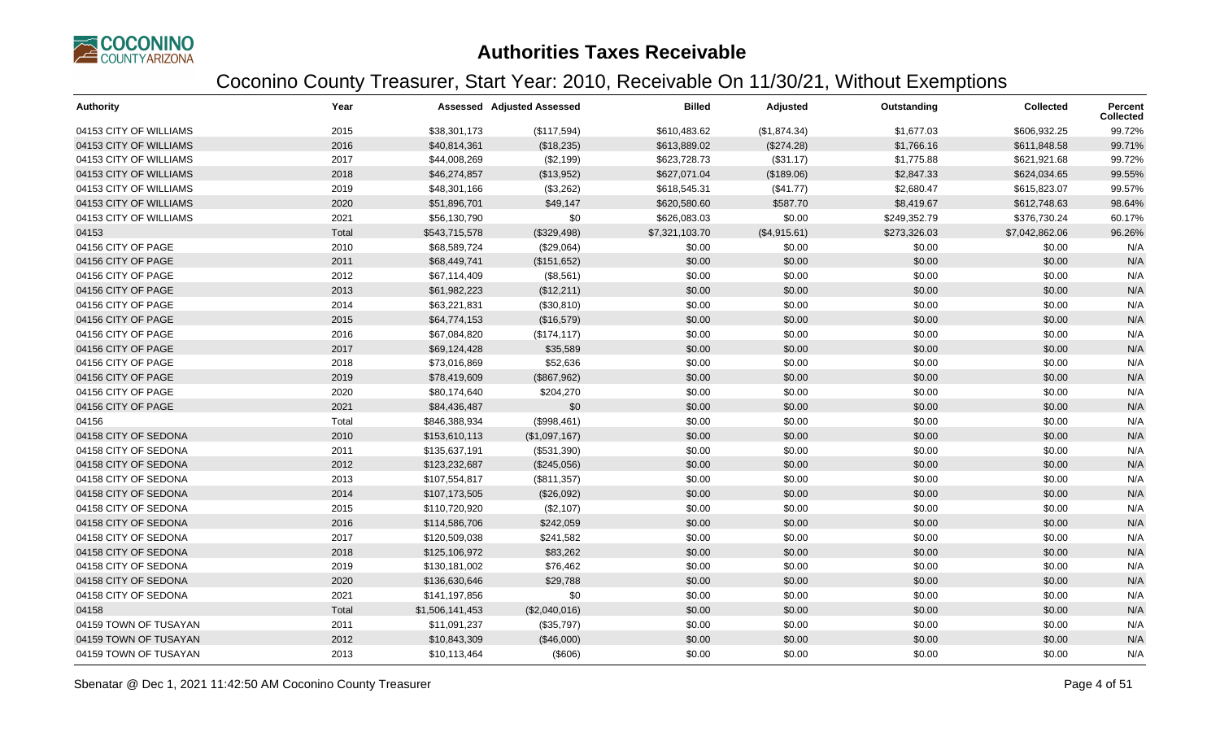# Authorities Taxes Receivable

## Coconino County Treasurer, Start Year: 2010, Receivable On 11/30/21, Without Exemptions

| Authority | Year | Assessed | Adjusted Assessed | Billed | Adjusted | Outstanding | Collected | Percent Collected |
|---|---|---|---|---|---|---|---|---|
| 04153 CITY OF WILLIAMS | 2015 | $38,301,173 | ($117,594) | $610,483.62 | ($1,874.34) | $1,677.03 | $606,932.25 | 99.72% |
| 04153 CITY OF WILLIAMS | 2016 | $40,814,361 | ($18,235) | $613,889.02 | ($274.28) | $1,766.16 | $611,848.58 | 99.71% |
| 04153 CITY OF WILLIAMS | 2017 | $44,008,269 | ($2,199) | $623,728.73 | ($31.17) | $1,775.88 | $621,921.68 | 99.72% |
| 04153 CITY OF WILLIAMS | 2018 | $46,274,857 | ($13,952) | $627,071.04 | ($189.06) | $2,847.33 | $624,034.65 | 99.55% |
| 04153 CITY OF WILLIAMS | 2019 | $48,301,166 | ($3,262) | $618,545.31 | ($41.77) | $2,680.47 | $615,823.07 | 99.57% |
| 04153 CITY OF WILLIAMS | 2020 | $51,896,701 | $49,147 | $620,580.60 | $587.70 | $8,419.67 | $612,748.63 | 98.64% |
| 04153 CITY OF WILLIAMS | 2021 | $56,130,790 | $0 | $626,083.03 | $0.00 | $249,352.79 | $376,730.24 | 60.17% |
| 04153 | Total | $543,715,578 | ($329,498) | $7,321,103.70 | ($4,915.61) | $273,326.03 | $7,042,862.06 | 96.26% |
| 04156 CITY OF PAGE | 2010 | $68,589,724 | ($29,064) | $0.00 | $0.00 | $0.00 | $0.00 | N/A |
| 04156 CITY OF PAGE | 2011 | $68,449,741 | ($151,652) | $0.00 | $0.00 | $0.00 | $0.00 | N/A |
| 04156 CITY OF PAGE | 2012 | $67,114,409 | ($8,561) | $0.00 | $0.00 | $0.00 | $0.00 | N/A |
| 04156 CITY OF PAGE | 2013 | $61,982,223 | ($12,211) | $0.00 | $0.00 | $0.00 | $0.00 | N/A |
| 04156 CITY OF PAGE | 2014 | $63,221,831 | ($30,810) | $0.00 | $0.00 | $0.00 | $0.00 | N/A |
| 04156 CITY OF PAGE | 2015 | $64,774,153 | ($16,579) | $0.00 | $0.00 | $0.00 | $0.00 | N/A |
| 04156 CITY OF PAGE | 2016 | $67,084,820 | ($174,117) | $0.00 | $0.00 | $0.00 | $0.00 | N/A |
| 04156 CITY OF PAGE | 2017 | $69,124,428 | $35,589 | $0.00 | $0.00 | $0.00 | $0.00 | N/A |
| 04156 CITY OF PAGE | 2018 | $73,016,869 | $52,636 | $0.00 | $0.00 | $0.00 | $0.00 | N/A |
| 04156 CITY OF PAGE | 2019 | $78,419,609 | ($867,962) | $0.00 | $0.00 | $0.00 | $0.00 | N/A |
| 04156 CITY OF PAGE | 2020 | $80,174,640 | $204,270 | $0.00 | $0.00 | $0.00 | $0.00 | N/A |
| 04156 CITY OF PAGE | 2021 | $84,436,487 | $0 | $0.00 | $0.00 | $0.00 | $0.00 | N/A |
| 04156 | Total | $846,388,934 | ($998,461) | $0.00 | $0.00 | $0.00 | $0.00 | N/A |
| 04158 CITY OF SEDONA | 2010 | $153,610,113 | ($1,097,167) | $0.00 | $0.00 | $0.00 | $0.00 | N/A |
| 04158 CITY OF SEDONA | 2011 | $135,637,191 | ($531,390) | $0.00 | $0.00 | $0.00 | $0.00 | N/A |
| 04158 CITY OF SEDONA | 2012 | $123,232,687 | ($245,056) | $0.00 | $0.00 | $0.00 | $0.00 | N/A |
| 04158 CITY OF SEDONA | 2013 | $107,554,817 | ($811,357) | $0.00 | $0.00 | $0.00 | $0.00 | N/A |
| 04158 CITY OF SEDONA | 2014 | $107,173,505 | ($26,092) | $0.00 | $0.00 | $0.00 | $0.00 | N/A |
| 04158 CITY OF SEDONA | 2015 | $110,720,920 | ($2,107) | $0.00 | $0.00 | $0.00 | $0.00 | N/A |
| 04158 CITY OF SEDONA | 2016 | $114,586,706 | $242,059 | $0.00 | $0.00 | $0.00 | $0.00 | N/A |
| 04158 CITY OF SEDONA | 2017 | $120,509,038 | $241,582 | $0.00 | $0.00 | $0.00 | $0.00 | N/A |
| 04158 CITY OF SEDONA | 2018 | $125,106,972 | $83,262 | $0.00 | $0.00 | $0.00 | $0.00 | N/A |
| 04158 CITY OF SEDONA | 2019 | $130,181,002 | $76,462 | $0.00 | $0.00 | $0.00 | $0.00 | N/A |
| 04158 CITY OF SEDONA | 2020 | $136,630,646 | $29,788 | $0.00 | $0.00 | $0.00 | $0.00 | N/A |
| 04158 CITY OF SEDONA | 2021 | $141,197,856 | $0 | $0.00 | $0.00 | $0.00 | $0.00 | N/A |
| 04158 | Total | $1,506,141,453 | ($2,040,016) | $0.00 | $0.00 | $0.00 | $0.00 | N/A |
| 04159 TOWN OF TUSAYAN | 2011 | $11,091,237 | ($35,797) | $0.00 | $0.00 | $0.00 | $0.00 | N/A |
| 04159 TOWN OF TUSAYAN | 2012 | $10,843,309 | ($46,000) | $0.00 | $0.00 | $0.00 | $0.00 | N/A |
| 04159 TOWN OF TUSAYAN | 2013 | $10,113,464 | ($606) | $0.00 | $0.00 | $0.00 | $0.00 | N/A |

Sbenatar @ Dec 1, 2021 11:42:50 AM Coconino County Treasurer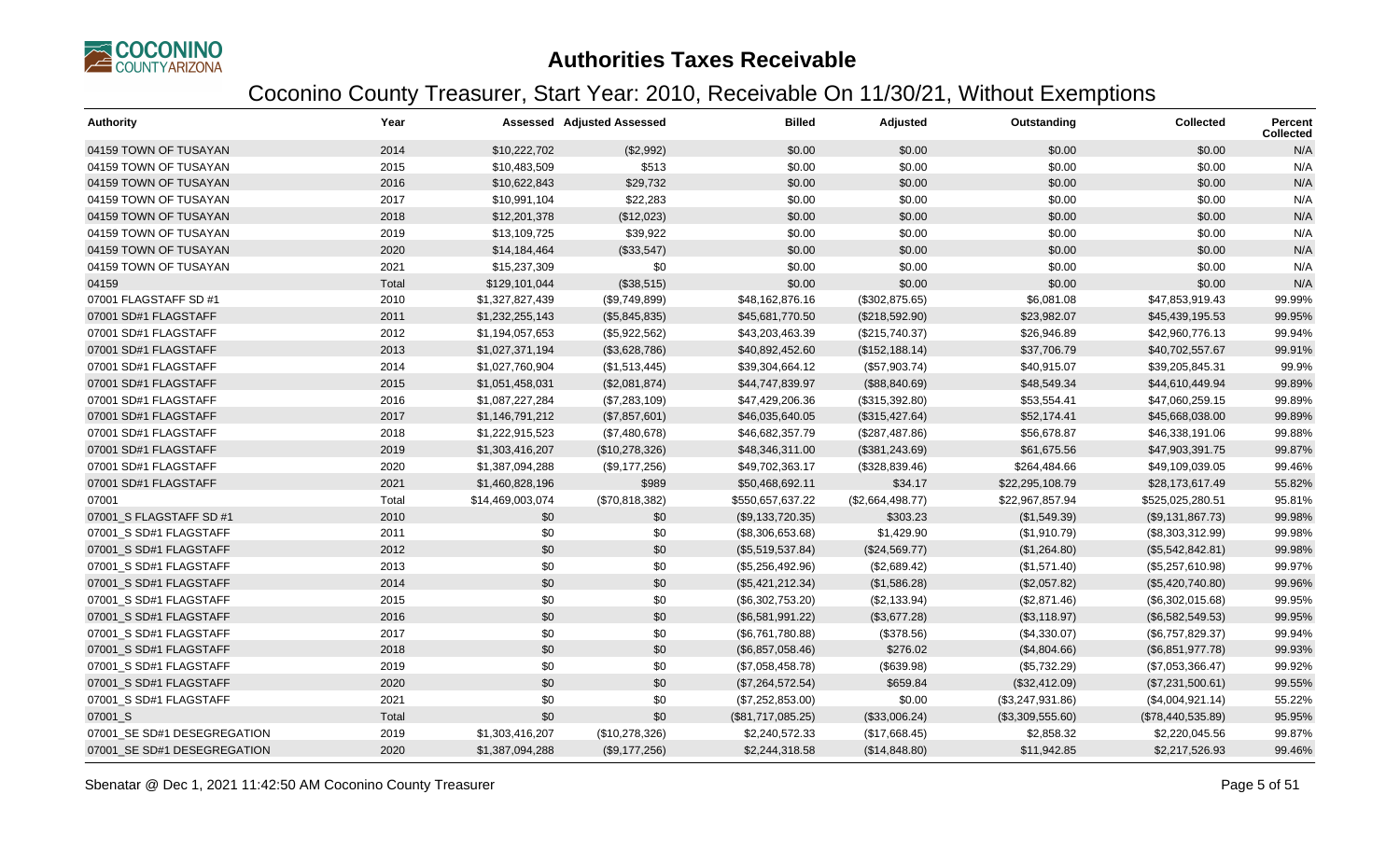# Authorities Taxes Receivable

## Coconino County Treasurer, Start Year: 2010, Receivable On 11/30/21, Without Exemptions

| Authority | Year | Assessed | Adjusted Assessed | Billed | Adjusted | Outstanding | Collected | Percent Collected |
|---|---|---|---|---|---|---|---|---|
| 04159 TOWN OF TUSAYAN | 2014 | $10,222,702 | ($2,992) | $0.00 | $0.00 | $0.00 | $0.00 | N/A |
| 04159 TOWN OF TUSAYAN | 2015 | $10,483,509 | $513 | $0.00 | $0.00 | $0.00 | $0.00 | N/A |
| 04159 TOWN OF TUSAYAN | 2016 | $10,622,843 | $29,732 | $0.00 | $0.00 | $0.00 | $0.00 | N/A |
| 04159 TOWN OF TUSAYAN | 2017 | $10,991,104 | $22,283 | $0.00 | $0.00 | $0.00 | $0.00 | N/A |
| 04159 TOWN OF TUSAYAN | 2018 | $12,201,378 | ($12,023) | $0.00 | $0.00 | $0.00 | $0.00 | N/A |
| 04159 TOWN OF TUSAYAN | 2019 | $13,109,725 | $39,922 | $0.00 | $0.00 | $0.00 | $0.00 | N/A |
| 04159 TOWN OF TUSAYAN | 2020 | $14,184,464 | ($33,547) | $0.00 | $0.00 | $0.00 | $0.00 | N/A |
| 04159 TOWN OF TUSAYAN | 2021 | $15,237,309 | $0 | $0.00 | $0.00 | $0.00 | $0.00 | N/A |
| 04159 | Total | $129,101,044 | ($38,515) | $0.00 | $0.00 | $0.00 | $0.00 | N/A |
| 07001 FLAGSTAFF SD #1 | 2010 | $1,327,827,439 | ($9,749,899) | $48,162,876.16 | ($302,875.65) | $6,081.08 | $47,853,919.43 | 99.99% |
| 07001 SD#1 FLAGSTAFF | 2011 | $1,232,255,143 | ($5,845,835) | $45,681,770.50 | ($218,592.90) | $23,982.07 | $45,439,195.53 | 99.95% |
| 07001 SD#1 FLAGSTAFF | 2012 | $1,194,057,653 | ($5,922,562) | $43,203,463.39 | ($215,740.37) | $26,946.89 | $42,960,776.13 | 99.94% |
| 07001 SD#1 FLAGSTAFF | 2013 | $1,027,371,194 | ($3,628,786) | $40,892,452.60 | ($152,188.14) | $37,706.79 | $40,702,557.67 | 99.91% |
| 07001 SD#1 FLAGSTAFF | 2014 | $1,027,760,904 | ($1,513,445) | $39,304,664.12 | ($57,903.74) | $40,915.07 | $39,205,845.31 | 99.9% |
| 07001 SD#1 FLAGSTAFF | 2015 | $1,051,458,031 | ($2,081,874) | $44,747,839.97 | ($88,840.69) | $48,549.34 | $44,610,449.94 | 99.89% |
| 07001 SD#1 FLAGSTAFF | 2016 | $1,087,227,284 | ($7,283,109) | $47,429,206.36 | ($315,392.80) | $53,554.41 | $47,060,259.15 | 99.89% |
| 07001 SD#1 FLAGSTAFF | 2017 | $1,146,791,212 | ($7,857,601) | $46,035,640.05 | ($315,427.64) | $52,174.41 | $45,668,038.00 | 99.89% |
| 07001 SD#1 FLAGSTAFF | 2018 | $1,222,915,523 | ($7,480,678) | $46,682,357.79 | ($287,487.86) | $56,678.87 | $46,338,191.06 | 99.88% |
| 07001 SD#1 FLAGSTAFF | 2019 | $1,303,416,207 | ($10,278,326) | $48,346,311.00 | ($381,243.69) | $61,675.56 | $47,903,391.75 | 99.87% |
| 07001 SD#1 FLAGSTAFF | 2020 | $1,387,094,288 | ($9,177,256) | $49,702,363.17 | ($328,839.46) | $264,484.66 | $49,109,039.05 | 99.46% |
| 07001 SD#1 FLAGSTAFF | 2021 | $1,460,828,196 | $989 | $50,468,692.11 | $34.17 | $22,295,108.79 | $28,173,617.49 | 55.82% |
| 07001 | Total | $14,469,003,074 | ($70,818,382) | $550,657,637.22 | ($2,664,498.77) | $22,967,857.94 | $525,025,280.51 | 95.81% |
| 07001_S FLAGSTAFF SD #1 | 2010 | $0 | $0 | ($9,133,720.35) | $303.23 | ($1,549.39) | ($9,131,867.73) | 99.98% |
| 07001_S SD#1 FLAGSTAFF | 2011 | $0 | $0 | ($8,306,653.68) | $1,429.90 | ($1,910.79) | ($8,303,312.99) | 99.98% |
| 07001_S SD#1 FLAGSTAFF | 2012 | $0 | $0 | ($5,519,537.84) | ($24,569.77) | ($1,264.80) | ($5,542,842.81) | 99.98% |
| 07001_S SD#1 FLAGSTAFF | 2013 | $0 | $0 | ($5,256,492.96) | ($2,689.42) | ($1,571.40) | ($5,257,610.98) | 99.97% |
| 07001_S SD#1 FLAGSTAFF | 2014 | $0 | $0 | ($5,421,212.34) | ($1,586.28) | ($2,057.82) | ($5,420,740.80) | 99.96% |
| 07001_S SD#1 FLAGSTAFF | 2015 | $0 | $0 | ($6,302,753.20) | ($2,133.94) | ($2,871.46) | ($6,302,015.68) | 99.95% |
| 07001_S SD#1 FLAGSTAFF | 2016 | $0 | $0 | ($6,581,991.22) | ($3,677.28) | ($3,118.97) | ($6,582,549.53) | 99.95% |
| 07001_S SD#1 FLAGSTAFF | 2017 | $0 | $0 | ($6,761,780.88) | ($378.56) | ($4,330.07) | ($6,757,829.37) | 99.94% |
| 07001_S SD#1 FLAGSTAFF | 2018 | $0 | $0 | ($6,857,058.46) | $276.02 | ($4,804.66) | ($6,851,977.78) | 99.93% |
| 07001_S SD#1 FLAGSTAFF | 2019 | $0 | $0 | ($7,058,458.78) | ($639.98) | ($5,732.29) | ($7,053,366.47) | 99.92% |
| 07001_S SD#1 FLAGSTAFF | 2020 | $0 | $0 | ($7,264,572.54) | $659.84 | ($32,412.09) | ($7,231,500.61) | 99.55% |
| 07001_S SD#1 FLAGSTAFF | 2021 | $0 | $0 | ($7,252,853.00) | $0.00 | ($3,247,931.86) | ($4,004,921.14) | 55.22% |
| 07001_S | Total | $0 | $0 | ($81,717,085.25) | ($33,006.24) | ($3,309,555.60) | ($78,440,535.89) | 95.95% |
| 07001_SE SD#1 DESEGREGATION | 2019 | $1,303,416,207 | ($10,278,326) | $2,240,572.33 | ($17,668.45) | $2,858.32 | $2,220,045.56 | 99.87% |
| 07001_SE SD#1 DESEGREGATION | 2020 | $1,387,094,288 | ($9,177,256) | $2,244,318.58 | ($14,848.80) | $11,942.85 | $2,217,526.93 | 99.46% |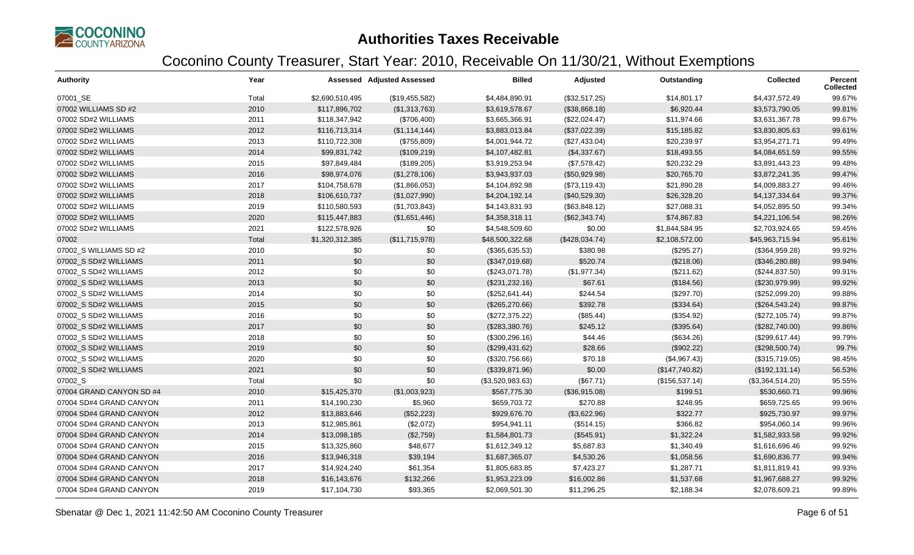# Authorities Taxes Receivable

## Coconino County Treasurer, Start Year: 2010, Receivable On 11/30/21, Without Exemptions

| Authority | Year | Assessed | Adjusted Assessed | Billed | Adjusted | Outstanding | Collected | Percent Collected |
|---|---|---|---|---|---|---|---|---|
| 07001_SE | Total | $2,690,510,495 | ($19,455,582) | $4,484,890.91 | ($32,517.25) | $14,801.17 | $4,437,572.49 | 99.67% |
| 07002 WILLIAMS SD #2 | 2010 | $117,896,702 | ($1,313,763) | $3,619,578.67 | ($38,868.18) | $6,920.44 | $3,573,790.05 | 99.81% |
| 07002 SD#2 WILLIAMS | 2011 | $118,347,942 | ($706,400) | $3,665,366.91 | ($22,024.47) | $11,974.66 | $3,631,367.78 | 99.67% |
| 07002 SD#2 WILLIAMS | 2012 | $116,713,314 | ($1,114,144) | $3,883,013.84 | ($37,022.39) | $15,185.82 | $3,830,805.63 | 99.61% |
| 07002 SD#2 WILLIAMS | 2013 | $110,722,308 | ($755,809) | $4,001,944.72 | ($27,433.04) | $20,239.97 | $3,954,271.71 | 99.49% |
| 07002 SD#2 WILLIAMS | 2014 | $99,831,742 | ($109,219) | $4,107,482.81 | ($4,337.67) | $18,493.55 | $4,084,651.59 | 99.55% |
| 07002 SD#2 WILLIAMS | 2015 | $97,849,484 | ($189,205) | $3,919,253.94 | ($7,578.42) | $20,232.29 | $3,891,443.23 | 99.48% |
| 07002 SD#2 WILLIAMS | 2016 | $98,974,076 | ($1,278,106) | $3,943,937.03 | ($50,929.98) | $20,765.70 | $3,872,241.35 | 99.47% |
| 07002 SD#2 WILLIAMS | 2017 | $104,758,678 | ($1,866,053) | $4,104,892.98 | ($73,119.43) | $21,890.28 | $4,009,883.27 | 99.46% |
| 07002 SD#2 WILLIAMS | 2018 | $106,610,737 | ($1,027,990) | $4,204,192.14 | ($40,529.30) | $26,328.20 | $4,137,334.64 | 99.37% |
| 07002 SD#2 WILLIAMS | 2019 | $110,580,593 | ($1,703,843) | $4,143,831.93 | ($63,848.12) | $27,088.31 | $4,052,895.50 | 99.34% |
| 07002 SD#2 WILLIAMS | 2020 | $115,447,883 | ($1,651,446) | $4,358,318.11 | ($62,343.74) | $74,867.83 | $4,221,106.54 | 98.26% |
| 07002 SD#2 WILLIAMS | 2021 | $122,578,926 | $0 | $4,548,509.60 | $0.00 | $1,844,584.95 | $2,703,924.65 | 59.45% |
| 07002 | Total | $1,320,312,385 | ($11,715,978) | $48,500,322.68 | ($428,034.74) | $2,108,572.00 | $45,963,715.94 | 95.61% |
| 07002_S WILLIAMS SD #2 | 2010 | $0 | $0 | ($365,635.53) | $380.98 | ($295.27) | ($364,959.28) | 99.92% |
| 07002_S SD#2 WILLIAMS | 2011 | $0 | $0 | ($347,019.68) | $520.74 | ($218.06) | ($346,280.88) | 99.94% |
| 07002_S SD#2 WILLIAMS | 2012 | $0 | $0 | ($243,071.78) | ($1,977.34) | ($211.62) | ($244,837.50) | 99.91% |
| 07002_S SD#2 WILLIAMS | 2013 | $0 | $0 | ($231,232.16) | $67.61 | ($184.56) | ($230,979.99) | 99.92% |
| 07002_S SD#2 WILLIAMS | 2014 | $0 | $0 | ($252,641.44) | $244.54 | ($297.70) | ($252,099.20) | 99.88% |
| 07002_S SD#2 WILLIAMS | 2015 | $0 | $0 | ($265,270.66) | $392.78 | ($334.64) | ($264,543.24) | 99.87% |
| 07002_S SD#2 WILLIAMS | 2016 | $0 | $0 | ($272,375.22) | ($85.44) | ($354.92) | ($272,105.74) | 99.87% |
| 07002_S SD#2 WILLIAMS | 2017 | $0 | $0 | ($283,380.76) | $245.12 | ($395.64) | ($282,740.00) | 99.86% |
| 07002_S SD#2 WILLIAMS | 2018 | $0 | $0 | ($300,296.16) | $44.46 | ($634.26) | ($299,617.44) | 99.79% |
| 07002_S SD#2 WILLIAMS | 2019 | $0 | $0 | ($299,431.62) | $28.66 | ($902.22) | ($298,500.74) | 99.7% |
| 07002_S SD#2 WILLIAMS | 2020 | $0 | $0 | ($320,756.66) | $70.18 | ($4,967.43) | ($315,719.05) | 98.45% |
| 07002_S SD#2 WILLIAMS | 2021 | $0 | $0 | ($339,871.96) | $0.00 | ($147,740.82) | ($192,131.14) | 56.53% |
| 07002_S | Total | $0 | $0 | ($3,520,983.63) | ($67.71) | ($156,537.14) | ($3,364,514.20) | 95.55% |
| 07004 GRAND CANYON SD #4 | 2010 | $15,425,370 | ($1,003,923) | $567,775.30 | ($36,915.08) | $199.51 | $530,660.71 | 99.96% |
| 07004 SD#4 GRAND CANYON | 2011 | $14,190,230 | $5,960 | $659,703.72 | $270.88 | $248.95 | $659,725.65 | 99.96% |
| 07004 SD#4 GRAND CANYON | 2012 | $13,883,646 | ($52,223) | $929,676.70 | ($3,622.96) | $322.77 | $925,730.97 | 99.97% |
| 07004 SD#4 GRAND CANYON | 2013 | $12,985,861 | ($2,072) | $954,941.11 | ($514.15) | $366.82 | $954,060.14 | 99.96% |
| 07004 SD#4 GRAND CANYON | 2014 | $13,098,185 | ($2,759) | $1,584,801.73 | ($545.91) | $1,322.24 | $1,582,933.58 | 99.92% |
| 07004 SD#4 GRAND CANYON | 2015 | $13,325,860 | $48,677 | $1,612,349.12 | $5,687.83 | $1,340.49 | $1,616,696.46 | 99.92% |
| 07004 SD#4 GRAND CANYON | 2016 | $13,946,318 | $39,194 | $1,687,365.07 | $4,530.26 | $1,058.56 | $1,690,836.77 | 99.94% |
| 07004 SD#4 GRAND CANYON | 2017 | $14,924,240 | $61,354 | $1,805,683.85 | $7,423.27 | $1,287.71 | $1,811,819.41 | 99.93% |
| 07004 SD#4 GRAND CANYON | 2018 | $16,143,676 | $132,266 | $1,953,223.09 | $16,002.86 | $1,537.68 | $1,967,688.27 | 99.92% |
| 07004 SD#4 GRAND CANYON | 2019 | $17,104,730 | $93,365 | $2,069,501.30 | $11,296.25 | $2,188.34 | $2,078,609.21 | 99.89% |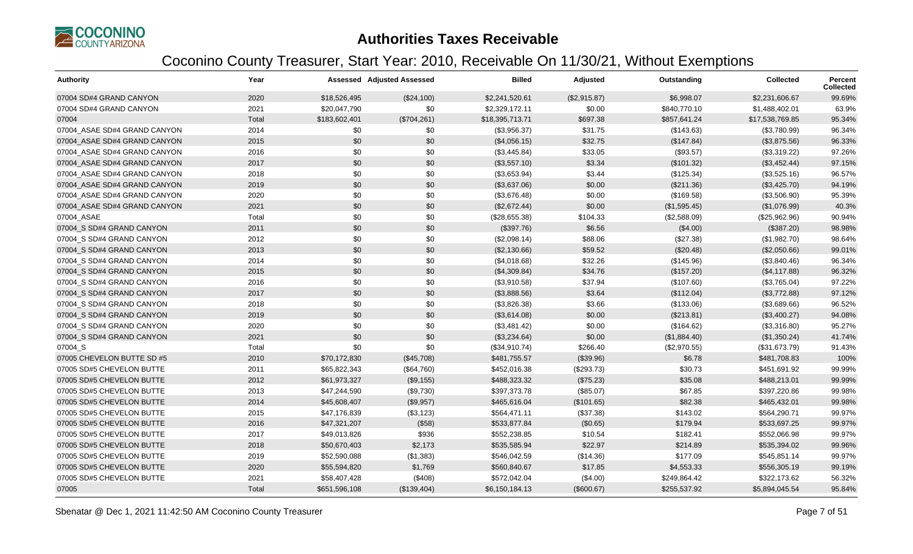# Authorities Taxes Receivable

## Coconino County Treasurer, Start Year: 2010, Receivable On 11/30/21, Without Exemptions

| Authority | Year | Assessed | Adjusted Assessed | Billed | Adjusted | Outstanding | Collected | Percent Collected |
|---|---|---|---|---|---|---|---|---|
| 07004 SD#4 GRAND CANYON | 2020 | $18,526,495 | ($24,100) | $2,241,520.61 | ($2,915.87) | $6,998.07 | $2,231,606.67 | 99.69% |
| 07004 SD#4 GRAND CANYON | 2021 | $20,047,790 | $0 | $2,329,172.11 | $0.00 | $840,770.10 | $1,488,402.01 | 63.9% |
| 07004 | Total | $183,602,401 | ($704,261) | $18,395,713.71 | $697.38 | $857,641.24 | $17,538,769.85 | 95.34% |
| 07004_ASAE SD#4 GRAND CANYON | 2014 | $0 | $0 | ($3,956.37) | $31.75 | ($143.63) | ($3,780.99) | 96.34% |
| 07004_ASAE SD#4 GRAND CANYON | 2015 | $0 | $0 | ($4,056.15) | $32.75 | ($147.84) | ($3,875.56) | 96.33% |
| 07004_ASAE SD#4 GRAND CANYON | 2016 | $0 | $0 | ($3,445.84) | $33.05 | ($93.57) | ($3,319.22) | 97.26% |
| 07004_ASAE SD#4 GRAND CANYON | 2017 | $0 | $0 | ($3,557.10) | $3.34 | ($101.32) | ($3,452.44) | 97.15% |
| 07004_ASAE SD#4 GRAND CANYON | 2018 | $0 | $0 | ($3,653.94) | $3.44 | ($125.34) | ($3,525.16) | 96.57% |
| 07004_ASAE SD#4 GRAND CANYON | 2019 | $0 | $0 | ($3,637.06) | $0.00 | ($211.36) | ($3,425.70) | 94.19% |
| 07004_ASAE SD#4 GRAND CANYON | 2020 | $0 | $0 | ($3,676.48) | $0.00 | ($169.58) | ($3,506.90) | 95.39% |
| 07004_ASAE SD#4 GRAND CANYON | 2021 | $0 | $0 | ($2,672.44) | $0.00 | ($1,595.45) | ($1,076.99) | 40.3% |
| 07004_ASAE | Total | $0 | $0 | ($28,655.38) | $104.33 | ($2,588.09) | ($25,962.96) | 90.94% |
| 07004_S SD#4 GRAND CANYON | 2011 | $0 | $0 | ($397.76) | $6.56 | ($4.00) | ($387.20) | 98.98% |
| 07004_S SD#4 GRAND CANYON | 2012 | $0 | $0 | ($2,098.14) | $88.06 | ($27.38) | ($1,982.70) | 98.64% |
| 07004_S SD#4 GRAND CANYON | 2013 | $0 | $0 | ($2,130.66) | $59.52 | ($20.48) | ($2,050.66) | 99.01% |
| 07004_S SD#4 GRAND CANYON | 2014 | $0 | $0 | ($4,018.68) | $32.26 | ($145.96) | ($3,840.46) | 96.34% |
| 07004_S SD#4 GRAND CANYON | 2015 | $0 | $0 | ($4,309.84) | $34.76 | ($157.20) | ($4,117.88) | 96.32% |
| 07004_S SD#4 GRAND CANYON | 2016 | $0 | $0 | ($3,910.58) | $37.94 | ($107.60) | ($3,765.04) | 97.22% |
| 07004_S SD#4 GRAND CANYON | 2017 | $0 | $0 | ($3,888.56) | $3.64 | ($112.04) | ($3,772.88) | 97.12% |
| 07004_S SD#4 GRAND CANYON | 2018 | $0 | $0 | ($3,826.38) | $3.66 | ($133.06) | ($3,689.66) | 96.52% |
| 07004_S SD#4 GRAND CANYON | 2019 | $0 | $0 | ($3,614.08) | $0.00 | ($213.81) | ($3,400.27) | 94.08% |
| 07004_S SD#4 GRAND CANYON | 2020 | $0 | $0 | ($3,481.42) | $0.00 | ($164.62) | ($3,316.80) | 95.27% |
| 07004_S SD#4 GRAND CANYON | 2021 | $0 | $0 | ($3,234.64) | $0.00 | ($1,884.40) | ($1,350.24) | 41.74% |
| 07004_S | Total | $0 | $0 | ($34,910.74) | $266.40 | ($2,970.55) | ($31,673.79) | 91.43% |
| 07005 CHEVELON BUTTE SD #5 | 2010 | $70,172,830 | ($45,708) | $481,755.57 | ($39.96) | $6.78 | $481,708.83 | 100% |
| 07005 SD#5 CHEVELON BUTTE | 2011 | $65,822,343 | ($64,760) | $452,016.38 | ($293.73) | $30.73 | $451,691.92 | 99.99% |
| 07005 SD#5 CHEVELON BUTTE | 2012 | $61,973,327 | ($9,155) | $488,323.32 | ($75.23) | $35.08 | $488,213.01 | 99.99% |
| 07005 SD#5 CHEVELON BUTTE | 2013 | $47,244,590 | ($9,730) | $397,373.78 | ($85.07) | $67.85 | $397,220.86 | 99.98% |
| 07005 SD#5 CHEVELON BUTTE | 2014 | $45,608,407 | ($9,957) | $465,616.04 | ($101.65) | $82.38 | $465,432.01 | 99.98% |
| 07005 SD#5 CHEVELON BUTTE | 2015 | $47,176,839 | ($3,123) | $564,471.11 | ($37.38) | $143.02 | $564,290.71 | 99.97% |
| 07005 SD#5 CHEVELON BUTTE | 2016 | $47,321,207 | ($58) | $533,877.84 | ($0.65) | $179.94 | $533,697.25 | 99.97% |
| 07005 SD#5 CHEVELON BUTTE | 2017 | $49,013,826 | $936 | $552,238.85 | $10.54 | $182.41 | $552,066.98 | 99.97% |
| 07005 SD#5 CHEVELON BUTTE | 2018 | $50,670,403 | $2,173 | $535,585.94 | $22.97 | $214.89 | $535,394.02 | 99.96% |
| 07005 SD#5 CHEVELON BUTTE | 2019 | $52,590,088 | ($1,383) | $546,042.59 | ($14.36) | $177.09 | $545,851.14 | 99.97% |
| 07005 SD#5 CHEVELON BUTTE | 2020 | $55,594,820 | $1,769 | $560,840.67 | $17.85 | $4,553.33 | $556,305.19 | 99.19% |
| 07005 SD#5 CHEVELON BUTTE | 2021 | $58,407,428 | ($408) | $572,042.04 | ($4.00) | $249,864.42 | $322,173.62 | 56.32% |
| 07005 | Total | $651,596,108 | ($139,404) | $6,150,184.13 | ($600.67) | $255,537.92 | $5,894,045.54 | 95.84% |

Sbenatar @ Dec 1, 2021 11:42:50 AM Coconino County Treasurer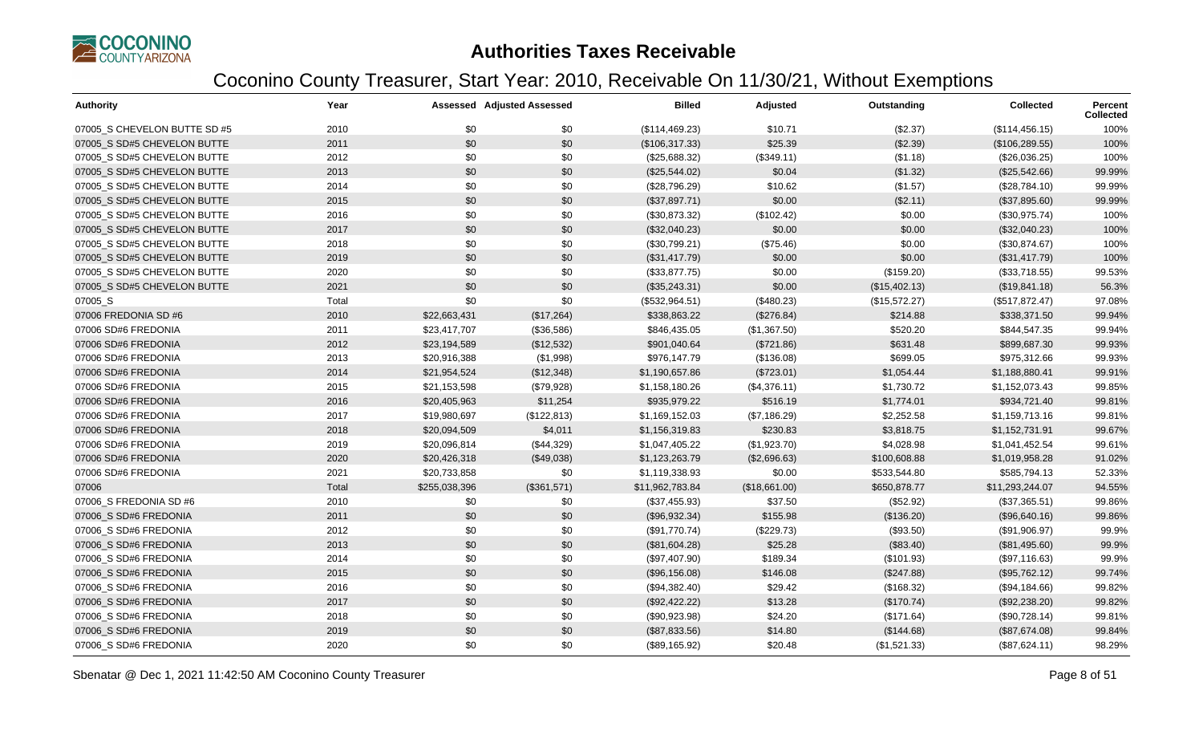# Authorities Taxes Receivable

## Coconino County Treasurer, Start Year: 2010, Receivable On 11/30/21, Without Exemptions

| Authority | Year | Assessed | Adjusted Assessed | Billed | Adjusted | Outstanding | Collected | Percent Collected |
|---|---|---|---|---|---|---|---|---|
| 07005_S CHEVELON BUTTE SD #5 | 2010 | $0 | $0 | ($114,469.23) | $10.71 | ($2.37) | ($114,456.15) | 100% |
| 07005_S SD#5 CHEVELON BUTTE | 2011 | $0 | $0 | ($106,317.33) | $25.39 | ($2.39) | ($106,289.55) | 100% |
| 07005_S SD#5 CHEVELON BUTTE | 2012 | $0 | $0 | ($25,688.32) | ($349.11) | ($1.18) | ($26,036.25) | 100% |
| 07005_S SD#5 CHEVELON BUTTE | 2013 | $0 | $0 | ($25,544.02) | $0.04 | ($1.32) | ($25,542.66) | 99.99% |
| 07005_S SD#5 CHEVELON BUTTE | 2014 | $0 | $0 | ($28,796.29) | $10.62 | ($1.57) | ($28,784.10) | 99.99% |
| 07005_S SD#5 CHEVELON BUTTE | 2015 | $0 | $0 | ($37,897.71) | $0.00 | ($2.11) | ($37,895.60) | 99.99% |
| 07005_S SD#5 CHEVELON BUTTE | 2016 | $0 | $0 | ($30,873.32) | ($102.42) | $0.00 | ($30,975.74) | 100% |
| 07005_S SD#5 CHEVELON BUTTE | 2017 | $0 | $0 | ($32,040.23) | $0.00 | $0.00 | ($32,040.23) | 100% |
| 07005_S SD#5 CHEVELON BUTTE | 2018 | $0 | $0 | ($30,799.21) | ($75.46) | $0.00 | ($30,874.67) | 100% |
| 07005_S SD#5 CHEVELON BUTTE | 2019 | $0 | $0 | ($31,417.79) | $0.00 | $0.00 | ($31,417.79) | 100% |
| 07005_S SD#5 CHEVELON BUTTE | 2020 | $0 | $0 | ($33,877.75) | $0.00 | ($159.20) | ($33,718.55) | 99.53% |
| 07005_S SD#5 CHEVELON BUTTE | 2021 | $0 | $0 | ($35,243.31) | $0.00 | ($15,402.13) | ($19,841.18) | 56.3% |
| 07005_S | Total | $0 | $0 | ($532,964.51) | ($480.23) | ($15,572.27) | ($517,872.47) | 97.08% |
| 07006 FREDONIA SD #6 | 2010 | $22,663,431 | ($17,264) | $338,863.22 | ($276.84) | $214.88 | $338,371.50 | 99.94% |
| 07006 SD#6 FREDONIA | 2011 | $23,417,707 | ($36,586) | $846,435.05 | ($1,367.50) | $520.20 | $844,547.35 | 99.94% |
| 07006 SD#6 FREDONIA | 2012 | $23,194,589 | ($12,532) | $901,040.64 | ($721.86) | $631.48 | $899,687.30 | 99.93% |
| 07006 SD#6 FREDONIA | 2013 | $20,916,388 | ($1,998) | $976,147.79 | ($136.08) | $699.05 | $975,312.66 | 99.93% |
| 07006 SD#6 FREDONIA | 2014 | $21,954,524 | ($12,348) | $1,190,657.86 | ($723.01) | $1,054.44 | $1,188,880.41 | 99.91% |
| 07006 SD#6 FREDONIA | 2015 | $21,153,598 | ($79,928) | $1,158,180.26 | ($4,376.11) | $1,730.72 | $1,152,073.43 | 99.85% |
| 07006 SD#6 FREDONIA | 2016 | $20,405,963 | $11,254 | $935,979.22 | $516.19 | $1,774.01 | $934,721.40 | 99.81% |
| 07006 SD#6 FREDONIA | 2017 | $19,980,697 | ($122,813) | $1,169,152.03 | ($7,186.29) | $2,252.58 | $1,159,713.16 | 99.81% |
| 07006 SD#6 FREDONIA | 2018 | $20,094,509 | $4,011 | $1,156,319.83 | $230.83 | $3,818.75 | $1,152,731.91 | 99.67% |
| 07006 SD#6 FREDONIA | 2019 | $20,096,814 | ($44,329) | $1,047,405.22 | ($1,923.70) | $4,028.98 | $1,041,452.54 | 99.61% |
| 07006 SD#6 FREDONIA | 2020 | $20,426,318 | ($49,038) | $1,123,263.79 | ($2,696.63) | $100,608.88 | $1,019,958.28 | 91.02% |
| 07006 SD#6 FREDONIA | 2021 | $20,733,858 | $0 | $1,119,338.93 | $0.00 | $533,544.80 | $585,794.13 | 52.33% |
| 07006 | Total | $255,038,396 | ($361,571) | $11,962,783.84 | ($18,661.00) | $650,878.77 | $11,293,244.07 | 94.55% |
| 07006_S FREDONIA SD #6 | 2010 | $0 | $0 | ($37,455.93) | $37.50 | ($52.92) | ($37,365.51) | 99.86% |
| 07006_S SD#6 FREDONIA | 2011 | $0 | $0 | ($96,932.34) | $155.98 | ($136.20) | ($96,640.16) | 99.86% |
| 07006_S SD#6 FREDONIA | 2012 | $0 | $0 | ($91,770.74) | ($229.73) | ($93.50) | ($91,906.97) | 99.9% |
| 07006_S SD#6 FREDONIA | 2013 | $0 | $0 | ($81,604.28) | $25.28 | ($83.40) | ($81,495.60) | 99.9% |
| 07006_S SD#6 FREDONIA | 2014 | $0 | $0 | ($97,407.90) | $189.34 | ($101.93) | ($97,116.63) | 99.9% |
| 07006_S SD#6 FREDONIA | 2015 | $0 | $0 | ($96,156.08) | $146.08 | ($247.88) | ($95,762.12) | 99.74% |
| 07006_S SD#6 FREDONIA | 2016 | $0 | $0 | ($94,382.40) | $29.42 | ($168.32) | ($94,184.66) | 99.82% |
| 07006_S SD#6 FREDONIA | 2017 | $0 | $0 | ($92,422.22) | $13.28 | ($170.74) | ($92,238.20) | 99.82% |
| 07006_S SD#6 FREDONIA | 2018 | $0 | $0 | ($90,923.98) | $24.20 | ($171.64) | ($90,728.14) | 99.81% |
| 07006_S SD#6 FREDONIA | 2019 | $0 | $0 | ($87,833.56) | $14.80 | ($144.68) | ($87,674.08) | 99.84% |
| 07006_S SD#6 FREDONIA | 2020 | $0 | $0 | ($89,165.92) | $20.48 | ($1,521.33) | ($87,624.11) | 98.29% |

Sbenatar @ Dec 1, 2021 11:42:50 AM Coconino County Treasurer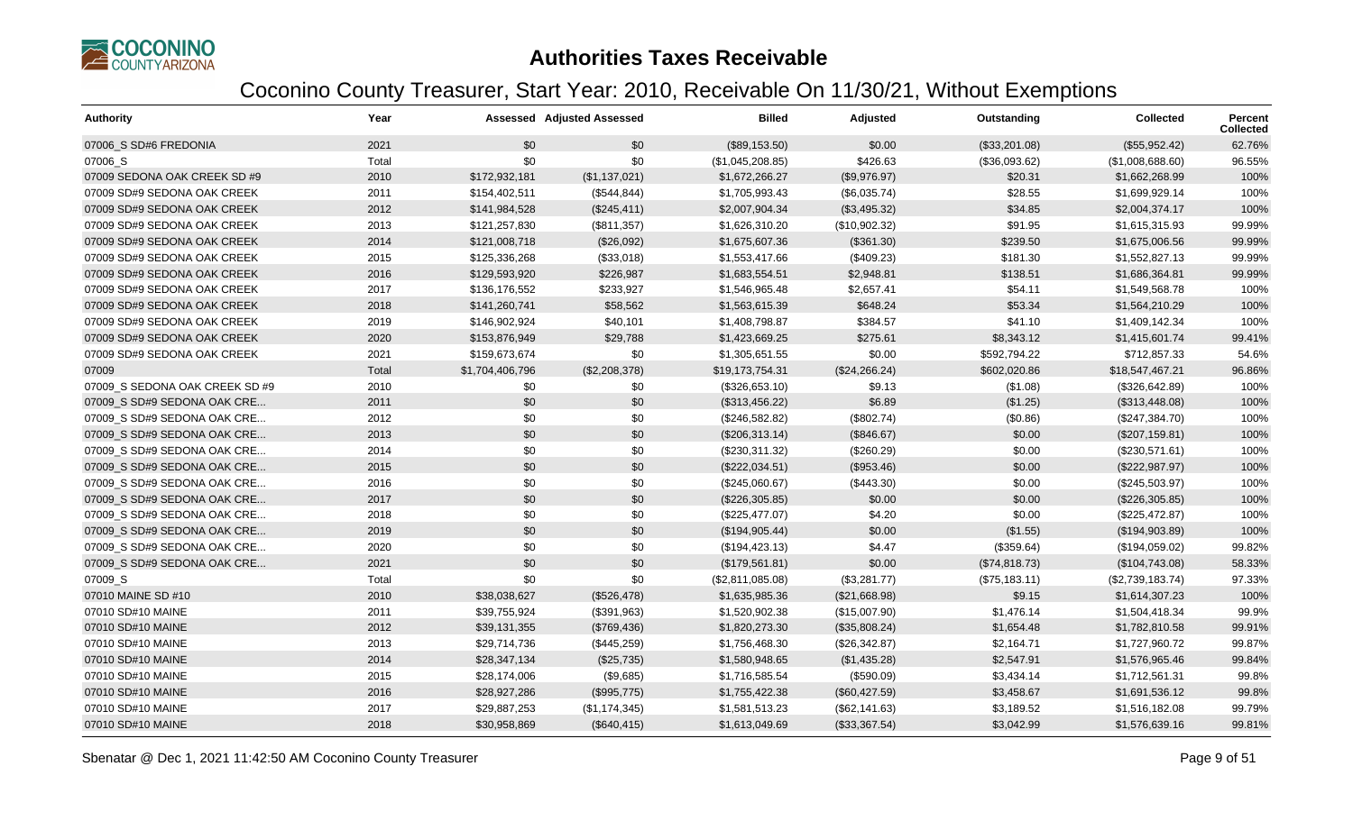# Authorities Taxes Receivable

## Coconino County Treasurer, Start Year: 2010, Receivable On 11/30/21, Without Exemptions

| Authority | Year | Assessed | Adjusted Assessed | Billed | Adjusted | Outstanding | Collected | Percent Collected |
|---|---|---|---|---|---|---|---|---|
| 07006_S SD#6 FREDONIA | 2021 | $0 | $0 | ($89,153.50) | $0.00 | ($33,201.08) | ($55,952.42) | 62.76% |
| 07006_S | Total | $0 | $0 | ($1,045,208.85) | $426.63 | ($36,093.62) | ($1,008,688.60) | 96.55% |
| 07009 SEDONA OAK CREEK SD #9 | 2010 | $172,932,181 | ($1,137,021) | $1,672,266.27 | ($9,976.97) | $20.31 | $1,662,268.99 | 100% |
| 07009 SD#9 SEDONA OAK CREEK | 2011 | $154,402,511 | ($544,844) | $1,705,993.43 | ($6,035.74) | $28.55 | $1,699,929.14 | 100% |
| 07009 SD#9 SEDONA OAK CREEK | 2012 | $141,984,528 | ($245,411) | $2,007,904.34 | ($3,495.32) | $34.85 | $2,004,374.17 | 100% |
| 07009 SD#9 SEDONA OAK CREEK | 2013 | $121,257,830 | ($811,357) | $1,626,310.20 | ($10,902.32) | $91.95 | $1,615,315.93 | 99.99% |
| 07009 SD#9 SEDONA OAK CREEK | 2014 | $121,008,718 | ($26,092) | $1,675,607.36 | ($361.30) | $239.50 | $1,675,006.56 | 99.99% |
| 07009 SD#9 SEDONA OAK CREEK | 2015 | $125,336,268 | ($33,018) | $1,553,417.66 | ($409.23) | $181.30 | $1,552,827.13 | 99.99% |
| 07009 SD#9 SEDONA OAK CREEK | 2016 | $129,593,920 | $226,987 | $1,683,554.51 | $2,948.81 | $138.51 | $1,686,364.81 | 99.99% |
| 07009 SD#9 SEDONA OAK CREEK | 2017 | $136,176,552 | $233,927 | $1,546,965.48 | $2,657.41 | $54.11 | $1,549,568.78 | 100% |
| 07009 SD#9 SEDONA OAK CREEK | 2018 | $141,260,741 | $58,562 | $1,563,615.39 | $648.24 | $53.34 | $1,564,210.29 | 100% |
| 07009 SD#9 SEDONA OAK CREEK | 2019 | $146,902,924 | $40,101 | $1,408,798.87 | $384.57 | $41.10 | $1,409,142.34 | 100% |
| 07009 SD#9 SEDONA OAK CREEK | 2020 | $153,876,949 | $29,788 | $1,423,669.25 | $275.61 | $8,343.12 | $1,415,601.74 | 99.41% |
| 07009 SD#9 SEDONA OAK CREEK | 2021 | $159,673,674 | $0 | $1,305,651.55 | $0.00 | $592,794.22 | $712,857.33 | 54.6% |
| 07009 | Total | $1,704,406,796 | ($2,208,378) | $19,173,754.31 | ($24,266.24) | $602,020.86 | $18,547,467.21 | 96.86% |
| 07009_S SEDONA OAK CREEK SD #9 | 2010 | $0 | $0 | ($326,653.10) | $9.13 | ($1.08) | ($326,642.89) | 100% |
| 07009_S SD#9 SEDONA OAK CRE... | 2011 | $0 | $0 | ($313,456.22) | $6.89 | ($1.25) | ($313,448.08) | 100% |
| 07009_S SD#9 SEDONA OAK CRE... | 2012 | $0 | $0 | ($246,582.82) | ($802.74) | ($0.86) | ($247,384.70) | 100% |
| 07009_S SD#9 SEDONA OAK CRE... | 2013 | $0 | $0 | ($206,313.14) | ($846.67) | $0.00 | ($207,159.81) | 100% |
| 07009_S SD#9 SEDONA OAK CRE... | 2014 | $0 | $0 | ($230,311.32) | ($260.29) | $0.00 | ($230,571.61) | 100% |
| 07009_S SD#9 SEDONA OAK CRE... | 2015 | $0 | $0 | ($222,034.51) | ($953.46) | $0.00 | ($222,987.97) | 100% |
| 07009_S SD#9 SEDONA OAK CRE... | 2016 | $0 | $0 | ($245,060.67) | ($443.30) | $0.00 | ($245,503.97) | 100% |
| 07009_S SD#9 SEDONA OAK CRE... | 2017 | $0 | $0 | ($226,305.85) | $0.00 | $0.00 | ($226,305.85) | 100% |
| 07009_S SD#9 SEDONA OAK CRE... | 2018 | $0 | $0 | ($225,477.07) | $4.20 | $0.00 | ($225,472.87) | 100% |
| 07009_S SD#9 SEDONA OAK CRE... | 2019 | $0 | $0 | ($194,905.44) | $0.00 | ($1.55) | ($194,903.89) | 100% |
| 07009_S SD#9 SEDONA OAK CRE... | 2020 | $0 | $0 | ($194,423.13) | $4.47 | ($359.64) | ($194,059.02) | 99.82% |
| 07009_S SD#9 SEDONA OAK CRE... | 2021 | $0 | $0 | ($179,561.81) | $0.00 | ($74,818.73) | ($104,743.08) | 58.33% |
| 07009_S | Total | $0 | $0 | ($2,811,085.08) | ($3,281.77) | ($75,183.11) | ($2,739,183.74) | 97.33% |
| 07010 MAINE SD #10 | 2010 | $38,038,627 | ($526,478) | $1,635,985.36 | ($21,668.98) | $9.15 | $1,614,307.23 | 100% |
| 07010 SD#10 MAINE | 2011 | $39,755,924 | ($391,963) | $1,520,902.38 | ($15,007.90) | $1,476.14 | $1,504,418.34 | 99.9% |
| 07010 SD#10 MAINE | 2012 | $39,131,355 | ($769,436) | $1,820,273.30 | ($35,808.24) | $1,654.48 | $1,782,810.58 | 99.91% |
| 07010 SD#10 MAINE | 2013 | $29,714,736 | ($445,259) | $1,756,468.30 | ($26,342.87) | $2,164.71 | $1,727,960.72 | 99.87% |
| 07010 SD#10 MAINE | 2014 | $28,347,134 | ($25,735) | $1,580,948.65 | ($1,435.28) | $2,547.91 | $1,576,965.46 | 99.84% |
| 07010 SD#10 MAINE | 2015 | $28,174,006 | ($9,685) | $1,716,585.54 | ($590.09) | $3,434.14 | $1,712,561.31 | 99.8% |
| 07010 SD#10 MAINE | 2016 | $28,927,286 | ($995,775) | $1,755,422.38 | ($60,427.59) | $3,458.67 | $1,691,536.12 | 99.8% |
| 07010 SD#10 MAINE | 2017 | $29,887,253 | ($1,174,345) | $1,581,513.23 | ($62,141.63) | $3,189.52 | $1,516,182.08 | 99.79% |
| 07010 SD#10 MAINE | 2018 | $30,958,869 | ($640,415) | $1,613,049.69 | ($33,367.54) | $3,042.99 | $1,576,639.16 | 99.81% |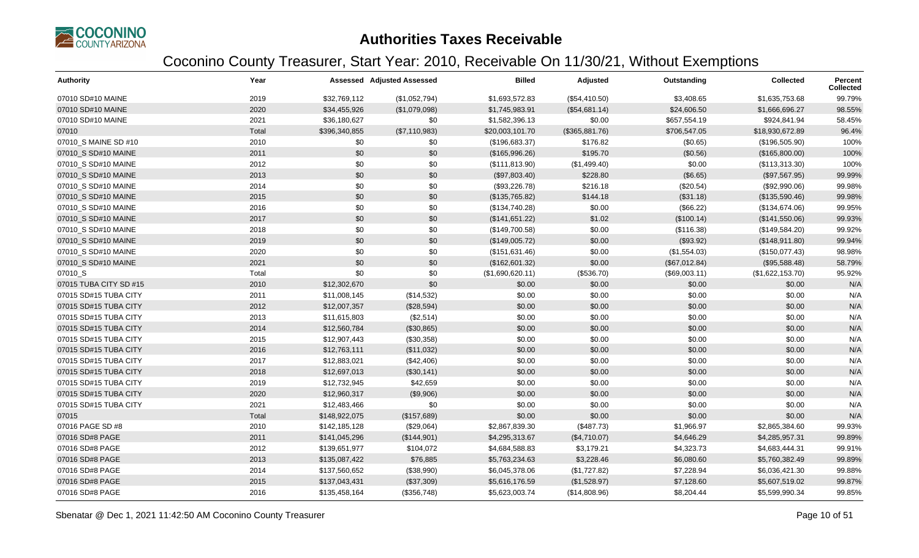# Authorities Taxes Receivable

## Coconino County Treasurer, Start Year: 2010, Receivable On 11/30/21, Without Exemptions

| Authority | Year | Assessed | Adjusted Assessed | Billed | Adjusted | Outstanding | Collected | Percent Collected |
|---|---|---|---|---|---|---|---|---|
| 07010 SD#10 MAINE | 2019 | $32,769,112 | ($1,052,794) | $1,693,572.83 | ($54,410.50) | $3,408.65 | $1,635,753.68 | 99.79% |
| 07010 SD#10 MAINE | 2020 | $34,455,926 | ($1,079,098) | $1,745,983.91 | ($54,681.14) | $24,606.50 | $1,666,696.27 | 98.55% |
| 07010 SD#10 MAINE | 2021 | $36,180,627 | $0 | $1,582,396.13 | $0.00 | $657,554.19 | $924,841.94 | 58.45% |
| 07010 | Total | $396,340,855 | ($7,110,983) | $20,003,101.70 | ($365,881.76) | $706,547.05 | $18,930,672.89 | 96.4% |
| 07010_S MAINE SD #10 | 2010 | $0 | $0 | ($196,683.37) | $176.82 | ($0.65) | ($196,505.90) | 100% |
| 07010_S SD#10 MAINE | 2011 | $0 | $0 | ($165,996.26) | $195.70 | ($0.56) | ($165,800.00) | 100% |
| 07010_S SD#10 MAINE | 2012 | $0 | $0 | ($111,813.90) | ($1,499.40) | $0.00 | ($113,313.30) | 100% |
| 07010_S SD#10 MAINE | 2013 | $0 | $0 | ($97,803.40) | $228.80 | ($6.65) | ($97,567.95) | 99.99% |
| 07010_S SD#10 MAINE | 2014 | $0 | $0 | ($93,226.78) | $216.18 | ($20.54) | ($92,990.06) | 99.98% |
| 07010_S SD#10 MAINE | 2015 | $0 | $0 | ($135,765.82) | $144.18 | ($31.18) | ($135,590.46) | 99.98% |
| 07010_S SD#10 MAINE | 2016 | $0 | $0 | ($134,740.28) | $0.00 | ($66.22) | ($134,674.06) | 99.95% |
| 07010_S SD#10 MAINE | 2017 | $0 | $0 | ($141,651.22) | $1.02 | ($100.14) | ($141,550.06) | 99.93% |
| 07010_S SD#10 MAINE | 2018 | $0 | $0 | ($149,700.58) | $0.00 | ($116.38) | ($149,584.20) | 99.92% |
| 07010_S SD#10 MAINE | 2019 | $0 | $0 | ($149,005.72) | $0.00 | ($93.92) | ($148,911.80) | 99.94% |
| 07010_S SD#10 MAINE | 2020 | $0 | $0 | ($151,631.46) | $0.00 | ($1,554.03) | ($150,077.43) | 98.98% |
| 07010_S SD#10 MAINE | 2021 | $0 | $0 | ($162,601.32) | $0.00 | ($67,012.84) | ($95,588.48) | 58.79% |
| 07010_S | Total | $0 | $0 | ($1,690,620.11) | ($536.70) | ($69,003.11) | ($1,622,153.70) | 95.92% |
| 07015 TUBA CITY SD #15 | 2010 | $12,302,670 | $0 | $0.00 | $0.00 | $0.00 | $0.00 | N/A |
| 07015 SD#15 TUBA CITY | 2011 | $11,008,145 | ($14,532) | $0.00 | $0.00 | $0.00 | $0.00 | N/A |
| 07015 SD#15 TUBA CITY | 2012 | $12,007,357 | ($28,594) | $0.00 | $0.00 | $0.00 | $0.00 | N/A |
| 07015 SD#15 TUBA CITY | 2013 | $11,615,803 | ($2,514) | $0.00 | $0.00 | $0.00 | $0.00 | N/A |
| 07015 SD#15 TUBA CITY | 2014 | $12,560,784 | ($30,865) | $0.00 | $0.00 | $0.00 | $0.00 | N/A |
| 07015 SD#15 TUBA CITY | 2015 | $12,907,443 | ($30,358) | $0.00 | $0.00 | $0.00 | $0.00 | N/A |
| 07015 SD#15 TUBA CITY | 2016 | $12,763,111 | ($11,032) | $0.00 | $0.00 | $0.00 | $0.00 | N/A |
| 07015 SD#15 TUBA CITY | 2017 | $12,883,021 | ($42,406) | $0.00 | $0.00 | $0.00 | $0.00 | N/A |
| 07015 SD#15 TUBA CITY | 2018 | $12,697,013 | ($30,141) | $0.00 | $0.00 | $0.00 | $0.00 | N/A |
| 07015 SD#15 TUBA CITY | 2019 | $12,732,945 | $42,659 | $0.00 | $0.00 | $0.00 | $0.00 | N/A |
| 07015 SD#15 TUBA CITY | 2020 | $12,960,317 | ($9,906) | $0.00 | $0.00 | $0.00 | $0.00 | N/A |
| 07015 SD#15 TUBA CITY | 2021 | $12,483,466 | $0 | $0.00 | $0.00 | $0.00 | $0.00 | N/A |
| 07015 | Total | $148,922,075 | ($157,689) | $0.00 | $0.00 | $0.00 | $0.00 | N/A |
| 07016 PAGE SD #8 | 2010 | $142,185,128 | ($29,064) | $2,867,839.30 | ($487.73) | $1,966.97 | $2,865,384.60 | 99.93% |
| 07016 SD#8 PAGE | 2011 | $141,045,296 | ($144,901) | $4,295,313.67 | ($4,710.07) | $4,646.29 | $4,285,957.31 | 99.89% |
| 07016 SD#8 PAGE | 2012 | $139,651,977 | $104,072 | $4,684,588.83 | $3,179.21 | $4,323.73 | $4,683,444.31 | 99.91% |
| 07016 SD#8 PAGE | 2013 | $135,087,422 | $76,885 | $5,763,234.63 | $3,228.46 | $6,080.60 | $5,760,382.49 | 99.89% |
| 07016 SD#8 PAGE | 2014 | $137,560,652 | ($38,990) | $6,045,378.06 | ($1,727.82) | $7,228.94 | $6,036,421.30 | 99.88% |
| 07016 SD#8 PAGE | 2015 | $137,043,431 | ($37,309) | $5,616,176.59 | ($1,528.97) | $7,128.60 | $5,607,519.02 | 99.87% |
| 07016 SD#8 PAGE | 2016 | $135,458,164 | ($356,748) | $5,623,003.74 | ($14,808.96) | $8,204.44 | $5,599,990.34 | 99.85% |

Sbenatar @ Dec 1, 2021 11:42:50 AM Coconino County Treasurer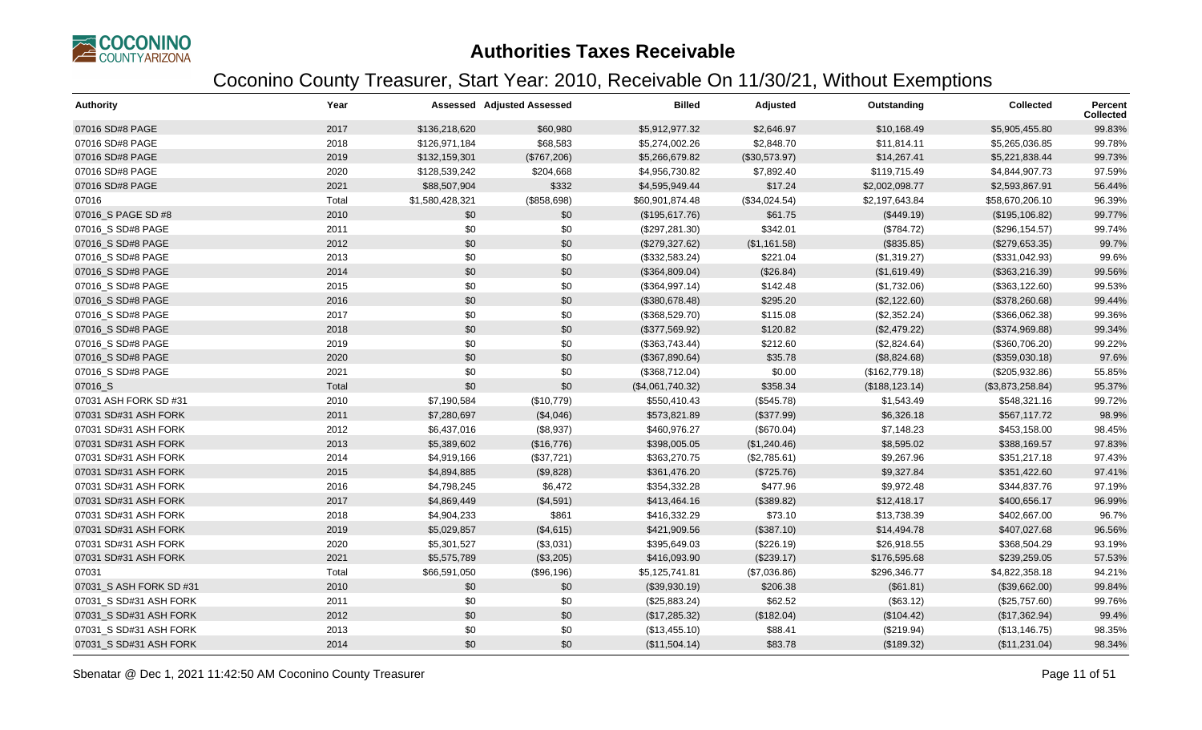# Authorities Taxes Receivable

## Coconino County Treasurer, Start Year: 2010, Receivable On 11/30/21, Without Exemptions

| Authority | Year | Assessed | Adjusted Assessed | Billed | Adjusted | Outstanding | Collected | Percent Collected |
|---|---|---|---|---|---|---|---|---|
| 07016 SD#8 PAGE | 2017 | $136,218,620 | $60,980 | $5,912,977.32 | $2,646.97 | $10,168.49 | $5,905,455.80 | 99.83% |
| 07016 SD#8 PAGE | 2018 | $126,971,184 | $68,583 | $5,274,002.26 | $2,848.70 | $11,814.11 | $5,265,036.85 | 99.78% |
| 07016 SD#8 PAGE | 2019 | $132,159,301 | ($767,206) | $5,266,679.82 | ($30,573.97) | $14,267.41 | $5,221,838.44 | 99.73% |
| 07016 SD#8 PAGE | 2020 | $128,539,242 | $204,668 | $4,956,730.82 | $7,892.40 | $119,715.49 | $4,844,907.73 | 97.59% |
| 07016 SD#8 PAGE | 2021 | $88,507,904 | $332 | $4,595,949.44 | $17.24 | $2,002,098.77 | $2,593,867.91 | 56.44% |
| 07016 | Total | $1,580,428,321 | ($858,698) | $60,901,874.48 | ($34,024.54) | $2,197,643.84 | $58,670,206.10 | 96.39% |
| 07016_S PAGE SD #8 | 2010 | $0 | $0 | ($195,617.76) | $61.75 | ($449.19) | ($195,106.82) | 99.77% |
| 07016_S SD#8 PAGE | 2011 | $0 | $0 | ($297,281.30) | $342.01 | ($784.72) | ($296,154.57) | 99.74% |
| 07016_S SD#8 PAGE | 2012 | $0 | $0 | ($279,327.62) | ($1,161.58) | ($835.85) | ($279,653.35) | 99.7% |
| 07016_S SD#8 PAGE | 2013 | $0 | $0 | ($332,583.24) | $221.04 | ($1,319.27) | ($331,042.93) | 99.6% |
| 07016_S SD#8 PAGE | 2014 | $0 | $0 | ($364,809.04) | ($26.84) | ($1,619.49) | ($363,216.39) | 99.56% |
| 07016_S SD#8 PAGE | 2015 | $0 | $0 | ($364,997.14) | $142.48 | ($1,732.06) | ($363,122.60) | 99.53% |
| 07016_S SD#8 PAGE | 2016 | $0 | $0 | ($380,678.48) | $295.20 | ($2,122.60) | ($378,260.68) | 99.44% |
| 07016_S SD#8 PAGE | 2017 | $0 | $0 | ($368,529.70) | $115.08 | ($2,352.24) | ($366,062.38) | 99.36% |
| 07016_S SD#8 PAGE | 2018 | $0 | $0 | ($377,569.92) | $120.82 | ($2,479.22) | ($374,969.88) | 99.34% |
| 07016_S SD#8 PAGE | 2019 | $0 | $0 | ($363,743.44) | $212.60 | ($2,824.64) | ($360,706.20) | 99.22% |
| 07016_S SD#8 PAGE | 2020 | $0 | $0 | ($367,890.64) | $35.78 | ($8,824.68) | ($359,030.18) | 97.6% |
| 07016_S SD#8 PAGE | 2021 | $0 | $0 | ($368,712.04) | $0.00 | ($162,779.18) | ($205,932.86) | 55.85% |
| 07016_S | Total | $0 | $0 | ($4,061,740.32) | $358.34 | ($188,123.14) | ($3,873,258.84) | 95.37% |
| 07031 ASH FORK SD #31 | 2010 | $7,190,584 | ($10,779) | $550,410.43 | ($545.78) | $1,543.49 | $548,321.16 | 99.72% |
| 07031 SD#31 ASH FORK | 2011 | $7,280,697 | ($4,046) | $573,821.89 | ($377.99) | $6,326.18 | $567,117.72 | 98.9% |
| 07031 SD#31 ASH FORK | 2012 | $6,437,016 | ($8,937) | $460,976.27 | ($670.04) | $7,148.23 | $453,158.00 | 98.45% |
| 07031 SD#31 ASH FORK | 2013 | $5,389,602 | ($16,776) | $398,005.05 | ($1,240.46) | $8,595.02 | $388,169.57 | 97.83% |
| 07031 SD#31 ASH FORK | 2014 | $4,919,166 | ($37,721) | $363,270.75 | ($2,785.61) | $9,267.96 | $351,217.18 | 97.43% |
| 07031 SD#31 ASH FORK | 2015 | $4,894,885 | ($9,828) | $361,476.20 | ($725.76) | $9,327.84 | $351,422.60 | 97.41% |
| 07031 SD#31 ASH FORK | 2016 | $4,798,245 | $6,472 | $354,332.28 | $477.96 | $9,972.48 | $344,837.76 | 97.19% |
| 07031 SD#31 ASH FORK | 2017 | $4,869,449 | ($4,591) | $413,464.16 | ($389.82) | $12,418.17 | $400,656.17 | 96.99% |
| 07031 SD#31 ASH FORK | 2018 | $4,904,233 | $861 | $416,332.29 | $73.10 | $13,738.39 | $402,667.00 | 96.7% |
| 07031 SD#31 ASH FORK | 2019 | $5,029,857 | ($4,615) | $421,909.56 | ($387.10) | $14,494.78 | $407,027.68 | 96.56% |
| 07031 SD#31 ASH FORK | 2020 | $5,301,527 | ($3,031) | $395,649.03 | ($226.19) | $26,918.55 | $368,504.29 | 93.19% |
| 07031 SD#31 ASH FORK | 2021 | $5,575,789 | ($3,205) | $416,093.90 | ($239.17) | $176,595.68 | $239,259.05 | 57.53% |
| 07031 | Total | $66,591,050 | ($96,196) | $5,125,741.81 | ($7,036.86) | $296,346.77 | $4,822,358.18 | 94.21% |
| 07031_S ASH FORK SD #31 | 2010 | $0 | $0 | ($39,930.19) | $206.38 | ($61.81) | ($39,662.00) | 99.84% |
| 07031_S SD#31 ASH FORK | 2011 | $0 | $0 | ($25,883.24) | $62.52 | ($63.12) | ($25,757.60) | 99.76% |
| 07031_S SD#31 ASH FORK | 2012 | $0 | $0 | ($17,285.32) | ($182.04) | ($104.42) | ($17,362.94) | 99.4% |
| 07031_S SD#31 ASH FORK | 2013 | $0 | $0 | ($13,455.10) | $88.41 | ($219.94) | ($13,146.75) | 98.35% |
| 07031_S SD#31 ASH FORK | 2014 | $0 | $0 | ($11,504.14) | $83.78 | ($189.32) | ($11,231.04) | 98.34% |

Sbenatar @ Dec 1, 2021 11:42:50 AM Coconino County Treasurer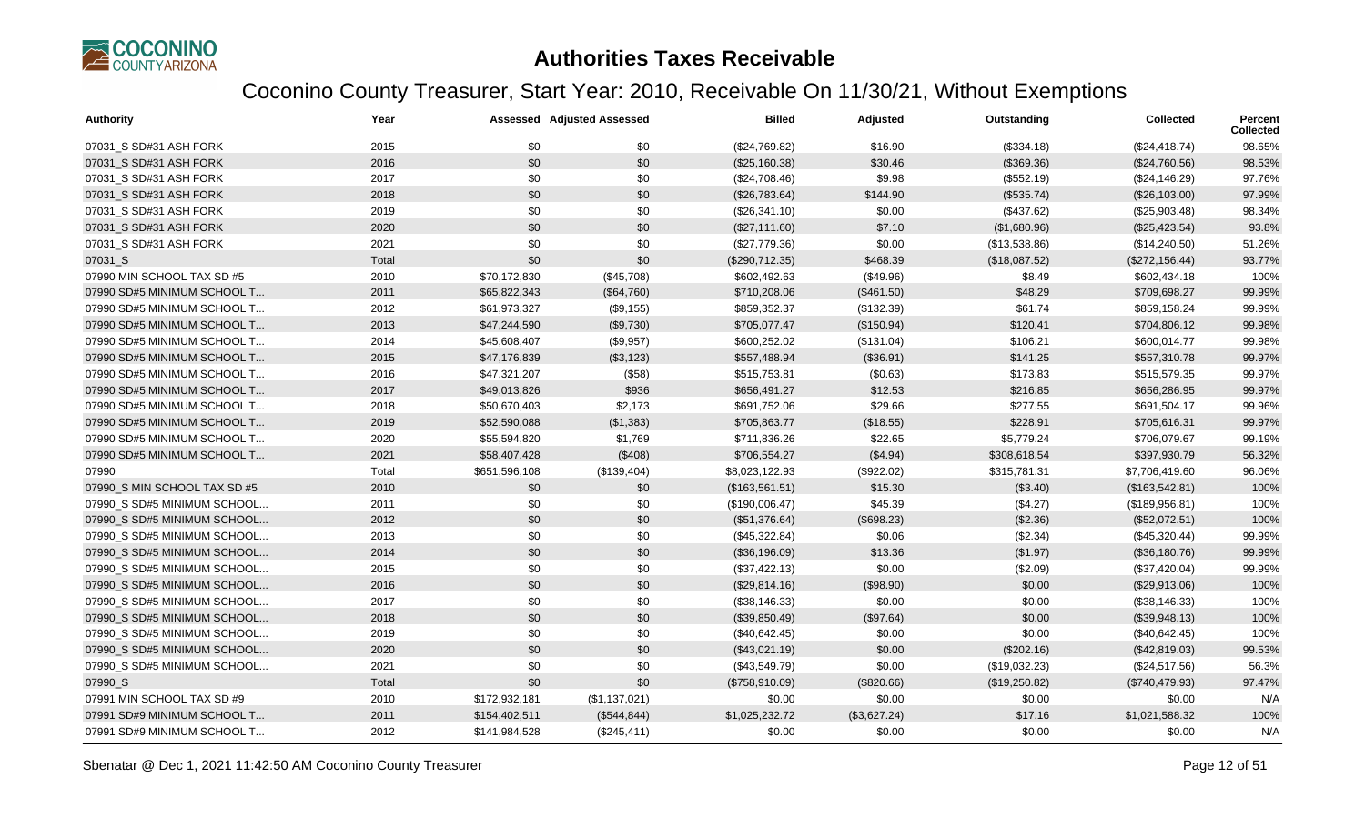# Authorities Taxes Receivable

## Coconino County Treasurer, Start Year: 2010, Receivable On 11/30/21, Without Exemptions

| Authority | Year | Assessed | Adjusted Assessed | Billed | Adjusted | Outstanding | Collected | Percent Collected |
|---|---|---|---|---|---|---|---|---|
| 07031_S SD#31 ASH FORK | 2015 | $0 | $0 | ($24,769.82) | $16.90 | ($334.18) | ($24,418.74) | 98.65% |
| 07031_S SD#31 ASH FORK | 2016 | $0 | $0 | ($25,160.38) | $30.46 | ($369.36) | ($24,760.56) | 98.53% |
| 07031_S SD#31 ASH FORK | 2017 | $0 | $0 | ($24,708.46) | $9.98 | ($552.19) | ($24,146.29) | 97.76% |
| 07031_S SD#31 ASH FORK | 2018 | $0 | $0 | ($26,783.64) | $144.90 | ($535.74) | ($26,103.00) | 97.99% |
| 07031_S SD#31 ASH FORK | 2019 | $0 | $0 | ($26,341.10) | $0.00 | ($437.62) | ($25,903.48) | 98.34% |
| 07031_S SD#31 ASH FORK | 2020 | $0 | $0 | ($27,111.60) | $7.10 | ($1,680.96) | ($25,423.54) | 93.8% |
| 07031_S SD#31 ASH FORK | 2021 | $0 | $0 | ($27,779.36) | $0.00 | ($13,538.86) | ($14,240.50) | 51.26% |
| 07031_S | Total | $0 | $0 | ($290,712.35) | $468.39 | ($18,087.52) | ($272,156.44) | 93.77% |
| 07990 MIN SCHOOL TAX SD #5 | 2010 | $70,172,830 | ($45,708) | $602,492.63 | ($49.96) | $8.49 | $602,434.18 | 100% |
| 07990 SD#5 MINIMUM SCHOOL T... | 2011 | $65,822,343 | ($64,760) | $710,208.06 | ($461.50) | $48.29 | $709,698.27 | 99.99% |
| 07990 SD#5 MINIMUM SCHOOL T... | 2012 | $61,973,327 | ($9,155) | $859,352.37 | ($132.39) | $61.74 | $859,158.24 | 99.99% |
| 07990 SD#5 MINIMUM SCHOOL T... | 2013 | $47,244,590 | ($9,730) | $705,077.47 | ($150.94) | $120.41 | $704,806.12 | 99.98% |
| 07990 SD#5 MINIMUM SCHOOL T... | 2014 | $45,608,407 | ($9,957) | $600,252.02 | ($131.04) | $106.21 | $600,014.77 | 99.98% |
| 07990 SD#5 MINIMUM SCHOOL T... | 2015 | $47,176,839 | ($3,123) | $557,488.94 | ($36.91) | $141.25 | $557,310.78 | 99.97% |
| 07990 SD#5 MINIMUM SCHOOL T... | 2016 | $47,321,207 | ($58) | $515,753.81 | ($0.63) | $173.83 | $515,579.35 | 99.97% |
| 07990 SD#5 MINIMUM SCHOOL T... | 2017 | $49,013,826 | $936 | $656,491.27 | $12.53 | $216.85 | $656,286.95 | 99.97% |
| 07990 SD#5 MINIMUM SCHOOL T... | 2018 | $50,670,403 | $2,173 | $691,752.06 | $29.66 | $277.55 | $691,504.17 | 99.96% |
| 07990 SD#5 MINIMUM SCHOOL T... | 2019 | $52,590,088 | ($1,383) | $705,863.77 | ($18.55) | $228.91 | $705,616.31 | 99.97% |
| 07990 SD#5 MINIMUM SCHOOL T... | 2020 | $55,594,820 | $1,769 | $711,836.26 | $22.65 | $5,779.24 | $706,079.67 | 99.19% |
| 07990 SD#5 MINIMUM SCHOOL T... | 2021 | $58,407,428 | ($408) | $706,554.27 | ($4.94) | $308,618.54 | $397,930.79 | 56.32% |
| 07990 | Total | $651,596,108 | ($139,404) | $8,023,122.93 | ($922.02) | $315,781.31 | $7,706,419.60 | 96.06% |
| 07990_S MIN SCHOOL TAX SD #5 | 2010 | $0 | $0 | ($163,561.51) | $15.30 | ($3.40) | ($163,542.81) | 100% |
| 07990_S SD#5 MINIMUM SCHOOL... | 2011 | $0 | $0 | ($190,006.47) | $45.39 | ($4.27) | ($189,956.81) | 100% |
| 07990_S SD#5 MINIMUM SCHOOL... | 2012 | $0 | $0 | ($51,376.64) | ($698.23) | ($2.36) | ($52,072.51) | 100% |
| 07990_S SD#5 MINIMUM SCHOOL... | 2013 | $0 | $0 | ($45,322.84) | $0.06 | ($2.34) | ($45,320.44) | 99.99% |
| 07990_S SD#5 MINIMUM SCHOOL... | 2014 | $0 | $0 | ($36,196.09) | $13.36 | ($1.97) | ($36,180.76) | 99.99% |
| 07990_S SD#5 MINIMUM SCHOOL... | 2015 | $0 | $0 | ($37,422.13) | $0.00 | ($2.09) | ($37,420.04) | 99.99% |
| 07990_S SD#5 MINIMUM SCHOOL... | 2016 | $0 | $0 | ($29,814.16) | ($98.90) | $0.00 | ($29,913.06) | 100% |
| 07990_S SD#5 MINIMUM SCHOOL... | 2017 | $0 | $0 | ($38,146.33) | $0.00 | $0.00 | ($38,146.33) | 100% |
| 07990_S SD#5 MINIMUM SCHOOL... | 2018 | $0 | $0 | ($39,850.49) | ($97.64) | $0.00 | ($39,948.13) | 100% |
| 07990_S SD#5 MINIMUM SCHOOL... | 2019 | $0 | $0 | ($40,642.45) | $0.00 | $0.00 | ($40,642.45) | 100% |
| 07990_S SD#5 MINIMUM SCHOOL... | 2020 | $0 | $0 | ($43,021.19) | $0.00 | ($202.16) | ($42,819.03) | 99.53% |
| 07990_S SD#5 MINIMUM SCHOOL... | 2021 | $0 | $0 | ($43,549.79) | $0.00 | ($19,032.23) | ($24,517.56) | 56.3% |
| 07990_S | Total | $0 | $0 | ($758,910.09) | ($820.66) | ($19,250.82) | ($740,479.93) | 97.47% |
| 07991 MIN SCHOOL TAX SD #9 | 2010 | $172,932,181 | ($1,137,021) | $0.00 | $0.00 | $0.00 | $0.00 | N/A |
| 07991 SD#9 MINIMUM SCHOOL T... | 2011 | $154,402,511 | ($544,844) | $1,025,232.72 | ($3,627.24) | $17.16 | $1,021,588.32 | 100% |
| 07991 SD#9 MINIMUM SCHOOL T... | 2012 | $141,984,528 | ($245,411) | $0.00 | $0.00 | $0.00 | $0.00 | N/A |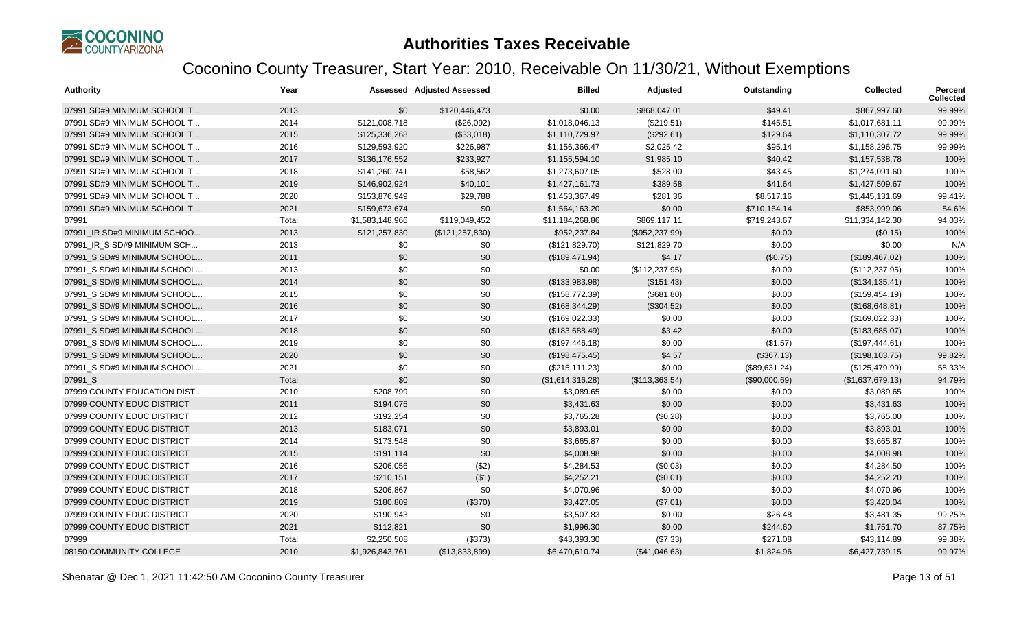# Authorities Taxes Receivable

## Coconino County Treasurer, Start Year: 2010, Receivable On 11/30/21, Without Exemptions

| Authority | Year | Assessed | Adjusted Assessed | Billed | Adjusted | Outstanding | Collected | Percent Collected |
|---|---|---|---|---|---|---|---|---|
| 07991 SD#9 MINIMUM SCHOOL T... | 2013 | $0 | $120,446,473 | $0.00 | $868,047.01 | $49.41 | $867,997.60 | 99.99% |
| 07991 SD#9 MINIMUM SCHOOL T... | 2014 | $121,008,718 | ($26,092) | $1,018,046.13 | ($219.51) | $145.51 | $1,017,681.11 | 99.99% |
| 07991 SD#9 MINIMUM SCHOOL T... | 2015 | $125,336,268 | ($33,018) | $1,110,729.97 | ($292.61) | $129.64 | $1,110,307.72 | 99.99% |
| 07991 SD#9 MINIMUM SCHOOL T... | 2016 | $129,593,920 | $226,987 | $1,156,366.47 | $2,025.42 | $95.14 | $1,158,296.75 | 99.99% |
| 07991 SD#9 MINIMUM SCHOOL T... | 2017 | $136,176,552 | $233,927 | $1,155,594.10 | $1,985.10 | $40.42 | $1,157,538.78 | 100% |
| 07991 SD#9 MINIMUM SCHOOL T... | 2018 | $141,260,741 | $58,562 | $1,273,607.05 | $528.00 | $43.45 | $1,274,091.60 | 100% |
| 07991 SD#9 MINIMUM SCHOOL T... | 2019 | $146,902,924 | $40,101 | $1,427,161.73 | $389.58 | $41.64 | $1,427,509.67 | 100% |
| 07991 SD#9 MINIMUM SCHOOL T... | 2020 | $153,876,949 | $29,788 | $1,453,367.49 | $281.36 | $8,517.16 | $1,445,131.69 | 99.41% |
| 07991 SD#9 MINIMUM SCHOOL T... | 2021 | $159,673,674 | $0 | $1,564,163.20 | $0.00 | $710,164.14 | $853,999.06 | 54.6% |
| 07991 | Total | $1,583,148,966 | $119,049,452 | $11,184,268.86 | $869,117.11 | $719,243.67 | $11,334,142.30 | 94.03% |
| 07991_IR SD#9 MINIMUM SCHOO... | 2013 | $121,257,830 | ($121,257,830) | $952,237.84 | ($952,237.99) | $0.00 | ($0.15) | 100% |
| 07991_IR_S SD#9 MINIMUM SCH... | 2013 | $0 | $0 | ($121,829.70) | $121,829.70 | $0.00 | $0.00 | N/A |
| 07991_S SD#9 MINIMUM SCHOOL... | 2011 | $0 | $0 | ($189,471.94) | $4.17 | ($0.75) | ($189,467.02) | 100% |
| 07991_S SD#9 MINIMUM SCHOOL... | 2013 | $0 | $0 | $0.00 | ($112,237.95) | $0.00 | ($112,237.95) | 100% |
| 07991_S SD#9 MINIMUM SCHOOL... | 2014 | $0 | $0 | ($133,983.98) | ($151.43) | $0.00 | ($134,135.41) | 100% |
| 07991_S SD#9 MINIMUM SCHOOL... | 2015 | $0 | $0 | ($158,772.39) | ($681.80) | $0.00 | ($159,454.19) | 100% |
| 07991_S SD#9 MINIMUM SCHOOL... | 2016 | $0 | $0 | ($168,344.29) | ($304.52) | $0.00 | ($168,648.81) | 100% |
| 07991_S SD#9 MINIMUM SCHOOL... | 2017 | $0 | $0 | ($169,022.33) | $0.00 | $0.00 | ($169,022.33) | 100% |
| 07991_S SD#9 MINIMUM SCHOOL... | 2018 | $0 | $0 | ($183,688.49) | $3.42 | $0.00 | ($183,685.07) | 100% |
| 07991_S SD#9 MINIMUM SCHOOL... | 2019 | $0 | $0 | ($197,446.18) | $0.00 | ($1.57) | ($197,444.61) | 100% |
| 07991_S SD#9 MINIMUM SCHOOL... | 2020 | $0 | $0 | ($198,475.45) | $4.57 | ($367.13) | ($198,103.75) | 99.82% |
| 07991_S SD#9 MINIMUM SCHOOL... | 2021 | $0 | $0 | ($215,111.23) | $0.00 | ($89,631.24) | ($125,479.99) | 58.33% |
| 07991_S | Total | $0 | $0 | ($1,614,316.28) | ($113,363.54) | ($90,000.69) | ($1,637,679.13) | 94.79% |
| 07999 COUNTY EDUCATION DIST... | 2010 | $208,799 | $0 | $3,089.65 | $0.00 | $0.00 | $3,089.65 | 100% |
| 07999 COUNTY EDUC DISTRICT | 2011 | $194,075 | $0 | $3,431.63 | $0.00 | $0.00 | $3,431.63 | 100% |
| 07999 COUNTY EDUC DISTRICT | 2012 | $192,254 | $0 | $3,765.28 | ($0.28) | $0.00 | $3,765.00 | 100% |
| 07999 COUNTY EDUC DISTRICT | 2013 | $183,071 | $0 | $3,893.01 | $0.00 | $0.00 | $3,893.01 | 100% |
| 07999 COUNTY EDUC DISTRICT | 2014 | $173,548 | $0 | $3,665.87 | $0.00 | $0.00 | $3,665.87 | 100% |
| 07999 COUNTY EDUC DISTRICT | 2015 | $191,114 | $0 | $4,008.98 | $0.00 | $0.00 | $4,008.98 | 100% |
| 07999 COUNTY EDUC DISTRICT | 2016 | $206,056 | ($2) | $4,284.53 | ($0.03) | $0.00 | $4,284.50 | 100% |
| 07999 COUNTY EDUC DISTRICT | 2017 | $210,151 | ($1) | $4,252.21 | ($0.01) | $0.00 | $4,252.20 | 100% |
| 07999 COUNTY EDUC DISTRICT | 2018 | $206,867 | $0 | $4,070.96 | $0.00 | $0.00 | $4,070.96 | 100% |
| 07999 COUNTY EDUC DISTRICT | 2019 | $180,809 | ($370) | $3,427.05 | ($7.01) | $0.00 | $3,420.04 | 100% |
| 07999 COUNTY EDUC DISTRICT | 2020 | $190,943 | $0 | $3,507.83 | $0.00 | $26.48 | $3,481.35 | 99.25% |
| 07999 COUNTY EDUC DISTRICT | 2021 | $112,821 | $0 | $1,996.30 | $0.00 | $244.60 | $1,751.70 | 87.75% |
| 07999 | Total | $2,250,508 | ($373) | $43,393.30 | ($7.33) | $271.08 | $43,114.89 | 99.38% |
| 08150 COMMUNITY COLLEGE | 2010 | $1,926,843,761 | ($13,833,899) | $6,470,610.74 | ($41,046.63) | $1,824.96 | $6,427,739.15 | 99.97% |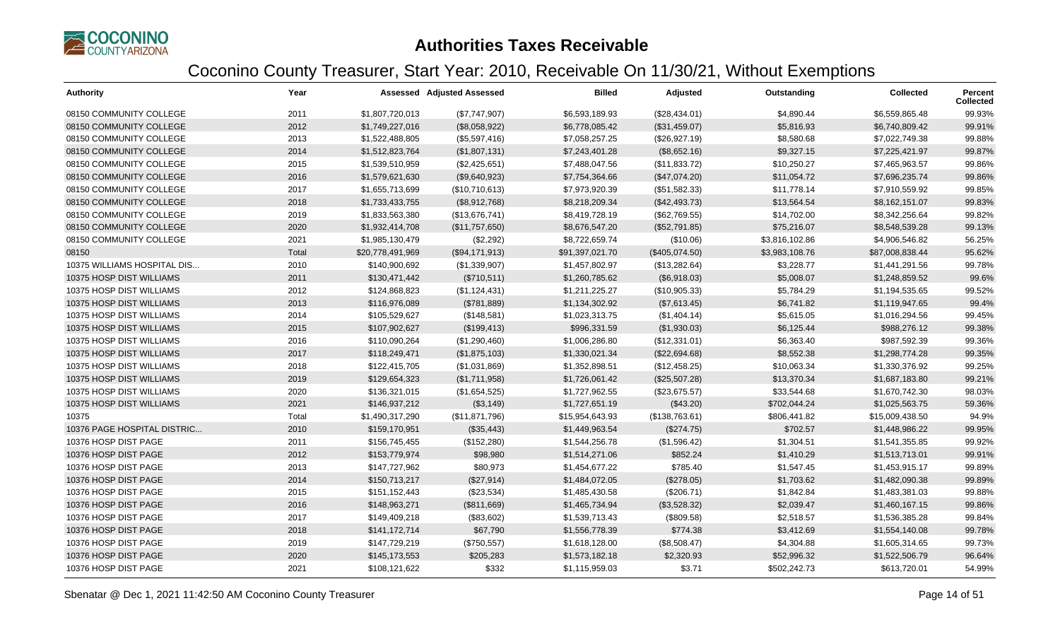# Authorities Taxes Receivable

## Coconino County Treasurer, Start Year: 2010, Receivable On 11/30/21, Without Exemptions

| Authority | Year | Assessed | Adjusted Assessed | Billed | Adjusted | Outstanding | Collected | Percent Collected |
|---|---|---|---|---|---|---|---|---|
| 08150 COMMUNITY COLLEGE | 2011 | $1,807,720,013 | ($7,747,907) | $6,593,189.93 | ($28,434.01) | $4,890.44 | $6,559,865.48 | 99.93% |
| 08150 COMMUNITY COLLEGE | 2012 | $1,749,227,016 | ($8,058,922) | $6,778,085.42 | ($31,459.07) | $5,816.93 | $6,740,809.42 | 99.91% |
| 08150 COMMUNITY COLLEGE | 2013 | $1,522,488,805 | ($5,597,416) | $7,058,257.25 | ($26,927.19) | $8,580.68 | $7,022,749.38 | 99.88% |
| 08150 COMMUNITY COLLEGE | 2014 | $1,512,823,764 | ($1,807,131) | $7,243,401.28 | ($8,652.16) | $9,327.15 | $7,225,421.97 | 99.87% |
| 08150 COMMUNITY COLLEGE | 2015 | $1,539,510,959 | ($2,425,651) | $7,488,047.56 | ($11,833.72) | $10,250.27 | $7,465,963.57 | 99.86% |
| 08150 COMMUNITY COLLEGE | 2016 | $1,579,621,630 | ($9,640,923) | $7,754,364.66 | ($47,074.20) | $11,054.72 | $7,696,235.74 | 99.86% |
| 08150 COMMUNITY COLLEGE | 2017 | $1,655,713,699 | ($10,710,613) | $7,973,920.39 | ($51,582.33) | $11,778.14 | $7,910,559.92 | 99.85% |
| 08150 COMMUNITY COLLEGE | 2018 | $1,733,433,755 | ($8,912,768) | $8,218,209.34 | ($42,493.73) | $13,564.54 | $8,162,151.07 | 99.83% |
| 08150 COMMUNITY COLLEGE | 2019 | $1,833,563,380 | ($13,676,741) | $8,419,728.19 | ($62,769.55) | $14,702.00 | $8,342,256.64 | 99.82% |
| 08150 COMMUNITY COLLEGE | 2020 | $1,932,414,708 | ($11,757,650) | $8,676,547.20 | ($52,791.85) | $75,216.07 | $8,548,539.28 | 99.13% |
| 08150 COMMUNITY COLLEGE | 2021 | $1,985,130,479 | ($2,292) | $8,722,659.74 | ($10.06) | $3,816,102.86 | $4,906,546.82 | 56.25% |
| 08150 | Total | $20,778,491,969 | ($94,171,913) | $91,397,021.70 | ($405,074.50) | $3,983,108.76 | $87,008,838.44 | 95.62% |
| 10375 WILLIAMS HOSPITAL DIS... | 2010 | $140,900,692 | ($1,339,907) | $1,457,802.97 | ($13,282.64) | $3,228.77 | $1,441,291.56 | 99.78% |
| 10375 HOSP DIST WILLIAMS | 2011 | $130,471,442 | ($710,511) | $1,260,785.62 | ($6,918.03) | $5,008.07 | $1,248,859.52 | 99.6% |
| 10375 HOSP DIST WILLIAMS | 2012 | $124,868,823 | ($1,124,431) | $1,211,225.27 | ($10,905.33) | $5,784.29 | $1,194,535.65 | 99.52% |
| 10375 HOSP DIST WILLIAMS | 2013 | $116,976,089 | ($781,889) | $1,134,302.92 | ($7,613.45) | $6,741.82 | $1,119,947.65 | 99.4% |
| 10375 HOSP DIST WILLIAMS | 2014 | $105,529,627 | ($148,581) | $1,023,313.75 | ($1,404.14) | $5,615.05 | $1,016,294.56 | 99.45% |
| 10375 HOSP DIST WILLIAMS | 2015 | $107,902,627 | ($199,413) | $996,331.59 | ($1,930.03) | $6,125.44 | $988,276.12 | 99.38% |
| 10375 HOSP DIST WILLIAMS | 2016 | $110,090,264 | ($1,290,460) | $1,006,286.80 | ($12,331.01) | $6,363.40 | $987,592.39 | 99.36% |
| 10375 HOSP DIST WILLIAMS | 2017 | $118,249,471 | ($1,875,103) | $1,330,021.34 | ($22,694.68) | $8,552.38 | $1,298,774.28 | 99.35% |
| 10375 HOSP DIST WILLIAMS | 2018 | $122,415,705 | ($1,031,869) | $1,352,898.51 | ($12,458.25) | $10,063.34 | $1,330,376.92 | 99.25% |
| 10375 HOSP DIST WILLIAMS | 2019 | $129,654,323 | ($1,711,958) | $1,726,061.42 | ($25,507.28) | $13,370.34 | $1,687,183.80 | 99.21% |
| 10375 HOSP DIST WILLIAMS | 2020 | $136,321,015 | ($1,654,525) | $1,727,962.55 | ($23,675.57) | $33,544.68 | $1,670,742.30 | 98.03% |
| 10375 HOSP DIST WILLIAMS | 2021 | $146,937,212 | ($3,149) | $1,727,651.19 | ($43.20) | $702,044.24 | $1,025,563.75 | 59.36% |
| 10375 | Total | $1,490,317,290 | ($11,871,796) | $15,954,643.93 | ($138,763.61) | $806,441.82 | $15,009,438.50 | 94.9% |
| 10376 PAGE HOSPITAL DISTRIC... | 2010 | $159,170,951 | ($35,443) | $1,449,963.54 | ($274.75) | $702.57 | $1,448,986.22 | 99.95% |
| 10376 HOSP DIST PAGE | 2011 | $156,745,455 | ($152,280) | $1,544,256.78 | ($1,596.42) | $1,304.51 | $1,541,355.85 | 99.92% |
| 10376 HOSP DIST PAGE | 2012 | $153,779,974 | $98,980 | $1,514,271.06 | $852.24 | $1,410.29 | $1,513,713.01 | 99.91% |
| 10376 HOSP DIST PAGE | 2013 | $147,727,962 | $80,973 | $1,454,677.22 | $785.40 | $1,547.45 | $1,453,915.17 | 99.89% |
| 10376 HOSP DIST PAGE | 2014 | $150,713,217 | ($27,914) | $1,484,072.05 | ($278.05) | $1,703.62 | $1,482,090.38 | 99.89% |
| 10376 HOSP DIST PAGE | 2015 | $151,152,443 | ($23,534) | $1,485,430.58 | ($206.71) | $1,842.84 | $1,483,381.03 | 99.88% |
| 10376 HOSP DIST PAGE | 2016 | $148,963,271 | ($811,669) | $1,465,734.94 | ($3,528.32) | $2,039.47 | $1,460,167.15 | 99.86% |
| 10376 HOSP DIST PAGE | 2017 | $149,409,218 | ($83,602) | $1,539,713.43 | ($809.58) | $2,518.57 | $1,536,385.28 | 99.84% |
| 10376 HOSP DIST PAGE | 2018 | $141,172,714 | $67,790 | $1,556,778.39 | $774.38 | $3,412.69 | $1,554,140.08 | 99.78% |
| 10376 HOSP DIST PAGE | 2019 | $147,729,219 | ($750,557) | $1,618,128.00 | ($8,508.47) | $4,304.88 | $1,605,314.65 | 99.73% |
| 10376 HOSP DIST PAGE | 2020 | $145,173,553 | $205,283 | $1,573,182.18 | $2,320.93 | $52,996.32 | $1,522,506.79 | 96.64% |
| 10376 HOSP DIST PAGE | 2021 | $108,121,622 | $332 | $1,115,959.03 | $3.71 | $502,242.73 | $613,720.01 | 54.99% |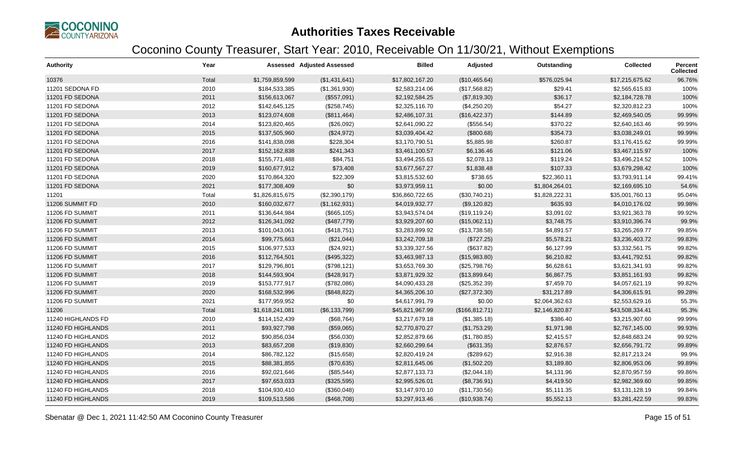# Authorities Taxes Receivable

## Coconino County Treasurer, Start Year: 2010, Receivable On 11/30/21, Without Exemptions

| Authority | Year | Assessed | Adjusted Assessed | Billed | Adjusted | Outstanding | Collected | Percent Collected |
|---|---|---|---|---|---|---|---|---|
| 10376 | Total | $1,759,859,599 | ($1,431,641) | $17,802,167.20 | ($10,465.64) | $576,025.94 | $17,215,675.62 | 96.76% |
| 11201 SEDONA FD | 2010 | $184,533,385 | ($1,361,930) | $2,583,214.06 | ($17,568.82) | $29.41 | $2,565,615.83 | 100% |
| 11201 FD SEDONA | 2011 | $156,613,067 | ($557,091) | $2,192,584.25 | ($7,819.30) | $36.17 | $2,184,728.78 | 100% |
| 11201 FD SEDONA | 2012 | $142,645,125 | ($258,745) | $2,325,116.70 | ($4,250.20) | $54.27 | $2,320,812.23 | 100% |
| 11201 FD SEDONA | 2013 | $123,074,608 | ($811,464) | $2,486,107.31 | ($16,422.37) | $144.89 | $2,469,540.05 | 99.99% |
| 11201 FD SEDONA | 2014 | $123,820,465 | ($26,092) | $2,641,090.22 | ($556.54) | $370.22 | $2,640,163.46 | 99.99% |
| 11201 FD SEDONA | 2015 | $137,505,960 | ($24,972) | $3,039,404.42 | ($800.68) | $354.73 | $3,038,249.01 | 99.99% |
| 11201 FD SEDONA | 2016 | $141,838,098 | $228,304 | $3,170,790.51 | $5,885.98 | $260.87 | $3,176,415.62 | 99.99% |
| 11201 FD SEDONA | 2017 | $152,162,838 | $241,343 | $3,461,100.57 | $6,136.46 | $121.06 | $3,467,115.97 | 100% |
| 11201 FD SEDONA | 2018 | $155,771,488 | $84,751 | $3,494,255.63 | $2,078.13 | $119.24 | $3,496,214.52 | 100% |
| 11201 FD SEDONA | 2019 | $160,677,912 | $73,408 | $3,677,567.27 | $1,838.48 | $107.33 | $3,679,298.42 | 100% |
| 11201 FD SEDONA | 2020 | $170,864,320 | $22,309 | $3,815,532.60 | $738.65 | $22,360.11 | $3,793,911.14 | 99.41% |
| 11201 FD SEDONA | 2021 | $177,308,409 | $0 | $3,973,959.11 | $0.00 | $1,804,264.01 | $2,169,695.10 | 54.6% |
| 11201 | Total | $1,826,815,675 | ($2,390,179) | $36,860,722.65 | ($30,740.21) | $1,828,222.31 | $35,001,760.13 | 95.04% |
| 11206 SUMMIT FD | 2010 | $160,032,677 | ($1,162,931) | $4,019,932.77 | ($9,120.82) | $635.93 | $4,010,176.02 | 99.98% |
| 11206 FD SUMMIT | 2011 | $136,644,984 | ($665,105) | $3,943,574.04 | ($19,119.24) | $3,091.02 | $3,921,363.78 | 99.92% |
| 11206 FD SUMMIT | 2012 | $126,341,092 | ($487,779) | $3,929,207.60 | ($15,062.11) | $3,748.75 | $3,910,396.74 | 99.9% |
| 11206 FD SUMMIT | 2013 | $101,043,061 | ($418,751) | $3,283,899.92 | ($13,738.58) | $4,891.57 | $3,265,269.77 | 99.85% |
| 11206 FD SUMMIT | 2014 | $99,775,663 | ($21,044) | $3,242,709.18 | ($727.25) | $5,578.21 | $3,236,403.72 | 99.83% |
| 11206 FD SUMMIT | 2015 | $106,977,533 | ($24,921) | $3,339,327.56 | ($637.82) | $6,127.99 | $3,332,561.75 | 99.82% |
| 11206 FD SUMMIT | 2016 | $112,764,501 | ($495,322) | $3,463,987.13 | ($15,983.80) | $6,210.82 | $3,441,792.51 | 99.82% |
| 11206 FD SUMMIT | 2017 | $129,796,801 | ($798,121) | $3,653,769.30 | ($25,798.76) | $6,628.61 | $3,621,341.93 | 99.82% |
| 11206 FD SUMMIT | 2018 | $144,593,904 | ($428,917) | $3,871,929.32 | ($13,899.64) | $6,867.75 | $3,851,161.93 | 99.82% |
| 11206 FD SUMMIT | 2019 | $153,777,917 | ($782,086) | $4,090,433.28 | ($25,352.39) | $7,459.70 | $4,057,621.19 | 99.82% |
| 11206 FD SUMMIT | 2020 | $168,532,996 | ($848,822) | $4,365,206.10 | ($27,372.30) | $31,217.89 | $4,306,615.91 | 99.28% |
| 11206 FD SUMMIT | 2021 | $177,959,952 | $0 | $4,617,991.79 | $0.00 | $2,064,362.63 | $2,553,629.16 | 55.3% |
| 11206 | Total | $1,618,241,081 | ($6,133,799) | $45,821,967.99 | ($166,812.71) | $2,146,820.87 | $43,508,334.41 | 95.3% |
| 11240 HIGHLANDS FD | 2010 | $114,152,439 | ($68,764) | $3,217,679.18 | ($1,385.18) | $386.40 | $3,215,907.60 | 99.99% |
| 11240 FD HIGHLANDS | 2011 | $93,927,798 | ($59,065) | $2,770,870.27 | ($1,753.29) | $1,971.98 | $2,767,145.00 | 99.93% |
| 11240 FD HIGHLANDS | 2012 | $90,856,034 | ($56,030) | $2,852,879.66 | ($1,780.85) | $2,415.57 | $2,848,683.24 | 99.92% |
| 11240 FD HIGHLANDS | 2013 | $83,657,208 | ($19,830) | $2,660,299.64 | ($631.35) | $2,876.57 | $2,656,791.72 | 99.89% |
| 11240 FD HIGHLANDS | 2014 | $86,782,122 | ($15,658) | $2,820,419.24 | ($289.62) | $2,916.38 | $2,817,213.24 | 99.9% |
| 11240 FD HIGHLANDS | 2015 | $88,381,855 | ($70,635) | $2,811,645.06 | ($1,502.20) | $3,189.80 | $2,806,953.06 | 99.89% |
| 11240 FD HIGHLANDS | 2016 | $92,021,646 | ($85,544) | $2,877,133.73 | ($2,044.18) | $4,131.96 | $2,870,957.59 | 99.86% |
| 11240 FD HIGHLANDS | 2017 | $97,653,033 | ($325,595) | $2,995,526.01 | ($8,736.91) | $4,419.50 | $2,982,369.60 | 99.85% |
| 11240 FD HIGHLANDS | 2018 | $104,930,410 | ($360,048) | $3,147,970.10 | ($11,730.56) | $5,111.35 | $3,131,128.19 | 99.84% |
| 11240 FD HIGHLANDS | 2019 | $109,513,586 | ($468,708) | $3,297,913.46 | ($10,938.74) | $5,552.13 | $3,281,422.59 | 99.83% |

Sbenatar @ Dec 1, 2021 11:42:50 AM Coconino County Treasurer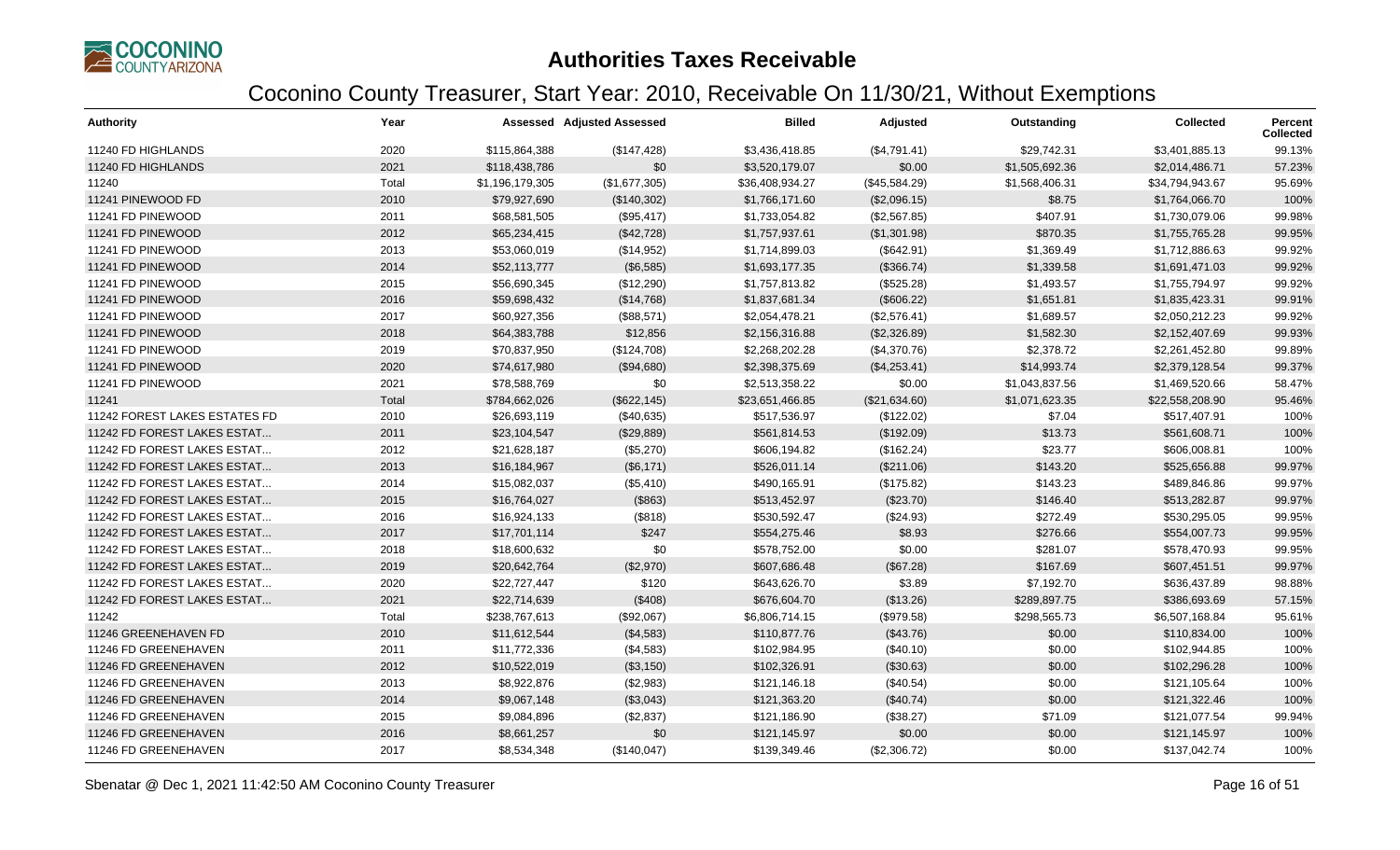# Authorities Taxes Receivable

## Coconino County Treasurer, Start Year: 2010, Receivable On 11/30/21, Without Exemptions

| Authority | Year | Assessed | Adjusted Assessed | Billed | Adjusted | Outstanding | Collected | Percent Collected |
|---|---|---|---|---|---|---|---|---|
| 11240 FD HIGHLANDS | 2020 | $115,864,388 | ($147,428) | $3,436,418.85 | ($4,791.41) | $29,742.31 | $3,401,885.13 | 99.13% |
| 11240 FD HIGHLANDS | 2021 | $118,438,786 | $0 | $3,520,179.07 | $0.00 | $1,505,692.36 | $2,014,486.71 | 57.23% |
| 11240 | Total | $1,196,179,305 | ($1,677,305) | $36,408,934.27 | ($45,584.29) | $1,568,406.31 | $34,794,943.67 | 95.69% |
| 11241 PINEWOOD FD | 2010 | $79,927,690 | ($140,302) | $1,766,171.60 | ($2,096.15) | $8.75 | $1,764,066.70 | 100% |
| 11241 FD PINEWOOD | 2011 | $68,581,505 | ($95,417) | $1,733,054.82 | ($2,567.85) | $407.91 | $1,730,079.06 | 99.98% |
| 11241 FD PINEWOOD | 2012 | $65,234,415 | ($42,728) | $1,757,937.61 | ($1,301.98) | $870.35 | $1,755,765.28 | 99.95% |
| 11241 FD PINEWOOD | 2013 | $53,060,019 | ($14,952) | $1,714,899.03 | ($642.91) | $1,369.49 | $1,712,886.63 | 99.92% |
| 11241 FD PINEWOOD | 2014 | $52,113,777 | ($6,585) | $1,693,177.35 | ($366.74) | $1,339.58 | $1,691,471.03 | 99.92% |
| 11241 FD PINEWOOD | 2015 | $56,690,345 | ($12,290) | $1,757,813.82 | ($525.28) | $1,493.57 | $1,755,794.97 | 99.92% |
| 11241 FD PINEWOOD | 2016 | $59,698,432 | ($14,768) | $1,837,681.34 | ($606.22) | $1,651.81 | $1,835,423.31 | 99.91% |
| 11241 FD PINEWOOD | 2017 | $60,927,356 | ($88,571) | $2,054,478.21 | ($2,576.41) | $1,689.57 | $2,050,212.23 | 99.92% |
| 11241 FD PINEWOOD | 2018 | $64,383,788 | $12,856 | $2,156,316.88 | ($2,326.89) | $1,582.30 | $2,152,407.69 | 99.93% |
| 11241 FD PINEWOOD | 2019 | $70,837,950 | ($124,708) | $2,268,202.28 | ($4,370.76) | $2,378.72 | $2,261,452.80 | 99.89% |
| 11241 FD PINEWOOD | 2020 | $74,617,980 | ($94,680) | $2,398,375.69 | ($4,253.41) | $14,993.74 | $2,379,128.54 | 99.37% |
| 11241 FD PINEWOOD | 2021 | $78,588,769 | $0 | $2,513,358.22 | $0.00 | $1,043,837.56 | $1,469,520.66 | 58.47% |
| 11241 | Total | $784,662,026 | ($622,145) | $23,651,466.85 | ($21,634.60) | $1,071,623.35 | $22,558,208.90 | 95.46% |
| 11242 FOREST LAKES ESTATES FD | 2010 | $26,693,119 | ($40,635) | $517,536.97 | ($122.02) | $7.04 | $517,407.91 | 100% |
| 11242 FD FOREST LAKES ESTAT... | 2011 | $23,104,547 | ($29,889) | $561,814.53 | ($192.09) | $13.73 | $561,608.71 | 100% |
| 11242 FD FOREST LAKES ESTAT... | 2012 | $21,628,187 | ($5,270) | $606,194.82 | ($162.24) | $23.77 | $606,008.81 | 100% |
| 11242 FD FOREST LAKES ESTAT... | 2013 | $16,184,967 | ($6,171) | $526,011.14 | ($211.06) | $143.20 | $525,656.88 | 99.97% |
| 11242 FD FOREST LAKES ESTAT... | 2014 | $15,082,037 | ($5,410) | $490,165.91 | ($175.82) | $143.23 | $489,846.86 | 99.97% |
| 11242 FD FOREST LAKES ESTAT... | 2015 | $16,764,027 | ($863) | $513,452.97 | ($23.70) | $146.40 | $513,282.87 | 99.97% |
| 11242 FD FOREST LAKES ESTAT... | 2016 | $16,924,133 | ($818) | $530,592.47 | ($24.93) | $272.49 | $530,295.05 | 99.95% |
| 11242 FD FOREST LAKES ESTAT... | 2017 | $17,701,114 | $247 | $554,275.46 | $8.93 | $276.66 | $554,007.73 | 99.95% |
| 11242 FD FOREST LAKES ESTAT... | 2018 | $18,600,632 | $0 | $578,752.00 | $0.00 | $281.07 | $578,470.93 | 99.95% |
| 11242 FD FOREST LAKES ESTAT... | 2019 | $20,642,764 | ($2,970) | $607,686.48 | ($67.28) | $167.69 | $607,451.51 | 99.97% |
| 11242 FD FOREST LAKES ESTAT... | 2020 | $22,727,447 | $120 | $643,626.70 | $3.89 | $7,192.70 | $636,437.89 | 98.88% |
| 11242 FD FOREST LAKES ESTAT... | 2021 | $22,714,639 | ($408) | $676,604.70 | ($13.26) | $289,897.75 | $386,693.69 | 57.15% |
| 11242 | Total | $238,767,613 | ($92,067) | $6,806,714.15 | ($979.58) | $298,565.73 | $6,507,168.84 | 95.61% |
| 11246 GREENEHAVEN FD | 2010 | $11,612,544 | ($4,583) | $110,877.76 | ($43.76) | $0.00 | $110,834.00 | 100% |
| 11246 FD GREENEHAVEN | 2011 | $11,772,336 | ($4,583) | $102,984.95 | ($40.10) | $0.00 | $102,944.85 | 100% |
| 11246 FD GREENEHAVEN | 2012 | $10,522,019 | ($3,150) | $102,326.91 | ($30.63) | $0.00 | $102,296.28 | 100% |
| 11246 FD GREENEHAVEN | 2013 | $8,922,876 | ($2,983) | $121,146.18 | ($40.54) | $0.00 | $121,105.64 | 100% |
| 11246 FD GREENEHAVEN | 2014 | $9,067,148 | ($3,043) | $121,363.20 | ($40.74) | $0.00 | $121,322.46 | 100% |
| 11246 FD GREENEHAVEN | 2015 | $9,084,896 | ($2,837) | $121,186.90 | ($38.27) | $71.09 | $121,077.54 | 99.94% |
| 11246 FD GREENEHAVEN | 2016 | $8,661,257 | $0 | $121,145.97 | $0.00 | $0.00 | $121,145.97 | 100% |
| 11246 FD GREENEHAVEN | 2017 | $8,534,348 | ($140,047) | $139,349.46 | ($2,306.72) | $0.00 | $137,042.74 | 100% |

Sbenatar @ Dec 1, 2021 11:42:50 AM Coconino County Treasurer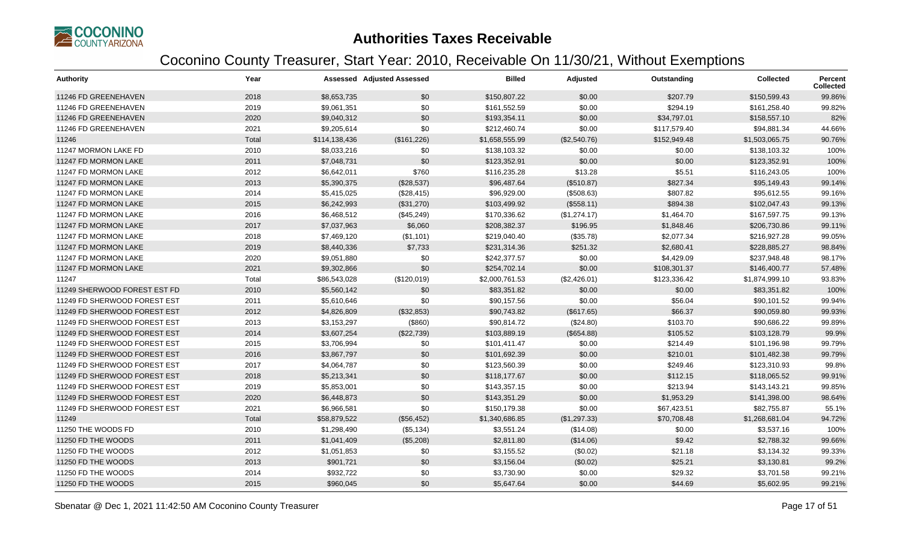# Authorities Taxes Receivable

## Coconino County Treasurer, Start Year: 2010, Receivable On 11/30/21, Without Exemptions

| Authority | Year | Assessed | Adjusted Assessed | Billed | Adjusted | Outstanding | Collected | Percent Collected |
|---|---|---|---|---|---|---|---|---|
| 11246 FD GREENEHAVEN | 2018 | $8,653,735 | $0 | $150,807.22 | $0.00 | $207.79 | $150,599.43 | 99.86% |
| 11246 FD GREENEHAVEN | 2019 | $9,061,351 | $0 | $161,552.59 | $0.00 | $294.19 | $161,258.40 | 99.82% |
| 11246 FD GREENEHAVEN | 2020 | $9,040,312 | $0 | $193,354.11 | $0.00 | $34,797.01 | $158,557.10 | 82% |
| 11246 FD GREENEHAVEN | 2021 | $9,205,614 | $0 | $212,460.74 | $0.00 | $117,579.40 | $94,881.34 | 44.66% |
| 11246 | Total | $114,138,436 | ($161,226) | $1,658,555.99 | ($2,540.76) | $152,949.48 | $1,503,065.75 | 90.76% |
| 11247 MORMON LAKE FD | 2010 | $8,033,216 | $0 | $138,103.32 | $0.00 | $0.00 | $138,103.32 | 100% |
| 11247 FD MORMON LAKE | 2011 | $7,048,731 | $0 | $123,352.91 | $0.00 | $0.00 | $123,352.91 | 100% |
| 11247 FD MORMON LAKE | 2012 | $6,642,011 | $760 | $116,235.28 | $13.28 | $5.51 | $116,243.05 | 100% |
| 11247 FD MORMON LAKE | 2013 | $5,390,375 | ($28,537) | $96,487.64 | ($510.87) | $827.34 | $95,149.43 | 99.14% |
| 11247 FD MORMON LAKE | 2014 | $5,415,025 | ($28,415) | $96,929.00 | ($508.63) | $807.82 | $95,612.55 | 99.16% |
| 11247 FD MORMON LAKE | 2015 | $6,242,993 | ($31,270) | $103,499.92 | ($558.11) | $894.38 | $102,047.43 | 99.13% |
| 11247 FD MORMON LAKE | 2016 | $6,468,512 | ($45,249) | $170,336.62 | ($1,274.17) | $1,464.70 | $167,597.75 | 99.13% |
| 11247 FD MORMON LAKE | 2017 | $7,037,963 | $6,060 | $208,382.37 | $196.95 | $1,848.46 | $206,730.86 | 99.11% |
| 11247 FD MORMON LAKE | 2018 | $7,469,120 | ($1,101) | $219,040.40 | ($35.78) | $2,077.34 | $216,927.28 | 99.05% |
| 11247 FD MORMON LAKE | 2019 | $8,440,336 | $7,733 | $231,314.36 | $251.32 | $2,680.41 | $228,885.27 | 98.84% |
| 11247 FD MORMON LAKE | 2020 | $9,051,880 | $0 | $242,377.57 | $0.00 | $4,429.09 | $237,948.48 | 98.17% |
| 11247 FD MORMON LAKE | 2021 | $9,302,866 | $0 | $254,702.14 | $0.00 | $108,301.37 | $146,400.77 | 57.48% |
| 11247 | Total | $86,543,028 | ($120,019) | $2,000,761.53 | ($2,426.01) | $123,336.42 | $1,874,999.10 | 93.83% |
| 11249 SHERWOOD FOREST EST FD | 2010 | $5,560,142 | $0 | $83,351.82 | $0.00 | $0.00 | $83,351.82 | 100% |
| 11249 FD SHERWOOD FOREST EST | 2011 | $5,610,646 | $0 | $90,157.56 | $0.00 | $56.04 | $90,101.52 | 99.94% |
| 11249 FD SHERWOOD FOREST EST | 2012 | $4,826,809 | ($32,853) | $90,743.82 | ($617.65) | $66.37 | $90,059.80 | 99.93% |
| 11249 FD SHERWOOD FOREST EST | 2013 | $3,153,297 | ($860) | $90,814.72 | ($24.80) | $103.70 | $90,686.22 | 99.89% |
| 11249 FD SHERWOOD FOREST EST | 2014 | $3,607,254 | ($22,739) | $103,889.19 | ($654.88) | $105.52 | $103,128.79 | 99.9% |
| 11249 FD SHERWOOD FOREST EST | 2015 | $3,706,994 | $0 | $101,411.47 | $0.00 | $214.49 | $101,196.98 | 99.79% |
| 11249 FD SHERWOOD FOREST EST | 2016 | $3,867,797 | $0 | $101,692.39 | $0.00 | $210.01 | $101,482.38 | 99.79% |
| 11249 FD SHERWOOD FOREST EST | 2017 | $4,064,787 | $0 | $123,560.39 | $0.00 | $249.46 | $123,310.93 | 99.8% |
| 11249 FD SHERWOOD FOREST EST | 2018 | $5,213,341 | $0 | $118,177.67 | $0.00 | $112.15 | $118,065.52 | 99.91% |
| 11249 FD SHERWOOD FOREST EST | 2019 | $5,853,001 | $0 | $143,357.15 | $0.00 | $213.94 | $143,143.21 | 99.85% |
| 11249 FD SHERWOOD FOREST EST | 2020 | $6,448,873 | $0 | $143,351.29 | $0.00 | $1,953.29 | $141,398.00 | 98.64% |
| 11249 FD SHERWOOD FOREST EST | 2021 | $6,966,581 | $0 | $150,179.38 | $0.00 | $67,423.51 | $82,755.87 | 55.1% |
| 11249 | Total | $58,879,522 | ($56,452) | $1,340,686.85 | ($1,297.33) | $70,708.48 | $1,268,681.04 | 94.72% |
| 11250 THE WOODS FD | 2010 | $1,298,490 | ($5,134) | $3,551.24 | ($14.08) | $0.00 | $3,537.16 | 100% |
| 11250 FD THE WOODS | 2011 | $1,041,409 | ($5,208) | $2,811.80 | ($14.06) | $9.42 | $2,788.32 | 99.66% |
| 11250 FD THE WOODS | 2012 | $1,051,853 | $0 | $3,155.52 | ($0.02) | $21.18 | $3,134.32 | 99.33% |
| 11250 FD THE WOODS | 2013 | $901,721 | $0 | $3,156.04 | ($0.02) | $25.21 | $3,130.81 | 99.2% |
| 11250 FD THE WOODS | 2014 | $932,722 | $0 | $3,730.90 | $0.00 | $29.32 | $3,701.58 | 99.21% |
| 11250 FD THE WOODS | 2015 | $960,045 | $0 | $5,647.64 | $0.00 | $44.69 | $5,602.95 | 99.21% |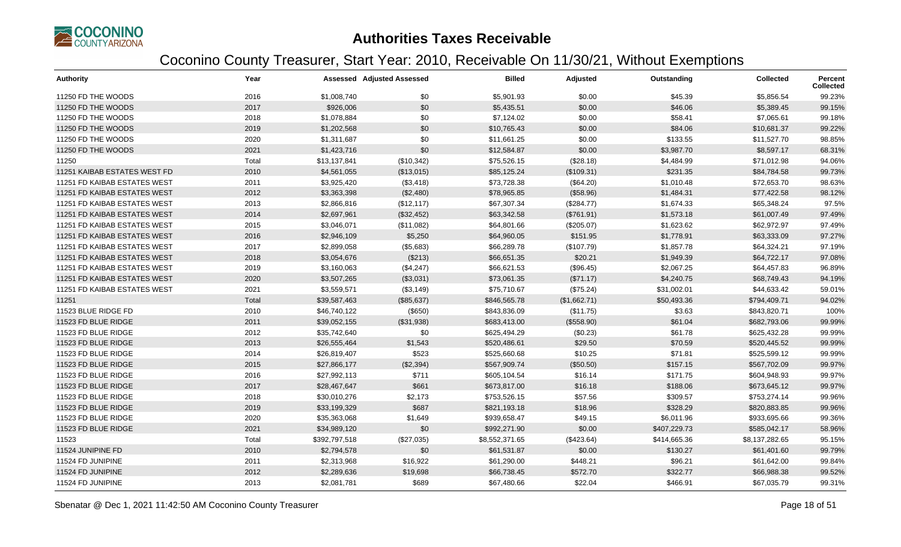# Authorities Taxes Receivable

## Coconino County Treasurer, Start Year: 2010, Receivable On 11/30/21, Without Exemptions

| Authority | Year | Assessed | Adjusted Assessed | Billed | Adjusted | Outstanding | Collected | Percent Collected |
|---|---|---|---|---|---|---|---|---|
| 11250 FD THE WOODS | 2016 | $1,008,740 | $0 | $5,901.93 | $0.00 | $45.39 | $5,856.54 | 99.23% |
| 11250 FD THE WOODS | 2017 | $926,006 | $0 | $5,435.51 | $0.00 | $46.06 | $5,389.45 | 99.15% |
| 11250 FD THE WOODS | 2018 | $1,078,884 | $0 | $7,124.02 | $0.00 | $58.41 | $7,065.61 | 99.18% |
| 11250 FD THE WOODS | 2019 | $1,202,568 | $0 | $10,765.43 | $0.00 | $84.06 | $10,681.37 | 99.22% |
| 11250 FD THE WOODS | 2020 | $1,311,687 | $0 | $11,661.25 | $0.00 | $133.55 | $11,527.70 | 98.85% |
| 11250 FD THE WOODS | 2021 | $1,423,716 | $0 | $12,584.87 | $0.00 | $3,987.70 | $8,597.17 | 68.31% |
| 11250 | Total | $13,137,841 | ($10,342) | $75,526.15 | ($28.18) | $4,484.99 | $71,012.98 | 94.06% |
| 11251 KAIBAB ESTATES WEST FD | 2010 | $4,561,055 | ($13,015) | $85,125.24 | ($109.31) | $231.35 | $84,784.58 | 99.73% |
| 11251 FD KAIBAB ESTATES WEST | 2011 | $3,925,420 | ($3,418) | $73,728.38 | ($64.20) | $1,010.48 | $72,653.70 | 98.63% |
| 11251 FD KAIBAB ESTATES WEST | 2012 | $3,363,398 | ($2,480) | $78,965.85 | ($58.96) | $1,484.31 | $77,422.58 | 98.12% |
| 11251 FD KAIBAB ESTATES WEST | 2013 | $2,866,816 | ($12,117) | $67,307.34 | ($284.77) | $1,674.33 | $65,348.24 | 97.5% |
| 11251 FD KAIBAB ESTATES WEST | 2014 | $2,697,961 | ($32,452) | $63,342.58 | ($761.91) | $1,573.18 | $61,007.49 | 97.49% |
| 11251 FD KAIBAB ESTATES WEST | 2015 | $3,046,071 | ($11,082) | $64,801.66 | ($205.07) | $1,623.62 | $62,972.97 | 97.49% |
| 11251 FD KAIBAB ESTATES WEST | 2016 | $2,946,109 | $5,250 | $64,960.05 | $151.95 | $1,778.91 | $63,333.09 | 97.27% |
| 11251 FD KAIBAB ESTATES WEST | 2017 | $2,899,058 | ($5,683) | $66,289.78 | ($107.79) | $1,857.78 | $64,324.21 | 97.19% |
| 11251 FD KAIBAB ESTATES WEST | 2018 | $3,054,676 | ($213) | $66,651.35 | $20.21 | $1,949.39 | $64,722.17 | 97.08% |
| 11251 FD KAIBAB ESTATES WEST | 2019 | $3,160,063 | ($4,247) | $66,621.53 | ($96.45) | $2,067.25 | $64,457.83 | 96.89% |
| 11251 FD KAIBAB ESTATES WEST | 2020 | $3,507,265 | ($3,031) | $73,061.35 | ($71.17) | $4,240.75 | $68,749.43 | 94.19% |
| 11251 FD KAIBAB ESTATES WEST | 2021 | $3,559,571 | ($3,149) | $75,710.67 | ($75.24) | $31,002.01 | $44,633.42 | 59.01% |
| 11251 | Total | $39,587,463 | ($85,637) | $846,565.78 | ($1,662.71) | $50,493.36 | $794,409.71 | 94.02% |
| 11523 BLUE RIDGE FD | 2010 | $46,740,122 | ($650) | $843,836.09 | ($11.75) | $3.63 | $843,820.71 | 100% |
| 11523 FD BLUE RIDGE | 2011 | $39,052,155 | ($31,938) | $683,413.00 | ($558.90) | $61.04 | $682,793.06 | 99.99% |
| 11523 FD BLUE RIDGE | 2012 | $35,742,640 | $0 | $625,494.29 | ($0.23) | $61.78 | $625,432.28 | 99.99% |
| 11523 FD BLUE RIDGE | 2013 | $26,555,464 | $1,543 | $520,486.61 | $29.50 | $70.59 | $520,445.52 | 99.99% |
| 11523 FD BLUE RIDGE | 2014 | $26,819,407 | $523 | $525,660.68 | $10.25 | $71.81 | $525,599.12 | 99.99% |
| 11523 FD BLUE RIDGE | 2015 | $27,866,177 | ($2,394) | $567,909.74 | ($50.50) | $157.15 | $567,702.09 | 99.97% |
| 11523 FD BLUE RIDGE | 2016 | $27,992,113 | $711 | $605,104.54 | $16.14 | $171.75 | $604,948.93 | 99.97% |
| 11523 FD BLUE RIDGE | 2017 | $28,467,647 | $661 | $673,817.00 | $16.18 | $188.06 | $673,645.12 | 99.97% |
| 11523 FD BLUE RIDGE | 2018 | $30,010,276 | $2,173 | $753,526.15 | $57.56 | $309.57 | $753,274.14 | 99.96% |
| 11523 FD BLUE RIDGE | 2019 | $33,199,329 | $687 | $821,193.18 | $18.96 | $328.29 | $820,883.85 | 99.96% |
| 11523 FD BLUE RIDGE | 2020 | $35,363,068 | $1,649 | $939,658.47 | $49.15 | $6,011.96 | $933,695.66 | 99.36% |
| 11523 FD BLUE RIDGE | 2021 | $34,989,120 | $0 | $992,271.90 | $0.00 | $407,229.73 | $585,042.17 | 58.96% |
| 11523 | Total | $392,797,518 | ($27,035) | $8,552,371.65 | ($423.64) | $414,665.36 | $8,137,282.65 | 95.15% |
| 11524 JUNIPINE FD | 2010 | $2,794,578 | $0 | $61,531.87 | $0.00 | $130.27 | $61,401.60 | 99.79% |
| 11524 FD JUNIPINE | 2011 | $2,313,968 | $16,922 | $61,290.00 | $448.21 | $96.21 | $61,642.00 | 99.84% |
| 11524 FD JUNIPINE | 2012 | $2,289,636 | $19,698 | $66,738.45 | $572.70 | $322.77 | $66,988.38 | 99.52% |
| 11524 FD JUNIPINE | 2013 | $2,081,781 | $689 | $67,480.66 | $22.04 | $466.91 | $67,035.79 | 99.31% |

Sbenatar @ Dec 1, 2021 11:42:50 AM Coconino County Treasurer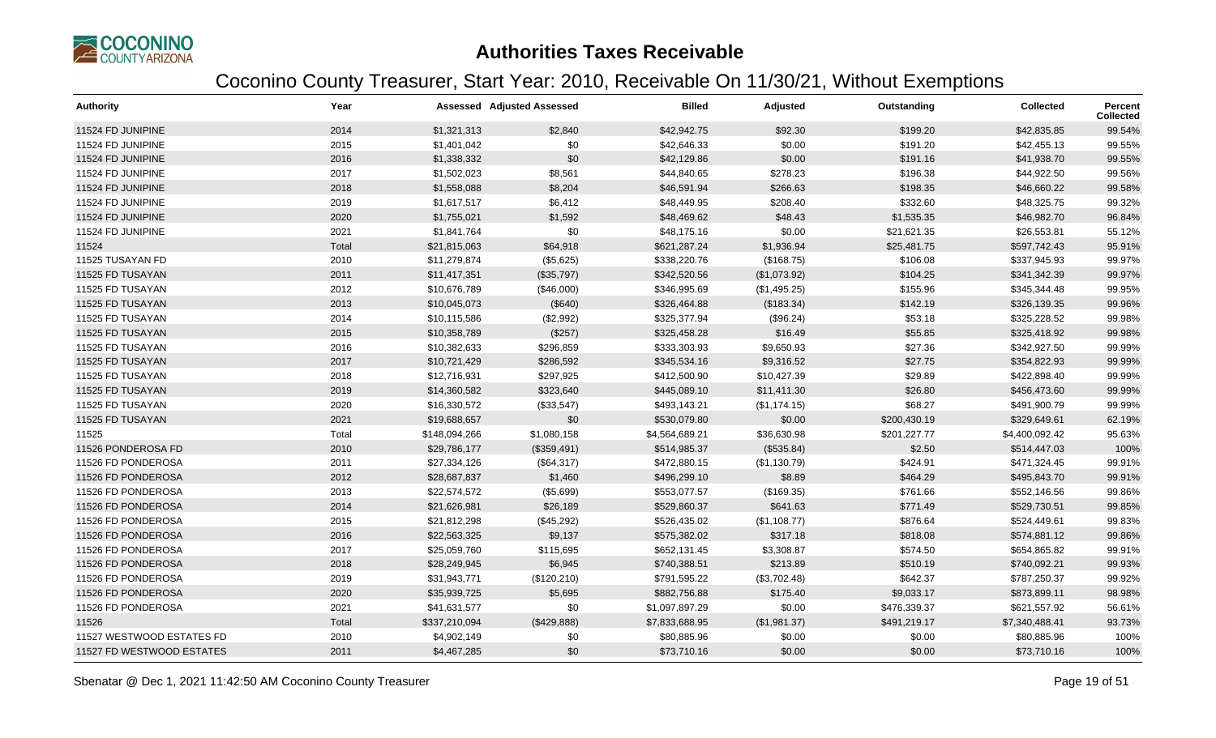# Authorities Taxes Receivable

## Coconino County Treasurer, Start Year: 2010, Receivable On 11/30/21, Without Exemptions

| Authority | Year | Assessed | Adjusted Assessed | Billed | Adjusted | Outstanding | Collected | Percent Collected |
|---|---|---|---|---|---|---|---|---|
| 11524 FD JUNIPINE | 2014 | $1,321,313 | $2,840 | $42,942.75 | $92.30 | $199.20 | $42,835.85 | 99.54% |
| 11524 FD JUNIPINE | 2015 | $1,401,042 | $0 | $42,646.33 | $0.00 | $191.20 | $42,455.13 | 99.55% |
| 11524 FD JUNIPINE | 2016 | $1,338,332 | $0 | $42,129.86 | $0.00 | $191.16 | $41,938.70 | 99.55% |
| 11524 FD JUNIPINE | 2017 | $1,502,023 | $8,561 | $44,840.65 | $278.23 | $196.38 | $44,922.50 | 99.56% |
| 11524 FD JUNIPINE | 2018 | $1,558,088 | $8,204 | $46,591.94 | $266.63 | $198.35 | $46,660.22 | 99.58% |
| 11524 FD JUNIPINE | 2019 | $1,617,517 | $6,412 | $48,449.95 | $208.40 | $332.60 | $48,325.75 | 99.32% |
| 11524 FD JUNIPINE | 2020 | $1,755,021 | $1,592 | $48,469.62 | $48.43 | $1,535.35 | $46,982.70 | 96.84% |
| 11524 FD JUNIPINE | 2021 | $1,841,764 | $0 | $48,175.16 | $0.00 | $21,621.35 | $26,553.81 | 55.12% |
| 11524 | Total | $21,815,063 | $64,918 | $621,287.24 | $1,936.94 | $25,481.75 | $597,742.43 | 95.91% |
| 11525 TUSAYAN FD | 2010 | $11,279,874 | ($5,625) | $338,220.76 | ($168.75) | $106.08 | $337,945.93 | 99.97% |
| 11525 FD TUSAYAN | 2011 | $11,417,351 | ($35,797) | $342,520.56 | ($1,073.92) | $104.25 | $341,342.39 | 99.97% |
| 11525 FD TUSAYAN | 2012 | $10,676,789 | ($46,000) | $346,995.69 | ($1,495.25) | $155.96 | $345,344.48 | 99.95% |
| 11525 FD TUSAYAN | 2013 | $10,045,073 | ($640) | $326,464.88 | ($183.34) | $142.19 | $326,139.35 | 99.96% |
| 11525 FD TUSAYAN | 2014 | $10,115,586 | ($2,992) | $325,377.94 | ($96.24) | $53.18 | $325,228.52 | 99.98% |
| 11525 FD TUSAYAN | 2015 | $10,358,789 | ($257) | $325,458.28 | $16.49 | $55.85 | $325,418.92 | 99.98% |
| 11525 FD TUSAYAN | 2016 | $10,382,633 | $296,859 | $333,303.93 | $9,650.93 | $27.36 | $342,927.50 | 99.99% |
| 11525 FD TUSAYAN | 2017 | $10,721,429 | $286,592 | $345,534.16 | $9,316.52 | $27.75 | $354,822.93 | 99.99% |
| 11525 FD TUSAYAN | 2018 | $12,716,931 | $297,925 | $412,500.90 | $10,427.39 | $29.89 | $422,898.40 | 99.99% |
| 11525 FD TUSAYAN | 2019 | $14,360,582 | $323,640 | $445,089.10 | $11,411.30 | $26.80 | $456,473.60 | 99.99% |
| 11525 FD TUSAYAN | 2020 | $16,330,572 | ($33,547) | $493,143.21 | ($1,174.15) | $68.27 | $491,900.79 | 99.99% |
| 11525 FD TUSAYAN | 2021 | $19,688,657 | $0 | $530,079.80 | $0.00 | $200,430.19 | $329,649.61 | 62.19% |
| 11525 | Total | $148,094,266 | $1,080,158 | $4,564,689.21 | $36,630.98 | $201,227.77 | $4,400,092.42 | 95.63% |
| 11526 PONDEROSA FD | 2010 | $29,786,177 | ($359,491) | $514,985.37 | ($535.84) | $2.50 | $514,447.03 | 100% |
| 11526 FD PONDEROSA | 2011 | $27,334,126 | ($64,317) | $472,880.15 | ($1,130.79) | $424.91 | $471,324.45 | 99.91% |
| 11526 FD PONDEROSA | 2012 | $28,687,837 | $1,460 | $496,299.10 | $8.89 | $464.29 | $495,843.70 | 99.91% |
| 11526 FD PONDEROSA | 2013 | $22,574,572 | ($5,699) | $553,077.57 | ($169.35) | $761.66 | $552,146.56 | 99.86% |
| 11526 FD PONDEROSA | 2014 | $21,626,981 | $26,189 | $529,860.37 | $641.63 | $771.49 | $529,730.51 | 99.85% |
| 11526 FD PONDEROSA | 2015 | $21,812,298 | ($45,292) | $526,435.02 | ($1,108.77) | $876.64 | $524,449.61 | 99.83% |
| 11526 FD PONDEROSA | 2016 | $22,563,325 | $9,137 | $575,382.02 | $317.18 | $818.08 | $574,881.12 | 99.86% |
| 11526 FD PONDEROSA | 2017 | $25,059,760 | $115,695 | $652,131.45 | $3,308.87 | $574.50 | $654,865.82 | 99.91% |
| 11526 FD PONDEROSA | 2018 | $28,249,945 | $6,945 | $740,388.51 | $213.89 | $510.19 | $740,092.21 | 99.93% |
| 11526 FD PONDEROSA | 2019 | $31,943,771 | ($120,210) | $791,595.22 | ($3,702.48) | $642.37 | $787,250.37 | 99.92% |
| 11526 FD PONDEROSA | 2020 | $35,939,725 | $5,695 | $882,756.88 | $175.40 | $9,033.17 | $873,899.11 | 98.98% |
| 11526 FD PONDEROSA | 2021 | $41,631,577 | $0 | $1,097,897.29 | $0.00 | $476,339.37 | $621,557.92 | 56.61% |
| 11526 | Total | $337,210,094 | ($429,888) | $7,833,688.95 | ($1,981.37) | $491,219.17 | $7,340,488.41 | 93.73% |
| 11527 WESTWOOD ESTATES FD | 2010 | $4,902,149 | $0 | $80,885.96 | $0.00 | $0.00 | $80,885.96 | 100% |
| 11527 FD WESTWOOD ESTATES | 2011 | $4,467,285 | $0 | $73,710.16 | $0.00 | $0.00 | $73,710.16 | 100% |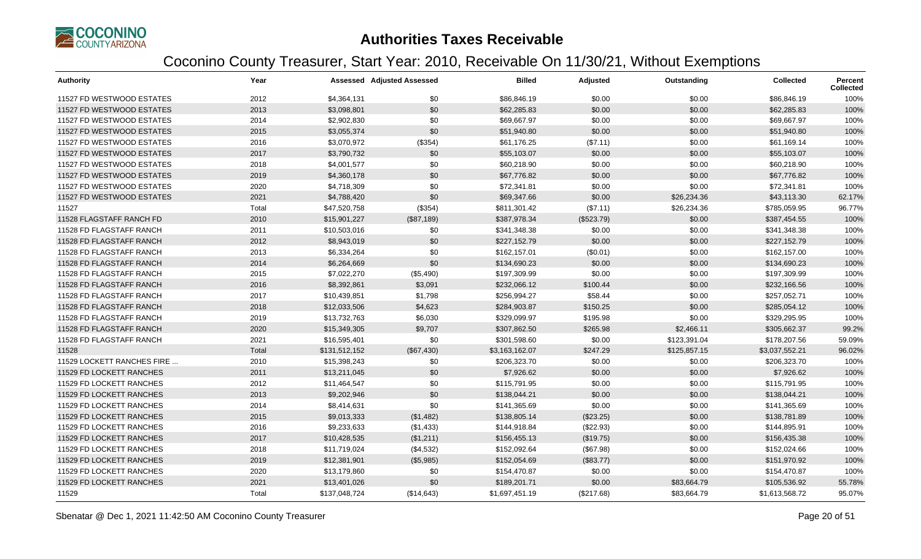# Authorities Taxes Receivable

## Coconino County Treasurer, Start Year: 2010, Receivable On 11/30/21, Without Exemptions

| Authority | Year | Assessed | Adjusted Assessed | Billed | Adjusted | Outstanding | Collected | Percent Collected |
|---|---|---|---|---|---|---|---|---|
| 11527 FD WESTWOOD ESTATES | 2012 | $4,364,131 | $0 | $86,846.19 | $0.00 | $0.00 | $86,846.19 | 100% |
| 11527 FD WESTWOOD ESTATES | 2013 | $3,098,801 | $0 | $62,285.83 | $0.00 | $0.00 | $62,285.83 | 100% |
| 11527 FD WESTWOOD ESTATES | 2014 | $2,902,830 | $0 | $69,667.97 | $0.00 | $0.00 | $69,667.97 | 100% |
| 11527 FD WESTWOOD ESTATES | 2015 | $3,055,374 | $0 | $51,940.80 | $0.00 | $0.00 | $51,940.80 | 100% |
| 11527 FD WESTWOOD ESTATES | 2016 | $3,070,972 | ($354) | $61,176.25 | ($7.11) | $0.00 | $61,169.14 | 100% |
| 11527 FD WESTWOOD ESTATES | 2017 | $3,790,732 | $0 | $55,103.07 | $0.00 | $0.00 | $55,103.07 | 100% |
| 11527 FD WESTWOOD ESTATES | 2018 | $4,001,577 | $0 | $60,218.90 | $0.00 | $0.00 | $60,218.90 | 100% |
| 11527 FD WESTWOOD ESTATES | 2019 | $4,360,178 | $0 | $67,776.82 | $0.00 | $0.00 | $67,776.82 | 100% |
| 11527 FD WESTWOOD ESTATES | 2020 | $4,718,309 | $0 | $72,341.81 | $0.00 | $0.00 | $72,341.81 | 100% |
| 11527 FD WESTWOOD ESTATES | 2021 | $4,788,420 | $0 | $69,347.66 | $0.00 | $26,234.36 | $43,113.30 | 62.17% |
| 11527 | Total | $47,520,758 | ($354) | $811,301.42 | ($7.11) | $26,234.36 | $785,059.95 | 96.77% |
| 11528 FLAGSTAFF RANCH FD | 2010 | $15,901,227 | ($87,189) | $387,978.34 | ($523.79) | $0.00 | $387,454.55 | 100% |
| 11528 FD FLAGSTAFF RANCH | 2011 | $10,503,016 | $0 | $341,348.38 | $0.00 | $0.00 | $341,348.38 | 100% |
| 11528 FD FLAGSTAFF RANCH | 2012 | $8,943,019 | $0 | $227,152.79 | $0.00 | $0.00 | $227,152.79 | 100% |
| 11528 FD FLAGSTAFF RANCH | 2013 | $6,334,264 | $0 | $162,157.01 | ($0.01) | $0.00 | $162,157.00 | 100% |
| 11528 FD FLAGSTAFF RANCH | 2014 | $6,264,669 | $0 | $134,690.23 | $0.00 | $0.00 | $134,690.23 | 100% |
| 11528 FD FLAGSTAFF RANCH | 2015 | $7,022,270 | ($5,490) | $197,309.99 | $0.00 | $0.00 | $197,309.99 | 100% |
| 11528 FD FLAGSTAFF RANCH | 2016 | $8,392,861 | $3,091 | $232,066.12 | $100.44 | $0.00 | $232,166.56 | 100% |
| 11528 FD FLAGSTAFF RANCH | 2017 | $10,439,851 | $1,798 | $256,994.27 | $58.44 | $0.00 | $257,052.71 | 100% |
| 11528 FD FLAGSTAFF RANCH | 2018 | $12,033,506 | $4,623 | $284,903.87 | $150.25 | $0.00 | $285,054.12 | 100% |
| 11528 FD FLAGSTAFF RANCH | 2019 | $13,732,763 | $6,030 | $329,099.97 | $195.98 | $0.00 | $329,295.95 | 100% |
| 11528 FD FLAGSTAFF RANCH | 2020 | $15,349,305 | $9,707 | $307,862.50 | $265.98 | $2,466.11 | $305,662.37 | 99.2% |
| 11528 FD FLAGSTAFF RANCH | 2021 | $16,595,401 | $0 | $301,598.60 | $0.00 | $123,391.04 | $178,207.56 | 59.09% |
| 11528 | Total | $131,512,152 | ($67,430) | $3,163,162.07 | $247.29 | $125,857.15 | $3,037,552.21 | 96.02% |
| 11529 LOCKETT RANCHES FIRE ... | 2010 | $15,398,243 | $0 | $206,323.70 | $0.00 | $0.00 | $206,323.70 | 100% |
| 11529 FD LOCKETT RANCHES | 2011 | $13,211,045 | $0 | $7,926.62 | $0.00 | $0.00 | $7,926.62 | 100% |
| 11529 FD LOCKETT RANCHES | 2012 | $11,464,547 | $0 | $115,791.95 | $0.00 | $0.00 | $115,791.95 | 100% |
| 11529 FD LOCKETT RANCHES | 2013 | $9,202,946 | $0 | $138,044.21 | $0.00 | $0.00 | $138,044.21 | 100% |
| 11529 FD LOCKETT RANCHES | 2014 | $8,414,631 | $0 | $141,365.69 | $0.00 | $0.00 | $141,365.69 | 100% |
| 11529 FD LOCKETT RANCHES | 2015 | $9,013,333 | ($1,482) | $138,805.14 | ($23.25) | $0.00 | $138,781.89 | 100% |
| 11529 FD LOCKETT RANCHES | 2016 | $9,233,633 | ($1,433) | $144,918.84 | ($22.93) | $0.00 | $144,895.91 | 100% |
| 11529 FD LOCKETT RANCHES | 2017 | $10,428,535 | ($1,211) | $156,455.13 | ($19.75) | $0.00 | $156,435.38 | 100% |
| 11529 FD LOCKETT RANCHES | 2018 | $11,719,024 | ($4,532) | $152,092.64 | ($67.98) | $0.00 | $152,024.66 | 100% |
| 11529 FD LOCKETT RANCHES | 2019 | $12,381,901 | ($5,985) | $152,054.69 | ($83.77) | $0.00 | $151,970.92 | 100% |
| 11529 FD LOCKETT RANCHES | 2020 | $13,179,860 | $0 | $154,470.87 | $0.00 | $0.00 | $154,470.87 | 100% |
| 11529 FD LOCKETT RANCHES | 2021 | $13,401,026 | $0 | $189,201.71 | $0.00 | $83,664.79 | $105,536.92 | 55.78% |
| 11529 | Total | $137,048,724 | ($14,643) | $1,697,451.19 | ($217.68) | $83,664.79 | $1,613,568.72 | 95.07% |

Sbenatar @ Dec 1, 2021 11:42:50 AM Coconino County Treasurer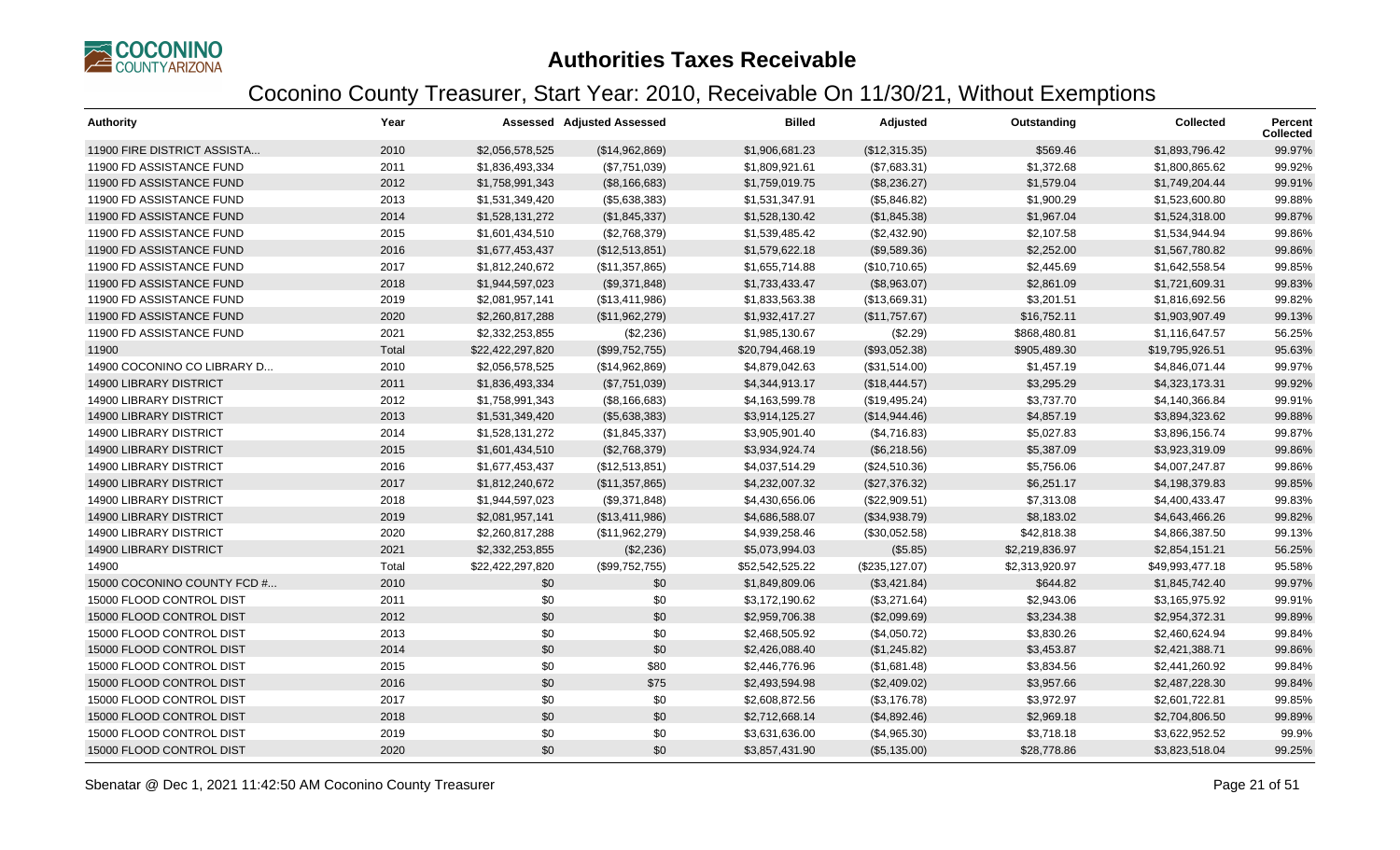# Authorities Taxes Receivable

## Coconino County Treasurer, Start Year: 2010, Receivable On 11/30/21, Without Exemptions

| Authority | Year | Assessed | Adjusted Assessed | Billed | Adjusted | Outstanding | Collected | Percent Collected |
|---|---|---|---|---|---|---|---|---|
| 11900 FIRE DISTRICT ASSISTA... | 2010 | $2,056,578,525 | ($14,962,869) | $1,906,681.23 | ($12,315.35) | $569.46 | $1,893,796.42 | 99.97% |
| 11900 FD ASSISTANCE FUND | 2011 | $1,836,493,334 | ($7,751,039) | $1,809,921.61 | ($7,683.31) | $1,372.68 | $1,800,865.62 | 99.92% |
| 11900 FD ASSISTANCE FUND | 2012 | $1,758,991,343 | ($8,166,683) | $1,759,019.75 | ($8,236.27) | $1,579.04 | $1,749,204.44 | 99.91% |
| 11900 FD ASSISTANCE FUND | 2013 | $1,531,349,420 | ($5,638,383) | $1,531,347.91 | ($5,846.82) | $1,900.29 | $1,523,600.80 | 99.88% |
| 11900 FD ASSISTANCE FUND | 2014 | $1,528,131,272 | ($1,845,337) | $1,528,130.42 | ($1,845.38) | $1,967.04 | $1,524,318.00 | 99.87% |
| 11900 FD ASSISTANCE FUND | 2015 | $1,601,434,510 | ($2,768,379) | $1,539,485.42 | ($2,432.90) | $2,107.58 | $1,534,944.94 | 99.86% |
| 11900 FD ASSISTANCE FUND | 2016 | $1,677,453,437 | ($12,513,851) | $1,579,622.18 | ($9,589.36) | $2,252.00 | $1,567,780.82 | 99.86% |
| 11900 FD ASSISTANCE FUND | 2017 | $1,812,240,672 | ($11,357,865) | $1,655,714.88 | ($10,710.65) | $2,445.69 | $1,642,558.54 | 99.85% |
| 11900 FD ASSISTANCE FUND | 2018 | $1,944,597,023 | ($9,371,848) | $1,733,433.47 | ($8,963.07) | $2,861.09 | $1,721,609.31 | 99.83% |
| 11900 FD ASSISTANCE FUND | 2019 | $2,081,957,141 | ($13,411,986) | $1,833,563.38 | ($13,669.31) | $3,201.51 | $1,816,692.56 | 99.82% |
| 11900 FD ASSISTANCE FUND | 2020 | $2,260,817,288 | ($11,962,279) | $1,932,417.27 | ($11,757.67) | $16,752.11 | $1,903,907.49 | 99.13% |
| 11900 FD ASSISTANCE FUND | 2021 | $2,332,253,855 | ($2,236) | $1,985,130.67 | ($2.29) | $868,480.81 | $1,116,647.57 | 56.25% |
| 11900 | Total | $22,422,297,820 | ($99,752,755) | $20,794,468.19 | ($93,052.38) | $905,489.30 | $19,795,926.51 | 95.63% |
| 14900 COCONINO CO LIBRARY D... | 2010 | $2,056,578,525 | ($14,962,869) | $4,879,042.63 | ($31,514.00) | $1,457.19 | $4,846,071.44 | 99.97% |
| 14900 LIBRARY DISTRICT | 2011 | $1,836,493,334 | ($7,751,039) | $4,344,913.17 | ($18,444.57) | $3,295.29 | $4,323,173.31 | 99.92% |
| 14900 LIBRARY DISTRICT | 2012 | $1,758,991,343 | ($8,166,683) | $4,163,599.78 | ($19,495.24) | $3,737.70 | $4,140,366.84 | 99.91% |
| 14900 LIBRARY DISTRICT | 2013 | $1,531,349,420 | ($5,638,383) | $3,914,125.27 | ($14,944.46) | $4,857.19 | $3,894,323.62 | 99.88% |
| 14900 LIBRARY DISTRICT | 2014 | $1,528,131,272 | ($1,845,337) | $3,905,901.40 | ($4,716.83) | $5,027.83 | $3,896,156.74 | 99.87% |
| 14900 LIBRARY DISTRICT | 2015 | $1,601,434,510 | ($2,768,379) | $3,934,924.74 | ($6,218.56) | $5,387.09 | $3,923,319.09 | 99.86% |
| 14900 LIBRARY DISTRICT | 2016 | $1,677,453,437 | ($12,513,851) | $4,037,514.29 | ($24,510.36) | $5,756.06 | $4,007,247.87 | 99.86% |
| 14900 LIBRARY DISTRICT | 2017 | $1,812,240,672 | ($11,357,865) | $4,232,007.32 | ($27,376.32) | $6,251.17 | $4,198,379.83 | 99.85% |
| 14900 LIBRARY DISTRICT | 2018 | $1,944,597,023 | ($9,371,848) | $4,430,656.06 | ($22,909.51) | $7,313.08 | $4,400,433.47 | 99.83% |
| 14900 LIBRARY DISTRICT | 2019 | $2,081,957,141 | ($13,411,986) | $4,686,588.07 | ($34,938.79) | $8,183.02 | $4,643,466.26 | 99.82% |
| 14900 LIBRARY DISTRICT | 2020 | $2,260,817,288 | ($11,962,279) | $4,939,258.46 | ($30,052.58) | $42,818.38 | $4,866,387.50 | 99.13% |
| 14900 LIBRARY DISTRICT | 2021 | $2,332,253,855 | ($2,236) | $5,073,994.03 | ($5.85) | $2,219,836.97 | $2,854,151.21 | 56.25% |
| 14900 | Total | $22,422,297,820 | ($99,752,755) | $52,542,525.22 | ($235,127.07) | $2,313,920.97 | $49,993,477.18 | 95.58% |
| 15000 COCONINO COUNTY FCD #... | 2010 | $0 | $0 | $1,849,809.06 | ($3,421.84) | $644.82 | $1,845,742.40 | 99.97% |
| 15000 FLOOD CONTROL DIST | 2011 | $0 | $0 | $3,172,190.62 | ($3,271.64) | $2,943.06 | $3,165,975.92 | 99.91% |
| 15000 FLOOD CONTROL DIST | 2012 | $0 | $0 | $2,959,706.38 | ($2,099.69) | $3,234.38 | $2,954,372.31 | 99.89% |
| 15000 FLOOD CONTROL DIST | 2013 | $0 | $0 | $2,468,505.92 | ($4,050.72) | $3,830.26 | $2,460,624.94 | 99.84% |
| 15000 FLOOD CONTROL DIST | 2014 | $0 | $0 | $2,426,088.40 | ($1,245.82) | $3,453.87 | $2,421,388.71 | 99.86% |
| 15000 FLOOD CONTROL DIST | 2015 | $0 | $80 | $2,446,776.96 | ($1,681.48) | $3,834.56 | $2,441,260.92 | 99.84% |
| 15000 FLOOD CONTROL DIST | 2016 | $0 | $75 | $2,493,594.98 | ($2,409.02) | $3,957.66 | $2,487,228.30 | 99.84% |
| 15000 FLOOD CONTROL DIST | 2017 | $0 | $0 | $2,608,872.56 | ($3,176.78) | $3,972.97 | $2,601,722.81 | 99.85% |
| 15000 FLOOD CONTROL DIST | 2018 | $0 | $0 | $2,712,668.14 | ($4,892.46) | $2,969.18 | $2,704,806.50 | 99.89% |
| 15000 FLOOD CONTROL DIST | 2019 | $0 | $0 | $3,631,636.00 | ($4,965.30) | $3,718.18 | $3,622,952.52 | 99.9% |
| 15000 FLOOD CONTROL DIST | 2020 | $0 | $0 | $3,857,431.90 | ($5,135.00) | $28,778.86 | $3,823,518.04 | 99.25% |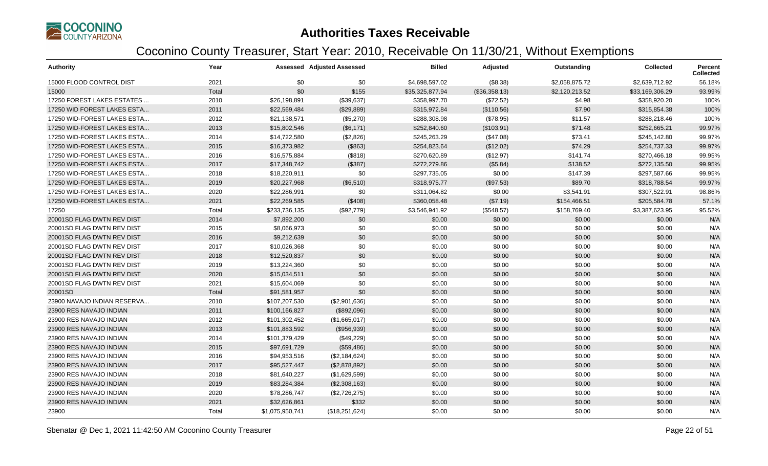# Authorities Taxes Receivable

## Coconino County Treasurer, Start Year: 2010, Receivable On 11/30/21, Without Exemptions

| Authority | Year | Assessed | Adjusted Assessed | Billed | Adjusted | Outstanding | Collected | Percent Collected |
|---|---|---|---|---|---|---|---|---|
| 15000 FLOOD CONTROL DIST | 2021 | $0 | $0 | $4,698,597.02 | ($8.38) | $2,058,875.72 | $2,639,712.92 | 56.18% |
| 15000 | Total | $0 | $155 | $35,325,877.94 | ($36,358.13) | $2,120,213.52 | $33,169,306.29 | 93.99% |
| 17250 FOREST LAKES ESTATES ... | 2010 | $26,198,891 | ($39,637) | $358,997.70 | ($72.52) | $4.98 | $358,920.20 | 100% |
| 17250 WID FOREST LAKES ESTA... | 2011 | $22,569,484 | ($29,889) | $315,972.84 | ($110.56) | $7.90 | $315,854.38 | 100% |
| 17250 WID-FOREST LAKES ESTA... | 2012 | $21,138,571 | ($5,270) | $288,308.98 | ($78.95) | $11.57 | $288,218.46 | 100% |
| 17250 WID-FOREST LAKES ESTA... | 2013 | $15,802,546 | ($6,171) | $252,840.60 | ($103.91) | $71.48 | $252,665.21 | 99.97% |
| 17250 WID-FOREST LAKES ESTA... | 2014 | $14,722,580 | ($2,826) | $245,263.29 | ($47.08) | $73.41 | $245,142.80 | 99.97% |
| 17250 WID-FOREST LAKES ESTA... | 2015 | $16,373,982 | ($863) | $254,823.64 | ($12.02) | $74.29 | $254,737.33 | 99.97% |
| 17250 WID-FOREST LAKES ESTA... | 2016 | $16,575,884 | ($818) | $270,620.89 | ($12.97) | $141.74 | $270,466.18 | 99.95% |
| 17250 WID-FOREST LAKES ESTA... | 2017 | $17,348,742 | ($387) | $272,279.86 | ($5.84) | $138.52 | $272,135.50 | 99.95% |
| 17250 WID-FOREST LAKES ESTA... | 2018 | $18,220,911 | $0 | $297,735.05 | $0.00 | $147.39 | $297,587.66 | 99.95% |
| 17250 WID-FOREST LAKES ESTA... | 2019 | $20,227,968 | ($6,510) | $318,975.77 | ($97.53) | $89.70 | $318,788.54 | 99.97% |
| 17250 WID-FOREST LAKES ESTA... | 2020 | $22,286,991 | $0 | $311,064.82 | $0.00 | $3,541.91 | $307,522.91 | 98.86% |
| 17250 WID-FOREST LAKES ESTA... | 2021 | $22,269,585 | ($408) | $360,058.48 | ($7.19) | $154,466.51 | $205,584.78 | 57.1% |
| 17250 | Total | $233,736,135 | ($92,779) | $3,546,941.92 | ($548.57) | $158,769.40 | $3,387,623.95 | 95.52% |
| 20001SD FLAG DWTN REV DIST | 2014 | $7,892,200 | $0 | $0.00 | $0.00 | $0.00 | $0.00 | N/A |
| 20001SD FLAG DWTN REV DIST | 2015 | $8,066,973 | $0 | $0.00 | $0.00 | $0.00 | $0.00 | N/A |
| 20001SD FLAG DWTN REV DIST | 2016 | $9,212,639 | $0 | $0.00 | $0.00 | $0.00 | $0.00 | N/A |
| 20001SD FLAG DWTN REV DIST | 2017 | $10,026,368 | $0 | $0.00 | $0.00 | $0.00 | $0.00 | N/A |
| 20001SD FLAG DWTN REV DIST | 2018 | $12,520,837 | $0 | $0.00 | $0.00 | $0.00 | $0.00 | N/A |
| 20001SD FLAG DWTN REV DIST | 2019 | $13,224,360 | $0 | $0.00 | $0.00 | $0.00 | $0.00 | N/A |
| 20001SD FLAG DWTN REV DIST | 2020 | $15,034,511 | $0 | $0.00 | $0.00 | $0.00 | $0.00 | N/A |
| 20001SD FLAG DWTN REV DIST | 2021 | $15,604,069 | $0 | $0.00 | $0.00 | $0.00 | $0.00 | N/A |
| 20001SD | Total | $91,581,957 | $0 | $0.00 | $0.00 | $0.00 | $0.00 | N/A |
| 23900 NAVAJO INDIAN RESERVA... | 2010 | $107,207,530 | ($2,901,636) | $0.00 | $0.00 | $0.00 | $0.00 | N/A |
| 23900 RES NAVAJO INDIAN | 2011 | $100,166,827 | ($892,096) | $0.00 | $0.00 | $0.00 | $0.00 | N/A |
| 23900 RES NAVAJO INDIAN | 2012 | $101,302,452 | ($1,665,017) | $0.00 | $0.00 | $0.00 | $0.00 | N/A |
| 23900 RES NAVAJO INDIAN | 2013 | $101,883,592 | ($956,939) | $0.00 | $0.00 | $0.00 | $0.00 | N/A |
| 23900 RES NAVAJO INDIAN | 2014 | $101,379,429 | ($49,229) | $0.00 | $0.00 | $0.00 | $0.00 | N/A |
| 23900 RES NAVAJO INDIAN | 2015 | $97,691,729 | ($59,486) | $0.00 | $0.00 | $0.00 | $0.00 | N/A |
| 23900 RES NAVAJO INDIAN | 2016 | $94,953,516 | ($2,184,624) | $0.00 | $0.00 | $0.00 | $0.00 | N/A |
| 23900 RES NAVAJO INDIAN | 2017 | $95,527,447 | ($2,878,892) | $0.00 | $0.00 | $0.00 | $0.00 | N/A |
| 23900 RES NAVAJO INDIAN | 2018 | $81,640,227 | ($1,629,599) | $0.00 | $0.00 | $0.00 | $0.00 | N/A |
| 23900 RES NAVAJO INDIAN | 2019 | $83,284,384 | ($2,308,163) | $0.00 | $0.00 | $0.00 | $0.00 | N/A |
| 23900 RES NAVAJO INDIAN | 2020 | $78,286,747 | ($2,726,275) | $0.00 | $0.00 | $0.00 | $0.00 | N/A |
| 23900 RES NAVAJO INDIAN | 2021 | $32,626,861 | $332 | $0.00 | $0.00 | $0.00 | $0.00 | N/A |
| 23900 | Total | $1,075,950,741 | ($18,251,624) | $0.00 | $0.00 | $0.00 | $0.00 | N/A |

Sbenatar @ Dec 1, 2021 11:42:50 AM Coconino County Treasurer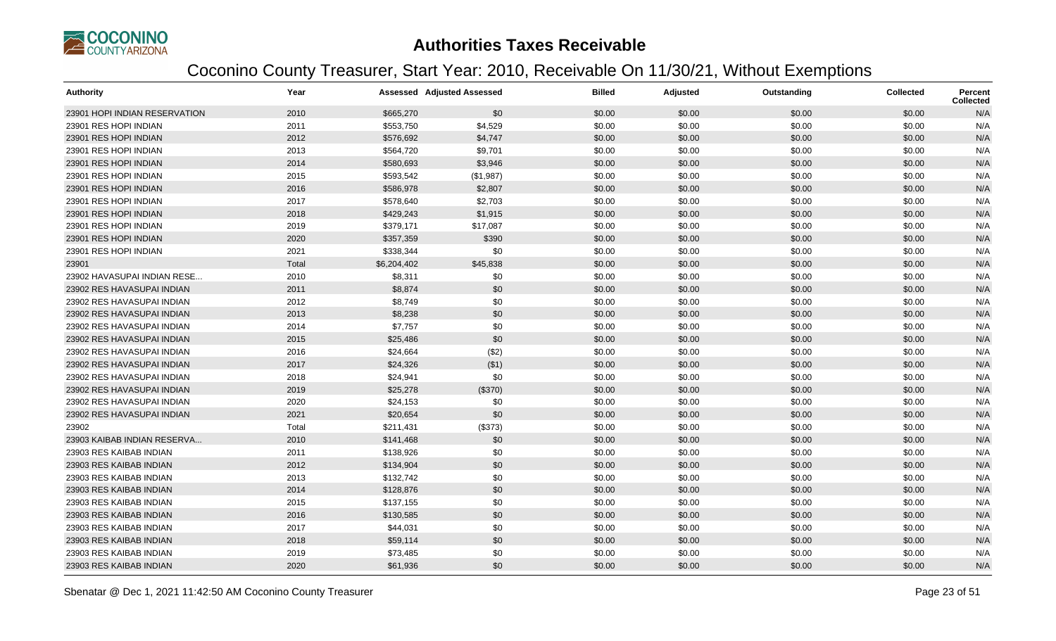# Authorities Taxes Receivable

## Coconino County Treasurer, Start Year: 2010, Receivable On 11/30/21, Without Exemptions

| Authority | Year | Assessed | Adjusted Assessed | Billed | Adjusted | Outstanding | Collected | Percent Collected |
|---|---|---|---|---|---|---|---|---|
| 23901 HOPI INDIAN RESERVATION | 2010 | $665,270 | $0 | $0.00 | $0.00 | $0.00 | $0.00 | N/A |
| 23901 RES HOPI INDIAN | 2011 | $553,750 | $4,529 | $0.00 | $0.00 | $0.00 | $0.00 | N/A |
| 23901 RES HOPI INDIAN | 2012 | $576,692 | $4,747 | $0.00 | $0.00 | $0.00 | $0.00 | N/A |
| 23901 RES HOPI INDIAN | 2013 | $564,720 | $9,701 | $0.00 | $0.00 | $0.00 | $0.00 | N/A |
| 23901 RES HOPI INDIAN | 2014 | $580,693 | $3,946 | $0.00 | $0.00 | $0.00 | $0.00 | N/A |
| 23901 RES HOPI INDIAN | 2015 | $593,542 | ($1,987) | $0.00 | $0.00 | $0.00 | $0.00 | N/A |
| 23901 RES HOPI INDIAN | 2016 | $586,978 | $2,807 | $0.00 | $0.00 | $0.00 | $0.00 | N/A |
| 23901 RES HOPI INDIAN | 2017 | $578,640 | $2,703 | $0.00 | $0.00 | $0.00 | $0.00 | N/A |
| 23901 RES HOPI INDIAN | 2018 | $429,243 | $1,915 | $0.00 | $0.00 | $0.00 | $0.00 | N/A |
| 23901 RES HOPI INDIAN | 2019 | $379,171 | $17,087 | $0.00 | $0.00 | $0.00 | $0.00 | N/A |
| 23901 RES HOPI INDIAN | 2020 | $357,359 | $390 | $0.00 | $0.00 | $0.00 | $0.00 | N/A |
| 23901 RES HOPI INDIAN | 2021 | $338,344 | $0 | $0.00 | $0.00 | $0.00 | $0.00 | N/A |
| 23901 | Total | $6,204,402 | $45,838 | $0.00 | $0.00 | $0.00 | $0.00 | N/A |
| 23902 HAVASUPAI INDIAN RESE... | 2010 | $8,311 | $0 | $0.00 | $0.00 | $0.00 | $0.00 | N/A |
| 23902 RES HAVASUPAI INDIAN | 2011 | $8,874 | $0 | $0.00 | $0.00 | $0.00 | $0.00 | N/A |
| 23902 RES HAVASUPAI INDIAN | 2012 | $8,749 | $0 | $0.00 | $0.00 | $0.00 | $0.00 | N/A |
| 23902 RES HAVASUPAI INDIAN | 2013 | $8,238 | $0 | $0.00 | $0.00 | $0.00 | $0.00 | N/A |
| 23902 RES HAVASUPAI INDIAN | 2014 | $7,757 | $0 | $0.00 | $0.00 | $0.00 | $0.00 | N/A |
| 23902 RES HAVASUPAI INDIAN | 2015 | $25,486 | $0 | $0.00 | $0.00 | $0.00 | $0.00 | N/A |
| 23902 RES HAVASUPAI INDIAN | 2016 | $24,664 | ($2) | $0.00 | $0.00 | $0.00 | $0.00 | N/A |
| 23902 RES HAVASUPAI INDIAN | 2017 | $24,326 | ($1) | $0.00 | $0.00 | $0.00 | $0.00 | N/A |
| 23902 RES HAVASUPAI INDIAN | 2018 | $24,941 | $0 | $0.00 | $0.00 | $0.00 | $0.00 | N/A |
| 23902 RES HAVASUPAI INDIAN | 2019 | $25,278 | ($370) | $0.00 | $0.00 | $0.00 | $0.00 | N/A |
| 23902 RES HAVASUPAI INDIAN | 2020 | $24,153 | $0 | $0.00 | $0.00 | $0.00 | $0.00 | N/A |
| 23902 RES HAVASUPAI INDIAN | 2021 | $20,654 | $0 | $0.00 | $0.00 | $0.00 | $0.00 | N/A |
| 23902 | Total | $211,431 | ($373) | $0.00 | $0.00 | $0.00 | $0.00 | N/A |
| 23903 KAIBAB INDIAN RESERVA... | 2010 | $141,468 | $0 | $0.00 | $0.00 | $0.00 | $0.00 | N/A |
| 23903 RES KAIBAB INDIAN | 2011 | $138,926 | $0 | $0.00 | $0.00 | $0.00 | $0.00 | N/A |
| 23903 RES KAIBAB INDIAN | 2012 | $134,904 | $0 | $0.00 | $0.00 | $0.00 | $0.00 | N/A |
| 23903 RES KAIBAB INDIAN | 2013 | $132,742 | $0 | $0.00 | $0.00 | $0.00 | $0.00 | N/A |
| 23903 RES KAIBAB INDIAN | 2014 | $128,876 | $0 | $0.00 | $0.00 | $0.00 | $0.00 | N/A |
| 23903 RES KAIBAB INDIAN | 2015 | $137,155 | $0 | $0.00 | $0.00 | $0.00 | $0.00 | N/A |
| 23903 RES KAIBAB INDIAN | 2016 | $130,585 | $0 | $0.00 | $0.00 | $0.00 | $0.00 | N/A |
| 23903 RES KAIBAB INDIAN | 2017 | $44,031 | $0 | $0.00 | $0.00 | $0.00 | $0.00 | N/A |
| 23903 RES KAIBAB INDIAN | 2018 | $59,114 | $0 | $0.00 | $0.00 | $0.00 | $0.00 | N/A |
| 23903 RES KAIBAB INDIAN | 2019 | $73,485 | $0 | $0.00 | $0.00 | $0.00 | $0.00 | N/A |
| 23903 RES KAIBAB INDIAN | 2020 | $61,936 | $0 | $0.00 | $0.00 | $0.00 | $0.00 | N/A |

Sbenatar @ Dec 1, 2021 11:42:50 AM Coconino County Treasurer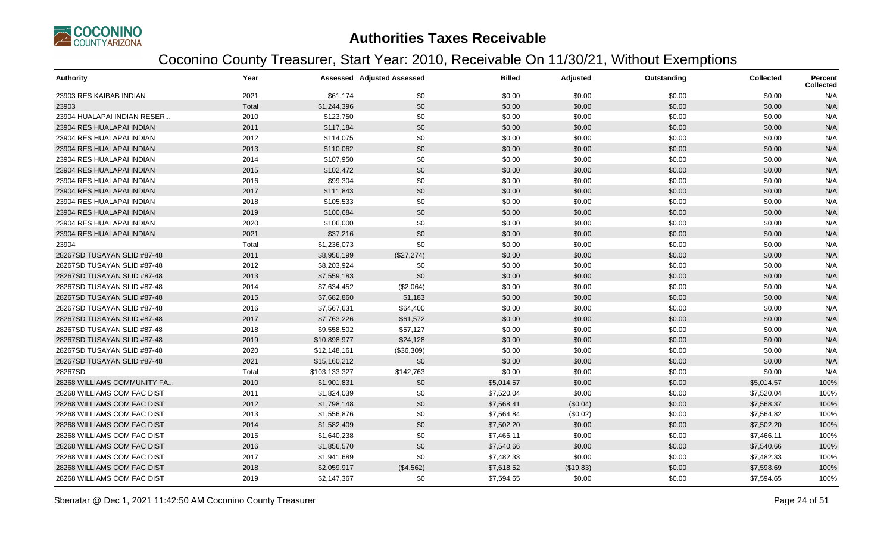# Authorities Taxes Receivable

## Coconino County Treasurer, Start Year: 2010, Receivable On 11/30/21, Without Exemptions

| Authority | Year | Assessed | Adjusted Assessed | Billed | Adjusted | Outstanding | Collected | Percent Collected |
|---|---|---|---|---|---|---|---|---|
| 23903 RES KAIBAB INDIAN | 2021 | $61,174 | $0 | $0.00 | $0.00 | $0.00 | $0.00 | N/A |
| 23903 | Total | $1,244,396 | $0 | $0.00 | $0.00 | $0.00 | $0.00 | N/A |
| 23904 HUALAPAI INDIAN RESER... | 2010 | $123,750 | $0 | $0.00 | $0.00 | $0.00 | $0.00 | N/A |
| 23904 RES HUALAPAI INDIAN | 2011 | $117,184 | $0 | $0.00 | $0.00 | $0.00 | $0.00 | N/A |
| 23904 RES HUALAPAI INDIAN | 2012 | $114,075 | $0 | $0.00 | $0.00 | $0.00 | $0.00 | N/A |
| 23904 RES HUALAPAI INDIAN | 2013 | $110,062 | $0 | $0.00 | $0.00 | $0.00 | $0.00 | N/A |
| 23904 RES HUALAPAI INDIAN | 2014 | $107,950 | $0 | $0.00 | $0.00 | $0.00 | $0.00 | N/A |
| 23904 RES HUALAPAI INDIAN | 2015 | $102,472 | $0 | $0.00 | $0.00 | $0.00 | $0.00 | N/A |
| 23904 RES HUALAPAI INDIAN | 2016 | $99,304 | $0 | $0.00 | $0.00 | $0.00 | $0.00 | N/A |
| 23904 RES HUALAPAI INDIAN | 2017 | $111,843 | $0 | $0.00 | $0.00 | $0.00 | $0.00 | N/A |
| 23904 RES HUALAPAI INDIAN | 2018 | $105,533 | $0 | $0.00 | $0.00 | $0.00 | $0.00 | N/A |
| 23904 RES HUALAPAI INDIAN | 2019 | $100,684 | $0 | $0.00 | $0.00 | $0.00 | $0.00 | N/A |
| 23904 RES HUALAPAI INDIAN | 2020 | $106,000 | $0 | $0.00 | $0.00 | $0.00 | $0.00 | N/A |
| 23904 RES HUALAPAI INDIAN | 2021 | $37,216 | $0 | $0.00 | $0.00 | $0.00 | $0.00 | N/A |
| 23904 | Total | $1,236,073 | $0 | $0.00 | $0.00 | $0.00 | $0.00 | N/A |
| 28267SD TUSAYAN SLID #87-48 | 2011 | $8,956,199 | ($27,274) | $0.00 | $0.00 | $0.00 | $0.00 | N/A |
| 28267SD TUSAYAN SLID #87-48 | 2012 | $8,203,924 | $0 | $0.00 | $0.00 | $0.00 | $0.00 | N/A |
| 28267SD TUSAYAN SLID #87-48 | 2013 | $7,559,183 | $0 | $0.00 | $0.00 | $0.00 | $0.00 | N/A |
| 28267SD TUSAYAN SLID #87-48 | 2014 | $7,634,452 | ($2,064) | $0.00 | $0.00 | $0.00 | $0.00 | N/A |
| 28267SD TUSAYAN SLID #87-48 | 2015 | $7,682,860 | $1,183 | $0.00 | $0.00 | $0.00 | $0.00 | N/A |
| 28267SD TUSAYAN SLID #87-48 | 2016 | $7,567,631 | $64,400 | $0.00 | $0.00 | $0.00 | $0.00 | N/A |
| 28267SD TUSAYAN SLID #87-48 | 2017 | $7,763,226 | $61,572 | $0.00 | $0.00 | $0.00 | $0.00 | N/A |
| 28267SD TUSAYAN SLID #87-48 | 2018 | $9,558,502 | $57,127 | $0.00 | $0.00 | $0.00 | $0.00 | N/A |
| 28267SD TUSAYAN SLID #87-48 | 2019 | $10,898,977 | $24,128 | $0.00 | $0.00 | $0.00 | $0.00 | N/A |
| 28267SD TUSAYAN SLID #87-48 | 2020 | $12,148,161 | ($36,309) | $0.00 | $0.00 | $0.00 | $0.00 | N/A |
| 28267SD TUSAYAN SLID #87-48 | 2021 | $15,160,212 | $0 | $0.00 | $0.00 | $0.00 | $0.00 | N/A |
| 28267SD | Total | $103,133,327 | $142,763 | $0.00 | $0.00 | $0.00 | $0.00 | N/A |
| 28268 WILLIAMS COMMUNITY FA... | 2010 | $1,901,831 | $0 | $5,014.57 | $0.00 | $0.00 | $5,014.57 | 100% |
| 28268 WILLIAMS COM FAC DIST | 2011 | $1,824,039 | $0 | $7,520.04 | $0.00 | $0.00 | $7,520.04 | 100% |
| 28268 WILLIAMS COM FAC DIST | 2012 | $1,798,148 | $0 | $7,568.41 | ($0.04) | $0.00 | $7,568.37 | 100% |
| 28268 WILLIAMS COM FAC DIST | 2013 | $1,556,876 | $0 | $7,564.84 | ($0.02) | $0.00 | $7,564.82 | 100% |
| 28268 WILLIAMS COM FAC DIST | 2014 | $1,582,409 | $0 | $7,502.20 | $0.00 | $0.00 | $7,502.20 | 100% |
| 28268 WILLIAMS COM FAC DIST | 2015 | $1,640,238 | $0 | $7,466.11 | $0.00 | $0.00 | $7,466.11 | 100% |
| 28268 WILLIAMS COM FAC DIST | 2016 | $1,856,570 | $0 | $7,540.66 | $0.00 | $0.00 | $7,540.66 | 100% |
| 28268 WILLIAMS COM FAC DIST | 2017 | $1,941,689 | $0 | $7,482.33 | $0.00 | $0.00 | $7,482.33 | 100% |
| 28268 WILLIAMS COM FAC DIST | 2018 | $2,059,917 | ($4,562) | $7,618.52 | ($19.83) | $0.00 | $7,598.69 | 100% |
| 28268 WILLIAMS COM FAC DIST | 2019 | $2,147,367 | $0 | $7,594.65 | $0.00 | $0.00 | $7,594.65 | 100% |

Sbenatar @ Dec 1, 2021 11:42:50 AM Coconino County Treasurer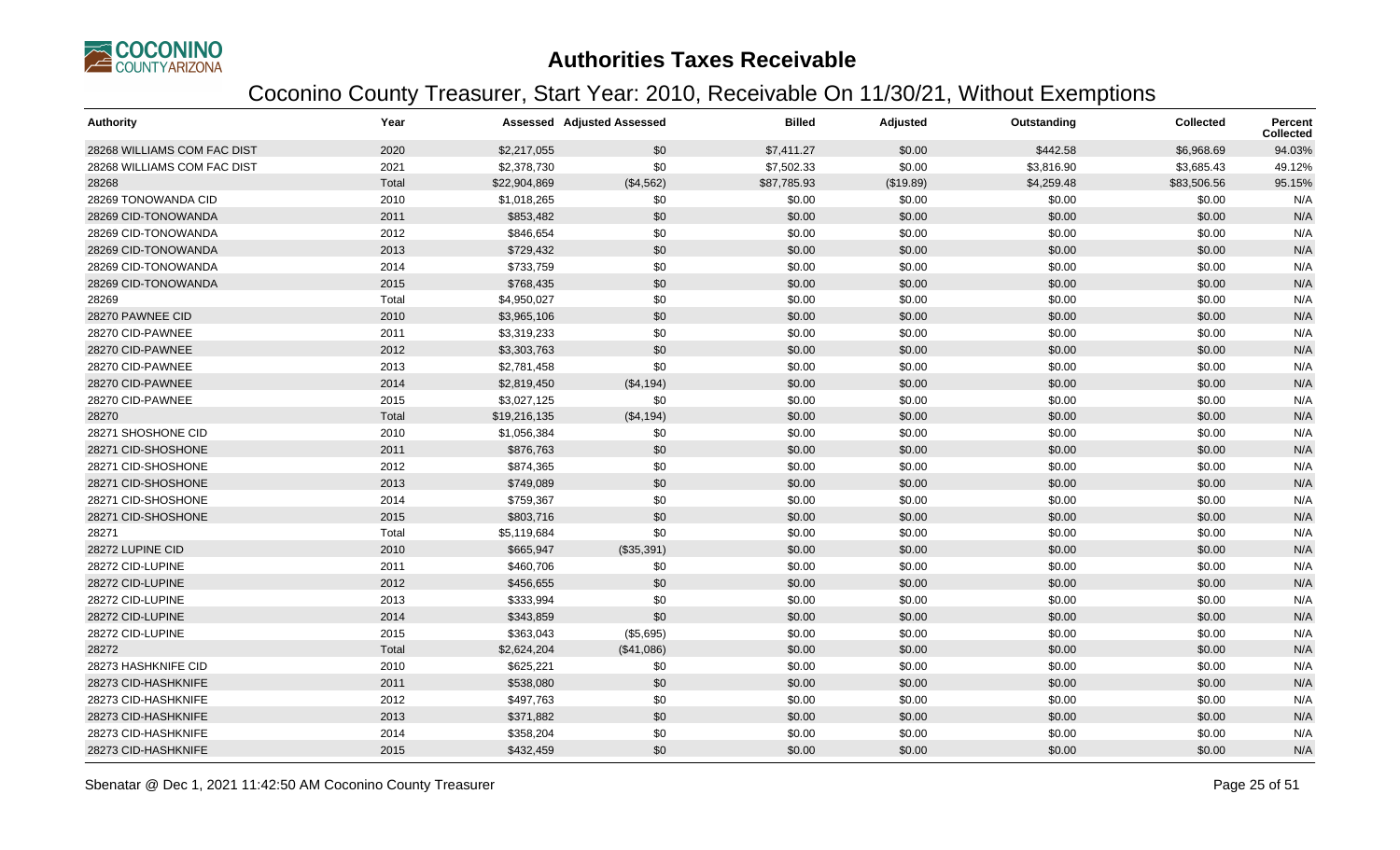# Authorities Taxes Receivable

## Coconino County Treasurer, Start Year: 2010, Receivable On 11/30/21, Without Exemptions

| Authority | Year | Assessed | Adjusted Assessed | Billed | Adjusted | Outstanding | Collected | Percent Collected |
|---|---|---|---|---|---|---|---|---|
| 28268 WILLIAMS COM FAC DIST | 2020 | $2,217,055 | $0 | $7,411.27 | $0.00 | $442.58 | $6,968.69 | 94.03% |
| 28268 WILLIAMS COM FAC DIST | 2021 | $2,378,730 | $0 | $7,502.33 | $0.00 | $3,816.90 | $3,685.43 | 49.12% |
| 28268 | Total | $22,904,869 | ($4,562) | $87,785.93 | ($19.89) | $4,259.48 | $83,506.56 | 95.15% |
| 28269 TONOWANDA CID | 2010 | $1,018,265 | $0 | $0.00 | $0.00 | $0.00 | $0.00 | N/A |
| 28269 CID-TONOWANDA | 2011 | $853,482 | $0 | $0.00 | $0.00 | $0.00 | $0.00 | N/A |
| 28269 CID-TONOWANDA | 2012 | $846,654 | $0 | $0.00 | $0.00 | $0.00 | $0.00 | N/A |
| 28269 CID-TONOWANDA | 2013 | $729,432 | $0 | $0.00 | $0.00 | $0.00 | $0.00 | N/A |
| 28269 CID-TONOWANDA | 2014 | $733,759 | $0 | $0.00 | $0.00 | $0.00 | $0.00 | N/A |
| 28269 CID-TONOWANDA | 2015 | $768,435 | $0 | $0.00 | $0.00 | $0.00 | $0.00 | N/A |
| 28269 | Total | $4,950,027 | $0 | $0.00 | $0.00 | $0.00 | $0.00 | N/A |
| 28270 PAWNEE CID | 2010 | $3,965,106 | $0 | $0.00 | $0.00 | $0.00 | $0.00 | N/A |
| 28270 CID-PAWNEE | 2011 | $3,319,233 | $0 | $0.00 | $0.00 | $0.00 | $0.00 | N/A |
| 28270 CID-PAWNEE | 2012 | $3,303,763 | $0 | $0.00 | $0.00 | $0.00 | $0.00 | N/A |
| 28270 CID-PAWNEE | 2013 | $2,781,458 | $0 | $0.00 | $0.00 | $0.00 | $0.00 | N/A |
| 28270 CID-PAWNEE | 2014 | $2,819,450 | ($4,194) | $0.00 | $0.00 | $0.00 | $0.00 | N/A |
| 28270 CID-PAWNEE | 2015 | $3,027,125 | $0 | $0.00 | $0.00 | $0.00 | $0.00 | N/A |
| 28270 | Total | $19,216,135 | ($4,194) | $0.00 | $0.00 | $0.00 | $0.00 | N/A |
| 28271 SHOSHONE CID | 2010 | $1,056,384 | $0 | $0.00 | $0.00 | $0.00 | $0.00 | N/A |
| 28271 CID-SHOSHONE | 2011 | $876,763 | $0 | $0.00 | $0.00 | $0.00 | $0.00 | N/A |
| 28271 CID-SHOSHONE | 2012 | $874,365 | $0 | $0.00 | $0.00 | $0.00 | $0.00 | N/A |
| 28271 CID-SHOSHONE | 2013 | $749,089 | $0 | $0.00 | $0.00 | $0.00 | $0.00 | N/A |
| 28271 CID-SHOSHONE | 2014 | $759,367 | $0 | $0.00 | $0.00 | $0.00 | $0.00 | N/A |
| 28271 CID-SHOSHONE | 2015 | $803,716 | $0 | $0.00 | $0.00 | $0.00 | $0.00 | N/A |
| 28271 | Total | $5,119,684 | $0 | $0.00 | $0.00 | $0.00 | $0.00 | N/A |
| 28272 LUPINE CID | 2010 | $665,947 | ($35,391) | $0.00 | $0.00 | $0.00 | $0.00 | N/A |
| 28272 CID-LUPINE | 2011 | $460,706 | $0 | $0.00 | $0.00 | $0.00 | $0.00 | N/A |
| 28272 CID-LUPINE | 2012 | $456,655 | $0 | $0.00 | $0.00 | $0.00 | $0.00 | N/A |
| 28272 CID-LUPINE | 2013 | $333,994 | $0 | $0.00 | $0.00 | $0.00 | $0.00 | N/A |
| 28272 CID-LUPINE | 2014 | $343,859 | $0 | $0.00 | $0.00 | $0.00 | $0.00 | N/A |
| 28272 CID-LUPINE | 2015 | $363,043 | ($5,695) | $0.00 | $0.00 | $0.00 | $0.00 | N/A |
| 28272 | Total | $2,624,204 | ($41,086) | $0.00 | $0.00 | $0.00 | $0.00 | N/A |
| 28273 HASHKNIFE CID | 2010 | $625,221 | $0 | $0.00 | $0.00 | $0.00 | $0.00 | N/A |
| 28273 CID-HASHKNIFE | 2011 | $538,080 | $0 | $0.00 | $0.00 | $0.00 | $0.00 | N/A |
| 28273 CID-HASHKNIFE | 2012 | $497,763 | $0 | $0.00 | $0.00 | $0.00 | $0.00 | N/A |
| 28273 CID-HASHKNIFE | 2013 | $371,882 | $0 | $0.00 | $0.00 | $0.00 | $0.00 | N/A |
| 28273 CID-HASHKNIFE | 2014 | $358,204 | $0 | $0.00 | $0.00 | $0.00 | $0.00 | N/A |
| 28273 CID-HASHKNIFE | 2015 | $432,459 | $0 | $0.00 | $0.00 | $0.00 | $0.00 | N/A |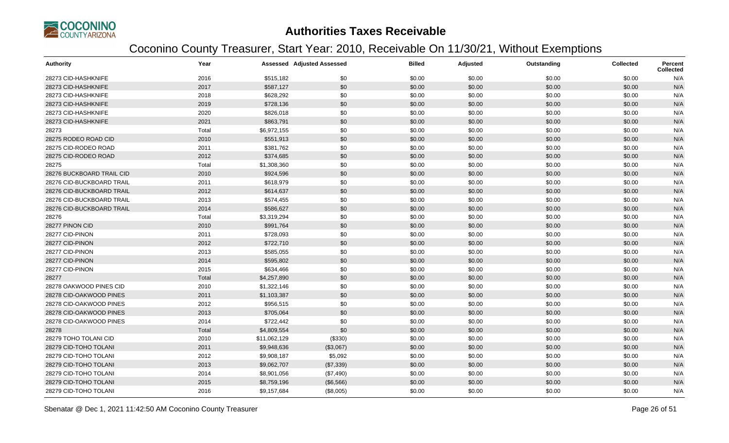# Authorities Taxes Receivable

## Coconino County Treasurer, Start Year: 2010, Receivable On 11/30/21, Without Exemptions

| Authority | Year | Assessed | Adjusted Assessed | Billed | Adjusted | Outstanding | Collected | Percent Collected |
|---|---|---|---|---|---|---|---|---|
| 28273 CID-HASHKNIFE | 2016 | $515,182 | $0 | $0.00 | $0.00 | $0.00 | $0.00 | N/A |
| 28273 CID-HASHKNIFE | 2017 | $587,127 | $0 | $0.00 | $0.00 | $0.00 | $0.00 | N/A |
| 28273 CID-HASHKNIFE | 2018 | $628,292 | $0 | $0.00 | $0.00 | $0.00 | $0.00 | N/A |
| 28273 CID-HASHKNIFE | 2019 | $728,136 | $0 | $0.00 | $0.00 | $0.00 | $0.00 | N/A |
| 28273 CID-HASHKNIFE | 2020 | $826,018 | $0 | $0.00 | $0.00 | $0.00 | $0.00 | N/A |
| 28273 CID-HASHKNIFE | 2021 | $863,791 | $0 | $0.00 | $0.00 | $0.00 | $0.00 | N/A |
| 28273 | Total | $6,972,155 | $0 | $0.00 | $0.00 | $0.00 | $0.00 | N/A |
| 28275 RODEO ROAD CID | 2010 | $551,913 | $0 | $0.00 | $0.00 | $0.00 | $0.00 | N/A |
| 28275 CID-RODEO ROAD | 2011 | $381,762 | $0 | $0.00 | $0.00 | $0.00 | $0.00 | N/A |
| 28275 CID-RODEO ROAD | 2012 | $374,685 | $0 | $0.00 | $0.00 | $0.00 | $0.00 | N/A |
| 28275 | Total | $1,308,360 | $0 | $0.00 | $0.00 | $0.00 | $0.00 | N/A |
| 28276 BUCKBOARD TRAIL CID | 2010 | $924,596 | $0 | $0.00 | $0.00 | $0.00 | $0.00 | N/A |
| 28276 CID-BUCKBOARD TRAIL | 2011 | $618,979 | $0 | $0.00 | $0.00 | $0.00 | $0.00 | N/A |
| 28276 CID-BUCKBOARD TRAIL | 2012 | $614,637 | $0 | $0.00 | $0.00 | $0.00 | $0.00 | N/A |
| 28276 CID-BUCKBOARD TRAIL | 2013 | $574,455 | $0 | $0.00 | $0.00 | $0.00 | $0.00 | N/A |
| 28276 CID-BUCKBOARD TRAIL | 2014 | $586,627 | $0 | $0.00 | $0.00 | $0.00 | $0.00 | N/A |
| 28276 | Total | $3,319,294 | $0 | $0.00 | $0.00 | $0.00 | $0.00 | N/A |
| 28277 PINON CID | 2010 | $991,764 | $0 | $0.00 | $0.00 | $0.00 | $0.00 | N/A |
| 28277 CID-PINON | 2011 | $728,093 | $0 | $0.00 | $0.00 | $0.00 | $0.00 | N/A |
| 28277 CID-PINON | 2012 | $722,710 | $0 | $0.00 | $0.00 | $0.00 | $0.00 | N/A |
| 28277 CID-PINON | 2013 | $585,055 | $0 | $0.00 | $0.00 | $0.00 | $0.00 | N/A |
| 28277 CID-PINON | 2014 | $595,802 | $0 | $0.00 | $0.00 | $0.00 | $0.00 | N/A |
| 28277 CID-PINON | 2015 | $634,466 | $0 | $0.00 | $0.00 | $0.00 | $0.00 | N/A |
| 28277 | Total | $4,257,890 | $0 | $0.00 | $0.00 | $0.00 | $0.00 | N/A |
| 28278 OAKWOOD PINES CID | 2010 | $1,322,146 | $0 | $0.00 | $0.00 | $0.00 | $0.00 | N/A |
| 28278 CID-OAKWOOD PINES | 2011 | $1,103,387 | $0 | $0.00 | $0.00 | $0.00 | $0.00 | N/A |
| 28278 CID-OAKWOOD PINES | 2012 | $956,515 | $0 | $0.00 | $0.00 | $0.00 | $0.00 | N/A |
| 28278 CID-OAKWOOD PINES | 2013 | $705,064 | $0 | $0.00 | $0.00 | $0.00 | $0.00 | N/A |
| 28278 CID-OAKWOOD PINES | 2014 | $722,442 | $0 | $0.00 | $0.00 | $0.00 | $0.00 | N/A |
| 28278 | Total | $4,809,554 | $0 | $0.00 | $0.00 | $0.00 | $0.00 | N/A |
| 28279 TOHO TOLANI CID | 2010 | $11,062,129 | ($330) | $0.00 | $0.00 | $0.00 | $0.00 | N/A |
| 28279 CID-TOHO TOLANI | 2011 | $9,948,636 | ($3,067) | $0.00 | $0.00 | $0.00 | $0.00 | N/A |
| 28279 CID-TOHO TOLANI | 2012 | $9,908,187 | $5,092 | $0.00 | $0.00 | $0.00 | $0.00 | N/A |
| 28279 CID-TOHO TOLANI | 2013 | $9,062,707 | ($7,339) | $0.00 | $0.00 | $0.00 | $0.00 | N/A |
| 28279 CID-TOHO TOLANI | 2014 | $8,901,056 | ($7,490) | $0.00 | $0.00 | $0.00 | $0.00 | N/A |
| 28279 CID-TOHO TOLANI | 2015 | $8,759,196 | ($6,566) | $0.00 | $0.00 | $0.00 | $0.00 | N/A |
| 28279 CID-TOHO TOLANI | 2016 | $9,157,684 | ($8,005) | $0.00 | $0.00 | $0.00 | $0.00 | N/A |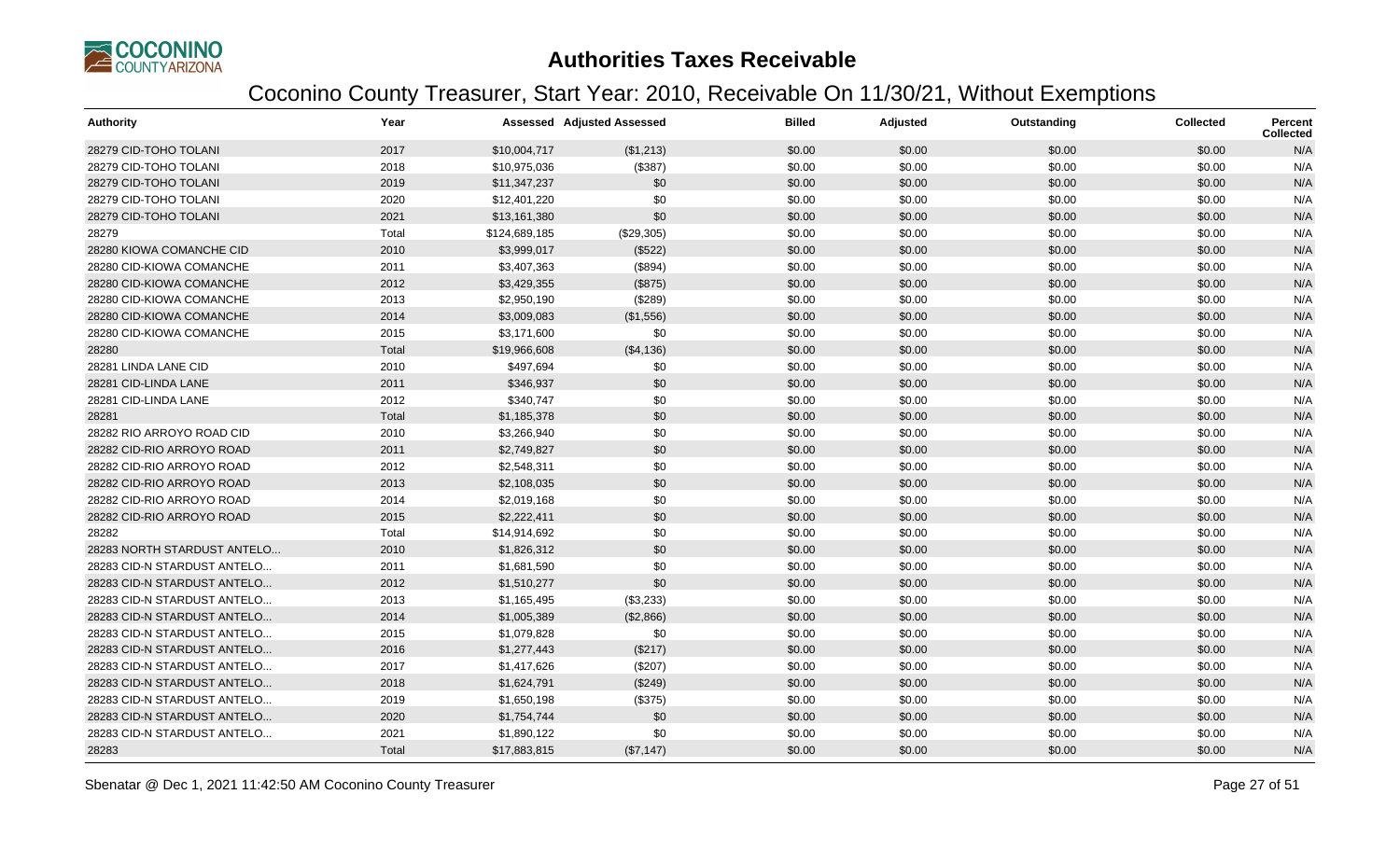# Authorities Taxes Receivable

## Coconino County Treasurer, Start Year: 2010, Receivable On 11/30/21, Without Exemptions

| Authority | Year | Assessed | Adjusted Assessed | Billed | Adjusted | Outstanding | Collected | Percent Collected |
|---|---|---|---|---|---|---|---|---|
| 28279 CID-TOHO TOLANI | 2017 | $10,004,717 | ($1,213) | $0.00 | $0.00 | $0.00 | $0.00 | N/A |
| 28279 CID-TOHO TOLANI | 2018 | $10,975,036 | ($387) | $0.00 | $0.00 | $0.00 | $0.00 | N/A |
| 28279 CID-TOHO TOLANI | 2019 | $11,347,237 | $0 | $0.00 | $0.00 | $0.00 | $0.00 | N/A |
| 28279 CID-TOHO TOLANI | 2020 | $12,401,220 | $0 | $0.00 | $0.00 | $0.00 | $0.00 | N/A |
| 28279 CID-TOHO TOLANI | 2021 | $13,161,380 | $0 | $0.00 | $0.00 | $0.00 | $0.00 | N/A |
| 28279 | Total | $124,689,185 | ($29,305) | $0.00 | $0.00 | $0.00 | $0.00 | N/A |
| 28280 KIOWA COMANCHE CID | 2010 | $3,999,017 | ($522) | $0.00 | $0.00 | $0.00 | $0.00 | N/A |
| 28280 CID-KIOWA COMANCHE | 2011 | $3,407,363 | ($894) | $0.00 | $0.00 | $0.00 | $0.00 | N/A |
| 28280 CID-KIOWA COMANCHE | 2012 | $3,429,355 | ($875) | $0.00 | $0.00 | $0.00 | $0.00 | N/A |
| 28280 CID-KIOWA COMANCHE | 2013 | $2,950,190 | ($289) | $0.00 | $0.00 | $0.00 | $0.00 | N/A |
| 28280 CID-KIOWA COMANCHE | 2014 | $3,009,083 | ($1,556) | $0.00 | $0.00 | $0.00 | $0.00 | N/A |
| 28280 CID-KIOWA COMANCHE | 2015 | $3,171,600 | $0 | $0.00 | $0.00 | $0.00 | $0.00 | N/A |
| 28280 | Total | $19,966,608 | ($4,136) | $0.00 | $0.00 | $0.00 | $0.00 | N/A |
| 28281 LINDA LANE CID | 2010 | $497,694 | $0 | $0.00 | $0.00 | $0.00 | $0.00 | N/A |
| 28281 CID-LINDA LANE | 2011 | $346,937 | $0 | $0.00 | $0.00 | $0.00 | $0.00 | N/A |
| 28281 CID-LINDA LANE | 2012 | $340,747 | $0 | $0.00 | $0.00 | $0.00 | $0.00 | N/A |
| 28281 | Total | $1,185,378 | $0 | $0.00 | $0.00 | $0.00 | $0.00 | N/A |
| 28282 RIO ARROYO ROAD CID | 2010 | $3,266,940 | $0 | $0.00 | $0.00 | $0.00 | $0.00 | N/A |
| 28282 CID-RIO ARROYO ROAD | 2011 | $2,749,827 | $0 | $0.00 | $0.00 | $0.00 | $0.00 | N/A |
| 28282 CID-RIO ARROYO ROAD | 2012 | $2,548,311 | $0 | $0.00 | $0.00 | $0.00 | $0.00 | N/A |
| 28282 CID-RIO ARROYO ROAD | 2013 | $2,108,035 | $0 | $0.00 | $0.00 | $0.00 | $0.00 | N/A |
| 28282 CID-RIO ARROYO ROAD | 2014 | $2,019,168 | $0 | $0.00 | $0.00 | $0.00 | $0.00 | N/A |
| 28282 CID-RIO ARROYO ROAD | 2015 | $2,222,411 | $0 | $0.00 | $0.00 | $0.00 | $0.00 | N/A |
| 28282 | Total | $14,914,692 | $0 | $0.00 | $0.00 | $0.00 | $0.00 | N/A |
| 28283 NORTH STARDUST ANTELO... | 2010 | $1,826,312 | $0 | $0.00 | $0.00 | $0.00 | $0.00 | N/A |
| 28283 CID-N STARDUST ANTELO... | 2011 | $1,681,590 | $0 | $0.00 | $0.00 | $0.00 | $0.00 | N/A |
| 28283 CID-N STARDUST ANTELO... | 2012 | $1,510,277 | $0 | $0.00 | $0.00 | $0.00 | $0.00 | N/A |
| 28283 CID-N STARDUST ANTELO... | 2013 | $1,165,495 | ($3,233) | $0.00 | $0.00 | $0.00 | $0.00 | N/A |
| 28283 CID-N STARDUST ANTELO... | 2014 | $1,005,389 | ($2,866) | $0.00 | $0.00 | $0.00 | $0.00 | N/A |
| 28283 CID-N STARDUST ANTELO... | 2015 | $1,079,828 | $0 | $0.00 | $0.00 | $0.00 | $0.00 | N/A |
| 28283 CID-N STARDUST ANTELO... | 2016 | $1,277,443 | ($217) | $0.00 | $0.00 | $0.00 | $0.00 | N/A |
| 28283 CID-N STARDUST ANTELO... | 2017 | $1,417,626 | ($207) | $0.00 | $0.00 | $0.00 | $0.00 | N/A |
| 28283 CID-N STARDUST ANTELO... | 2018 | $1,624,791 | ($249) | $0.00 | $0.00 | $0.00 | $0.00 | N/A |
| 28283 CID-N STARDUST ANTELO... | 2019 | $1,650,198 | ($375) | $0.00 | $0.00 | $0.00 | $0.00 | N/A |
| 28283 CID-N STARDUST ANTELO... | 2020 | $1,754,744 | $0 | $0.00 | $0.00 | $0.00 | $0.00 | N/A |
| 28283 CID-N STARDUST ANTELO... | 2021 | $1,890,122 | $0 | $0.00 | $0.00 | $0.00 | $0.00 | N/A |
| 28283 | Total | $17,883,815 | ($7,147) | $0.00 | $0.00 | $0.00 | $0.00 | N/A |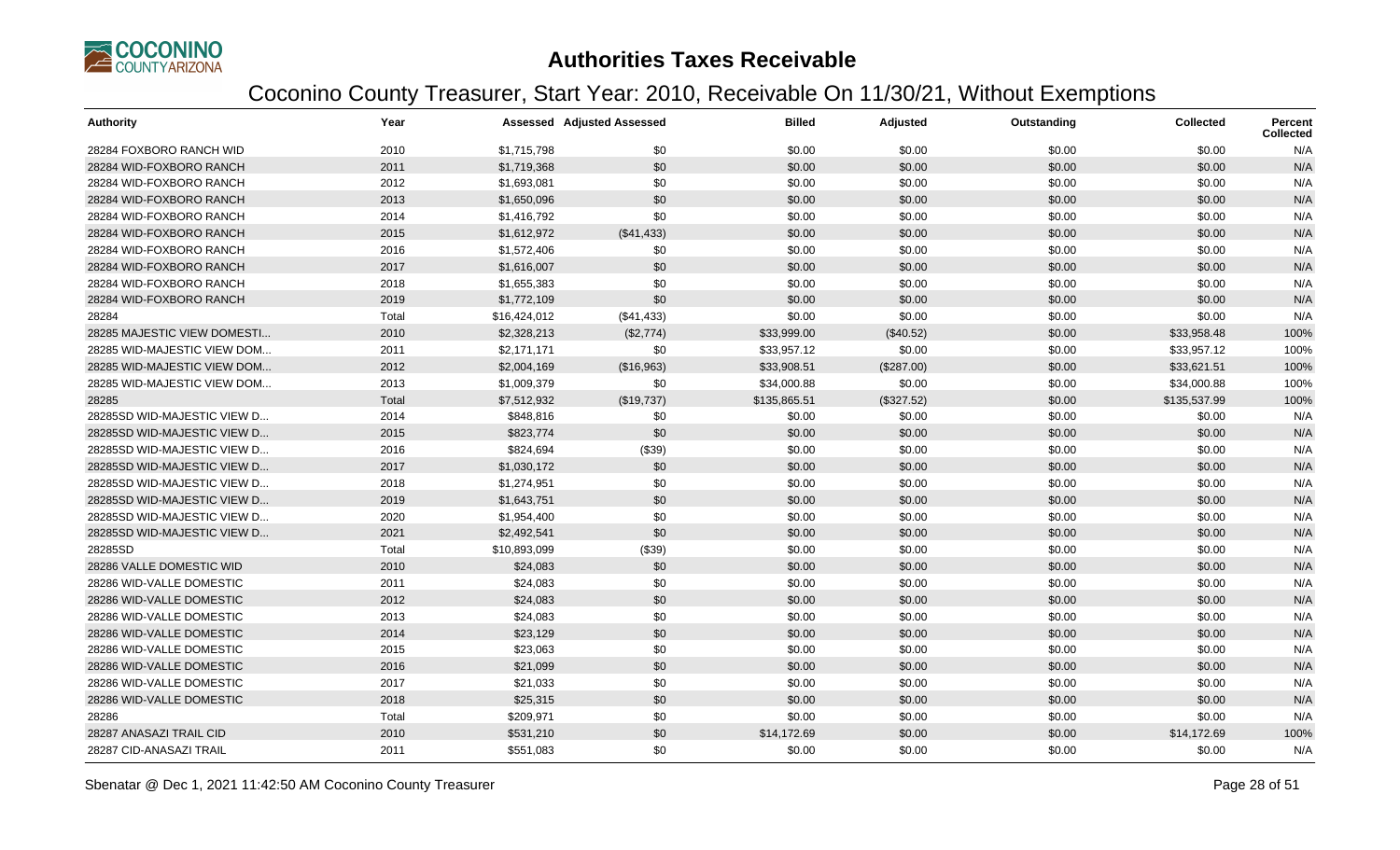# Authorities Taxes Receivable

## Coconino County Treasurer, Start Year: 2010, Receivable On 11/30/21, Without Exemptions

| Authority | Year | Assessed | Adjusted Assessed | Billed | Adjusted | Outstanding | Collected | Percent Collected |
|---|---|---|---|---|---|---|---|---|
| 28284 FOXBORO RANCH WID | 2010 | $1,715,798 | $0 | $0.00 | $0.00 | $0.00 | $0.00 | N/A |
| 28284 WID-FOXBORO RANCH | 2011 | $1,719,368 | $0 | $0.00 | $0.00 | $0.00 | $0.00 | N/A |
| 28284 WID-FOXBORO RANCH | 2012 | $1,693,081 | $0 | $0.00 | $0.00 | $0.00 | $0.00 | N/A |
| 28284 WID-FOXBORO RANCH | 2013 | $1,650,096 | $0 | $0.00 | $0.00 | $0.00 | $0.00 | N/A |
| 28284 WID-FOXBORO RANCH | 2014 | $1,416,792 | $0 | $0.00 | $0.00 | $0.00 | $0.00 | N/A |
| 28284 WID-FOXBORO RANCH | 2015 | $1,612,972 | ($41,433) | $0.00 | $0.00 | $0.00 | $0.00 | N/A |
| 28284 WID-FOXBORO RANCH | 2016 | $1,572,406 | $0 | $0.00 | $0.00 | $0.00 | $0.00 | N/A |
| 28284 WID-FOXBORO RANCH | 2017 | $1,616,007 | $0 | $0.00 | $0.00 | $0.00 | $0.00 | N/A |
| 28284 WID-FOXBORO RANCH | 2018 | $1,655,383 | $0 | $0.00 | $0.00 | $0.00 | $0.00 | N/A |
| 28284 WID-FOXBORO RANCH | 2019 | $1,772,109 | $0 | $0.00 | $0.00 | $0.00 | $0.00 | N/A |
| 28284 | Total | $16,424,012 | ($41,433) | $0.00 | $0.00 | $0.00 | $0.00 | N/A |
| 28285 MAJESTIC VIEW DOMESTI... | 2010 | $2,328,213 | ($2,774) | $33,999.00 | ($40.52) | $0.00 | $33,958.48 | 100% |
| 28285 WID-MAJESTIC VIEW DOM... | 2011 | $2,171,171 | $0 | $33,957.12 | $0.00 | $0.00 | $33,957.12 | 100% |
| 28285 WID-MAJESTIC VIEW DOM... | 2012 | $2,004,169 | ($16,963) | $33,908.51 | ($287.00) | $0.00 | $33,621.51 | 100% |
| 28285 WID-MAJESTIC VIEW DOM... | 2013 | $1,009,379 | $0 | $34,000.88 | $0.00 | $0.00 | $34,000.88 | 100% |
| 28285 | Total | $7,512,932 | ($19,737) | $135,865.51 | ($327.52) | $0.00 | $135,537.99 | 100% |
| 28285SD WID-MAJESTIC VIEW D... | 2014 | $848,816 | $0 | $0.00 | $0.00 | $0.00 | $0.00 | N/A |
| 28285SD WID-MAJESTIC VIEW D... | 2015 | $823,774 | $0 | $0.00 | $0.00 | $0.00 | $0.00 | N/A |
| 28285SD WID-MAJESTIC VIEW D... | 2016 | $824,694 | ($39) | $0.00 | $0.00 | $0.00 | $0.00 | N/A |
| 28285SD WID-MAJESTIC VIEW D... | 2017 | $1,030,172 | $0 | $0.00 | $0.00 | $0.00 | $0.00 | N/A |
| 28285SD WID-MAJESTIC VIEW D... | 2018 | $1,274,951 | $0 | $0.00 | $0.00 | $0.00 | $0.00 | N/A |
| 28285SD WID-MAJESTIC VIEW D... | 2019 | $1,643,751 | $0 | $0.00 | $0.00 | $0.00 | $0.00 | N/A |
| 28285SD WID-MAJESTIC VIEW D... | 2020 | $1,954,400 | $0 | $0.00 | $0.00 | $0.00 | $0.00 | N/A |
| 28285SD WID-MAJESTIC VIEW D... | 2021 | $2,492,541 | $0 | $0.00 | $0.00 | $0.00 | $0.00 | N/A |
| 28285SD | Total | $10,893,099 | ($39) | $0.00 | $0.00 | $0.00 | $0.00 | N/A |
| 28286 VALLE DOMESTIC WID | 2010 | $24,083 | $0 | $0.00 | $0.00 | $0.00 | $0.00 | N/A |
| 28286 WID-VALLE DOMESTIC | 2011 | $24,083 | $0 | $0.00 | $0.00 | $0.00 | $0.00 | N/A |
| 28286 WID-VALLE DOMESTIC | 2012 | $24,083 | $0 | $0.00 | $0.00 | $0.00 | $0.00 | N/A |
| 28286 WID-VALLE DOMESTIC | 2013 | $24,083 | $0 | $0.00 | $0.00 | $0.00 | $0.00 | N/A |
| 28286 WID-VALLE DOMESTIC | 2014 | $23,129 | $0 | $0.00 | $0.00 | $0.00 | $0.00 | N/A |
| 28286 WID-VALLE DOMESTIC | 2015 | $23,063 | $0 | $0.00 | $0.00 | $0.00 | $0.00 | N/A |
| 28286 WID-VALLE DOMESTIC | 2016 | $21,099 | $0 | $0.00 | $0.00 | $0.00 | $0.00 | N/A |
| 28286 WID-VALLE DOMESTIC | 2017 | $21,033 | $0 | $0.00 | $0.00 | $0.00 | $0.00 | N/A |
| 28286 WID-VALLE DOMESTIC | 2018 | $25,315 | $0 | $0.00 | $0.00 | $0.00 | $0.00 | N/A |
| 28286 | Total | $209,971 | $0 | $0.00 | $0.00 | $0.00 | $0.00 | N/A |
| 28287 ANASAZI TRAIL CID | 2010 | $531,210 | $0 | $14,172.69 | $0.00 | $0.00 | $14,172.69 | 100% |
| 28287 CID-ANASAZI TRAIL | 2011 | $551,083 | $0 | $0.00 | $0.00 | $0.00 | $0.00 | N/A |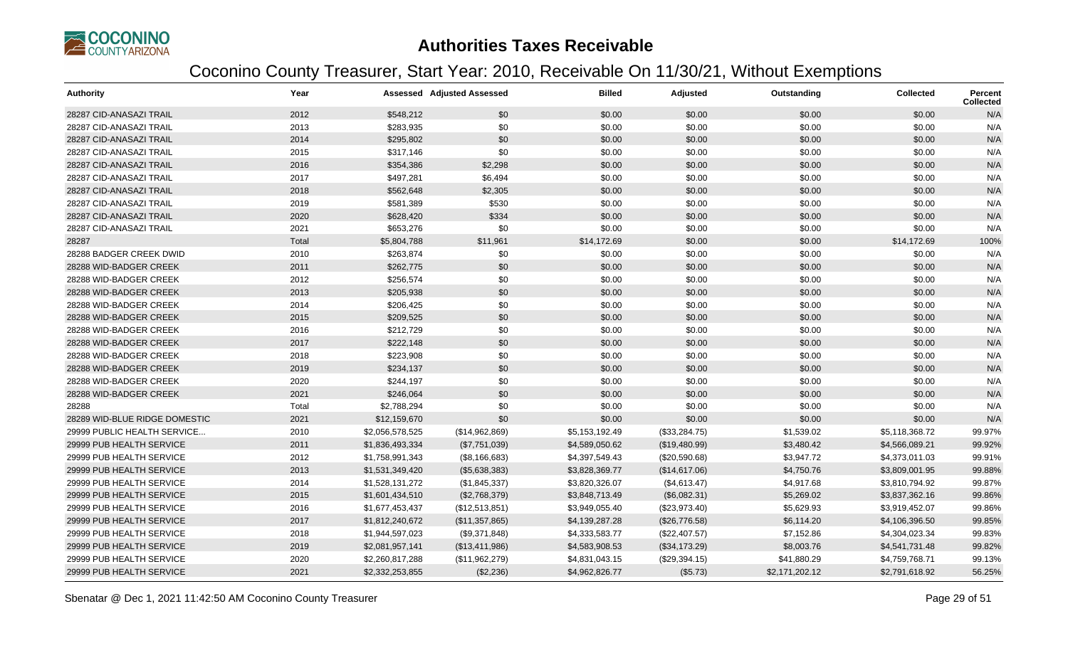# Authorities Taxes Receivable

## Coconino County Treasurer, Start Year: 2010, Receivable On 11/30/21, Without Exemptions

| Authority | Year | Assessed | Adjusted Assessed | Billed | Adjusted | Outstanding | Collected | Percent Collected |
|---|---|---|---|---|---|---|---|---|
| 28287 CID-ANASAZI TRAIL | 2012 | $548,212 | $0 | $0.00 | $0.00 | $0.00 | $0.00 | N/A |
| 28287 CID-ANASAZI TRAIL | 2013 | $283,935 | $0 | $0.00 | $0.00 | $0.00 | $0.00 | N/A |
| 28287 CID-ANASAZI TRAIL | 2014 | $295,802 | $0 | $0.00 | $0.00 | $0.00 | $0.00 | N/A |
| 28287 CID-ANASAZI TRAIL | 2015 | $317,146 | $0 | $0.00 | $0.00 | $0.00 | $0.00 | N/A |
| 28287 CID-ANASAZI TRAIL | 2016 | $354,386 | $2,298 | $0.00 | $0.00 | $0.00 | $0.00 | N/A |
| 28287 CID-ANASAZI TRAIL | 2017 | $497,281 | $6,494 | $0.00 | $0.00 | $0.00 | $0.00 | N/A |
| 28287 CID-ANASAZI TRAIL | 2018 | $562,648 | $2,305 | $0.00 | $0.00 | $0.00 | $0.00 | N/A |
| 28287 CID-ANASAZI TRAIL | 2019 | $581,389 | $530 | $0.00 | $0.00 | $0.00 | $0.00 | N/A |
| 28287 CID-ANASAZI TRAIL | 2020 | $628,420 | $334 | $0.00 | $0.00 | $0.00 | $0.00 | N/A |
| 28287 CID-ANASAZI TRAIL | 2021 | $653,276 | $0 | $0.00 | $0.00 | $0.00 | $0.00 | N/A |
| 28287 | Total | $5,804,788 | $11,961 | $14,172.69 | $0.00 | $0.00 | $14,172.69 | 100% |
| 28288 BADGER CREEK DWID | 2010 | $263,874 | $0 | $0.00 | $0.00 | $0.00 | $0.00 | N/A |
| 28288 WID-BADGER CREEK | 2011 | $262,775 | $0 | $0.00 | $0.00 | $0.00 | $0.00 | N/A |
| 28288 WID-BADGER CREEK | 2012 | $256,574 | $0 | $0.00 | $0.00 | $0.00 | $0.00 | N/A |
| 28288 WID-BADGER CREEK | 2013 | $205,938 | $0 | $0.00 | $0.00 | $0.00 | $0.00 | N/A |
| 28288 WID-BADGER CREEK | 2014 | $206,425 | $0 | $0.00 | $0.00 | $0.00 | $0.00 | N/A |
| 28288 WID-BADGER CREEK | 2015 | $209,525 | $0 | $0.00 | $0.00 | $0.00 | $0.00 | N/A |
| 28288 WID-BADGER CREEK | 2016 | $212,729 | $0 | $0.00 | $0.00 | $0.00 | $0.00 | N/A |
| 28288 WID-BADGER CREEK | 2017 | $222,148 | $0 | $0.00 | $0.00 | $0.00 | $0.00 | N/A |
| 28288 WID-BADGER CREEK | 2018 | $223,908 | $0 | $0.00 | $0.00 | $0.00 | $0.00 | N/A |
| 28288 WID-BADGER CREEK | 2019 | $234,137 | $0 | $0.00 | $0.00 | $0.00 | $0.00 | N/A |
| 28288 WID-BADGER CREEK | 2020 | $244,197 | $0 | $0.00 | $0.00 | $0.00 | $0.00 | N/A |
| 28288 WID-BADGER CREEK | 2021 | $246,064 | $0 | $0.00 | $0.00 | $0.00 | $0.00 | N/A |
| 28288 | Total | $2,788,294 | $0 | $0.00 | $0.00 | $0.00 | $0.00 | N/A |
| 28289 WID-BLUE RIDGE DOMESTIC | 2021 | $12,159,670 | $0 | $0.00 | $0.00 | $0.00 | $0.00 | N/A |
| 29999 PUBLIC HEALTH SERVICE... | 2010 | $2,056,578,525 | ($14,962,869) | $5,153,192.49 | ($33,284.75) | $1,539.02 | $5,118,368.72 | 99.97% |
| 29999 PUB HEALTH SERVICE | 2011 | $1,836,493,334 | ($7,751,039) | $4,589,050.62 | ($19,480.99) | $3,480.42 | $4,566,089.21 | 99.92% |
| 29999 PUB HEALTH SERVICE | 2012 | $1,758,991,343 | ($8,166,683) | $4,397,549.43 | ($20,590.68) | $3,947.72 | $4,373,011.03 | 99.91% |
| 29999 PUB HEALTH SERVICE | 2013 | $1,531,349,420 | ($5,638,383) | $3,828,369.77 | ($14,617.06) | $4,750.76 | $3,809,001.95 | 99.88% |
| 29999 PUB HEALTH SERVICE | 2014 | $1,528,131,272 | ($1,845,337) | $3,820,326.07 | ($4,613.47) | $4,917.68 | $3,810,794.92 | 99.87% |
| 29999 PUB HEALTH SERVICE | 2015 | $1,601,434,510 | ($2,768,379) | $3,848,713.49 | ($6,082.31) | $5,269.02 | $3,837,362.16 | 99.86% |
| 29999 PUB HEALTH SERVICE | 2016 | $1,677,453,437 | ($12,513,851) | $3,949,055.40 | ($23,973.40) | $5,629.93 | $3,919,452.07 | 99.86% |
| 29999 PUB HEALTH SERVICE | 2017 | $1,812,240,672 | ($11,357,865) | $4,139,287.28 | ($26,776.58) | $6,114.20 | $4,106,396.50 | 99.85% |
| 29999 PUB HEALTH SERVICE | 2018 | $1,944,597,023 | ($9,371,848) | $4,333,583.77 | ($22,407.57) | $7,152.86 | $4,304,023.34 | 99.83% |
| 29999 PUB HEALTH SERVICE | 2019 | $2,081,957,141 | ($13,411,986) | $4,583,908.53 | ($34,173.29) | $8,003.76 | $4,541,731.48 | 99.82% |
| 29999 PUB HEALTH SERVICE | 2020 | $2,260,817,288 | ($11,962,279) | $4,831,043.15 | ($29,394.15) | $41,880.29 | $4,759,768.71 | 99.13% |
| 29999 PUB HEALTH SERVICE | 2021 | $2,332,253,855 | ($2,236) | $4,962,826.77 | ($5.73) | $2,171,202.12 | $2,791,618.92 | 56.25% |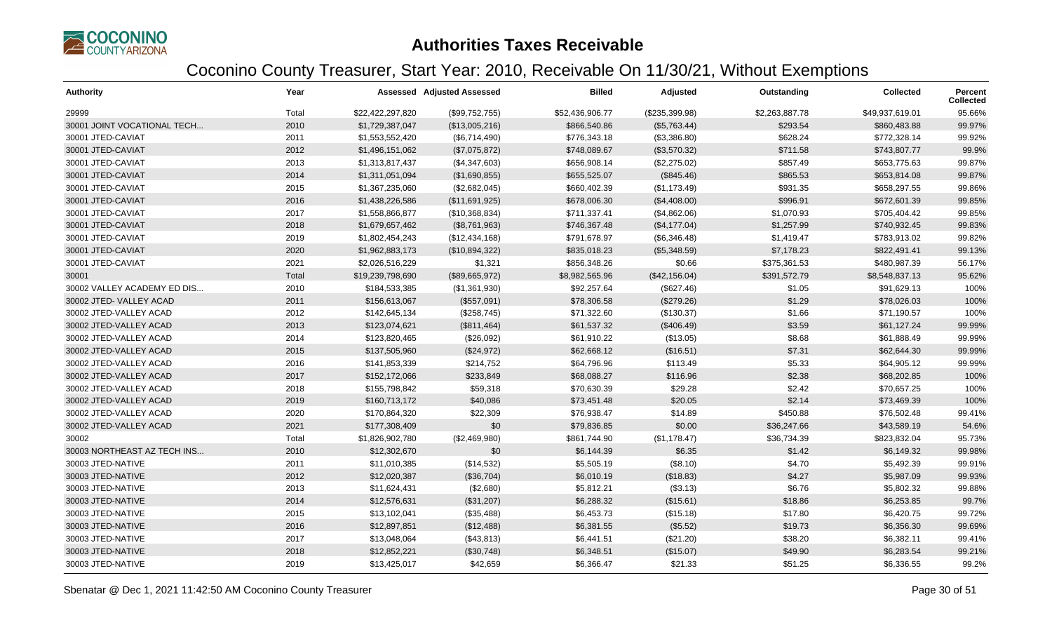# Authorities Taxes Receivable

## Coconino County Treasurer, Start Year: 2010, Receivable On 11/30/21, Without Exemptions

| Authority | Year | Assessed | Adjusted Assessed | Billed | Adjusted | Outstanding | Collected | Percent Collected |
|---|---|---|---|---|---|---|---|---|
| 29999 | Total | $22,422,297,820 | ($99,752,755) | $52,436,906.77 | ($235,399.98) | $2,263,887.78 | $49,937,619.01 | 95.66% |
| 30001 JOINT VOCATIONAL TECH... | 2010 | $1,729,387,047 | ($13,005,216) | $866,540.86 | ($5,763.44) | $293.54 | $860,483.88 | 99.97% |
| 30001 JTED-CAVIAT | 2011 | $1,553,552,420 | ($6,714,490) | $776,343.18 | ($3,386.80) | $628.24 | $772,328.14 | 99.92% |
| 30001 JTED-CAVIAT | 2012 | $1,496,151,062 | ($7,075,872) | $748,089.67 | ($3,570.32) | $711.58 | $743,807.77 | 99.9% |
| 30001 JTED-CAVIAT | 2013 | $1,313,817,437 | ($4,347,603) | $656,908.14 | ($2,275.02) | $857.49 | $653,775.63 | 99.87% |
| 30001 JTED-CAVIAT | 2014 | $1,311,051,094 | ($1,690,855) | $655,525.07 | ($845.46) | $865.53 | $653,814.08 | 99.87% |
| 30001 JTED-CAVIAT | 2015 | $1,367,235,060 | ($2,682,045) | $660,402.39 | ($1,173.49) | $931.35 | $658,297.55 | 99.86% |
| 30001 JTED-CAVIAT | 2016 | $1,438,226,586 | ($11,691,925) | $678,006.30 | ($4,408.00) | $996.91 | $672,601.39 | 99.85% |
| 30001 JTED-CAVIAT | 2017 | $1,558,866,877 | ($10,368,834) | $711,337.41 | ($4,862.06) | $1,070.93 | $705,404.42 | 99.85% |
| 30001 JTED-CAVIAT | 2018 | $1,679,657,462 | ($8,761,963) | $746,367.48 | ($4,177.04) | $1,257.99 | $740,932.45 | 99.83% |
| 30001 JTED-CAVIAT | 2019 | $1,802,454,243 | ($12,434,168) | $791,678.97 | ($6,346.48) | $1,419.47 | $783,913.02 | 99.82% |
| 30001 JTED-CAVIAT | 2020 | $1,962,883,173 | ($10,894,322) | $835,018.23 | ($5,348.59) | $7,178.23 | $822,491.41 | 99.13% |
| 30001 JTED-CAVIAT | 2021 | $2,026,516,229 | $1,321 | $856,348.26 | $0.66 | $375,361.53 | $480,987.39 | 56.17% |
| 30001 | Total | $19,239,798,690 | ($89,665,972) | $8,982,565.96 | ($42,156.04) | $391,572.79 | $8,548,837.13 | 95.62% |
| 30002 VALLEY ACADEMY ED DIS... | 2010 | $184,533,385 | ($1,361,930) | $92,257.64 | ($627.46) | $1.05 | $91,629.13 | 100% |
| 30002 JTED- VALLEY ACAD | 2011 | $156,613,067 | ($557,091) | $78,306.58 | ($279.26) | $1.29 | $78,026.03 | 100% |
| 30002 JTED-VALLEY ACAD | 2012 | $142,645,134 | ($258,745) | $71,322.60 | ($130.37) | $1.66 | $71,190.57 | 100% |
| 30002 JTED-VALLEY ACAD | 2013 | $123,074,621 | ($811,464) | $61,537.32 | ($406.49) | $3.59 | $61,127.24 | 99.99% |
| 30002 JTED-VALLEY ACAD | 2014 | $123,820,465 | ($26,092) | $61,910.22 | ($13.05) | $8.68 | $61,888.49 | 99.99% |
| 30002 JTED-VALLEY ACAD | 2015 | $137,505,960 | ($24,972) | $62,668.12 | ($16.51) | $7.31 | $62,644.30 | 99.99% |
| 30002 JTED-VALLEY ACAD | 2016 | $141,853,339 | $214,752 | $64,796.96 | $113.49 | $5.33 | $64,905.12 | 99.99% |
| 30002 JTED-VALLEY ACAD | 2017 | $152,172,066 | $233,849 | $68,088.27 | $116.96 | $2.38 | $68,202.85 | 100% |
| 30002 JTED-VALLEY ACAD | 2018 | $155,798,842 | $59,318 | $70,630.39 | $29.28 | $2.42 | $70,657.25 | 100% |
| 30002 JTED-VALLEY ACAD | 2019 | $160,713,172 | $40,086 | $73,451.48 | $20.05 | $2.14 | $73,469.39 | 100% |
| 30002 JTED-VALLEY ACAD | 2020 | $170,864,320 | $22,309 | $76,938.47 | $14.89 | $450.88 | $76,502.48 | 99.41% |
| 30002 JTED-VALLEY ACAD | 2021 | $177,308,409 | $0 | $79,836.85 | $0.00 | $36,247.66 | $43,589.19 | 54.6% |
| 30002 | Total | $1,826,902,780 | ($2,469,980) | $861,744.90 | ($1,178.47) | $36,734.39 | $823,832.04 | 95.73% |
| 30003 NORTHEAST AZ TECH INS... | 2010 | $12,302,670 | $0 | $6,144.39 | $6.35 | $1.42 | $6,149.32 | 99.98% |
| 30003 JTED-NATIVE | 2011 | $11,010,385 | ($14,532) | $5,505.19 | ($8.10) | $4.70 | $5,492.39 | 99.91% |
| 30003 JTED-NATIVE | 2012 | $12,020,387 | ($36,704) | $6,010.19 | ($18.83) | $4.27 | $5,987.09 | 99.93% |
| 30003 JTED-NATIVE | 2013 | $11,624,431 | ($2,680) | $5,812.21 | ($3.13) | $6.76 | $5,802.32 | 99.88% |
| 30003 JTED-NATIVE | 2014 | $12,576,631 | ($31,207) | $6,288.32 | ($15.61) | $18.86 | $6,253.85 | 99.7% |
| 30003 JTED-NATIVE | 2015 | $13,102,041 | ($35,488) | $6,453.73 | ($15.18) | $17.80 | $6,420.75 | 99.72% |
| 30003 JTED-NATIVE | 2016 | $12,897,851 | ($12,488) | $6,381.55 | ($5.52) | $19.73 | $6,356.30 | 99.69% |
| 30003 JTED-NATIVE | 2017 | $13,048,064 | ($43,813) | $6,441.51 | ($21.20) | $38.20 | $6,382.11 | 99.41% |
| 30003 JTED-NATIVE | 2018 | $12,852,221 | ($30,748) | $6,348.51 | ($15.07) | $49.90 | $6,283.54 | 99.21% |
| 30003 JTED-NATIVE | 2019 | $13,425,017 | $42,659 | $6,366.47 | $21.33 | $51.25 | $6,336.55 | 99.2% |

Sbenatar @ Dec 1, 2021 11:42:50 AM Coconino County Treasurer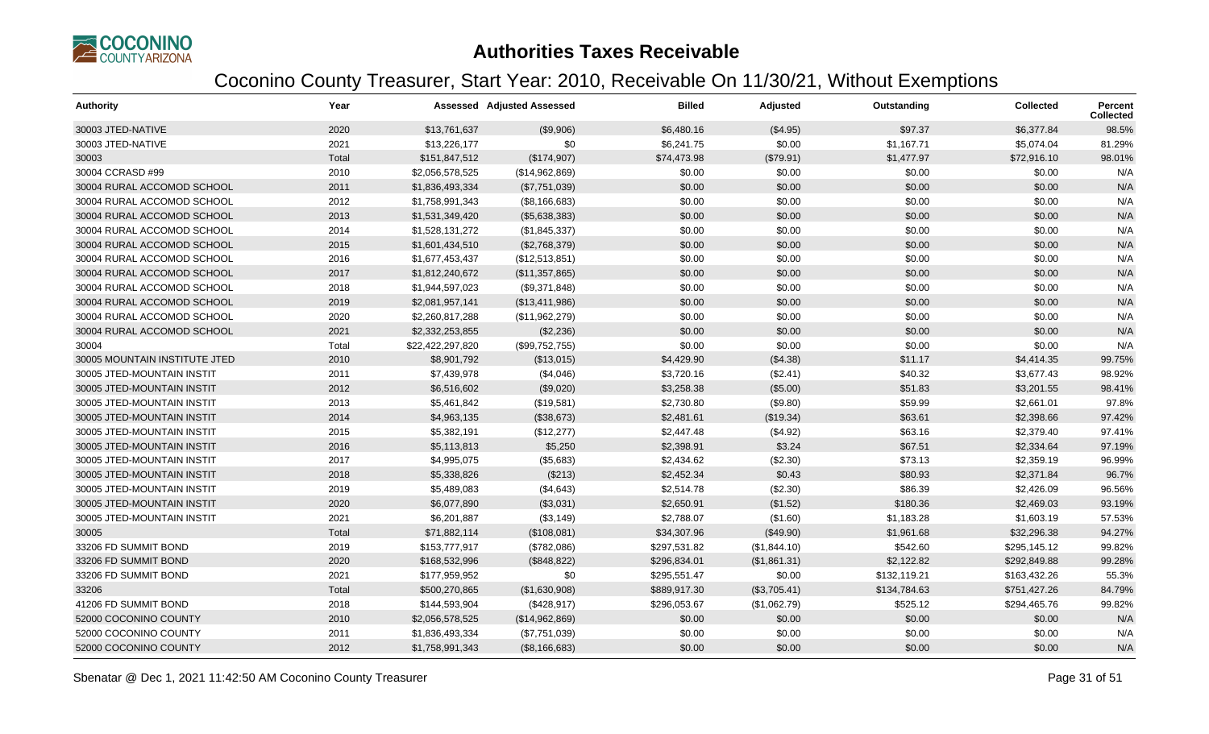# Authorities Taxes Receivable

## Coconino County Treasurer, Start Year: 2010, Receivable On 11/30/21, Without Exemptions

| Authority | Year | Assessed | Adjusted Assessed | Billed | Adjusted | Outstanding | Collected | Percent Collected |
|---|---|---|---|---|---|---|---|---|
| 30003 JTED-NATIVE | 2020 | $13,761,637 | ($9,906) | $6,480.16 | ($4.95) | $97.37 | $6,377.84 | 98.5% |
| 30003 JTED-NATIVE | 2021 | $13,226,177 | $0 | $6,241.75 | $0.00 | $1,167.71 | $5,074.04 | 81.29% |
| 30003 | Total | $151,847,512 | ($174,907) | $74,473.98 | ($79.91) | $1,477.97 | $72,916.10 | 98.01% |
| 30004 CCRASD #99 | 2010 | $2,056,578,525 | ($14,962,869) | $0.00 | $0.00 | $0.00 | $0.00 | N/A |
| 30004 RURAL ACCOMOD SCHOOL | 2011 | $1,836,493,334 | ($7,751,039) | $0.00 | $0.00 | $0.00 | $0.00 | N/A |
| 30004 RURAL ACCOMOD SCHOOL | 2012 | $1,758,991,343 | ($8,166,683) | $0.00 | $0.00 | $0.00 | $0.00 | N/A |
| 30004 RURAL ACCOMOD SCHOOL | 2013 | $1,531,349,420 | ($5,638,383) | $0.00 | $0.00 | $0.00 | $0.00 | N/A |
| 30004 RURAL ACCOMOD SCHOOL | 2014 | $1,528,131,272 | ($1,845,337) | $0.00 | $0.00 | $0.00 | $0.00 | N/A |
| 30004 RURAL ACCOMOD SCHOOL | 2015 | $1,601,434,510 | ($2,768,379) | $0.00 | $0.00 | $0.00 | $0.00 | N/A |
| 30004 RURAL ACCOMOD SCHOOL | 2016 | $1,677,453,437 | ($12,513,851) | $0.00 | $0.00 | $0.00 | $0.00 | N/A |
| 30004 RURAL ACCOMOD SCHOOL | 2017 | $1,812,240,672 | ($11,357,865) | $0.00 | $0.00 | $0.00 | $0.00 | N/A |
| 30004 RURAL ACCOMOD SCHOOL | 2018 | $1,944,597,023 | ($9,371,848) | $0.00 | $0.00 | $0.00 | $0.00 | N/A |
| 30004 RURAL ACCOMOD SCHOOL | 2019 | $2,081,957,141 | ($13,411,986) | $0.00 | $0.00 | $0.00 | $0.00 | N/A |
| 30004 RURAL ACCOMOD SCHOOL | 2020 | $2,260,817,288 | ($11,962,279) | $0.00 | $0.00 | $0.00 | $0.00 | N/A |
| 30004 RURAL ACCOMOD SCHOOL | 2021 | $2,332,253,855 | ($2,236) | $0.00 | $0.00 | $0.00 | $0.00 | N/A |
| 30004 | Total | $22,422,297,820 | ($99,752,755) | $0.00 | $0.00 | $0.00 | $0.00 | N/A |
| 30005 MOUNTAIN INSTITUTE JTED | 2010 | $8,901,792 | ($13,015) | $4,429.90 | ($4.38) | $11.17 | $4,414.35 | 99.75% |
| 30005 JTED-MOUNTAIN INSTIT | 2011 | $7,439,978 | ($4,046) | $3,720.16 | ($2.41) | $40.32 | $3,677.43 | 98.92% |
| 30005 JTED-MOUNTAIN INSTIT | 2012 | $6,516,602 | ($9,020) | $3,258.38 | ($5.00) | $51.83 | $3,201.55 | 98.41% |
| 30005 JTED-MOUNTAIN INSTIT | 2013 | $5,461,842 | ($19,581) | $2,730.80 | ($9.80) | $59.99 | $2,661.01 | 97.8% |
| 30005 JTED-MOUNTAIN INSTIT | 2014 | $4,963,135 | ($38,673) | $2,481.61 | ($19.34) | $63.61 | $2,398.66 | 97.42% |
| 30005 JTED-MOUNTAIN INSTIT | 2015 | $5,382,191 | ($12,277) | $2,447.48 | ($4.92) | $63.16 | $2,379.40 | 97.41% |
| 30005 JTED-MOUNTAIN INSTIT | 2016 | $5,113,813 | $5,250 | $2,398.91 | $3.24 | $67.51 | $2,334.64 | 97.19% |
| 30005 JTED-MOUNTAIN INSTIT | 2017 | $4,995,075 | ($5,683) | $2,434.62 | ($2.30) | $73.13 | $2,359.19 | 96.99% |
| 30005 JTED-MOUNTAIN INSTIT | 2018 | $5,338,826 | ($213) | $2,452.34 | $0.43 | $80.93 | $2,371.84 | 96.7% |
| 30005 JTED-MOUNTAIN INSTIT | 2019 | $5,489,083 | ($4,643) | $2,514.78 | ($2.30) | $86.39 | $2,426.09 | 96.56% |
| 30005 JTED-MOUNTAIN INSTIT | 2020 | $6,077,890 | ($3,031) | $2,650.91 | ($1.52) | $180.36 | $2,469.03 | 93.19% |
| 30005 JTED-MOUNTAIN INSTIT | 2021 | $6,201,887 | ($3,149) | $2,788.07 | ($1.60) | $1,183.28 | $1,603.19 | 57.53% |
| 30005 | Total | $71,882,114 | ($108,081) | $34,307.96 | ($49.90) | $1,961.68 | $32,296.38 | 94.27% |
| 33206 FD SUMMIT BOND | 2019 | $153,777,917 | ($782,086) | $297,531.82 | ($1,844.10) | $542.60 | $295,145.12 | 99.82% |
| 33206 FD SUMMIT BOND | 2020 | $168,532,996 | ($848,822) | $296,834.01 | ($1,861.31) | $2,122.82 | $292,849.88 | 99.28% |
| 33206 FD SUMMIT BOND | 2021 | $177,959,952 | $0 | $295,551.47 | $0.00 | $132,119.21 | $163,432.26 | 55.3% |
| 33206 | Total | $500,270,865 | ($1,630,908) | $889,917.30 | ($3,705.41) | $134,784.63 | $751,427.26 | 84.79% |
| 41206 FD SUMMIT BOND | 2018 | $144,593,904 | ($428,917) | $296,053.67 | ($1,062.79) | $525.12 | $294,465.76 | 99.82% |
| 52000 COCONINO COUNTY | 2010 | $2,056,578,525 | ($14,962,869) | $0.00 | $0.00 | $0.00 | $0.00 | N/A |
| 52000 COCONINO COUNTY | 2011 | $1,836,493,334 | ($7,751,039) | $0.00 | $0.00 | $0.00 | $0.00 | N/A |
| 52000 COCONINO COUNTY | 2012 | $1,758,991,343 | ($8,166,683) | $0.00 | $0.00 | $0.00 | $0.00 | N/A |

Sbenatar @ Dec 1, 2021 11:42:50 AM Coconino County Treasurer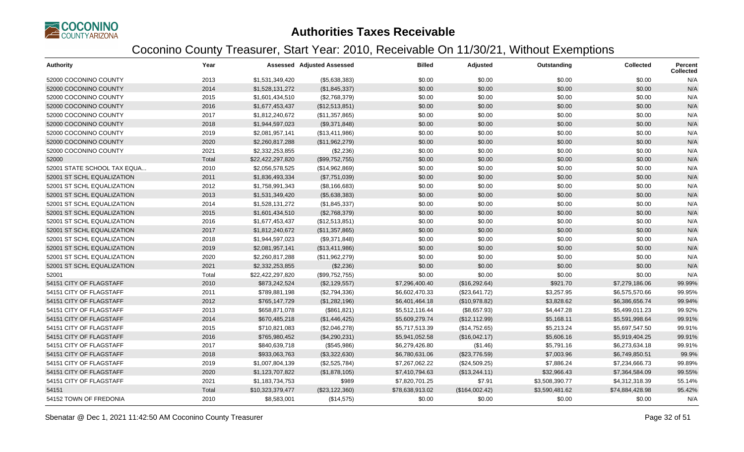# Authorities Taxes Receivable

## Coconino County Treasurer, Start Year: 2010, Receivable On 11/30/21, Without Exemptions

| Authority | Year | Assessed | Adjusted Assessed | Billed | Adjusted | Outstanding | Collected | Percent Collected |
|---|---|---|---|---|---|---|---|---|
| 52000 COCONINO COUNTY | 2013 | $1,531,349,420 | ($5,638,383) | $0.00 | $0.00 | $0.00 | $0.00 | N/A |
| 52000 COCONINO COUNTY | 2014 | $1,528,131,272 | ($1,845,337) | $0.00 | $0.00 | $0.00 | $0.00 | N/A |
| 52000 COCONINO COUNTY | 2015 | $1,601,434,510 | ($2,768,379) | $0.00 | $0.00 | $0.00 | $0.00 | N/A |
| 52000 COCONINO COUNTY | 2016 | $1,677,453,437 | ($12,513,851) | $0.00 | $0.00 | $0.00 | $0.00 | N/A |
| 52000 COCONINO COUNTY | 2017 | $1,812,240,672 | ($11,357,865) | $0.00 | $0.00 | $0.00 | $0.00 | N/A |
| 52000 COCONINO COUNTY | 2018 | $1,944,597,023 | ($9,371,848) | $0.00 | $0.00 | $0.00 | $0.00 | N/A |
| 52000 COCONINO COUNTY | 2019 | $2,081,957,141 | ($13,411,986) | $0.00 | $0.00 | $0.00 | $0.00 | N/A |
| 52000 COCONINO COUNTY | 2020 | $2,260,817,288 | ($11,962,279) | $0.00 | $0.00 | $0.00 | $0.00 | N/A |
| 52000 COCONINO COUNTY | 2021 | $2,332,253,855 | ($2,236) | $0.00 | $0.00 | $0.00 | $0.00 | N/A |
| 52000 | Total | $22,422,297,820 | ($99,752,755) | $0.00 | $0.00 | $0.00 | $0.00 | N/A |
| 52001 STATE SCHOOL TAX EQUA... | 2010 | $2,056,578,525 | ($14,962,869) | $0.00 | $0.00 | $0.00 | $0.00 | N/A |
| 52001 ST SCHL EQUALIZATION | 2011 | $1,836,493,334 | ($7,751,039) | $0.00 | $0.00 | $0.00 | $0.00 | N/A |
| 52001 ST SCHL EQUALIZATION | 2012 | $1,758,991,343 | ($8,166,683) | $0.00 | $0.00 | $0.00 | $0.00 | N/A |
| 52001 ST SCHL EQUALIZATION | 2013 | $1,531,349,420 | ($5,638,383) | $0.00 | $0.00 | $0.00 | $0.00 | N/A |
| 52001 ST SCHL EQUALIZATION | 2014 | $1,528,131,272 | ($1,845,337) | $0.00 | $0.00 | $0.00 | $0.00 | N/A |
| 52001 ST SCHL EQUALIZATION | 2015 | $1,601,434,510 | ($2,768,379) | $0.00 | $0.00 | $0.00 | $0.00 | N/A |
| 52001 ST SCHL EQUALIZATION | 2016 | $1,677,453,437 | ($12,513,851) | $0.00 | $0.00 | $0.00 | $0.00 | N/A |
| 52001 ST SCHL EQUALIZATION | 2017 | $1,812,240,672 | ($11,357,865) | $0.00 | $0.00 | $0.00 | $0.00 | N/A |
| 52001 ST SCHL EQUALIZATION | 2018 | $1,944,597,023 | ($9,371,848) | $0.00 | $0.00 | $0.00 | $0.00 | N/A |
| 52001 ST SCHL EQUALIZATION | 2019 | $2,081,957,141 | ($13,411,986) | $0.00 | $0.00 | $0.00 | $0.00 | N/A |
| 52001 ST SCHL EQUALIZATION | 2020 | $2,260,817,288 | ($11,962,279) | $0.00 | $0.00 | $0.00 | $0.00 | N/A |
| 52001 ST SCHL EQUALIZATION | 2021 | $2,332,253,855 | ($2,236) | $0.00 | $0.00 | $0.00 | $0.00 | N/A |
| 52001 | Total | $22,422,297,820 | ($99,752,755) | $0.00 | $0.00 | $0.00 | $0.00 | N/A |
| 54151 CITY OF FLAGSTAFF | 2010 | $873,242,524 | ($2,129,557) | $7,296,400.40 | ($16,292.64) | $921.70 | $7,279,186.06 | 99.99% |
| 54151 CITY OF FLAGSTAFF | 2011 | $789,881,198 | ($2,794,336) | $6,602,470.33 | ($23,641.72) | $3,257.95 | $6,575,570.66 | 99.95% |
| 54151 CITY OF FLAGSTAFF | 2012 | $765,147,729 | ($1,282,196) | $6,401,464.18 | ($10,978.82) | $3,828.62 | $6,386,656.74 | 99.94% |
| 54151 CITY OF FLAGSTAFF | 2013 | $658,871,078 | ($861,821) | $5,512,116.44 | ($8,657.93) | $4,447.28 | $5,499,011.23 | 99.92% |
| 54151 CITY OF FLAGSTAFF | 2014 | $670,485,218 | ($1,446,425) | $5,609,279.74 | ($12,112.99) | $5,168.11 | $5,591,998.64 | 99.91% |
| 54151 CITY OF FLAGSTAFF | 2015 | $710,821,083 | ($2,046,278) | $5,717,513.39 | ($14,752.65) | $5,213.24 | $5,697,547.50 | 99.91% |
| 54151 CITY OF FLAGSTAFF | 2016 | $765,980,452 | ($4,290,231) | $5,941,052.58 | ($16,042.17) | $5,606.16 | $5,919,404.25 | 99.91% |
| 54151 CITY OF FLAGSTAFF | 2017 | $840,639,718 | ($545,986) | $6,279,426.80 | ($1.46) | $5,791.16 | $6,273,634.18 | 99.91% |
| 54151 CITY OF FLAGSTAFF | 2018 | $933,063,763 | ($3,322,630) | $6,780,631.06 | ($23,776.59) | $7,003.96 | $6,749,850.51 | 99.9% |
| 54151 CITY OF FLAGSTAFF | 2019 | $1,007,804,139 | ($2,525,784) | $7,267,062.22 | ($24,509.25) | $7,886.24 | $7,234,666.73 | 99.89% |
| 54151 CITY OF FLAGSTAFF | 2020 | $1,123,707,822 | ($1,878,105) | $7,410,794.63 | ($13,244.11) | $32,966.43 | $7,364,584.09 | 99.55% |
| 54151 CITY OF FLAGSTAFF | 2021 | $1,183,734,753 | $989 | $7,820,701.25 | $7.91 | $3,508,390.77 | $4,312,318.39 | 55.14% |
| 54151 | Total | $10,323,379,477 | ($23,122,360) | $78,638,913.02 | ($164,002.42) | $3,590,481.62 | $74,884,428.98 | 95.42% |
| 54152 TOWN OF FREDONIA | 2010 | $8,583,001 | ($14,575) | $0.00 | $0.00 | $0.00 | $0.00 | N/A |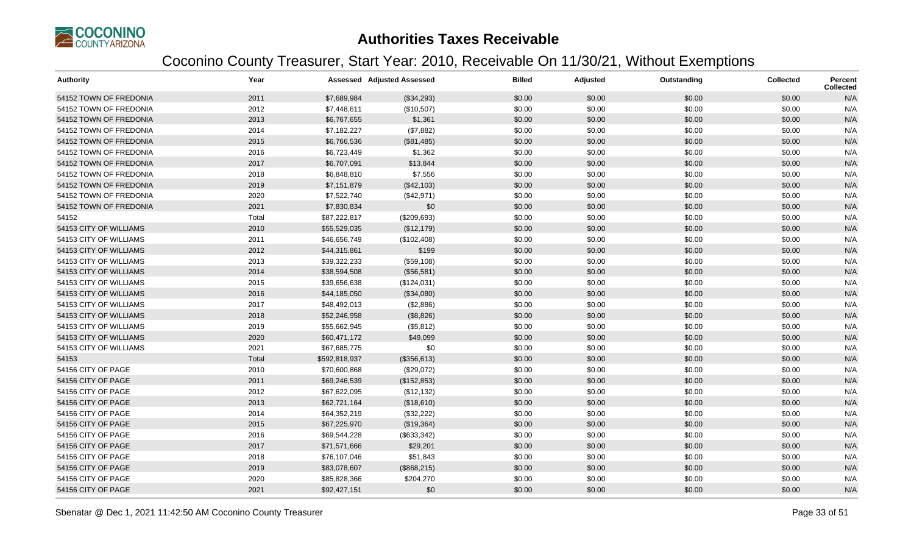# Authorities Taxes Receivable

## Coconino County Treasurer, Start Year: 2010, Receivable On 11/30/21, Without Exemptions

| Authority | Year | Assessed | Adjusted Assessed | Billed | Adjusted | Outstanding | Collected | Percent Collected |
|---|---|---|---|---|---|---|---|---|
| 54152 TOWN OF FREDONIA | 2011 | $7,689,984 | ($34,293) | $0.00 | $0.00 | $0.00 | $0.00 | N/A |
| 54152 TOWN OF FREDONIA | 2012 | $7,448,611 | ($10,507) | $0.00 | $0.00 | $0.00 | $0.00 | N/A |
| 54152 TOWN OF FREDONIA | 2013 | $6,767,655 | $1,361 | $0.00 | $0.00 | $0.00 | $0.00 | N/A |
| 54152 TOWN OF FREDONIA | 2014 | $7,182,227 | ($7,882) | $0.00 | $0.00 | $0.00 | $0.00 | N/A |
| 54152 TOWN OF FREDONIA | 2015 | $6,766,536 | ($81,485) | $0.00 | $0.00 | $0.00 | $0.00 | N/A |
| 54152 TOWN OF FREDONIA | 2016 | $6,723,449 | $1,362 | $0.00 | $0.00 | $0.00 | $0.00 | N/A |
| 54152 TOWN OF FREDONIA | 2017 | $6,707,091 | $13,844 | $0.00 | $0.00 | $0.00 | $0.00 | N/A |
| 54152 TOWN OF FREDONIA | 2018 | $6,848,810 | $7,556 | $0.00 | $0.00 | $0.00 | $0.00 | N/A |
| 54152 TOWN OF FREDONIA | 2019 | $7,151,879 | ($42,103) | $0.00 | $0.00 | $0.00 | $0.00 | N/A |
| 54152 TOWN OF FREDONIA | 2020 | $7,522,740 | ($42,971) | $0.00 | $0.00 | $0.00 | $0.00 | N/A |
| 54152 TOWN OF FREDONIA | 2021 | $7,830,834 | $0 | $0.00 | $0.00 | $0.00 | $0.00 | N/A |
| 54152 | Total | $87,222,817 | ($209,693) | $0.00 | $0.00 | $0.00 | $0.00 | N/A |
| 54153 CITY OF WILLIAMS | 2010 | $55,529,035 | ($12,179) | $0.00 | $0.00 | $0.00 | $0.00 | N/A |
| 54153 CITY OF WILLIAMS | 2011 | $46,656,749 | ($102,408) | $0.00 | $0.00 | $0.00 | $0.00 | N/A |
| 54153 CITY OF WILLIAMS | 2012 | $44,315,861 | $199 | $0.00 | $0.00 | $0.00 | $0.00 | N/A |
| 54153 CITY OF WILLIAMS | 2013 | $39,322,233 | ($59,108) | $0.00 | $0.00 | $0.00 | $0.00 | N/A |
| 54153 CITY OF WILLIAMS | 2014 | $38,594,508 | ($56,581) | $0.00 | $0.00 | $0.00 | $0.00 | N/A |
| 54153 CITY OF WILLIAMS | 2015 | $39,656,638 | ($124,031) | $0.00 | $0.00 | $0.00 | $0.00 | N/A |
| 54153 CITY OF WILLIAMS | 2016 | $44,185,050 | ($34,080) | $0.00 | $0.00 | $0.00 | $0.00 | N/A |
| 54153 CITY OF WILLIAMS | 2017 | $48,492,013 | ($2,886) | $0.00 | $0.00 | $0.00 | $0.00 | N/A |
| 54153 CITY OF WILLIAMS | 2018 | $52,246,958 | ($8,826) | $0.00 | $0.00 | $0.00 | $0.00 | N/A |
| 54153 CITY OF WILLIAMS | 2019 | $55,662,945 | ($5,812) | $0.00 | $0.00 | $0.00 | $0.00 | N/A |
| 54153 CITY OF WILLIAMS | 2020 | $60,471,172 | $49,099 | $0.00 | $0.00 | $0.00 | $0.00 | N/A |
| 54153 CITY OF WILLIAMS | 2021 | $67,685,775 | $0 | $0.00 | $0.00 | $0.00 | $0.00 | N/A |
| 54153 | Total | $592,818,937 | ($356,613) | $0.00 | $0.00 | $0.00 | $0.00 | N/A |
| 54156 CITY OF PAGE | 2010 | $70,600,868 | ($29,072) | $0.00 | $0.00 | $0.00 | $0.00 | N/A |
| 54156 CITY OF PAGE | 2011 | $69,246,539 | ($152,853) | $0.00 | $0.00 | $0.00 | $0.00 | N/A |
| 54156 CITY OF PAGE | 2012 | $67,622,095 | ($12,132) | $0.00 | $0.00 | $0.00 | $0.00 | N/A |
| 54156 CITY OF PAGE | 2013 | $62,721,164 | ($18,610) | $0.00 | $0.00 | $0.00 | $0.00 | N/A |
| 54156 CITY OF PAGE | 2014 | $64,352,219 | ($32,222) | $0.00 | $0.00 | $0.00 | $0.00 | N/A |
| 54156 CITY OF PAGE | 2015 | $67,225,970 | ($19,364) | $0.00 | $0.00 | $0.00 | $0.00 | N/A |
| 54156 CITY OF PAGE | 2016 | $69,544,228 | ($633,342) | $0.00 | $0.00 | $0.00 | $0.00 | N/A |
| 54156 CITY OF PAGE | 2017 | $71,571,666 | $29,201 | $0.00 | $0.00 | $0.00 | $0.00 | N/A |
| 54156 CITY OF PAGE | 2018 | $76,107,046 | $51,843 | $0.00 | $0.00 | $0.00 | $0.00 | N/A |
| 54156 CITY OF PAGE | 2019 | $83,078,607 | ($868,215) | $0.00 | $0.00 | $0.00 | $0.00 | N/A |
| 54156 CITY OF PAGE | 2020 | $85,828,366 | $204,270 | $0.00 | $0.00 | $0.00 | $0.00 | N/A |
| 54156 CITY OF PAGE | 2021 | $92,427,151 | $0 | $0.00 | $0.00 | $0.00 | $0.00 | N/A |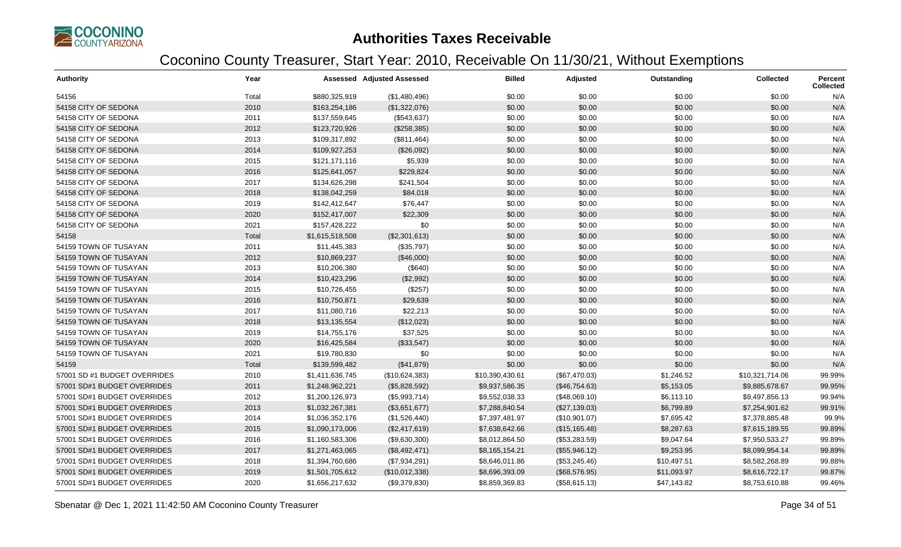# Authorities Taxes Receivable

## Coconino County Treasurer, Start Year: 2010, Receivable On 11/30/21, Without Exemptions

| Authority | Year | Assessed | Adjusted Assessed | Billed | Adjusted | Outstanding | Collected | Percent Collected |
|---|---|---|---|---|---|---|---|---|
| 54156 | Total | $880,325,919 | ($1,480,496) | $0.00 | $0.00 | $0.00 | $0.00 | N/A |
| 54158 CITY OF SEDONA | 2010 | $163,254,186 | ($1,322,076) | $0.00 | $0.00 | $0.00 | $0.00 | N/A |
| 54158 CITY OF SEDONA | 2011 | $137,559,645 | ($543,637) | $0.00 | $0.00 | $0.00 | $0.00 | N/A |
| 54158 CITY OF SEDONA | 2012 | $123,720,926 | ($258,385) | $0.00 | $0.00 | $0.00 | $0.00 | N/A |
| 54158 CITY OF SEDONA | 2013 | $109,317,892 | ($811,464) | $0.00 | $0.00 | $0.00 | $0.00 | N/A |
| 54158 CITY OF SEDONA | 2014 | $109,927,253 | ($26,092) | $0.00 | $0.00 | $0.00 | $0.00 | N/A |
| 54158 CITY OF SEDONA | 2015 | $121,171,116 | $5,939 | $0.00 | $0.00 | $0.00 | $0.00 | N/A |
| 54158 CITY OF SEDONA | 2016 | $125,641,057 | $229,824 | $0.00 | $0.00 | $0.00 | $0.00 | N/A |
| 54158 CITY OF SEDONA | 2017 | $134,626,298 | $241,504 | $0.00 | $0.00 | $0.00 | $0.00 | N/A |
| 54158 CITY OF SEDONA | 2018 | $138,042,259 | $84,018 | $0.00 | $0.00 | $0.00 | $0.00 | N/A |
| 54158 CITY OF SEDONA | 2019 | $142,412,647 | $76,447 | $0.00 | $0.00 | $0.00 | $0.00 | N/A |
| 54158 CITY OF SEDONA | 2020 | $152,417,007 | $22,309 | $0.00 | $0.00 | $0.00 | $0.00 | N/A |
| 54158 CITY OF SEDONA | 2021 | $157,428,222 | $0 | $0.00 | $0.00 | $0.00 | $0.00 | N/A |
| 54158 | Total | $1,615,518,508 | ($2,301,613) | $0.00 | $0.00 | $0.00 | $0.00 | N/A |
| 54159 TOWN OF TUSAYAN | 2011 | $11,445,383 | ($35,797) | $0.00 | $0.00 | $0.00 | $0.00 | N/A |
| 54159 TOWN OF TUSAYAN | 2012 | $10,869,237 | ($46,000) | $0.00 | $0.00 | $0.00 | $0.00 | N/A |
| 54159 TOWN OF TUSAYAN | 2013 | $10,206,380 | ($640) | $0.00 | $0.00 | $0.00 | $0.00 | N/A |
| 54159 TOWN OF TUSAYAN | 2014 | $10,423,296 | ($2,992) | $0.00 | $0.00 | $0.00 | $0.00 | N/A |
| 54159 TOWN OF TUSAYAN | 2015 | $10,726,455 | ($257) | $0.00 | $0.00 | $0.00 | $0.00 | N/A |
| 54159 TOWN OF TUSAYAN | 2016 | $10,750,871 | $29,639 | $0.00 | $0.00 | $0.00 | $0.00 | N/A |
| 54159 TOWN OF TUSAYAN | 2017 | $11,080,716 | $22,213 | $0.00 | $0.00 | $0.00 | $0.00 | N/A |
| 54159 TOWN OF TUSAYAN | 2018 | $13,135,554 | ($12,023) | $0.00 | $0.00 | $0.00 | $0.00 | N/A |
| 54159 TOWN OF TUSAYAN | 2019 | $14,755,176 | $37,525 | $0.00 | $0.00 | $0.00 | $0.00 | N/A |
| 54159 TOWN OF TUSAYAN | 2020 | $16,425,584 | ($33,547) | $0.00 | $0.00 | $0.00 | $0.00 | N/A |
| 54159 TOWN OF TUSAYAN | 2021 | $19,780,830 | $0 | $0.00 | $0.00 | $0.00 | $0.00 | N/A |
| 54159 | Total | $139,599,482 | ($41,879) | $0.00 | $0.00 | $0.00 | $0.00 | N/A |
| 57001 SD #1 BUDGET OVERRIDES | 2010 | $1,411,636,745 | ($10,624,383) | $10,390,430.61 | ($67,470.03) | $1,246.52 | $10,321,714.06 | 99.99% |
| 57001 SD#1 BUDGET OVERRIDES | 2011 | $1,248,962,221 | ($5,828,592) | $9,937,586.35 | ($46,754.63) | $5,153.05 | $9,885,678.67 | 99.95% |
| 57001 SD#1 BUDGET OVERRIDES | 2012 | $1,200,126,973 | ($5,993,714) | $9,552,038.33 | ($48,069.10) | $6,113.10 | $9,497,856.13 | 99.94% |
| 57001 SD#1 BUDGET OVERRIDES | 2013 | $1,032,267,381 | ($3,651,677) | $7,288,840.54 | ($27,139.03) | $6,799.89 | $7,254,901.62 | 99.91% |
| 57001 SD#1 BUDGET OVERRIDES | 2014 | $1,036,352,176 | ($1,526,440) | $7,397,481.97 | ($10,901.07) | $7,695.42 | $7,378,885.48 | 99.9% |
| 57001 SD#1 BUDGET OVERRIDES | 2015 | $1,090,173,006 | ($2,417,619) | $7,638,642.66 | ($15,165.48) | $8,287.63 | $7,615,189.55 | 99.89% |
| 57001 SD#1 BUDGET OVERRIDES | 2016 | $1,160,583,306 | ($9,630,300) | $8,012,864.50 | ($53,283.59) | $9,047.64 | $7,950,533.27 | 99.89% |
| 57001 SD#1 BUDGET OVERRIDES | 2017 | $1,271,463,065 | ($8,492,471) | $8,165,154.21 | ($55,946.12) | $9,253.95 | $8,099,954.14 | 99.89% |
| 57001 SD#1 BUDGET OVERRIDES | 2018 | $1,394,760,686 | ($7,934,291) | $8,646,011.86 | ($53,245.46) | $10,497.51 | $8,582,268.89 | 99.88% |
| 57001 SD#1 BUDGET OVERRIDES | 2019 | $1,501,705,612 | ($10,012,338) | $8,696,393.09 | ($68,576.95) | $11,093.97 | $8,616,722.17 | 99.87% |
| 57001 SD#1 BUDGET OVERRIDES | 2020 | $1,656,217,632 | ($9,379,830) | $8,859,369.83 | ($58,615.13) | $47,143.82 | $8,753,610.88 | 99.46% |

Sbenatar @ Dec 1, 2021 11:42:50 AM Coconino County Treasurer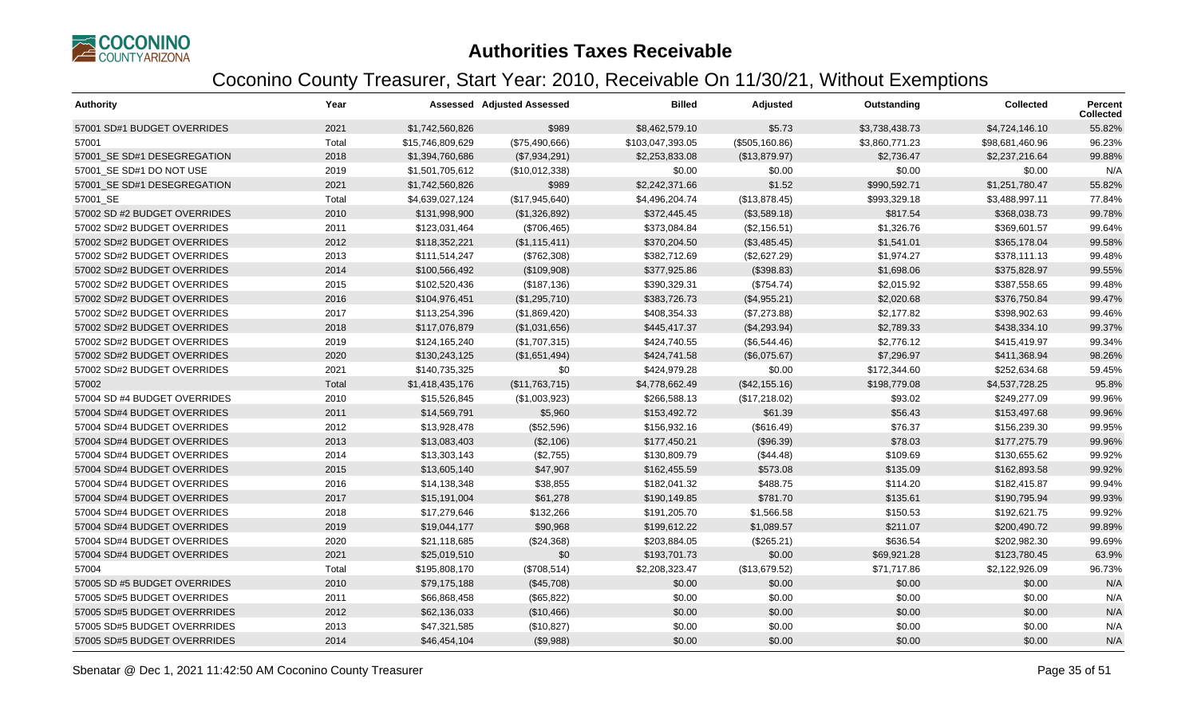# Authorities Taxes Receivable

## Coconino County Treasurer, Start Year: 2010, Receivable On 11/30/21, Without Exemptions

| Authority | Year | Assessed | Adjusted Assessed | Billed | Adjusted | Outstanding | Collected | Percent Collected |
|---|---|---|---|---|---|---|---|---|
| 57001 SD#1 BUDGET OVERRIDES | 2021 | $1,742,560,826 | $989 | $8,462,579.10 | $5.73 | $3,738,438.73 | $4,724,146.10 | 55.82% |
| 57001 | Total | $15,746,809,629 | ($75,490,666) | $103,047,393.05 | ($505,160.86) | $3,860,771.23 | $98,681,460.96 | 96.23% |
| 57001_SE SD#1 DESEGREGATION | 2018 | $1,394,760,686 | ($7,934,291) | $2,253,833.08 | ($13,879.97) | $2,736.47 | $2,237,216.64 | 99.88% |
| 57001_SE SD#1 DO NOT USE | 2019 | $1,501,705,612 | ($10,012,338) | $0.00 | $0.00 | $0.00 | $0.00 | N/A |
| 57001_SE SD#1 DESEGREGATION | 2021 | $1,742,560,826 | $989 | $2,242,371.66 | $1.52 | $990,592.71 | $1,251,780.47 | 55.82% |
| 57001_SE | Total | $4,639,027,124 | ($17,945,640) | $4,496,204.74 | ($13,878.45) | $993,329.18 | $3,488,997.11 | 77.84% |
| 57002 SD #2 BUDGET OVERRIDES | 2010 | $131,998,900 | ($1,326,892) | $372,445.45 | ($3,589.18) | $817.54 | $368,038.73 | 99.78% |
| 57002 SD#2 BUDGET OVERRIDES | 2011 | $123,031,464 | ($706,465) | $373,084.84 | ($2,156.51) | $1,326.76 | $369,601.57 | 99.64% |
| 57002 SD#2 BUDGET OVERRIDES | 2012 | $118,352,221 | ($1,115,411) | $370,204.50 | ($3,485.45) | $1,541.01 | $365,178.04 | 99.58% |
| 57002 SD#2 BUDGET OVERRIDES | 2013 | $111,514,247 | ($762,308) | $382,712.69 | ($2,627.29) | $1,974.27 | $378,111.13 | 99.48% |
| 57002 SD#2 BUDGET OVERRIDES | 2014 | $100,566,492 | ($109,908) | $377,925.86 | ($398.83) | $1,698.06 | $375,828.97 | 99.55% |
| 57002 SD#2 BUDGET OVERRIDES | 2015 | $102,520,436 | ($187,136) | $390,329.31 | ($754.74) | $2,015.92 | $387,558.65 | 99.48% |
| 57002 SD#2 BUDGET OVERRIDES | 2016 | $104,976,451 | ($1,295,710) | $383,726.73 | ($4,955.21) | $2,020.68 | $376,750.84 | 99.47% |
| 57002 SD#2 BUDGET OVERRIDES | 2017 | $113,254,396 | ($1,869,420) | $408,354.33 | ($7,273.88) | $2,177.82 | $398,902.63 | 99.46% |
| 57002 SD#2 BUDGET OVERRIDES | 2018 | $117,076,879 | ($1,031,656) | $445,417.37 | ($4,293.94) | $2,789.33 | $438,334.10 | 99.37% |
| 57002 SD#2 BUDGET OVERRIDES | 2019 | $124,165,240 | ($1,707,315) | $424,740.55 | ($6,544.46) | $2,776.12 | $415,419.97 | 99.34% |
| 57002 SD#2 BUDGET OVERRIDES | 2020 | $130,243,125 | ($1,651,494) | $424,741.58 | ($6,075.67) | $7,296.97 | $411,368.94 | 98.26% |
| 57002 SD#2 BUDGET OVERRIDES | 2021 | $140,735,325 | $0 | $424,979.28 | $0.00 | $172,344.60 | $252,634.68 | 59.45% |
| 57002 | Total | $1,418,435,176 | ($11,763,715) | $4,778,662.49 | ($42,155.16) | $198,779.08 | $4,537,728.25 | 95.8% |
| 57004 SD #4 BUDGET OVERRIDES | 2010 | $15,526,845 | ($1,003,923) | $266,588.13 | ($17,218.02) | $93.02 | $249,277.09 | 99.96% |
| 57004 SD#4 BUDGET OVERRIDES | 2011 | $14,569,791 | $5,960 | $153,492.72 | $61.39 | $56.43 | $153,497.68 | 99.96% |
| 57004 SD#4 BUDGET OVERRIDES | 2012 | $13,928,478 | ($52,596) | $156,932.16 | ($616.49) | $76.37 | $156,239.30 | 99.95% |
| 57004 SD#4 BUDGET OVERRIDES | 2013 | $13,083,403 | ($2,106) | $177,450.21 | ($96.39) | $78.03 | $177,275.79 | 99.96% |
| 57004 SD#4 BUDGET OVERRIDES | 2014 | $13,303,143 | ($2,755) | $130,809.79 | ($44.48) | $109.69 | $130,655.62 | 99.92% |
| 57004 SD#4 BUDGET OVERRIDES | 2015 | $13,605,140 | $47,907 | $162,455.59 | $573.08 | $135.09 | $162,893.58 | 99.92% |
| 57004 SD#4 BUDGET OVERRIDES | 2016 | $14,138,348 | $38,855 | $182,041.32 | $488.75 | $114.20 | $182,415.87 | 99.94% |
| 57004 SD#4 BUDGET OVERRIDES | 2017 | $15,191,004 | $61,278 | $190,149.85 | $781.70 | $135.61 | $190,795.94 | 99.93% |
| 57004 SD#4 BUDGET OVERRIDES | 2018 | $17,279,646 | $132,266 | $191,205.70 | $1,566.58 | $150.53 | $192,621.75 | 99.92% |
| 57004 SD#4 BUDGET OVERRIDES | 2019 | $19,044,177 | $90,968 | $199,612.22 | $1,089.57 | $211.07 | $200,490.72 | 99.89% |
| 57004 SD#4 BUDGET OVERRIDES | 2020 | $21,118,685 | ($24,368) | $203,884.05 | ($265.21) | $636.54 | $202,982.30 | 99.69% |
| 57004 SD#4 BUDGET OVERRIDES | 2021 | $25,019,510 | $0 | $193,701.73 | $0.00 | $69,921.28 | $123,780.45 | 63.9% |
| 57004 | Total | $195,808,170 | ($708,514) | $2,208,323.47 | ($13,679.52) | $71,717.86 | $2,122,926.09 | 96.73% |
| 57005 SD #5 BUDGET OVERRIDES | 2010 | $79,175,188 | ($45,708) | $0.00 | $0.00 | $0.00 | $0.00 | N/A |
| 57005 SD#5 BUDGET OVERRIDES | 2011 | $66,868,458 | ($65,822) | $0.00 | $0.00 | $0.00 | $0.00 | N/A |
| 57005 SD#5 BUDGET OVERRRIDES | 2012 | $62,136,033 | ($10,466) | $0.00 | $0.00 | $0.00 | $0.00 | N/A |
| 57005 SD#5 BUDGET OVERRRIDES | 2013 | $47,321,585 | ($10,827) | $0.00 | $0.00 | $0.00 | $0.00 | N/A |
| 57005 SD#5 BUDGET OVERRRIDES | 2014 | $46,454,104 | ($9,988) | $0.00 | $0.00 | $0.00 | $0.00 | N/A |

Sbenatar @ Dec 1, 2021 11:42:50 AM Coconino County Treasurer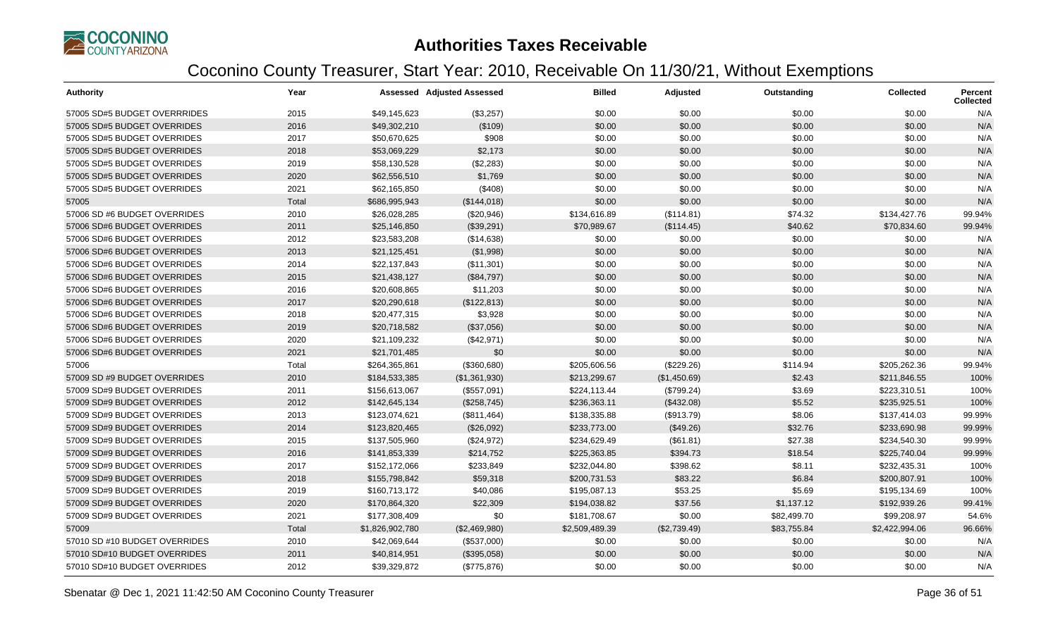# Authorities Taxes Receivable

## Coconino County Treasurer, Start Year: 2010, Receivable On 11/30/21, Without Exemptions

| Authority | Year | Assessed | Adjusted Assessed | Billed | Adjusted | Outstanding | Collected | Percent Collected |
|---|---|---|---|---|---|---|---|---|
| 57005 SD#5 BUDGET OVERRRIDES | 2015 | $49,145,623 | ($3,257) | $0.00 | $0.00 | $0.00 | $0.00 | N/A |
| 57005 SD#5 BUDGET OVERRIDES | 2016 | $49,302,210 | ($109) | $0.00 | $0.00 | $0.00 | $0.00 | N/A |
| 57005 SD#5 BUDGET OVERRIDES | 2017 | $50,670,625 | $908 | $0.00 | $0.00 | $0.00 | $0.00 | N/A |
| 57005 SD#5 BUDGET OVERRIDES | 2018 | $53,069,229 | $2,173 | $0.00 | $0.00 | $0.00 | $0.00 | N/A |
| 57005 SD#5 BUDGET OVERRIDES | 2019 | $58,130,528 | ($2,283) | $0.00 | $0.00 | $0.00 | $0.00 | N/A |
| 57005 SD#5 BUDGET OVERRIDES | 2020 | $62,556,510 | $1,769 | $0.00 | $0.00 | $0.00 | $0.00 | N/A |
| 57005 SD#5 BUDGET OVERRIDES | 2021 | $62,165,850 | ($408) | $0.00 | $0.00 | $0.00 | $0.00 | N/A |
| 57005 | Total | $686,995,943 | ($144,018) | $0.00 | $0.00 | $0.00 | $0.00 | N/A |
| 57006 SD #6 BUDGET OVERRIDES | 2010 | $26,028,285 | ($20,946) | $134,616.89 | ($114.81) | $74.32 | $134,427.76 | 99.94% |
| 57006 SD#6 BUDGET OVERRIDES | 2011 | $25,146,850 | ($39,291) | $70,989.67 | ($114.45) | $40.62 | $70,834.60 | 99.94% |
| 57006 SD#6 BUDGET OVERRIDES | 2012 | $23,583,208 | ($14,638) | $0.00 | $0.00 | $0.00 | $0.00 | N/A |
| 57006 SD#6 BUDGET OVERRIDES | 2013 | $21,125,451 | ($1,998) | $0.00 | $0.00 | $0.00 | $0.00 | N/A |
| 57006 SD#6 BUDGET OVERRIDES | 2014 | $22,137,843 | ($11,301) | $0.00 | $0.00 | $0.00 | $0.00 | N/A |
| 57006 SD#6 BUDGET OVERRIDES | 2015 | $21,438,127 | ($84,797) | $0.00 | $0.00 | $0.00 | $0.00 | N/A |
| 57006 SD#6 BUDGET OVERRIDES | 2016 | $20,608,865 | $11,203 | $0.00 | $0.00 | $0.00 | $0.00 | N/A |
| 57006 SD#6 BUDGET OVERRIDES | 2017 | $20,290,618 | ($122,813) | $0.00 | $0.00 | $0.00 | $0.00 | N/A |
| 57006 SD#6 BUDGET OVERRIDES | 2018 | $20,477,315 | $3,928 | $0.00 | $0.00 | $0.00 | $0.00 | N/A |
| 57006 SD#6 BUDGET OVERRIDES | 2019 | $20,718,582 | ($37,056) | $0.00 | $0.00 | $0.00 | $0.00 | N/A |
| 57006 SD#6 BUDGET OVERRIDES | 2020 | $21,109,232 | ($42,971) | $0.00 | $0.00 | $0.00 | $0.00 | N/A |
| 57006 SD#6 BUDGET OVERRIDES | 2021 | $21,701,485 | $0 | $0.00 | $0.00 | $0.00 | $0.00 | N/A |
| 57006 | Total | $264,365,861 | ($360,680) | $205,606.56 | ($229.26) | $114.94 | $205,262.36 | 99.94% |
| 57009 SD #9 BUDGET OVERRIDES | 2010 | $184,533,385 | ($1,361,930) | $213,299.67 | ($1,450.69) | $2.43 | $211,846.55 | 100% |
| 57009 SD#9 BUDGET OVERRIDES | 2011 | $156,613,067 | ($557,091) | $224,113.44 | ($799.24) | $3.69 | $223,310.51 | 100% |
| 57009 SD#9 BUDGET OVERRIDES | 2012 | $142,645,134 | ($258,745) | $236,363.11 | ($432.08) | $5.52 | $235,925.51 | 100% |
| 57009 SD#9 BUDGET OVERRIDES | 2013 | $123,074,621 | ($811,464) | $138,335.88 | ($913.79) | $8.06 | $137,414.03 | 99.99% |
| 57009 SD#9 BUDGET OVERRIDES | 2014 | $123,820,465 | ($26,092) | $233,773.00 | ($49.26) | $32.76 | $233,690.98 | 99.99% |
| 57009 SD#9 BUDGET OVERRIDES | 2015 | $137,505,960 | ($24,972) | $234,629.49 | ($61.81) | $27.38 | $234,540.30 | 99.99% |
| 57009 SD#9 BUDGET OVERRIDES | 2016 | $141,853,339 | $214,752 | $225,363.85 | $394.73 | $18.54 | $225,740.04 | 99.99% |
| 57009 SD#9 BUDGET OVERRIDES | 2017 | $152,172,066 | $233,849 | $232,044.80 | $398.62 | $8.11 | $232,435.31 | 100% |
| 57009 SD#9 BUDGET OVERRIDES | 2018 | $155,798,842 | $59,318 | $200,731.53 | $83.22 | $6.84 | $200,807.91 | 100% |
| 57009 SD#9 BUDGET OVERRIDES | 2019 | $160,713,172 | $40,086 | $195,087.13 | $53.25 | $5.69 | $195,134.69 | 100% |
| 57009 SD#9 BUDGET OVERRIDES | 2020 | $170,864,320 | $22,309 | $194,038.82 | $37.56 | $1,137.12 | $192,939.26 | 99.41% |
| 57009 SD#9 BUDGET OVERRIDES | 2021 | $177,308,409 | $0 | $181,708.67 | $0.00 | $82,499.70 | $99,208.97 | 54.6% |
| 57009 | Total | $1,826,902,780 | ($2,469,980) | $2,509,489.39 | ($2,739.49) | $83,755.84 | $2,422,994.06 | 96.66% |
| 57010 SD #10 BUDGET OVERRIDES | 2010 | $42,069,644 | ($537,000) | $0.00 | $0.00 | $0.00 | $0.00 | N/A |
| 57010 SD#10 BUDGET OVERRIDES | 2011 | $40,814,951 | ($395,058) | $0.00 | $0.00 | $0.00 | $0.00 | N/A |
| 57010 SD#10 BUDGET OVERRIDES | 2012 | $39,329,872 | ($775,876) | $0.00 | $0.00 | $0.00 | $0.00 | N/A |

Sbenatar @ Dec 1, 2021 11:42:50 AM Coconino County Treasurer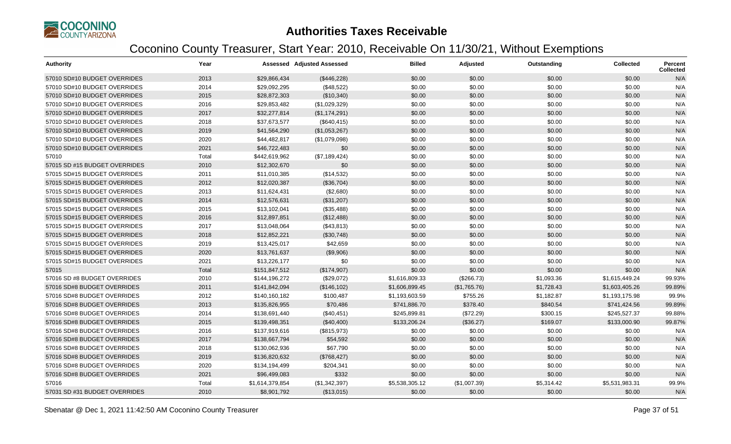# Authorities Taxes Receivable

## Coconino County Treasurer, Start Year: 2010, Receivable On 11/30/21, Without Exemptions

| Authority | Year | Assessed | Adjusted Assessed | Billed | Adjusted | Outstanding | Collected | Percent Collected |
|---|---|---|---|---|---|---|---|---|
| 57010 SD#10 BUDGET OVERRIDES | 2013 | $29,866,434 | ($446,228) | $0.00 | $0.00 | $0.00 | $0.00 | N/A |
| 57010 SD#10 BUDGET OVERRIDES | 2014 | $29,092,295 | ($48,522) | $0.00 | $0.00 | $0.00 | $0.00 | N/A |
| 57010 SD#10 BUDGET OVERRIDES | 2015 | $28,872,303 | ($10,340) | $0.00 | $0.00 | $0.00 | $0.00 | N/A |
| 57010 SD#10 BUDGET OVERRIDES | 2016 | $29,853,482 | ($1,029,329) | $0.00 | $0.00 | $0.00 | $0.00 | N/A |
| 57010 SD#10 BUDGET OVERRIDES | 2017 | $32,277,814 | ($1,174,291) | $0.00 | $0.00 | $0.00 | $0.00 | N/A |
| 57010 SD#10 BUDGET OVERRIDES | 2018 | $37,673,577 | ($640,415) | $0.00 | $0.00 | $0.00 | $0.00 | N/A |
| 57010 SD#10 BUDGET OVERRIDES | 2019 | $41,564,290 | ($1,053,267) | $0.00 | $0.00 | $0.00 | $0.00 | N/A |
| 57010 SD#10 BUDGET OVERRIDES | 2020 | $44,482,817 | ($1,079,098) | $0.00 | $0.00 | $0.00 | $0.00 | N/A |
| 57010 SD#10 BUDGET OVERRIDES | 2021 | $46,722,483 | $0 | $0.00 | $0.00 | $0.00 | $0.00 | N/A |
| 57010 | Total | $442,619,962 | ($7,189,424) | $0.00 | $0.00 | $0.00 | $0.00 | N/A |
| 57015 SD #15 BUDGET OVERRIDES | 2010 | $12,302,670 | $0 | $0.00 | $0.00 | $0.00 | $0.00 | N/A |
| 57015 SD#15 BUDGET OVERRIDES | 2011 | $11,010,385 | ($14,532) | $0.00 | $0.00 | $0.00 | $0.00 | N/A |
| 57015 SD#15 BUDGET OVERRIDES | 2012 | $12,020,387 | ($36,704) | $0.00 | $0.00 | $0.00 | $0.00 | N/A |
| 57015 SD#15 BUDGET OVERRIDES | 2013 | $11,624,431 | ($2,680) | $0.00 | $0.00 | $0.00 | $0.00 | N/A |
| 57015 SD#15 BUDGET OVERRIDES | 2014 | $12,576,631 | ($31,207) | $0.00 | $0.00 | $0.00 | $0.00 | N/A |
| 57015 SD#15 BUDGET OVERRIDES | 2015 | $13,102,041 | ($35,488) | $0.00 | $0.00 | $0.00 | $0.00 | N/A |
| 57015 SD#15 BUDGET OVERRIDES | 2016 | $12,897,851 | ($12,488) | $0.00 | $0.00 | $0.00 | $0.00 | N/A |
| 57015 SD#15 BUDGET OVERRIDES | 2017 | $13,048,064 | ($43,813) | $0.00 | $0.00 | $0.00 | $0.00 | N/A |
| 57015 SD#15 BUDGET OVERRIDES | 2018 | $12,852,221 | ($30,748) | $0.00 | $0.00 | $0.00 | $0.00 | N/A |
| 57015 SD#15 BUDGET OVERRIDES | 2019 | $13,425,017 | $42,659 | $0.00 | $0.00 | $0.00 | $0.00 | N/A |
| 57015 SD#15 BUDGET OVERRIDES | 2020 | $13,761,637 | ($9,906) | $0.00 | $0.00 | $0.00 | $0.00 | N/A |
| 57015 SD#15 BUDGET OVERRIDES | 2021 | $13,226,177 | $0 | $0.00 | $0.00 | $0.00 | $0.00 | N/A |
| 57015 | Total | $151,847,512 | ($174,907) | $0.00 | $0.00 | $0.00 | $0.00 | N/A |
| 57016 SD #8 BUDGET OVERRIDES | 2010 | $144,196,272 | ($29,072) | $1,616,809.33 | ($266.73) | $1,093.36 | $1,615,449.24 | 99.93% |
| 57016 SD#8 BUDGET OVERRIDES | 2011 | $141,842,094 | ($146,102) | $1,606,899.45 | ($1,765.76) | $1,728.43 | $1,603,405.26 | 99.89% |
| 57016 SD#8 BUDGET OVERRIDES | 2012 | $140,160,182 | $100,487 | $1,193,603.59 | $755.26 | $1,182.87 | $1,193,175.98 | 99.9% |
| 57016 SD#8 BUDGET OVERRIDES | 2013 | $135,826,955 | $70,486 | $741,886.70 | $378.40 | $840.54 | $741,424.56 | 99.89% |
| 57016 SD#8 BUDGET OVERRIDES | 2014 | $138,691,440 | ($40,451) | $245,899.81 | ($72.29) | $300.15 | $245,527.37 | 99.88% |
| 57016 SD#8 BUDGET OVERRIDES | 2015 | $139,498,351 | ($40,400) | $133,206.24 | ($36.27) | $169.07 | $133,000.90 | 99.87% |
| 57016 SD#8 BUDGET OVERRIDES | 2016 | $137,919,616 | ($815,973) | $0.00 | $0.00 | $0.00 | $0.00 | N/A |
| 57016 SD#8 BUDGET OVERRIDES | 2017 | $138,667,794 | $54,592 | $0.00 | $0.00 | $0.00 | $0.00 | N/A |
| 57016 SD#8 BUDGET OVERRIDES | 2018 | $130,062,936 | $67,790 | $0.00 | $0.00 | $0.00 | $0.00 | N/A |
| 57016 SD#8 BUDGET OVERRIDES | 2019 | $136,820,632 | ($768,427) | $0.00 | $0.00 | $0.00 | $0.00 | N/A |
| 57016 SD#8 BUDGET OVERRIDES | 2020 | $134,194,499 | $204,341 | $0.00 | $0.00 | $0.00 | $0.00 | N/A |
| 57016 SD#8 BUDGET OVERRIDES | 2021 | $96,499,083 | $332 | $0.00 | $0.00 | $0.00 | $0.00 | N/A |
| 57016 | Total | $1,614,379,854 | ($1,342,397) | $5,538,305.12 | ($1,007.39) | $5,314.42 | $5,531,983.31 | 99.9% |
| 57031 SD #31 BUDGET OVERRIDES | 2010 | $8,901,792 | ($13,015) | $0.00 | $0.00 | $0.00 | $0.00 | N/A |

Sbenatar @ Dec 1, 2021 11:42:50 AM Coconino County Treasurer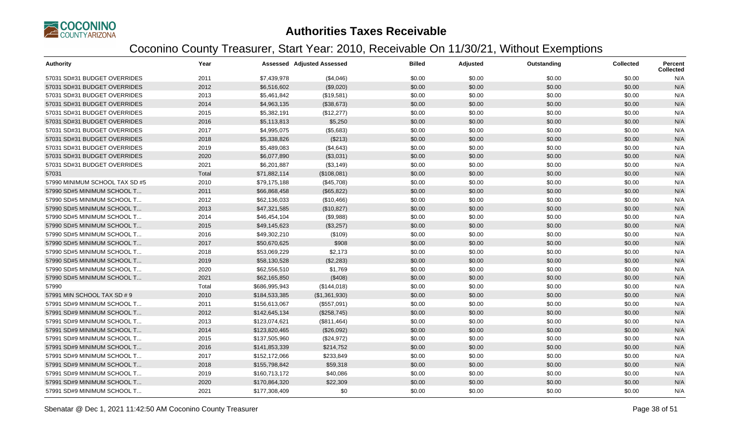# Authorities Taxes Receivable

## Coconino County Treasurer, Start Year: 2010, Receivable On 11/30/21, Without Exemptions

| Authority | Year | Assessed | Adjusted Assessed | Billed | Adjusted | Outstanding | Collected | Percent Collected |
|---|---|---|---|---|---|---|---|---|
| 57031 SD#31 BUDGET OVERRIDES | 2011 | $7,439,978 | ($4,046) | $0.00 | $0.00 | $0.00 | $0.00 | N/A |
| 57031 SD#31 BUDGET OVERRIDES | 2012 | $6,516,602 | ($9,020) | $0.00 | $0.00 | $0.00 | $0.00 | N/A |
| 57031 SD#31 BUDGET OVERRIDES | 2013 | $5,461,842 | ($19,581) | $0.00 | $0.00 | $0.00 | $0.00 | N/A |
| 57031 SD#31 BUDGET OVERRIDES | 2014 | $4,963,135 | ($38,673) | $0.00 | $0.00 | $0.00 | $0.00 | N/A |
| 57031 SD#31 BUDGET OVERRIDES | 2015 | $5,382,191 | ($12,277) | $0.00 | $0.00 | $0.00 | $0.00 | N/A |
| 57031 SD#31 BUDGET OVERRIDES | 2016 | $5,113,813 | $5,250 | $0.00 | $0.00 | $0.00 | $0.00 | N/A |
| 57031 SD#31 BUDGET OVERRIDES | 2017 | $4,995,075 | ($5,683) | $0.00 | $0.00 | $0.00 | $0.00 | N/A |
| 57031 SD#31 BUDGET OVERRIDES | 2018 | $5,338,826 | ($213) | $0.00 | $0.00 | $0.00 | $0.00 | N/A |
| 57031 SD#31 BUDGET OVERRIDES | 2019 | $5,489,083 | ($4,643) | $0.00 | $0.00 | $0.00 | $0.00 | N/A |
| 57031 SD#31 BUDGET OVERRIDES | 2020 | $6,077,890 | ($3,031) | $0.00 | $0.00 | $0.00 | $0.00 | N/A |
| 57031 SD#31 BUDGET OVERRIDES | 2021 | $6,201,887 | ($3,149) | $0.00 | $0.00 | $0.00 | $0.00 | N/A |
| 57031 | Total | $71,882,114 | ($108,081) | $0.00 | $0.00 | $0.00 | $0.00 | N/A |
| 57990 MINIMUM SCHOOL TAX SD #5 | 2010 | $79,175,188 | ($45,708) | $0.00 | $0.00 | $0.00 | $0.00 | N/A |
| 57990 SD#5 MINIMUM SCHOOL T... | 2011 | $66,868,458 | ($65,822) | $0.00 | $0.00 | $0.00 | $0.00 | N/A |
| 57990 SD#5 MINIMUM SCHOOL T... | 2012 | $62,136,033 | ($10,466) | $0.00 | $0.00 | $0.00 | $0.00 | N/A |
| 57990 SD#5 MINIMUM SCHOOL T... | 2013 | $47,321,585 | ($10,827) | $0.00 | $0.00 | $0.00 | $0.00 | N/A |
| 57990 SD#5 MINIMUM SCHOOL T... | 2014 | $46,454,104 | ($9,988) | $0.00 | $0.00 | $0.00 | $0.00 | N/A |
| 57990 SD#5 MINIMUM SCHOOL T... | 2015 | $49,145,623 | ($3,257) | $0.00 | $0.00 | $0.00 | $0.00 | N/A |
| 57990 SD#5 MINIMUM SCHOOL T... | 2016 | $49,302,210 | ($109) | $0.00 | $0.00 | $0.00 | $0.00 | N/A |
| 57990 SD#5 MINIMUM SCHOOL T... | 2017 | $50,670,625 | $908 | $0.00 | $0.00 | $0.00 | $0.00 | N/A |
| 57990 SD#5 MINIMUM SCHOOL T... | 2018 | $53,069,229 | $2,173 | $0.00 | $0.00 | $0.00 | $0.00 | N/A |
| 57990 SD#5 MINIMUM SCHOOL T... | 2019 | $58,130,528 | ($2,283) | $0.00 | $0.00 | $0.00 | $0.00 | N/A |
| 57990 SD#5 MINIMUM SCHOOL T... | 2020 | $62,556,510 | $1,769 | $0.00 | $0.00 | $0.00 | $0.00 | N/A |
| 57990 SD#5 MINIMUM SCHOOL T... | 2021 | $62,165,850 | ($408) | $0.00 | $0.00 | $0.00 | $0.00 | N/A |
| 57990 | Total | $686,995,943 | ($144,018) | $0.00 | $0.00 | $0.00 | $0.00 | N/A |
| 57991 MIN SCHOOL TAX SD # 9 | 2010 | $184,533,385 | ($1,361,930) | $0.00 | $0.00 | $0.00 | $0.00 | N/A |
| 57991 SD#9 MINIMUM SCHOOL T... | 2011 | $156,613,067 | ($557,091) | $0.00 | $0.00 | $0.00 | $0.00 | N/A |
| 57991 SD#9 MINIMUM SCHOOL T... | 2012 | $142,645,134 | ($258,745) | $0.00 | $0.00 | $0.00 | $0.00 | N/A |
| 57991 SD#9 MINIMUM SCHOOL T... | 2013 | $123,074,621 | ($811,464) | $0.00 | $0.00 | $0.00 | $0.00 | N/A |
| 57991 SD#9 MINIMUM SCHOOL T... | 2014 | $123,820,465 | ($26,092) | $0.00 | $0.00 | $0.00 | $0.00 | N/A |
| 57991 SD#9 MINIMUM SCHOOL T... | 2015 | $137,505,960 | ($24,972) | $0.00 | $0.00 | $0.00 | $0.00 | N/A |
| 57991 SD#9 MINIMUM SCHOOL T... | 2016 | $141,853,339 | $214,752 | $0.00 | $0.00 | $0.00 | $0.00 | N/A |
| 57991 SD#9 MINIMUM SCHOOL T... | 2017 | $152,172,066 | $233,849 | $0.00 | $0.00 | $0.00 | $0.00 | N/A |
| 57991 SD#9 MINIMUM SCHOOL T... | 2018 | $155,798,842 | $59,318 | $0.00 | $0.00 | $0.00 | $0.00 | N/A |
| 57991 SD#9 MINIMUM SCHOOL T... | 2019 | $160,713,172 | $40,086 | $0.00 | $0.00 | $0.00 | $0.00 | N/A |
| 57991 SD#9 MINIMUM SCHOOL T... | 2020 | $170,864,320 | $22,309 | $0.00 | $0.00 | $0.00 | $0.00 | N/A |
| 57991 SD#9 MINIMUM SCHOOL T... | 2021 | $177,308,409 | $0 | $0.00 | $0.00 | $0.00 | $0.00 | N/A |

Sbenatar @ Dec 1, 2021 11:42:50 AM Coconino County Treasurer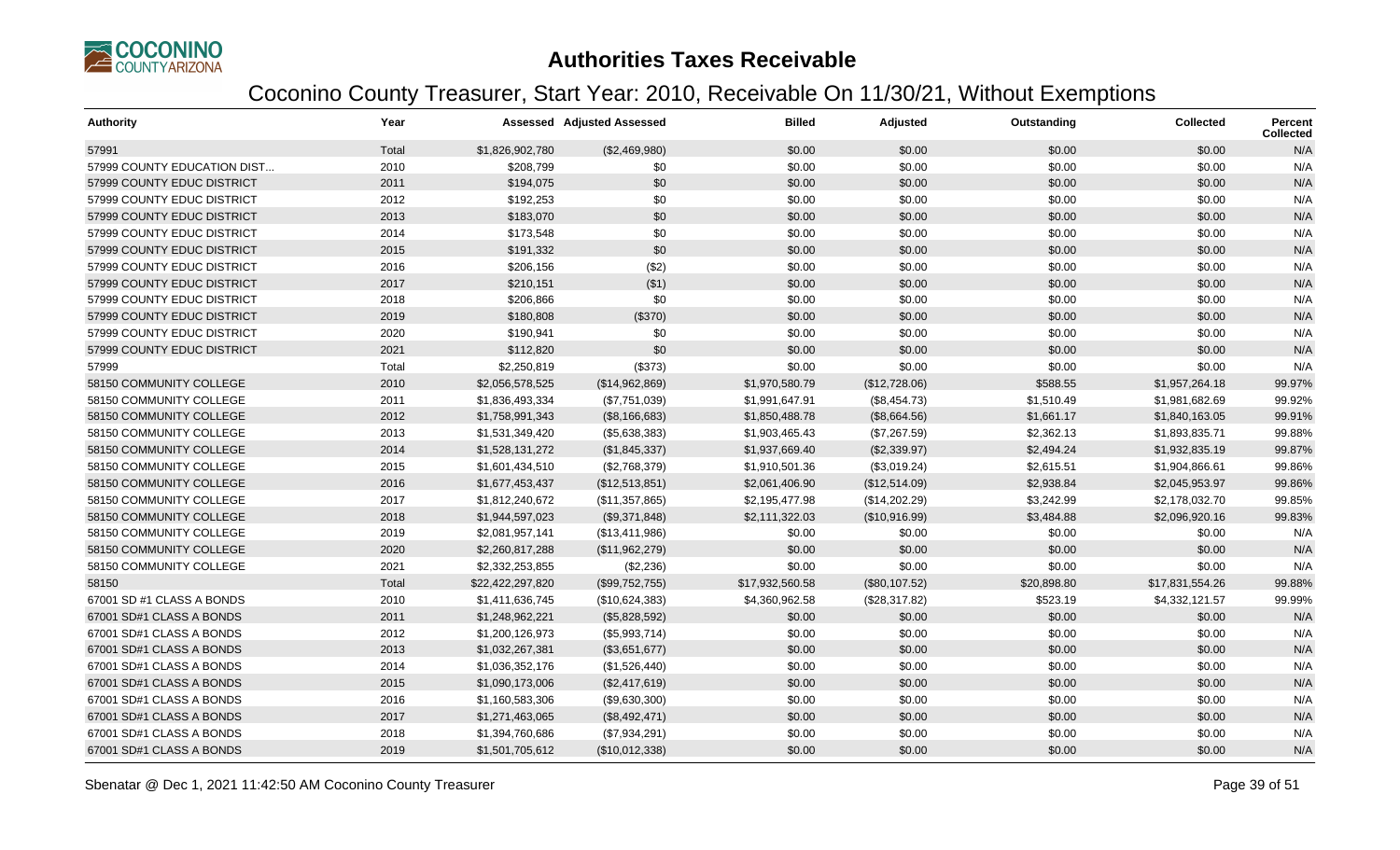# Authorities Taxes Receivable

## Coconino County Treasurer, Start Year: 2010, Receivable On 11/30/21, Without Exemptions

| Authority | Year | Assessed | Adjusted Assessed | Billed | Adjusted | Outstanding | Collected | Percent Collected |
|---|---|---|---|---|---|---|---|---|
| 57991 | Total | $1,826,902,780 | ($2,469,980) | $0.00 | $0.00 | $0.00 | $0.00 | N/A |
| 57999 COUNTY EDUCATION DIST... | 2010 | $208,799 | $0 | $0.00 | $0.00 | $0.00 | $0.00 | N/A |
| 57999 COUNTY EDUC DISTRICT | 2011 | $194,075 | $0 | $0.00 | $0.00 | $0.00 | $0.00 | N/A |
| 57999 COUNTY EDUC DISTRICT | 2012 | $192,253 | $0 | $0.00 | $0.00 | $0.00 | $0.00 | N/A |
| 57999 COUNTY EDUC DISTRICT | 2013 | $183,070 | $0 | $0.00 | $0.00 | $0.00 | $0.00 | N/A |
| 57999 COUNTY EDUC DISTRICT | 2014 | $173,548 | $0 | $0.00 | $0.00 | $0.00 | $0.00 | N/A |
| 57999 COUNTY EDUC DISTRICT | 2015 | $191,332 | $0 | $0.00 | $0.00 | $0.00 | $0.00 | N/A |
| 57999 COUNTY EDUC DISTRICT | 2016 | $206,156 | ($2) | $0.00 | $0.00 | $0.00 | $0.00 | N/A |
| 57999 COUNTY EDUC DISTRICT | 2017 | $210,151 | ($1) | $0.00 | $0.00 | $0.00 | $0.00 | N/A |
| 57999 COUNTY EDUC DISTRICT | 2018 | $206,866 | $0 | $0.00 | $0.00 | $0.00 | $0.00 | N/A |
| 57999 COUNTY EDUC DISTRICT | 2019 | $180,808 | ($370) | $0.00 | $0.00 | $0.00 | $0.00 | N/A |
| 57999 COUNTY EDUC DISTRICT | 2020 | $190,941 | $0 | $0.00 | $0.00 | $0.00 | $0.00 | N/A |
| 57999 COUNTY EDUC DISTRICT | 2021 | $112,820 | $0 | $0.00 | $0.00 | $0.00 | $0.00 | N/A |
| 57999 | Total | $2,250,819 | ($373) | $0.00 | $0.00 | $0.00 | $0.00 | N/A |
| 58150 COMMUNITY COLLEGE | 2010 | $2,056,578,525 | ($14,962,869) | $1,970,580.79 | ($12,728.06) | $588.55 | $1,957,264.18 | 99.97% |
| 58150 COMMUNITY COLLEGE | 2011 | $1,836,493,334 | ($7,751,039) | $1,991,647.91 | ($8,454.73) | $1,510.49 | $1,981,682.69 | 99.92% |
| 58150 COMMUNITY COLLEGE | 2012 | $1,758,991,343 | ($8,166,683) | $1,850,488.78 | ($8,664.56) | $1,661.17 | $1,840,163.05 | 99.91% |
| 58150 COMMUNITY COLLEGE | 2013 | $1,531,349,420 | ($5,638,383) | $1,903,465.43 | ($7,267.59) | $2,362.13 | $1,893,835.71 | 99.88% |
| 58150 COMMUNITY COLLEGE | 2014 | $1,528,131,272 | ($1,845,337) | $1,937,669.40 | ($2,339.97) | $2,494.24 | $1,932,835.19 | 99.87% |
| 58150 COMMUNITY COLLEGE | 2015 | $1,601,434,510 | ($2,768,379) | $1,910,501.36 | ($3,019.24) | $2,615.51 | $1,904,866.61 | 99.86% |
| 58150 COMMUNITY COLLEGE | 2016 | $1,677,453,437 | ($12,513,851) | $2,061,406.90 | ($12,514.09) | $2,938.84 | $2,045,953.97 | 99.86% |
| 58150 COMMUNITY COLLEGE | 2017 | $1,812,240,672 | ($11,357,865) | $2,195,477.98 | ($14,202.29) | $3,242.99 | $2,178,032.70 | 99.85% |
| 58150 COMMUNITY COLLEGE | 2018 | $1,944,597,023 | ($9,371,848) | $2,111,322.03 | ($10,916.99) | $3,484.88 | $2,096,920.16 | 99.83% |
| 58150 COMMUNITY COLLEGE | 2019 | $2,081,957,141 | ($13,411,986) | $0.00 | $0.00 | $0.00 | $0.00 | N/A |
| 58150 COMMUNITY COLLEGE | 2020 | $2,260,817,288 | ($11,962,279) | $0.00 | $0.00 | $0.00 | $0.00 | N/A |
| 58150 COMMUNITY COLLEGE | 2021 | $2,332,253,855 | ($2,236) | $0.00 | $0.00 | $0.00 | $0.00 | N/A |
| 58150 | Total | $22,422,297,820 | ($99,752,755) | $17,932,560.58 | ($80,107.52) | $20,898.80 | $17,831,554.26 | 99.88% |
| 67001 SD #1 CLASS A BONDS | 2010 | $1,411,636,745 | ($10,624,383) | $4,360,962.58 | ($28,317.82) | $523.19 | $4,332,121.57 | 99.99% |
| 67001 SD#1 CLASS A BONDS | 2011 | $1,248,962,221 | ($5,828,592) | $0.00 | $0.00 | $0.00 | $0.00 | N/A |
| 67001 SD#1 CLASS A BONDS | 2012 | $1,200,126,973 | ($5,993,714) | $0.00 | $0.00 | $0.00 | $0.00 | N/A |
| 67001 SD#1 CLASS A BONDS | 2013 | $1,032,267,381 | ($3,651,677) | $0.00 | $0.00 | $0.00 | $0.00 | N/A |
| 67001 SD#1 CLASS A BONDS | 2014 | $1,036,352,176 | ($1,526,440) | $0.00 | $0.00 | $0.00 | $0.00 | N/A |
| 67001 SD#1 CLASS A BONDS | 2015 | $1,090,173,006 | ($2,417,619) | $0.00 | $0.00 | $0.00 | $0.00 | N/A |
| 67001 SD#1 CLASS A BONDS | 2016 | $1,160,583,306 | ($9,630,300) | $0.00 | $0.00 | $0.00 | $0.00 | N/A |
| 67001 SD#1 CLASS A BONDS | 2017 | $1,271,463,065 | ($8,492,471) | $0.00 | $0.00 | $0.00 | $0.00 | N/A |
| 67001 SD#1 CLASS A BONDS | 2018 | $1,394,760,686 | ($7,934,291) | $0.00 | $0.00 | $0.00 | $0.00 | N/A |
| 67001 SD#1 CLASS A BONDS | 2019 | $1,501,705,612 | ($10,012,338) | $0.00 | $0.00 | $0.00 | $0.00 | N/A |

Sbenatar @ Dec 1, 2021 11:42:50 AM Coconino County Treasurer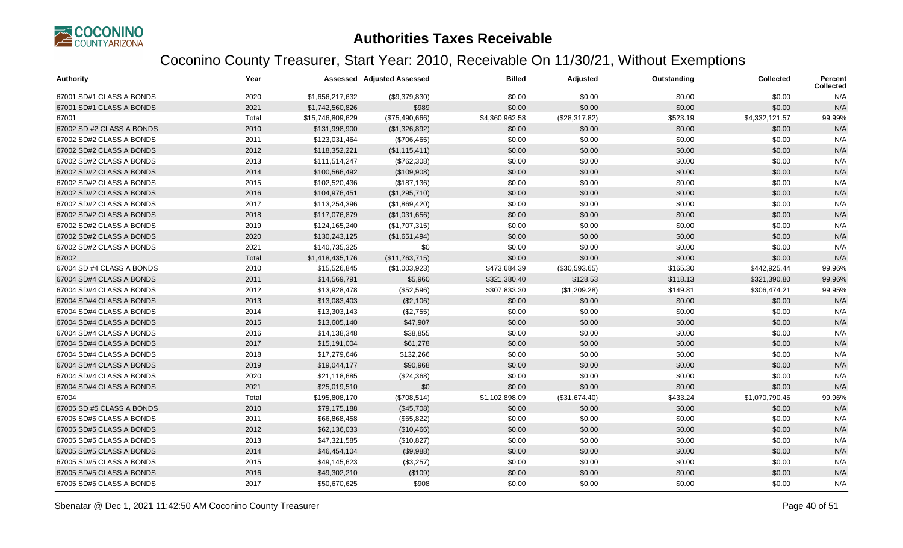# Authorities Taxes Receivable

## Coconino County Treasurer, Start Year: 2010, Receivable On 11/30/21, Without Exemptions

| Authority | Year | Assessed | Adjusted Assessed | Billed | Adjusted | Outstanding | Collected | Percent Collected |
|---|---|---|---|---|---|---|---|---|
| 67001 SD#1 CLASS A BONDS | 2020 | $1,656,217,632 | ($9,379,830) | $0.00 | $0.00 | $0.00 | $0.00 | N/A |
| 67001 SD#1 CLASS A BONDS | 2021 | $1,742,560,826 | $989 | $0.00 | $0.00 | $0.00 | $0.00 | N/A |
| 67001 | Total | $15,746,809,629 | ($75,490,666) | $4,360,962.58 | ($28,317.82) | $523.19 | $4,332,121.57 | 99.99% |
| 67002 SD #2 CLASS A BONDS | 2010 | $131,998,900 | ($1,326,892) | $0.00 | $0.00 | $0.00 | $0.00 | N/A |
| 67002 SD#2 CLASS A BONDS | 2011 | $123,031,464 | ($706,465) | $0.00 | $0.00 | $0.00 | $0.00 | N/A |
| 67002 SD#2 CLASS A BONDS | 2012 | $118,352,221 | ($1,115,411) | $0.00 | $0.00 | $0.00 | $0.00 | N/A |
| 67002 SD#2 CLASS A BONDS | 2013 | $111,514,247 | ($762,308) | $0.00 | $0.00 | $0.00 | $0.00 | N/A |
| 67002 SD#2 CLASS A BONDS | 2014 | $100,566,492 | ($109,908) | $0.00 | $0.00 | $0.00 | $0.00 | N/A |
| 67002 SD#2 CLASS A BONDS | 2015 | $102,520,436 | ($187,136) | $0.00 | $0.00 | $0.00 | $0.00 | N/A |
| 67002 SD#2 CLASS A BONDS | 2016 | $104,976,451 | ($1,295,710) | $0.00 | $0.00 | $0.00 | $0.00 | N/A |
| 67002 SD#2 CLASS A BONDS | 2017 | $113,254,396 | ($1,869,420) | $0.00 | $0.00 | $0.00 | $0.00 | N/A |
| 67002 SD#2 CLASS A BONDS | 2018 | $117,076,879 | ($1,031,656) | $0.00 | $0.00 | $0.00 | $0.00 | N/A |
| 67002 SD#2 CLASS A BONDS | 2019 | $124,165,240 | ($1,707,315) | $0.00 | $0.00 | $0.00 | $0.00 | N/A |
| 67002 SD#2 CLASS A BONDS | 2020 | $130,243,125 | ($1,651,494) | $0.00 | $0.00 | $0.00 | $0.00 | N/A |
| 67002 SD#2 CLASS A BONDS | 2021 | $140,735,325 | $0 | $0.00 | $0.00 | $0.00 | $0.00 | N/A |
| 67002 | Total | $1,418,435,176 | ($11,763,715) | $0.00 | $0.00 | $0.00 | $0.00 | N/A |
| 67004 SD #4 CLASS A BONDS | 2010 | $15,526,845 | ($1,003,923) | $473,684.39 | ($30,593.65) | $165.30 | $442,925.44 | 99.96% |
| 67004 SD#4 CLASS A BONDS | 2011 | $14,569,791 | $5,960 | $321,380.40 | $128.53 | $118.13 | $321,390.80 | 99.96% |
| 67004 SD#4 CLASS A BONDS | 2012 | $13,928,478 | ($52,596) | $307,833.30 | ($1,209.28) | $149.81 | $306,474.21 | 99.95% |
| 67004 SD#4 CLASS A BONDS | 2013 | $13,083,403 | ($2,106) | $0.00 | $0.00 | $0.00 | $0.00 | N/A |
| 67004 SD#4 CLASS A BONDS | 2014 | $13,303,143 | ($2,755) | $0.00 | $0.00 | $0.00 | $0.00 | N/A |
| 67004 SD#4 CLASS A BONDS | 2015 | $13,605,140 | $47,907 | $0.00 | $0.00 | $0.00 | $0.00 | N/A |
| 67004 SD#4 CLASS A BONDS | 2016 | $14,138,348 | $38,855 | $0.00 | $0.00 | $0.00 | $0.00 | N/A |
| 67004 SD#4 CLASS A BONDS | 2017 | $15,191,004 | $61,278 | $0.00 | $0.00 | $0.00 | $0.00 | N/A |
| 67004 SD#4 CLASS A BONDS | 2018 | $17,279,646 | $132,266 | $0.00 | $0.00 | $0.00 | $0.00 | N/A |
| 67004 SD#4 CLASS A BONDS | 2019 | $19,044,177 | $90,968 | $0.00 | $0.00 | $0.00 | $0.00 | N/A |
| 67004 SD#4 CLASS A BONDS | 2020 | $21,118,685 | ($24,368) | $0.00 | $0.00 | $0.00 | $0.00 | N/A |
| 67004 SD#4 CLASS A BONDS | 2021 | $25,019,510 | $0 | $0.00 | $0.00 | $0.00 | $0.00 | N/A |
| 67004 | Total | $195,808,170 | ($708,514) | $1,102,898.09 | ($31,674.40) | $433.24 | $1,070,790.45 | 99.96% |
| 67005 SD #5 CLASS A BONDS | 2010 | $79,175,188 | ($45,708) | $0.00 | $0.00 | $0.00 | $0.00 | N/A |
| 67005 SD#5 CLASS A BONDS | 2011 | $66,868,458 | ($65,822) | $0.00 | $0.00 | $0.00 | $0.00 | N/A |
| 67005 SD#5 CLASS A BONDS | 2012 | $62,136,033 | ($10,466) | $0.00 | $0.00 | $0.00 | $0.00 | N/A |
| 67005 SD#5 CLASS A BONDS | 2013 | $47,321,585 | ($10,827) | $0.00 | $0.00 | $0.00 | $0.00 | N/A |
| 67005 SD#5 CLASS A BONDS | 2014 | $46,454,104 | ($9,988) | $0.00 | $0.00 | $0.00 | $0.00 | N/A |
| 67005 SD#5 CLASS A BONDS | 2015 | $49,145,623 | ($3,257) | $0.00 | $0.00 | $0.00 | $0.00 | N/A |
| 67005 SD#5 CLASS A BONDS | 2016 | $49,302,210 | ($109) | $0.00 | $0.00 | $0.00 | $0.00 | N/A |
| 67005 SD#5 CLASS A BONDS | 2017 | $50,670,625 | $908 | $0.00 | $0.00 | $0.00 | $0.00 | N/A |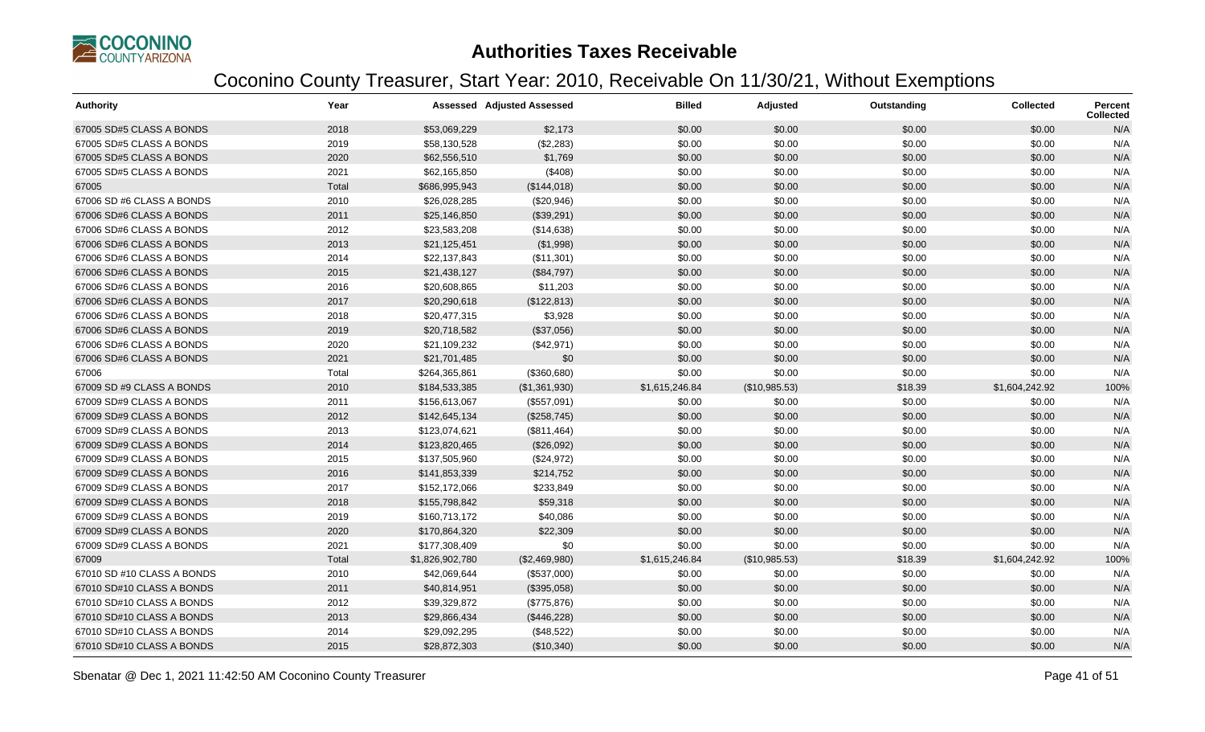# Authorities Taxes Receivable

## Coconino County Treasurer, Start Year: 2010, Receivable On 11/30/21, Without Exemptions

| Authority | Year | Assessed | Adjusted Assessed | Billed | Adjusted | Outstanding | Collected | Percent Collected |
|---|---|---|---|---|---|---|---|---|
| 67005 SD#5 CLASS A BONDS | 2018 | $53,069,229 | $2,173 | $0.00 | $0.00 | $0.00 | $0.00 | N/A |
| 67005 SD#5 CLASS A BONDS | 2019 | $58,130,528 | ($2,283) | $0.00 | $0.00 | $0.00 | $0.00 | N/A |
| 67005 SD#5 CLASS A BONDS | 2020 | $62,556,510 | $1,769 | $0.00 | $0.00 | $0.00 | $0.00 | N/A |
| 67005 SD#5 CLASS A BONDS | 2021 | $62,165,850 | ($408) | $0.00 | $0.00 | $0.00 | $0.00 | N/A |
| 67005 | Total | $686,995,943 | ($144,018) | $0.00 | $0.00 | $0.00 | $0.00 | N/A |
| 67006 SD #6 CLASS A BONDS | 2010 | $26,028,285 | ($20,946) | $0.00 | $0.00 | $0.00 | $0.00 | N/A |
| 67006 SD#6 CLASS A BONDS | 2011 | $25,146,850 | ($39,291) | $0.00 | $0.00 | $0.00 | $0.00 | N/A |
| 67006 SD#6 CLASS A BONDS | 2012 | $23,583,208 | ($14,638) | $0.00 | $0.00 | $0.00 | $0.00 | N/A |
| 67006 SD#6 CLASS A BONDS | 2013 | $21,125,451 | ($1,998) | $0.00 | $0.00 | $0.00 | $0.00 | N/A |
| 67006 SD#6 CLASS A BONDS | 2014 | $22,137,843 | ($11,301) | $0.00 | $0.00 | $0.00 | $0.00 | N/A |
| 67006 SD#6 CLASS A BONDS | 2015 | $21,438,127 | ($84,797) | $0.00 | $0.00 | $0.00 | $0.00 | N/A |
| 67006 SD#6 CLASS A BONDS | 2016 | $20,608,865 | $11,203 | $0.00 | $0.00 | $0.00 | $0.00 | N/A |
| 67006 SD#6 CLASS A BONDS | 2017 | $20,290,618 | ($122,813) | $0.00 | $0.00 | $0.00 | $0.00 | N/A |
| 67006 SD#6 CLASS A BONDS | 2018 | $20,477,315 | $3,928 | $0.00 | $0.00 | $0.00 | $0.00 | N/A |
| 67006 SD#6 CLASS A BONDS | 2019 | $20,718,582 | ($37,056) | $0.00 | $0.00 | $0.00 | $0.00 | N/A |
| 67006 SD#6 CLASS A BONDS | 2020 | $21,109,232 | ($42,971) | $0.00 | $0.00 | $0.00 | $0.00 | N/A |
| 67006 SD#6 CLASS A BONDS | 2021 | $21,701,485 | $0 | $0.00 | $0.00 | $0.00 | $0.00 | N/A |
| 67006 | Total | $264,365,861 | ($360,680) | $0.00 | $0.00 | $0.00 | $0.00 | N/A |
| 67009 SD #9 CLASS A BONDS | 2010 | $184,533,385 | ($1,361,930) | $1,615,246.84 | ($10,985.53) | $18.39 | $1,604,242.92 | 100% |
| 67009 SD#9 CLASS A BONDS | 2011 | $156,613,067 | ($557,091) | $0.00 | $0.00 | $0.00 | $0.00 | N/A |
| 67009 SD#9 CLASS A BONDS | 2012 | $142,645,134 | ($258,745) | $0.00 | $0.00 | $0.00 | $0.00 | N/A |
| 67009 SD#9 CLASS A BONDS | 2013 | $123,074,621 | ($811,464) | $0.00 | $0.00 | $0.00 | $0.00 | N/A |
| 67009 SD#9 CLASS A BONDS | 2014 | $123,820,465 | ($26,092) | $0.00 | $0.00 | $0.00 | $0.00 | N/A |
| 67009 SD#9 CLASS A BONDS | 2015 | $137,505,960 | ($24,972) | $0.00 | $0.00 | $0.00 | $0.00 | N/A |
| 67009 SD#9 CLASS A BONDS | 2016 | $141,853,339 | $214,752 | $0.00 | $0.00 | $0.00 | $0.00 | N/A |
| 67009 SD#9 CLASS A BONDS | 2017 | $152,172,066 | $233,849 | $0.00 | $0.00 | $0.00 | $0.00 | N/A |
| 67009 SD#9 CLASS A BONDS | 2018 | $155,798,842 | $59,318 | $0.00 | $0.00 | $0.00 | $0.00 | N/A |
| 67009 SD#9 CLASS A BONDS | 2019 | $160,713,172 | $40,086 | $0.00 | $0.00 | $0.00 | $0.00 | N/A |
| 67009 SD#9 CLASS A BONDS | 2020 | $170,864,320 | $22,309 | $0.00 | $0.00 | $0.00 | $0.00 | N/A |
| 67009 SD#9 CLASS A BONDS | 2021 | $177,308,409 | $0 | $0.00 | $0.00 | $0.00 | $0.00 | N/A |
| 67009 | Total | $1,826,902,780 | ($2,469,980) | $1,615,246.84 | ($10,985.53) | $18.39 | $1,604,242.92 | 100% |
| 67010 SD #10 CLASS A BONDS | 2010 | $42,069,644 | ($537,000) | $0.00 | $0.00 | $0.00 | $0.00 | N/A |
| 67010 SD#10 CLASS A BONDS | 2011 | $40,814,951 | ($395,058) | $0.00 | $0.00 | $0.00 | $0.00 | N/A |
| 67010 SD#10 CLASS A BONDS | 2012 | $39,329,872 | ($775,876) | $0.00 | $0.00 | $0.00 | $0.00 | N/A |
| 67010 SD#10 CLASS A BONDS | 2013 | $29,866,434 | ($446,228) | $0.00 | $0.00 | $0.00 | $0.00 | N/A |
| 67010 SD#10 CLASS A BONDS | 2014 | $29,092,295 | ($48,522) | $0.00 | $0.00 | $0.00 | $0.00 | N/A |
| 67010 SD#10 CLASS A BONDS | 2015 | $28,872,303 | ($10,340) | $0.00 | $0.00 | $0.00 | $0.00 | N/A |

Sbenatar @ Dec 1, 2021 11:42:50 AM Coconino County Treasurer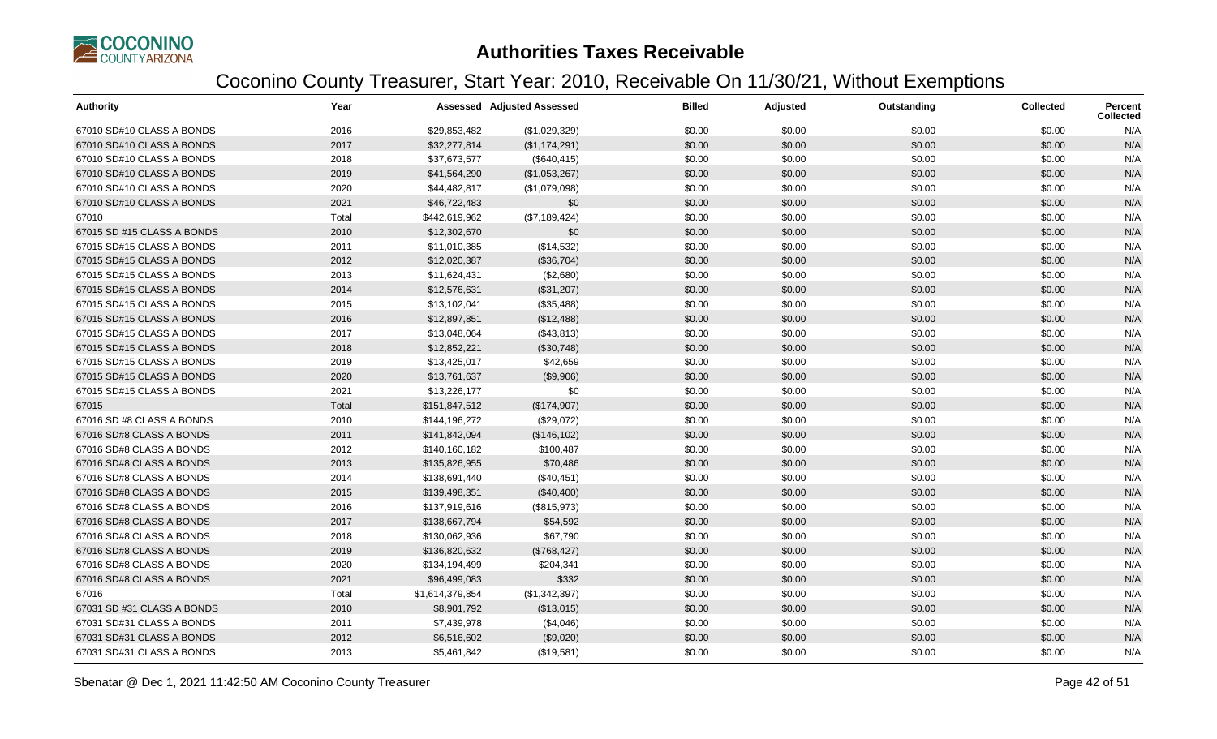# Authorities Taxes Receivable

## Coconino County Treasurer, Start Year: 2010, Receivable On 11/30/21, Without Exemptions

| Authority | Year | Assessed | Adjusted Assessed | Billed | Adjusted | Outstanding | Collected | Percent Collected |
|---|---|---|---|---|---|---|---|---|
| 67010 SD#10 CLASS A BONDS | 2016 | $29,853,482 | ($1,029,329) | $0.00 | $0.00 | $0.00 | $0.00 | N/A |
| 67010 SD#10 CLASS A BONDS | 2017 | $32,277,814 | ($1,174,291) | $0.00 | $0.00 | $0.00 | $0.00 | N/A |
| 67010 SD#10 CLASS A BONDS | 2018 | $37,673,577 | ($640,415) | $0.00 | $0.00 | $0.00 | $0.00 | N/A |
| 67010 SD#10 CLASS A BONDS | 2019 | $41,564,290 | ($1,053,267) | $0.00 | $0.00 | $0.00 | $0.00 | N/A |
| 67010 SD#10 CLASS A BONDS | 2020 | $44,482,817 | ($1,079,098) | $0.00 | $0.00 | $0.00 | $0.00 | N/A |
| 67010 SD#10 CLASS A BONDS | 2021 | $46,722,483 | $0 | $0.00 | $0.00 | $0.00 | $0.00 | N/A |
| 67010 | Total | $442,619,962 | ($7,189,424) | $0.00 | $0.00 | $0.00 | $0.00 | N/A |
| 67015 SD #15 CLASS A BONDS | 2010 | $12,302,670 | $0 | $0.00 | $0.00 | $0.00 | $0.00 | N/A |
| 67015 SD#15 CLASS A BONDS | 2011 | $11,010,385 | ($14,532) | $0.00 | $0.00 | $0.00 | $0.00 | N/A |
| 67015 SD#15 CLASS A BONDS | 2012 | $12,020,387 | ($36,704) | $0.00 | $0.00 | $0.00 | $0.00 | N/A |
| 67015 SD#15 CLASS A BONDS | 2013 | $11,624,431 | ($2,680) | $0.00 | $0.00 | $0.00 | $0.00 | N/A |
| 67015 SD#15 CLASS A BONDS | 2014 | $12,576,631 | ($31,207) | $0.00 | $0.00 | $0.00 | $0.00 | N/A |
| 67015 SD#15 CLASS A BONDS | 2015 | $13,102,041 | ($35,488) | $0.00 | $0.00 | $0.00 | $0.00 | N/A |
| 67015 SD#15 CLASS A BONDS | 2016 | $12,897,851 | ($12,488) | $0.00 | $0.00 | $0.00 | $0.00 | N/A |
| 67015 SD#15 CLASS A BONDS | 2017 | $13,048,064 | ($43,813) | $0.00 | $0.00 | $0.00 | $0.00 | N/A |
| 67015 SD#15 CLASS A BONDS | 2018 | $12,852,221 | ($30,748) | $0.00 | $0.00 | $0.00 | $0.00 | N/A |
| 67015 SD#15 CLASS A BONDS | 2019 | $13,425,017 | $42,659 | $0.00 | $0.00 | $0.00 | $0.00 | N/A |
| 67015 SD#15 CLASS A BONDS | 2020 | $13,761,637 | ($9,906) | $0.00 | $0.00 | $0.00 | $0.00 | N/A |
| 67015 SD#15 CLASS A BONDS | 2021 | $13,226,177 | $0 | $0.00 | $0.00 | $0.00 | $0.00 | N/A |
| 67015 | Total | $151,847,512 | ($174,907) | $0.00 | $0.00 | $0.00 | $0.00 | N/A |
| 67016 SD #8 CLASS A BONDS | 2010 | $144,196,272 | ($29,072) | $0.00 | $0.00 | $0.00 | $0.00 | N/A |
| 67016 SD#8 CLASS A BONDS | 2011 | $141,842,094 | ($146,102) | $0.00 | $0.00 | $0.00 | $0.00 | N/A |
| 67016 SD#8 CLASS A BONDS | 2012 | $140,160,182 | $100,487 | $0.00 | $0.00 | $0.00 | $0.00 | N/A |
| 67016 SD#8 CLASS A BONDS | 2013 | $135,826,955 | $70,486 | $0.00 | $0.00 | $0.00 | $0.00 | N/A |
| 67016 SD#8 CLASS A BONDS | 2014 | $138,691,440 | ($40,451) | $0.00 | $0.00 | $0.00 | $0.00 | N/A |
| 67016 SD#8 CLASS A BONDS | 2015 | $139,498,351 | ($40,400) | $0.00 | $0.00 | $0.00 | $0.00 | N/A |
| 67016 SD#8 CLASS A BONDS | 2016 | $137,919,616 | ($815,973) | $0.00 | $0.00 | $0.00 | $0.00 | N/A |
| 67016 SD#8 CLASS A BONDS | 2017 | $138,667,794 | $54,592 | $0.00 | $0.00 | $0.00 | $0.00 | N/A |
| 67016 SD#8 CLASS A BONDS | 2018 | $130,062,936 | $67,790 | $0.00 | $0.00 | $0.00 | $0.00 | N/A |
| 67016 SD#8 CLASS A BONDS | 2019 | $136,820,632 | ($768,427) | $0.00 | $0.00 | $0.00 | $0.00 | N/A |
| 67016 SD#8 CLASS A BONDS | 2020 | $134,194,499 | $204,341 | $0.00 | $0.00 | $0.00 | $0.00 | N/A |
| 67016 SD#8 CLASS A BONDS | 2021 | $96,499,083 | $332 | $0.00 | $0.00 | $0.00 | $0.00 | N/A |
| 67016 | Total | $1,614,379,854 | ($1,342,397) | $0.00 | $0.00 | $0.00 | $0.00 | N/A |
| 67031 SD #31 CLASS A BONDS | 2010 | $8,901,792 | ($13,015) | $0.00 | $0.00 | $0.00 | $0.00 | N/A |
| 67031 SD#31 CLASS A BONDS | 2011 | $7,439,978 | ($4,046) | $0.00 | $0.00 | $0.00 | $0.00 | N/A |
| 67031 SD#31 CLASS A BONDS | 2012 | $6,516,602 | ($9,020) | $0.00 | $0.00 | $0.00 | $0.00 | N/A |
| 67031 SD#31 CLASS A BONDS | 2013 | $5,461,842 | ($19,581) | $0.00 | $0.00 | $0.00 | $0.00 | N/A |

Sbenatar @ Dec 1, 2021 11:42:50 AM Coconino County Treasurer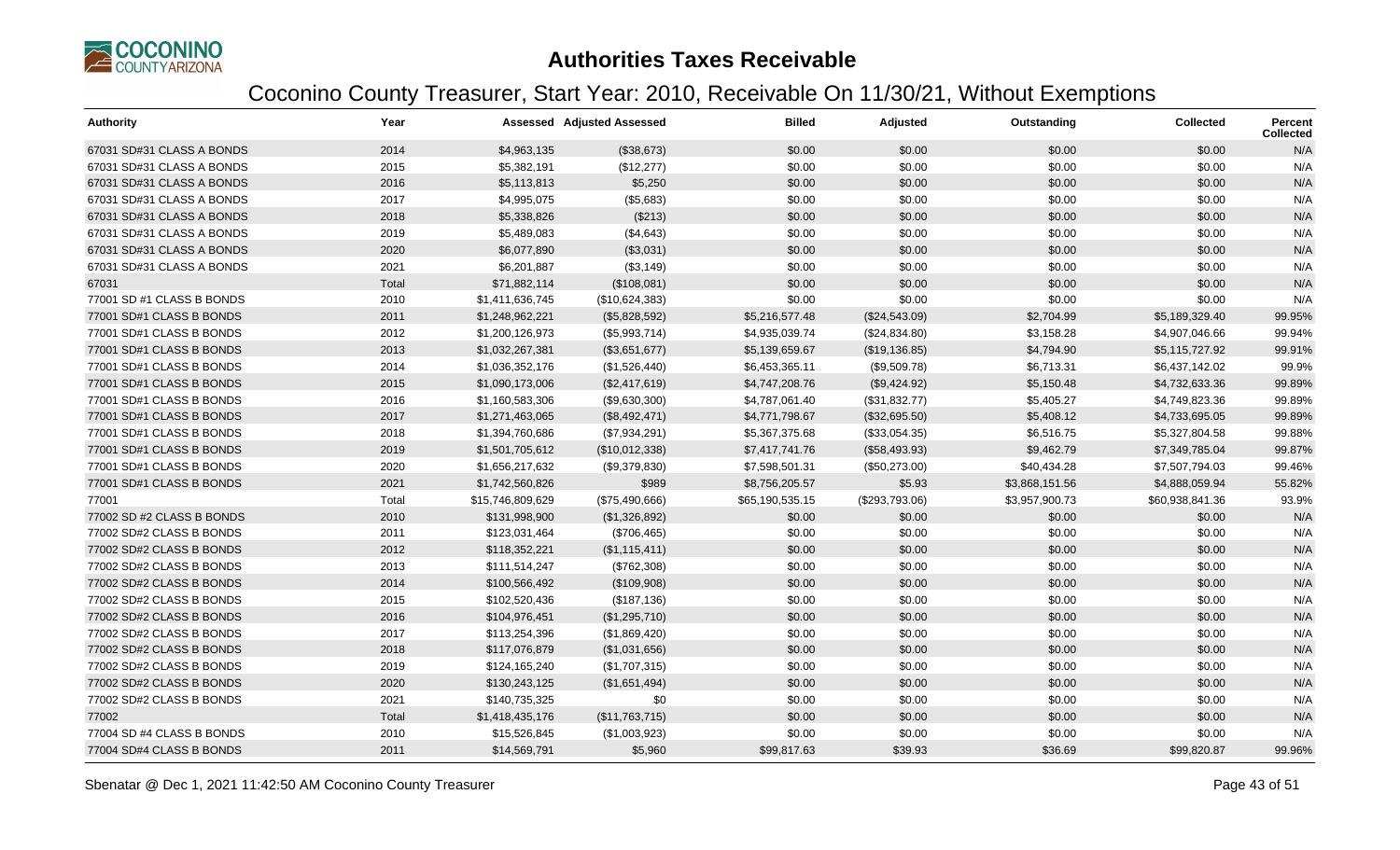# Authorities Taxes Receivable

## Coconino County Treasurer, Start Year: 2010, Receivable On 11/30/21, Without Exemptions

| Authority | Year | Assessed | Adjusted Assessed | Billed | Adjusted | Outstanding | Collected | Percent Collected |
|---|---|---|---|---|---|---|---|---|
| 67031 SD#31 CLASS A BONDS | 2014 | $4,963,135 | ($38,673) | $0.00 | $0.00 | $0.00 | $0.00 | N/A |
| 67031 SD#31 CLASS A BONDS | 2015 | $5,382,191 | ($12,277) | $0.00 | $0.00 | $0.00 | $0.00 | N/A |
| 67031 SD#31 CLASS A BONDS | 2016 | $5,113,813 | $5,250 | $0.00 | $0.00 | $0.00 | $0.00 | N/A |
| 67031 SD#31 CLASS A BONDS | 2017 | $4,995,075 | ($5,683) | $0.00 | $0.00 | $0.00 | $0.00 | N/A |
| 67031 SD#31 CLASS A BONDS | 2018 | $5,338,826 | ($213) | $0.00 | $0.00 | $0.00 | $0.00 | N/A |
| 67031 SD#31 CLASS A BONDS | 2019 | $5,489,083 | ($4,643) | $0.00 | $0.00 | $0.00 | $0.00 | N/A |
| 67031 SD#31 CLASS A BONDS | 2020 | $6,077,890 | ($3,031) | $0.00 | $0.00 | $0.00 | $0.00 | N/A |
| 67031 SD#31 CLASS A BONDS | 2021 | $6,201,887 | ($3,149) | $0.00 | $0.00 | $0.00 | $0.00 | N/A |
| 67031 | Total | $71,882,114 | ($108,081) | $0.00 | $0.00 | $0.00 | $0.00 | N/A |
| 77001 SD #1 CLASS B BONDS | 2010 | $1,411,636,745 | ($10,624,383) | $0.00 | $0.00 | $0.00 | $0.00 | N/A |
| 77001 SD#1 CLASS B BONDS | 2011 | $1,248,962,221 | ($5,828,592) | $5,216,577.48 | ($24,543.09) | $2,704.99 | $5,189,329.40 | 99.95% |
| 77001 SD#1 CLASS B BONDS | 2012 | $1,200,126,973 | ($5,993,714) | $4,935,039.74 | ($24,834.80) | $3,158.28 | $4,907,046.66 | 99.94% |
| 77001 SD#1 CLASS B BONDS | 2013 | $1,032,267,381 | ($3,651,677) | $5,139,659.67 | ($19,136.85) | $4,794.90 | $5,115,727.92 | 99.91% |
| 77001 SD#1 CLASS B BONDS | 2014 | $1,036,352,176 | ($1,526,440) | $6,453,365.11 | ($9,509.78) | $6,713.31 | $6,437,142.02 | 99.9% |
| 77001 SD#1 CLASS B BONDS | 2015 | $1,090,173,006 | ($2,417,619) | $4,747,208.76 | ($9,424.92) | $5,150.48 | $4,732,633.36 | 99.89% |
| 77001 SD#1 CLASS B BONDS | 2016 | $1,160,583,306 | ($9,630,300) | $4,787,061.40 | ($31,832.77) | $5,405.27 | $4,749,823.36 | 99.89% |
| 77001 SD#1 CLASS B BONDS | 2017 | $1,271,463,065 | ($8,492,471) | $4,771,798.67 | ($32,695.50) | $5,408.12 | $4,733,695.05 | 99.89% |
| 77001 SD#1 CLASS B BONDS | 2018 | $1,394,760,686 | ($7,934,291) | $5,367,375.68 | ($33,054.35) | $6,516.75 | $5,327,804.58 | 99.88% |
| 77001 SD#1 CLASS B BONDS | 2019 | $1,501,705,612 | ($10,012,338) | $7,417,741.76 | ($58,493.93) | $9,462.79 | $7,349,785.04 | 99.87% |
| 77001 SD#1 CLASS B BONDS | 2020 | $1,656,217,632 | ($9,379,830) | $7,598,501.31 | ($50,273.00) | $40,434.28 | $7,507,794.03 | 99.46% |
| 77001 SD#1 CLASS B BONDS | 2021 | $1,742,560,826 | $989 | $8,756,205.57 | $5.93 | $3,868,151.56 | $4,888,059.94 | 55.82% |
| 77001 | Total | $15,746,809,629 | ($75,490,666) | $65,190,535.15 | ($293,793.06) | $3,957,900.73 | $60,938,841.36 | 93.9% |
| 77002 SD #2 CLASS B BONDS | 2010 | $131,998,900 | ($1,326,892) | $0.00 | $0.00 | $0.00 | $0.00 | N/A |
| 77002 SD#2 CLASS B BONDS | 2011 | $123,031,464 | ($706,465) | $0.00 | $0.00 | $0.00 | $0.00 | N/A |
| 77002 SD#2 CLASS B BONDS | 2012 | $118,352,221 | ($1,115,411) | $0.00 | $0.00 | $0.00 | $0.00 | N/A |
| 77002 SD#2 CLASS B BONDS | 2013 | $111,514,247 | ($762,308) | $0.00 | $0.00 | $0.00 | $0.00 | N/A |
| 77002 SD#2 CLASS B BONDS | 2014 | $100,566,492 | ($109,908) | $0.00 | $0.00 | $0.00 | $0.00 | N/A |
| 77002 SD#2 CLASS B BONDS | 2015 | $102,520,436 | ($187,136) | $0.00 | $0.00 | $0.00 | $0.00 | N/A |
| 77002 SD#2 CLASS B BONDS | 2016 | $104,976,451 | ($1,295,710) | $0.00 | $0.00 | $0.00 | $0.00 | N/A |
| 77002 SD#2 CLASS B BONDS | 2017 | $113,254,396 | ($1,869,420) | $0.00 | $0.00 | $0.00 | $0.00 | N/A |
| 77002 SD#2 CLASS B BONDS | 2018 | $117,076,879 | ($1,031,656) | $0.00 | $0.00 | $0.00 | $0.00 | N/A |
| 77002 SD#2 CLASS B BONDS | 2019 | $124,165,240 | ($1,707,315) | $0.00 | $0.00 | $0.00 | $0.00 | N/A |
| 77002 SD#2 CLASS B BONDS | 2020 | $130,243,125 | ($1,651,494) | $0.00 | $0.00 | $0.00 | $0.00 | N/A |
| 77002 SD#2 CLASS B BONDS | 2021 | $140,735,325 | $0 | $0.00 | $0.00 | $0.00 | $0.00 | N/A |
| 77002 | Total | $1,418,435,176 | ($11,763,715) | $0.00 | $0.00 | $0.00 | $0.00 | N/A |
| 77004 SD #4 CLASS B BONDS | 2010 | $15,526,845 | ($1,003,923) | $0.00 | $0.00 | $0.00 | $0.00 | N/A |
| 77004 SD#4 CLASS B BONDS | 2011 | $14,569,791 | $5,960 | $99,817.63 | $39.93 | $36.69 | $99,820.87 | 99.96% |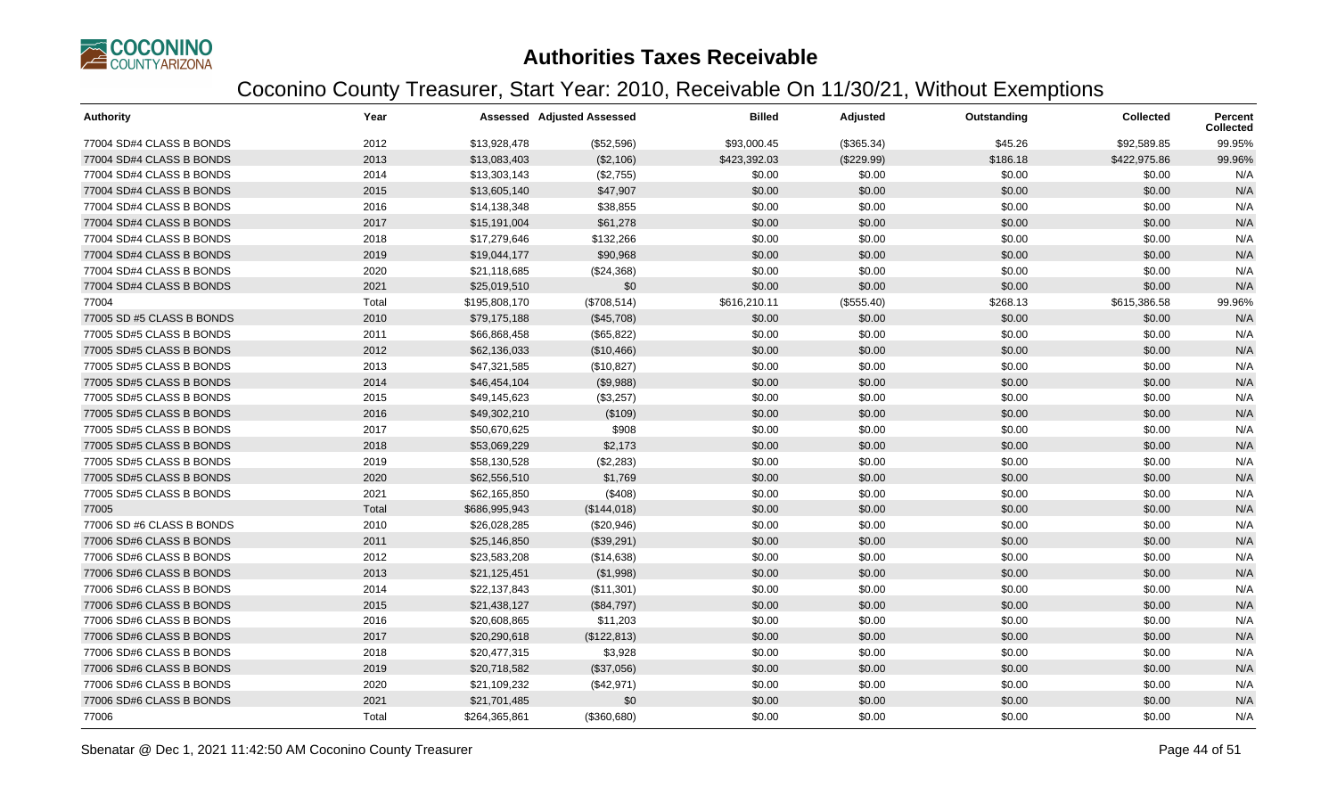# Authorities Taxes Receivable

## Coconino County Treasurer, Start Year: 2010, Receivable On 11/30/21, Without Exemptions

| Authority | Year | Assessed | Adjusted Assessed | Billed | Adjusted | Outstanding | Collected | Percent Collected |
|---|---|---|---|---|---|---|---|---|
| 77004 SD#4 CLASS B BONDS | 2012 | $13,928,478 | ($52,596) | $93,000.45 | ($365.34) | $45.26 | $92,589.85 | 99.95% |
| 77004 SD#4 CLASS B BONDS | 2013 | $13,083,403 | ($2,106) | $423,392.03 | ($229.99) | $186.18 | $422,975.86 | 99.96% |
| 77004 SD#4 CLASS B BONDS | 2014 | $13,303,143 | ($2,755) | $0.00 | $0.00 | $0.00 | $0.00 | N/A |
| 77004 SD#4 CLASS B BONDS | 2015 | $13,605,140 | $47,907 | $0.00 | $0.00 | $0.00 | $0.00 | N/A |
| 77004 SD#4 CLASS B BONDS | 2016 | $14,138,348 | $38,855 | $0.00 | $0.00 | $0.00 | $0.00 | N/A |
| 77004 SD#4 CLASS B BONDS | 2017 | $15,191,004 | $61,278 | $0.00 | $0.00 | $0.00 | $0.00 | N/A |
| 77004 SD#4 CLASS B BONDS | 2018 | $17,279,646 | $132,266 | $0.00 | $0.00 | $0.00 | $0.00 | N/A |
| 77004 SD#4 CLASS B BONDS | 2019 | $19,044,177 | $90,968 | $0.00 | $0.00 | $0.00 | $0.00 | N/A |
| 77004 SD#4 CLASS B BONDS | 2020 | $21,118,685 | ($24,368) | $0.00 | $0.00 | $0.00 | $0.00 | N/A |
| 77004 SD#4 CLASS B BONDS | 2021 | $25,019,510 | $0 | $0.00 | $0.00 | $0.00 | $0.00 | N/A |
| 77004 | Total | $195,808,170 | ($708,514) | $616,210.11 | ($555.40) | $268.13 | $615,386.58 | 99.96% |
| 77005 SD #5 CLASS B BONDS | 2010 | $79,175,188 | ($45,708) | $0.00 | $0.00 | $0.00 | $0.00 | N/A |
| 77005 SD#5 CLASS B BONDS | 2011 | $66,868,458 | ($65,822) | $0.00 | $0.00 | $0.00 | $0.00 | N/A |
| 77005 SD#5 CLASS B BONDS | 2012 | $62,136,033 | ($10,466) | $0.00 | $0.00 | $0.00 | $0.00 | N/A |
| 77005 SD#5 CLASS B BONDS | 2013 | $47,321,585 | ($10,827) | $0.00 | $0.00 | $0.00 | $0.00 | N/A |
| 77005 SD#5 CLASS B BONDS | 2014 | $46,454,104 | ($9,988) | $0.00 | $0.00 | $0.00 | $0.00 | N/A |
| 77005 SD#5 CLASS B BONDS | 2015 | $49,145,623 | ($3,257) | $0.00 | $0.00 | $0.00 | $0.00 | N/A |
| 77005 SD#5 CLASS B BONDS | 2016 | $49,302,210 | ($109) | $0.00 | $0.00 | $0.00 | $0.00 | N/A |
| 77005 SD#5 CLASS B BONDS | 2017 | $50,670,625 | $908 | $0.00 | $0.00 | $0.00 | $0.00 | N/A |
| 77005 SD#5 CLASS B BONDS | 2018 | $53,069,229 | $2,173 | $0.00 | $0.00 | $0.00 | $0.00 | N/A |
| 77005 SD#5 CLASS B BONDS | 2019 | $58,130,528 | ($2,283) | $0.00 | $0.00 | $0.00 | $0.00 | N/A |
| 77005 SD#5 CLASS B BONDS | 2020 | $62,556,510 | $1,769 | $0.00 | $0.00 | $0.00 | $0.00 | N/A |
| 77005 SD#5 CLASS B BONDS | 2021 | $62,165,850 | ($408) | $0.00 | $0.00 | $0.00 | $0.00 | N/A |
| 77005 | Total | $686,995,943 | ($144,018) | $0.00 | $0.00 | $0.00 | $0.00 | N/A |
| 77006 SD #6 CLASS B BONDS | 2010 | $26,028,285 | ($20,946) | $0.00 | $0.00 | $0.00 | $0.00 | N/A |
| 77006 SD#6 CLASS B BONDS | 2011 | $25,146,850 | ($39,291) | $0.00 | $0.00 | $0.00 | $0.00 | N/A |
| 77006 SD#6 CLASS B BONDS | 2012 | $23,583,208 | ($14,638) | $0.00 | $0.00 | $0.00 | $0.00 | N/A |
| 77006 SD#6 CLASS B BONDS | 2013 | $21,125,451 | ($1,998) | $0.00 | $0.00 | $0.00 | $0.00 | N/A |
| 77006 SD#6 CLASS B BONDS | 2014 | $22,137,843 | ($11,301) | $0.00 | $0.00 | $0.00 | $0.00 | N/A |
| 77006 SD#6 CLASS B BONDS | 2015 | $21,438,127 | ($84,797) | $0.00 | $0.00 | $0.00 | $0.00 | N/A |
| 77006 SD#6 CLASS B BONDS | 2016 | $20,608,865 | $11,203 | $0.00 | $0.00 | $0.00 | $0.00 | N/A |
| 77006 SD#6 CLASS B BONDS | 2017 | $20,290,618 | ($122,813) | $0.00 | $0.00 | $0.00 | $0.00 | N/A |
| 77006 SD#6 CLASS B BONDS | 2018 | $20,477,315 | $3,928 | $0.00 | $0.00 | $0.00 | $0.00 | N/A |
| 77006 SD#6 CLASS B BONDS | 2019 | $20,718,582 | ($37,056) | $0.00 | $0.00 | $0.00 | $0.00 | N/A |
| 77006 SD#6 CLASS B BONDS | 2020 | $21,109,232 | ($42,971) | $0.00 | $0.00 | $0.00 | $0.00 | N/A |
| 77006 SD#6 CLASS B BONDS | 2021 | $21,701,485 | $0 | $0.00 | $0.00 | $0.00 | $0.00 | N/A |
| 77006 | Total | $264,365,861 | ($360,680) | $0.00 | $0.00 | $0.00 | $0.00 | N/A |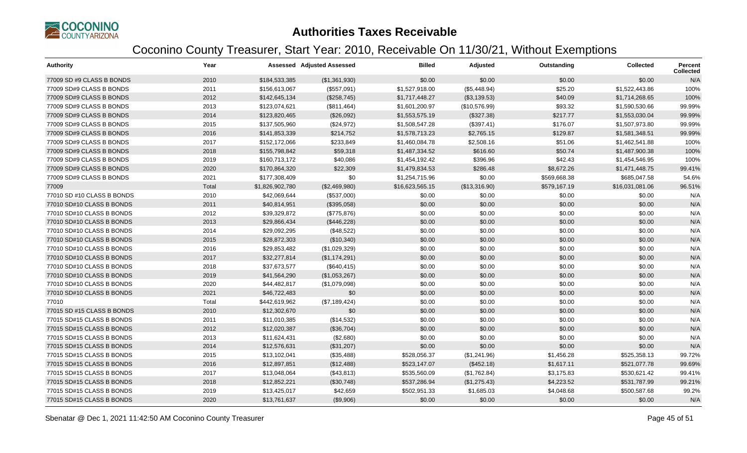# Authorities Taxes Receivable

## Coconino County Treasurer, Start Year: 2010, Receivable On 11/30/21, Without Exemptions

| Authority | Year | Assessed | Adjusted Assessed | Billed | Adjusted | Outstanding | Collected | Percent Collected |
|---|---|---|---|---|---|---|---|---|
| 77009 SD #9 CLASS B BONDS | 2010 | $184,533,385 | ($1,361,930) | $0.00 | $0.00 | $0.00 | $0.00 | N/A |
| 77009 SD#9 CLASS B BONDS | 2011 | $156,613,067 | ($557,091) | $1,527,918.00 | ($5,448.94) | $25.20 | $1,522,443.86 | 100% |
| 77009 SD#9 CLASS B BONDS | 2012 | $142,645,134 | ($258,745) | $1,717,448.27 | ($3,139.53) | $40.09 | $1,714,268.65 | 100% |
| 77009 SD#9 CLASS B BONDS | 2013 | $123,074,621 | ($811,464) | $1,601,200.97 | ($10,576.99) | $93.32 | $1,590,530.66 | 99.99% |
| 77009 SD#9 CLASS B BONDS | 2014 | $123,820,465 | ($26,092) | $1,553,575.19 | ($327.38) | $217.77 | $1,553,030.04 | 99.99% |
| 77009 SD#9 CLASS B BONDS | 2015 | $137,505,960 | ($24,972) | $1,508,547.28 | ($397.41) | $176.07 | $1,507,973.80 | 99.99% |
| 77009 SD#9 CLASS B BONDS | 2016 | $141,853,339 | $214,752 | $1,578,713.23 | $2,765.15 | $129.87 | $1,581,348.51 | 99.99% |
| 77009 SD#9 CLASS B BONDS | 2017 | $152,172,066 | $233,849 | $1,460,084.78 | $2,508.16 | $51.06 | $1,462,541.88 | 100% |
| 77009 SD#9 CLASS B BONDS | 2018 | $155,798,842 | $59,318 | $1,487,334.52 | $616.60 | $50.74 | $1,487,900.38 | 100% |
| 77009 SD#9 CLASS B BONDS | 2019 | $160,713,172 | $40,086 | $1,454,192.42 | $396.96 | $42.43 | $1,454,546.95 | 100% |
| 77009 SD#9 CLASS B BONDS | 2020 | $170,864,320 | $22,309 | $1,479,834.53 | $286.48 | $8,672.26 | $1,471,448.75 | 99.41% |
| 77009 SD#9 CLASS B BONDS | 2021 | $177,308,409 | $0 | $1,254,715.96 | $0.00 | $569,668.38 | $685,047.58 | 54.6% |
| 77009 | Total | $1,826,902,780 | ($2,469,980) | $16,623,565.15 | ($13,316.90) | $579,167.19 | $16,031,081.06 | 96.51% |
| 77010 SD #10 CLASS B BONDS | 2010 | $42,069,644 | ($537,000) | $0.00 | $0.00 | $0.00 | $0.00 | N/A |
| 77010 SD#10 CLASS B BONDS | 2011 | $40,814,951 | ($395,058) | $0.00 | $0.00 | $0.00 | $0.00 | N/A |
| 77010 SD#10 CLASS B BONDS | 2012 | $39,329,872 | ($775,876) | $0.00 | $0.00 | $0.00 | $0.00 | N/A |
| 77010 SD#10 CLASS B BONDS | 2013 | $29,866,434 | ($446,228) | $0.00 | $0.00 | $0.00 | $0.00 | N/A |
| 77010 SD#10 CLASS B BONDS | 2014 | $29,092,295 | ($48,522) | $0.00 | $0.00 | $0.00 | $0.00 | N/A |
| 77010 SD#10 CLASS B BONDS | 2015 | $28,872,303 | ($10,340) | $0.00 | $0.00 | $0.00 | $0.00 | N/A |
| 77010 SD#10 CLASS B BONDS | 2016 | $29,853,482 | ($1,029,329) | $0.00 | $0.00 | $0.00 | $0.00 | N/A |
| 77010 SD#10 CLASS B BONDS | 2017 | $32,277,814 | ($1,174,291) | $0.00 | $0.00 | $0.00 | $0.00 | N/A |
| 77010 SD#10 CLASS B BONDS | 2018 | $37,673,577 | ($640,415) | $0.00 | $0.00 | $0.00 | $0.00 | N/A |
| 77010 SD#10 CLASS B BONDS | 2019 | $41,564,290 | ($1,053,267) | $0.00 | $0.00 | $0.00 | $0.00 | N/A |
| 77010 SD#10 CLASS B BONDS | 2020 | $44,482,817 | ($1,079,098) | $0.00 | $0.00 | $0.00 | $0.00 | N/A |
| 77010 SD#10 CLASS B BONDS | 2021 | $46,722,483 | $0 | $0.00 | $0.00 | $0.00 | $0.00 | N/A |
| 77010 | Total | $442,619,962 | ($7,189,424) | $0.00 | $0.00 | $0.00 | $0.00 | N/A |
| 77015 SD #15 CLASS B BONDS | 2010 | $12,302,670 | $0 | $0.00 | $0.00 | $0.00 | $0.00 | N/A |
| 77015 SD#15 CLASS B BONDS | 2011 | $11,010,385 | ($14,532) | $0.00 | $0.00 | $0.00 | $0.00 | N/A |
| 77015 SD#15 CLASS B BONDS | 2012 | $12,020,387 | ($36,704) | $0.00 | $0.00 | $0.00 | $0.00 | N/A |
| 77015 SD#15 CLASS B BONDS | 2013 | $11,624,431 | ($2,680) | $0.00 | $0.00 | $0.00 | $0.00 | N/A |
| 77015 SD#15 CLASS B BONDS | 2014 | $12,576,631 | ($31,207) | $0.00 | $0.00 | $0.00 | $0.00 | N/A |
| 77015 SD#15 CLASS B BONDS | 2015 | $13,102,041 | ($35,488) | $528,056.37 | ($1,241.96) | $1,456.28 | $525,358.13 | 99.72% |
| 77015 SD#15 CLASS B BONDS | 2016 | $12,897,851 | ($12,488) | $523,147.07 | ($452.18) | $1,617.11 | $521,077.78 | 99.69% |
| 77015 SD#15 CLASS B BONDS | 2017 | $13,048,064 | ($43,813) | $535,560.09 | ($1,762.84) | $3,175.83 | $530,621.42 | 99.41% |
| 77015 SD#15 CLASS B BONDS | 2018 | $12,852,221 | ($30,748) | $537,286.94 | ($1,275.43) | $4,223.52 | $531,787.99 | 99.21% |
| 77015 SD#15 CLASS B BONDS | 2019 | $13,425,017 | $42,659 | $502,951.33 | $1,685.03 | $4,048.68 | $500,587.68 | 99.2% |
| 77015 SD#15 CLASS B BONDS | 2020 | $13,761,637 | ($9,906) | $0.00 | $0.00 | $0.00 | $0.00 | N/A |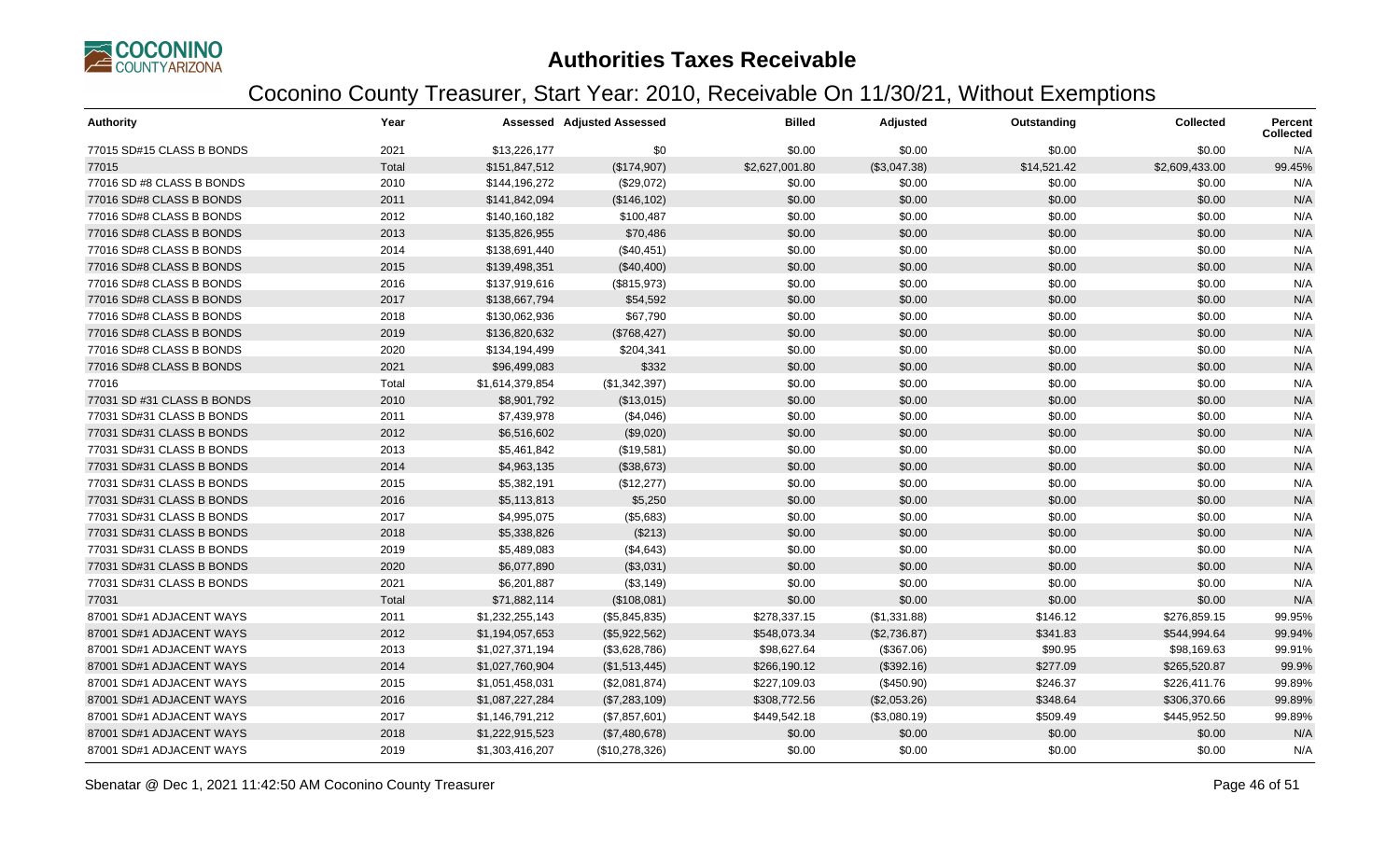# Authorities Taxes Receivable

## Coconino County Treasurer, Start Year: 2010, Receivable On 11/30/21, Without Exemptions

| Authority | Year | Assessed | Adjusted Assessed | Billed | Adjusted | Outstanding | Collected | Percent Collected |
|---|---|---|---|---|---|---|---|---|
| 77015 SD#15 CLASS B BONDS | 2021 | $13,226,177 | $0 | $0.00 | $0.00 | $0.00 | $0.00 | N/A |
| 77015 | Total | $151,847,512 | ($174,907) | $2,627,001.80 | ($3,047.38) | $14,521.42 | $2,609,433.00 | 99.45% |
| 77016 SD #8 CLASS B BONDS | 2010 | $144,196,272 | ($29,072) | $0.00 | $0.00 | $0.00 | $0.00 | N/A |
| 77016 SD#8 CLASS B BONDS | 2011 | $141,842,094 | ($146,102) | $0.00 | $0.00 | $0.00 | $0.00 | N/A |
| 77016 SD#8 CLASS B BONDS | 2012 | $140,160,182 | $100,487 | $0.00 | $0.00 | $0.00 | $0.00 | N/A |
| 77016 SD#8 CLASS B BONDS | 2013 | $135,826,955 | $70,486 | $0.00 | $0.00 | $0.00 | $0.00 | N/A |
| 77016 SD#8 CLASS B BONDS | 2014 | $138,691,440 | ($40,451) | $0.00 | $0.00 | $0.00 | $0.00 | N/A |
| 77016 SD#8 CLASS B BONDS | 2015 | $139,498,351 | ($40,400) | $0.00 | $0.00 | $0.00 | $0.00 | N/A |
| 77016 SD#8 CLASS B BONDS | 2016 | $137,919,616 | ($815,973) | $0.00 | $0.00 | $0.00 | $0.00 | N/A |
| 77016 SD#8 CLASS B BONDS | 2017 | $138,667,794 | $54,592 | $0.00 | $0.00 | $0.00 | $0.00 | N/A |
| 77016 SD#8 CLASS B BONDS | 2018 | $130,062,936 | $67,790 | $0.00 | $0.00 | $0.00 | $0.00 | N/A |
| 77016 SD#8 CLASS B BONDS | 2019 | $136,820,632 | ($768,427) | $0.00 | $0.00 | $0.00 | $0.00 | N/A |
| 77016 SD#8 CLASS B BONDS | 2020 | $134,194,499 | $204,341 | $0.00 | $0.00 | $0.00 | $0.00 | N/A |
| 77016 SD#8 CLASS B BONDS | 2021 | $96,499,083 | $332 | $0.00 | $0.00 | $0.00 | $0.00 | N/A |
| 77016 | Total | $1,614,379,854 | ($1,342,397) | $0.00 | $0.00 | $0.00 | $0.00 | N/A |
| 77031 SD #31 CLASS B BONDS | 2010 | $8,901,792 | ($13,015) | $0.00 | $0.00 | $0.00 | $0.00 | N/A |
| 77031 SD#31 CLASS B BONDS | 2011 | $7,439,978 | ($4,046) | $0.00 | $0.00 | $0.00 | $0.00 | N/A |
| 77031 SD#31 CLASS B BONDS | 2012 | $6,516,602 | ($9,020) | $0.00 | $0.00 | $0.00 | $0.00 | N/A |
| 77031 SD#31 CLASS B BONDS | 2013 | $5,461,842 | ($19,581) | $0.00 | $0.00 | $0.00 | $0.00 | N/A |
| 77031 SD#31 CLASS B BONDS | 2014 | $4,963,135 | ($38,673) | $0.00 | $0.00 | $0.00 | $0.00 | N/A |
| 77031 SD#31 CLASS B BONDS | 2015 | $5,382,191 | ($12,277) | $0.00 | $0.00 | $0.00 | $0.00 | N/A |
| 77031 SD#31 CLASS B BONDS | 2016 | $5,113,813 | $5,250 | $0.00 | $0.00 | $0.00 | $0.00 | N/A |
| 77031 SD#31 CLASS B BONDS | 2017 | $4,995,075 | ($5,683) | $0.00 | $0.00 | $0.00 | $0.00 | N/A |
| 77031 SD#31 CLASS B BONDS | 2018 | $5,338,826 | ($213) | $0.00 | $0.00 | $0.00 | $0.00 | N/A |
| 77031 SD#31 CLASS B BONDS | 2019 | $5,489,083 | ($4,643) | $0.00 | $0.00 | $0.00 | $0.00 | N/A |
| 77031 SD#31 CLASS B BONDS | 2020 | $6,077,890 | ($3,031) | $0.00 | $0.00 | $0.00 | $0.00 | N/A |
| 77031 SD#31 CLASS B BONDS | 2021 | $6,201,887 | ($3,149) | $0.00 | $0.00 | $0.00 | $0.00 | N/A |
| 77031 | Total | $71,882,114 | ($108,081) | $0.00 | $0.00 | $0.00 | $0.00 | N/A |
| 87001 SD#1 ADJACENT WAYS | 2011 | $1,232,255,143 | ($5,845,835) | $278,337.15 | ($1,331.88) | $146.12 | $276,859.15 | 99.95% |
| 87001 SD#1 ADJACENT WAYS | 2012 | $1,194,057,653 | ($5,922,562) | $548,073.34 | ($2,736.87) | $341.83 | $544,994.64 | 99.94% |
| 87001 SD#1 ADJACENT WAYS | 2013 | $1,027,371,194 | ($3,628,786) | $98,627.64 | ($367.06) | $90.95 | $98,169.63 | 99.91% |
| 87001 SD#1 ADJACENT WAYS | 2014 | $1,027,760,904 | ($1,513,445) | $266,190.12 | ($392.16) | $277.09 | $265,520.87 | 99.9% |
| 87001 SD#1 ADJACENT WAYS | 2015 | $1,051,458,031 | ($2,081,874) | $227,109.03 | ($450.90) | $246.37 | $226,411.76 | 99.89% |
| 87001 SD#1 ADJACENT WAYS | 2016 | $1,087,227,284 | ($7,283,109) | $308,772.56 | ($2,053.26) | $348.64 | $306,370.66 | 99.89% |
| 87001 SD#1 ADJACENT WAYS | 2017 | $1,146,791,212 | ($7,857,601) | $449,542.18 | ($3,080.19) | $509.49 | $445,952.50 | 99.89% |
| 87001 SD#1 ADJACENT WAYS | 2018 | $1,222,915,523 | ($7,480,678) | $0.00 | $0.00 | $0.00 | $0.00 | N/A |
| 87001 SD#1 ADJACENT WAYS | 2019 | $1,303,416,207 | ($10,278,326) | $0.00 | $0.00 | $0.00 | $0.00 | N/A |

Sbenatar @ Dec 1, 2021 11:42:50 AM Coconino County Treasurer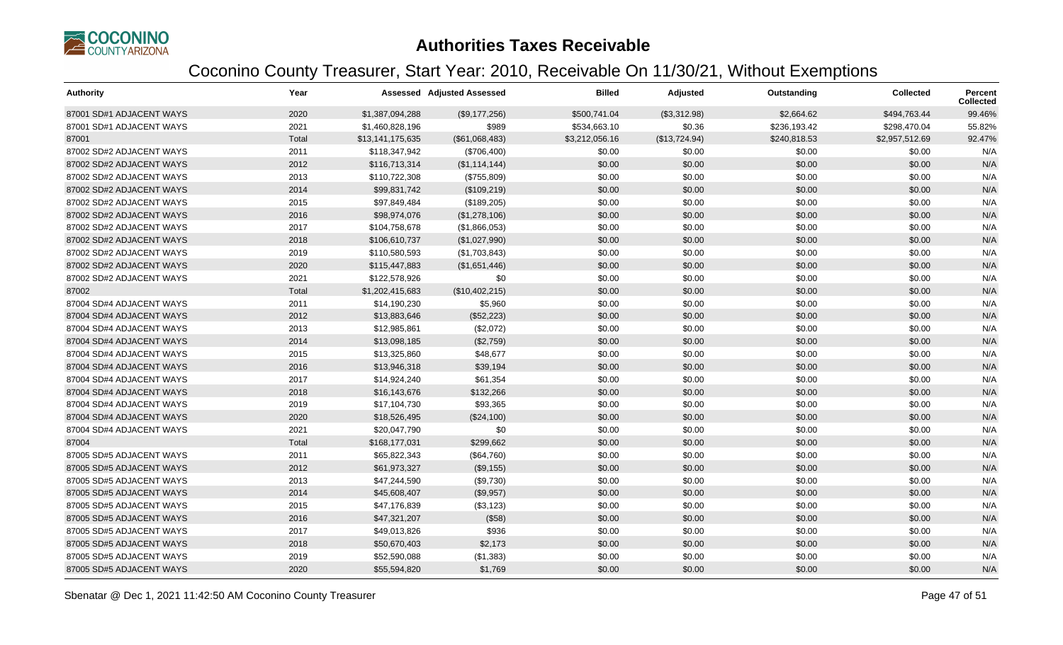# Authorities Taxes Receivable

## Coconino County Treasurer, Start Year: 2010, Receivable On 11/30/21, Without Exemptions

| Authority | Year | Assessed | Adjusted Assessed | Billed | Adjusted | Outstanding | Collected | Percent Collected |
|---|---|---|---|---|---|---|---|---|
| 87001 SD#1 ADJACENT WAYS | 2020 | $1,387,094,288 | ($9,177,256) | $500,741.04 | ($3,312.98) | $2,664.62 | $494,763.44 | 99.46% |
| 87001 SD#1 ADJACENT WAYS | 2021 | $1,460,828,196 | $989 | $534,663.10 | $0.36 | $236,193.42 | $298,470.04 | 55.82% |
| 87001 | Total | $13,141,175,635 | ($61,068,483) | $3,212,056.16 | ($13,724.94) | $240,818.53 | $2,957,512.69 | 92.47% |
| 87002 SD#2 ADJACENT WAYS | 2011 | $118,347,942 | ($706,400) | $0.00 | $0.00 | $0.00 | $0.00 | N/A |
| 87002 SD#2 ADJACENT WAYS | 2012 | $116,713,314 | ($1,114,144) | $0.00 | $0.00 | $0.00 | $0.00 | N/A |
| 87002 SD#2 ADJACENT WAYS | 2013 | $110,722,308 | ($755,809) | $0.00 | $0.00 | $0.00 | $0.00 | N/A |
| 87002 SD#2 ADJACENT WAYS | 2014 | $99,831,742 | ($109,219) | $0.00 | $0.00 | $0.00 | $0.00 | N/A |
| 87002 SD#2 ADJACENT WAYS | 2015 | $97,849,484 | ($189,205) | $0.00 | $0.00 | $0.00 | $0.00 | N/A |
| 87002 SD#2 ADJACENT WAYS | 2016 | $98,974,076 | ($1,278,106) | $0.00 | $0.00 | $0.00 | $0.00 | N/A |
| 87002 SD#2 ADJACENT WAYS | 2017 | $104,758,678 | ($1,866,053) | $0.00 | $0.00 | $0.00 | $0.00 | N/A |
| 87002 SD#2 ADJACENT WAYS | 2018 | $106,610,737 | ($1,027,990) | $0.00 | $0.00 | $0.00 | $0.00 | N/A |
| 87002 SD#2 ADJACENT WAYS | 2019 | $110,580,593 | ($1,703,843) | $0.00 | $0.00 | $0.00 | $0.00 | N/A |
| 87002 SD#2 ADJACENT WAYS | 2020 | $115,447,883 | ($1,651,446) | $0.00 | $0.00 | $0.00 | $0.00 | N/A |
| 87002 SD#2 ADJACENT WAYS | 2021 | $122,578,926 | $0 | $0.00 | $0.00 | $0.00 | $0.00 | N/A |
| 87002 | Total | $1,202,415,683 | ($10,402,215) | $0.00 | $0.00 | $0.00 | $0.00 | N/A |
| 87004 SD#4 ADJACENT WAYS | 2011 | $14,190,230 | $5,960 | $0.00 | $0.00 | $0.00 | $0.00 | N/A |
| 87004 SD#4 ADJACENT WAYS | 2012 | $13,883,646 | ($52,223) | $0.00 | $0.00 | $0.00 | $0.00 | N/A |
| 87004 SD#4 ADJACENT WAYS | 2013 | $12,985,861 | ($2,072) | $0.00 | $0.00 | $0.00 | $0.00 | N/A |
| 87004 SD#4 ADJACENT WAYS | 2014 | $13,098,185 | ($2,759) | $0.00 | $0.00 | $0.00 | $0.00 | N/A |
| 87004 SD#4 ADJACENT WAYS | 2015 | $13,325,860 | $48,677 | $0.00 | $0.00 | $0.00 | $0.00 | N/A |
| 87004 SD#4 ADJACENT WAYS | 2016 | $13,946,318 | $39,194 | $0.00 | $0.00 | $0.00 | $0.00 | N/A |
| 87004 SD#4 ADJACENT WAYS | 2017 | $14,924,240 | $61,354 | $0.00 | $0.00 | $0.00 | $0.00 | N/A |
| 87004 SD#4 ADJACENT WAYS | 2018 | $16,143,676 | $132,266 | $0.00 | $0.00 | $0.00 | $0.00 | N/A |
| 87004 SD#4 ADJACENT WAYS | 2019 | $17,104,730 | $93,365 | $0.00 | $0.00 | $0.00 | $0.00 | N/A |
| 87004 SD#4 ADJACENT WAYS | 2020 | $18,526,495 | ($24,100) | $0.00 | $0.00 | $0.00 | $0.00 | N/A |
| 87004 SD#4 ADJACENT WAYS | 2021 | $20,047,790 | $0 | $0.00 | $0.00 | $0.00 | $0.00 | N/A |
| 87004 | Total | $168,177,031 | $299,662 | $0.00 | $0.00 | $0.00 | $0.00 | N/A |
| 87005 SD#5 ADJACENT WAYS | 2011 | $65,822,343 | ($64,760) | $0.00 | $0.00 | $0.00 | $0.00 | N/A |
| 87005 SD#5 ADJACENT WAYS | 2012 | $61,973,327 | ($9,155) | $0.00 | $0.00 | $0.00 | $0.00 | N/A |
| 87005 SD#5 ADJACENT WAYS | 2013 | $47,244,590 | ($9,730) | $0.00 | $0.00 | $0.00 | $0.00 | N/A |
| 87005 SD#5 ADJACENT WAYS | 2014 | $45,608,407 | ($9,957) | $0.00 | $0.00 | $0.00 | $0.00 | N/A |
| 87005 SD#5 ADJACENT WAYS | 2015 | $47,176,839 | ($3,123) | $0.00 | $0.00 | $0.00 | $0.00 | N/A |
| 87005 SD#5 ADJACENT WAYS | 2016 | $47,321,207 | ($58) | $0.00 | $0.00 | $0.00 | $0.00 | N/A |
| 87005 SD#5 ADJACENT WAYS | 2017 | $49,013,826 | $936 | $0.00 | $0.00 | $0.00 | $0.00 | N/A |
| 87005 SD#5 ADJACENT WAYS | 2018 | $50,670,403 | $2,173 | $0.00 | $0.00 | $0.00 | $0.00 | N/A |
| 87005 SD#5 ADJACENT WAYS | 2019 | $52,590,088 | ($1,383) | $0.00 | $0.00 | $0.00 | $0.00 | N/A |
| 87005 SD#5 ADJACENT WAYS | 2020 | $55,594,820 | $1,769 | $0.00 | $0.00 | $0.00 | $0.00 | N/A |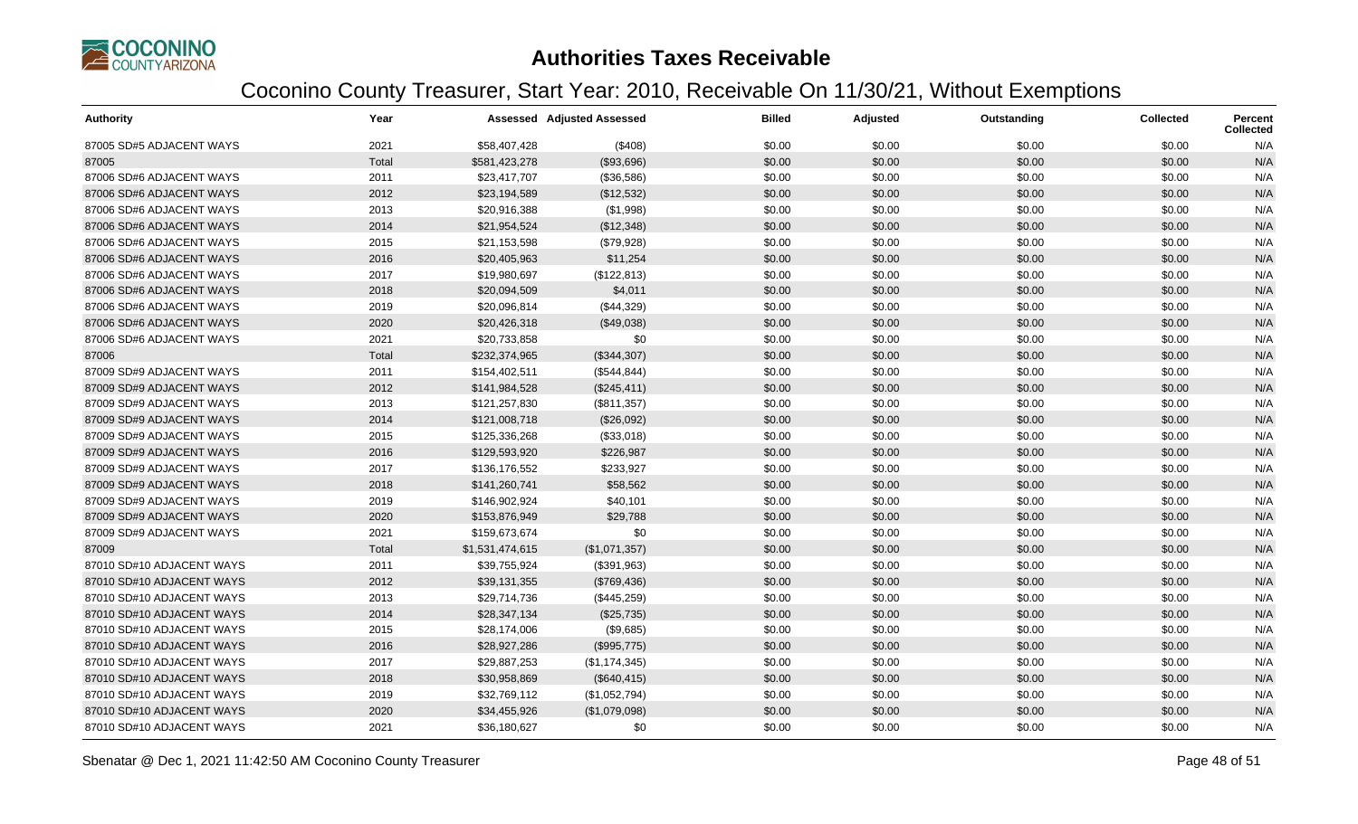# Authorities Taxes Receivable

## Coconino County Treasurer, Start Year: 2010, Receivable On 11/30/21, Without Exemptions

| Authority | Year | Assessed | Adjusted Assessed | Billed | Adjusted | Outstanding | Collected | Percent Collected |
|---|---|---|---|---|---|---|---|---|
| 87005 SD#5 ADJACENT WAYS | 2021 | $58,407,428 | ($408) | $0.00 | $0.00 | $0.00 | $0.00 | N/A |
| 87005 | Total | $581,423,278 | ($93,696) | $0.00 | $0.00 | $0.00 | $0.00 | N/A |
| 87006 SD#6 ADJACENT WAYS | 2011 | $23,417,707 | ($36,586) | $0.00 | $0.00 | $0.00 | $0.00 | N/A |
| 87006 SD#6 ADJACENT WAYS | 2012 | $23,194,589 | ($12,532) | $0.00 | $0.00 | $0.00 | $0.00 | N/A |
| 87006 SD#6 ADJACENT WAYS | 2013 | $20,916,388 | ($1,998) | $0.00 | $0.00 | $0.00 | $0.00 | N/A |
| 87006 SD#6 ADJACENT WAYS | 2014 | $21,954,524 | ($12,348) | $0.00 | $0.00 | $0.00 | $0.00 | N/A |
| 87006 SD#6 ADJACENT WAYS | 2015 | $21,153,598 | ($79,928) | $0.00 | $0.00 | $0.00 | $0.00 | N/A |
| 87006 SD#6 ADJACENT WAYS | 2016 | $20,405,963 | $11,254 | $0.00 | $0.00 | $0.00 | $0.00 | N/A |
| 87006 SD#6 ADJACENT WAYS | 2017 | $19,980,697 | ($122,813) | $0.00 | $0.00 | $0.00 | $0.00 | N/A |
| 87006 SD#6 ADJACENT WAYS | 2018 | $20,094,509 | $4,011 | $0.00 | $0.00 | $0.00 | $0.00 | N/A |
| 87006 SD#6 ADJACENT WAYS | 2019 | $20,096,814 | ($44,329) | $0.00 | $0.00 | $0.00 | $0.00 | N/A |
| 87006 SD#6 ADJACENT WAYS | 2020 | $20,426,318 | ($49,038) | $0.00 | $0.00 | $0.00 | $0.00 | N/A |
| 87006 SD#6 ADJACENT WAYS | 2021 | $20,733,858 | $0 | $0.00 | $0.00 | $0.00 | $0.00 | N/A |
| 87006 | Total | $232,374,965 | ($344,307) | $0.00 | $0.00 | $0.00 | $0.00 | N/A |
| 87009 SD#9 ADJACENT WAYS | 2011 | $154,402,511 | ($544,844) | $0.00 | $0.00 | $0.00 | $0.00 | N/A |
| 87009 SD#9 ADJACENT WAYS | 2012 | $141,984,528 | ($245,411) | $0.00 | $0.00 | $0.00 | $0.00 | N/A |
| 87009 SD#9 ADJACENT WAYS | 2013 | $121,257,830 | ($811,357) | $0.00 | $0.00 | $0.00 | $0.00 | N/A |
| 87009 SD#9 ADJACENT WAYS | 2014 | $121,008,718 | ($26,092) | $0.00 | $0.00 | $0.00 | $0.00 | N/A |
| 87009 SD#9 ADJACENT WAYS | 2015 | $125,336,268 | ($33,018) | $0.00 | $0.00 | $0.00 | $0.00 | N/A |
| 87009 SD#9 ADJACENT WAYS | 2016 | $129,593,920 | $226,987 | $0.00 | $0.00 | $0.00 | $0.00 | N/A |
| 87009 SD#9 ADJACENT WAYS | 2017 | $136,176,552 | $233,927 | $0.00 | $0.00 | $0.00 | $0.00 | N/A |
| 87009 SD#9 ADJACENT WAYS | 2018 | $141,260,741 | $58,562 | $0.00 | $0.00 | $0.00 | $0.00 | N/A |
| 87009 SD#9 ADJACENT WAYS | 2019 | $146,902,924 | $40,101 | $0.00 | $0.00 | $0.00 | $0.00 | N/A |
| 87009 SD#9 ADJACENT WAYS | 2020 | $153,876,949 | $29,788 | $0.00 | $0.00 | $0.00 | $0.00 | N/A |
| 87009 SD#9 ADJACENT WAYS | 2021 | $159,673,674 | $0 | $0.00 | $0.00 | $0.00 | $0.00 | N/A |
| 87009 | Total | $1,531,474,615 | ($1,071,357) | $0.00 | $0.00 | $0.00 | $0.00 | N/A |
| 87010 SD#10 ADJACENT WAYS | 2011 | $39,755,924 | ($391,963) | $0.00 | $0.00 | $0.00 | $0.00 | N/A |
| 87010 SD#10 ADJACENT WAYS | 2012 | $39,131,355 | ($769,436) | $0.00 | $0.00 | $0.00 | $0.00 | N/A |
| 87010 SD#10 ADJACENT WAYS | 2013 | $29,714,736 | ($445,259) | $0.00 | $0.00 | $0.00 | $0.00 | N/A |
| 87010 SD#10 ADJACENT WAYS | 2014 | $28,347,134 | ($25,735) | $0.00 | $0.00 | $0.00 | $0.00 | N/A |
| 87010 SD#10 ADJACENT WAYS | 2015 | $28,174,006 | ($9,685) | $0.00 | $0.00 | $0.00 | $0.00 | N/A |
| 87010 SD#10 ADJACENT WAYS | 2016 | $28,927,286 | ($995,775) | $0.00 | $0.00 | $0.00 | $0.00 | N/A |
| 87010 SD#10 ADJACENT WAYS | 2017 | $29,887,253 | ($1,174,345) | $0.00 | $0.00 | $0.00 | $0.00 | N/A |
| 87010 SD#10 ADJACENT WAYS | 2018 | $30,958,869 | ($640,415) | $0.00 | $0.00 | $0.00 | $0.00 | N/A |
| 87010 SD#10 ADJACENT WAYS | 2019 | $32,769,112 | ($1,052,794) | $0.00 | $0.00 | $0.00 | $0.00 | N/A |
| 87010 SD#10 ADJACENT WAYS | 2020 | $34,455,926 | ($1,079,098) | $0.00 | $0.00 | $0.00 | $0.00 | N/A |
| 87010 SD#10 ADJACENT WAYS | 2021 | $36,180,627 | $0 | $0.00 | $0.00 | $0.00 | $0.00 | N/A |

Sbenatar @ Dec 1, 2021 11:42:50 AM Coconino County Treasurer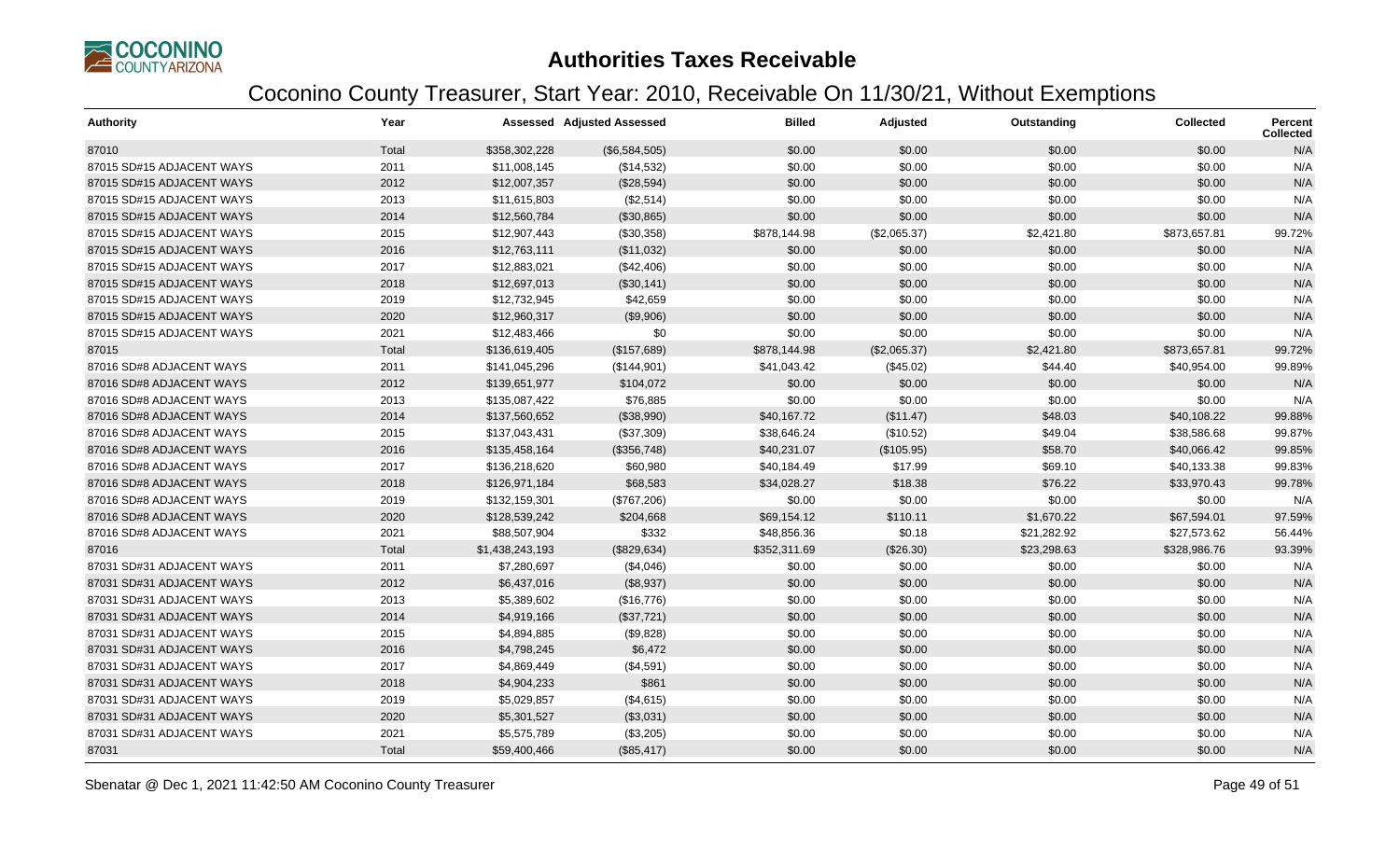# Authorities Taxes Receivable

## Coconino County Treasurer, Start Year: 2010, Receivable On 11/30/21, Without Exemptions

| Authority | Year | Assessed | Adjusted Assessed | Billed | Adjusted | Outstanding | Collected | Percent Collected |
|---|---|---|---|---|---|---|---|---|
| 87010 | Total | $358,302,228 | ($6,584,505) | $0.00 | $0.00 | $0.00 | $0.00 | N/A |
| 87015 SD#15 ADJACENT WAYS | 2011 | $11,008,145 | ($14,532) | $0.00 | $0.00 | $0.00 | $0.00 | N/A |
| 87015 SD#15 ADJACENT WAYS | 2012 | $12,007,357 | ($28,594) | $0.00 | $0.00 | $0.00 | $0.00 | N/A |
| 87015 SD#15 ADJACENT WAYS | 2013 | $11,615,803 | ($2,514) | $0.00 | $0.00 | $0.00 | $0.00 | N/A |
| 87015 SD#15 ADJACENT WAYS | 2014 | $12,560,784 | ($30,865) | $0.00 | $0.00 | $0.00 | $0.00 | N/A |
| 87015 SD#15 ADJACENT WAYS | 2015 | $12,907,443 | ($30,358) | $878,144.98 | ($2,065.37) | $2,421.80 | $873,657.81 | 99.72% |
| 87015 SD#15 ADJACENT WAYS | 2016 | $12,763,111 | ($11,032) | $0.00 | $0.00 | $0.00 | $0.00 | N/A |
| 87015 SD#15 ADJACENT WAYS | 2017 | $12,883,021 | ($42,406) | $0.00 | $0.00 | $0.00 | $0.00 | N/A |
| 87015 SD#15 ADJACENT WAYS | 2018 | $12,697,013 | ($30,141) | $0.00 | $0.00 | $0.00 | $0.00 | N/A |
| 87015 SD#15 ADJACENT WAYS | 2019 | $12,732,945 | $42,659 | $0.00 | $0.00 | $0.00 | $0.00 | N/A |
| 87015 SD#15 ADJACENT WAYS | 2020 | $12,960,317 | ($9,906) | $0.00 | $0.00 | $0.00 | $0.00 | N/A |
| 87015 SD#15 ADJACENT WAYS | 2021 | $12,483,466 | $0 | $0.00 | $0.00 | $0.00 | $0.00 | N/A |
| 87015 | Total | $136,619,405 | ($157,689) | $878,144.98 | ($2,065.37) | $2,421.80 | $873,657.81 | 99.72% |
| 87016 SD#8 ADJACENT WAYS | 2011 | $141,045,296 | ($144,901) | $41,043.42 | ($45.02) | $44.40 | $40,954.00 | 99.89% |
| 87016 SD#8 ADJACENT WAYS | 2012 | $139,651,977 | $104,072 | $0.00 | $0.00 | $0.00 | $0.00 | N/A |
| 87016 SD#8 ADJACENT WAYS | 2013 | $135,087,422 | $76,885 | $0.00 | $0.00 | $0.00 | $0.00 | N/A |
| 87016 SD#8 ADJACENT WAYS | 2014 | $137,560,652 | ($38,990) | $40,167.72 | ($11.47) | $48.03 | $40,108.22 | 99.88% |
| 87016 SD#8 ADJACENT WAYS | 2015 | $137,043,431 | ($37,309) | $38,646.24 | ($10.52) | $49.04 | $38,586.68 | 99.87% |
| 87016 SD#8 ADJACENT WAYS | 2016 | $135,458,164 | ($356,748) | $40,231.07 | ($105.95) | $58.70 | $40,066.42 | 99.85% |
| 87016 SD#8 ADJACENT WAYS | 2017 | $136,218,620 | $60,980 | $40,184.49 | $17.99 | $69.10 | $40,133.38 | 99.83% |
| 87016 SD#8 ADJACENT WAYS | 2018 | $126,971,184 | $68,583 | $34,028.27 | $18.38 | $76.22 | $33,970.43 | 99.78% |
| 87016 SD#8 ADJACENT WAYS | 2019 | $132,159,301 | ($767,206) | $0.00 | $0.00 | $0.00 | $0.00 | N/A |
| 87016 SD#8 ADJACENT WAYS | 2020 | $128,539,242 | $204,668 | $69,154.12 | $110.11 | $1,670.22 | $67,594.01 | 97.59% |
| 87016 SD#8 ADJACENT WAYS | 2021 | $88,507,904 | $332 | $48,856.36 | $0.18 | $21,282.92 | $27,573.62 | 56.44% |
| 87016 | Total | $1,438,243,193 | ($829,634) | $352,311.69 | ($26.30) | $23,298.63 | $328,986.76 | 93.39% |
| 87031 SD#31 ADJACENT WAYS | 2011 | $7,280,697 | ($4,046) | $0.00 | $0.00 | $0.00 | $0.00 | N/A |
| 87031 SD#31 ADJACENT WAYS | 2012 | $6,437,016 | ($8,937) | $0.00 | $0.00 | $0.00 | $0.00 | N/A |
| 87031 SD#31 ADJACENT WAYS | 2013 | $5,389,602 | ($16,776) | $0.00 | $0.00 | $0.00 | $0.00 | N/A |
| 87031 SD#31 ADJACENT WAYS | 2014 | $4,919,166 | ($37,721) | $0.00 | $0.00 | $0.00 | $0.00 | N/A |
| 87031 SD#31 ADJACENT WAYS | 2015 | $4,894,885 | ($9,828) | $0.00 | $0.00 | $0.00 | $0.00 | N/A |
| 87031 SD#31 ADJACENT WAYS | 2016 | $4,798,245 | $6,472 | $0.00 | $0.00 | $0.00 | $0.00 | N/A |
| 87031 SD#31 ADJACENT WAYS | 2017 | $4,869,449 | ($4,591) | $0.00 | $0.00 | $0.00 | $0.00 | N/A |
| 87031 SD#31 ADJACENT WAYS | 2018 | $4,904,233 | $861 | $0.00 | $0.00 | $0.00 | $0.00 | N/A |
| 87031 SD#31 ADJACENT WAYS | 2019 | $5,029,857 | ($4,615) | $0.00 | $0.00 | $0.00 | $0.00 | N/A |
| 87031 SD#31 ADJACENT WAYS | 2020 | $5,301,527 | ($3,031) | $0.00 | $0.00 | $0.00 | $0.00 | N/A |
| 87031 SD#31 ADJACENT WAYS | 2021 | $5,575,789 | ($3,205) | $0.00 | $0.00 | $0.00 | $0.00 | N/A |
| 87031 | Total | $59,400,466 | ($85,417) | $0.00 | $0.00 | $0.00 | $0.00 | N/A |

Sbenatar @ Dec 1, 2021 11:42:50 AM Coconino County Treasurer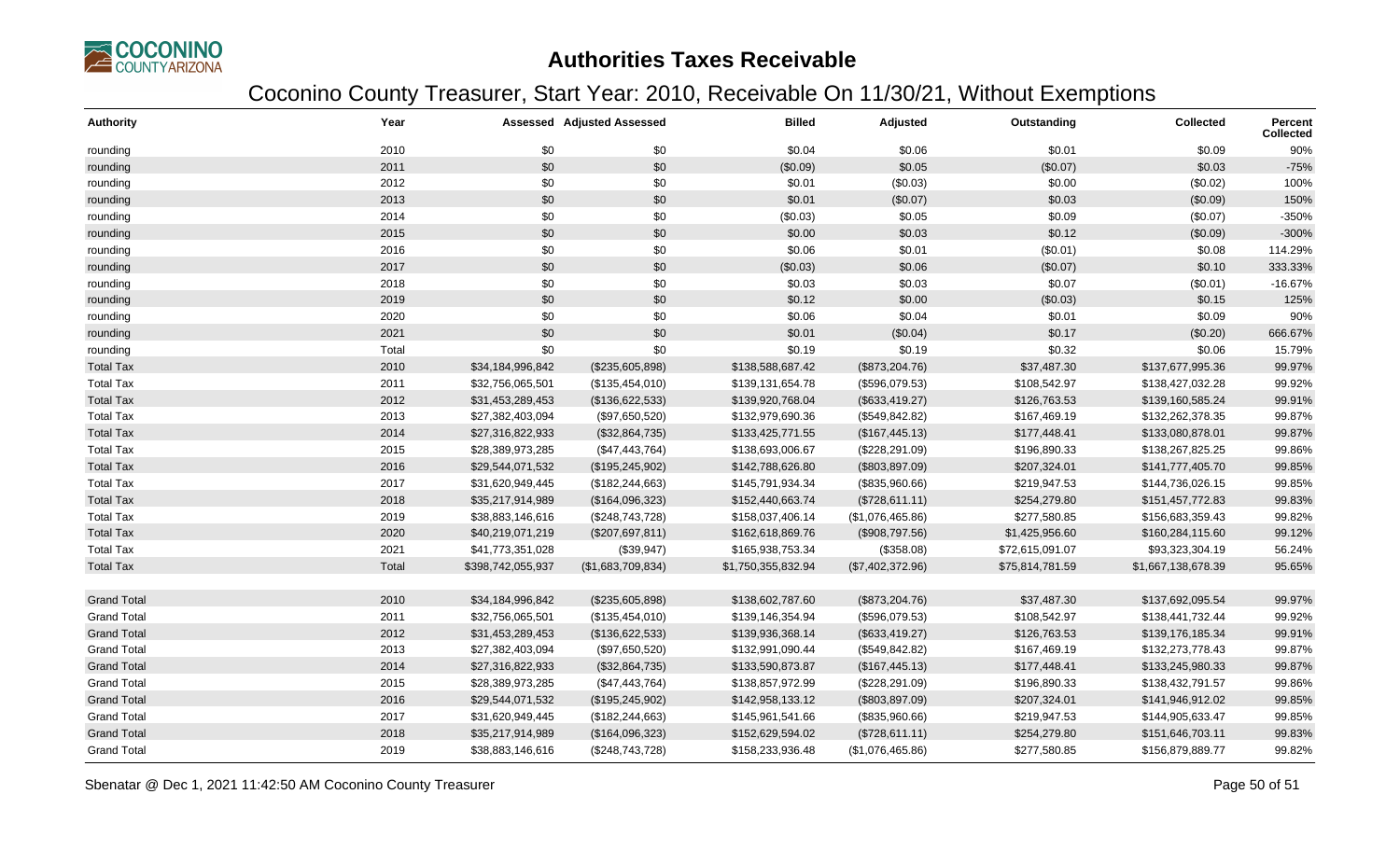# Authorities Taxes Receivable

## Coconino County Treasurer, Start Year: 2010, Receivable On 11/30/21, Without Exemptions

| Authority | Year | Assessed | Adjusted Assessed | Billed | Adjusted | Outstanding | Collected | Percent Collected |
|---|---|---|---|---|---|---|---|---|
| rounding | 2010 | $0 | $0 | $0.04 | $0.06 | $0.01 | $0.09 | 90% |
| rounding | 2011 | $0 | $0 | ($0.09) | $0.05 | ($0.07) | $0.03 | -75% |
| rounding | 2012 | $0 | $0 | $0.01 | ($0.03) | $0.00 | ($0.02) | 100% |
| rounding | 2013 | $0 | $0 | $0.01 | ($0.07) | $0.03 | ($0.09) | 150% |
| rounding | 2014 | $0 | $0 | ($0.03) | $0.05 | $0.09 | ($0.07) | -350% |
| rounding | 2015 | $0 | $0 | $0.00 | $0.03 | $0.12 | ($0.09) | -300% |
| rounding | 2016 | $0 | $0 | $0.06 | $0.01 | ($0.01) | $0.08 | 114.29% |
| rounding | 2017 | $0 | $0 | ($0.03) | $0.06 | ($0.07) | $0.10 | 333.33% |
| rounding | 2018 | $0 | $0 | $0.03 | $0.03 | $0.07 | ($0.01) | -16.67% |
| rounding | 2019 | $0 | $0 | $0.12 | $0.00 | ($0.03) | $0.15 | 125% |
| rounding | 2020 | $0 | $0 | $0.06 | $0.04 | $0.01 | $0.09 | 90% |
| rounding | 2021 | $0 | $0 | $0.01 | ($0.04) | $0.17 | ($0.20) | 666.67% |
| rounding | Total | $0 | $0 | $0.19 | $0.19 | $0.32 | $0.06 | 15.79% |
| Total Tax | 2010 | $34,184,996,842 | ($235,605,898) | $138,588,687.42 | ($873,204.76) | $37,487.30 | $137,677,995.36 | 99.97% |
| Total Tax | 2011 | $32,756,065,501 | ($135,454,010) | $139,131,654.78 | ($596,079.53) | $108,542.97 | $138,427,032.28 | 99.92% |
| Total Tax | 2012 | $31,453,289,453 | ($136,622,533) | $139,920,768.04 | ($633,419.27) | $126,763.53 | $139,160,585.24 | 99.91% |
| Total Tax | 2013 | $27,382,403,094 | ($97,650,520) | $132,979,690.36 | ($549,842.82) | $167,469.19 | $132,262,378.35 | 99.87% |
| Total Tax | 2014 | $27,316,822,933 | ($32,864,735) | $133,425,771.55 | ($167,445.13) | $177,448.41 | $133,080,878.01 | 99.87% |
| Total Tax | 2015 | $28,389,973,285 | ($47,443,764) | $138,693,006.67 | ($228,291.09) | $196,890.33 | $138,267,825.25 | 99.86% |
| Total Tax | 2016 | $29,544,071,532 | ($195,245,902) | $142,788,626.80 | ($803,897.09) | $207,324.01 | $141,777,405.70 | 99.85% |
| Total Tax | 2017 | $31,620,949,445 | ($182,244,663) | $145,791,934.34 | ($835,960.66) | $219,947.53 | $144,736,026.15 | 99.85% |
| Total Tax | 2018 | $35,217,914,989 | ($164,096,323) | $152,440,663.74 | ($728,611.11) | $254,279.80 | $151,457,772.83 | 99.83% |
| Total Tax | 2019 | $38,883,146,616 | ($248,743,728) | $158,037,406.14 | ($1,076,465.86) | $277,580.85 | $156,683,359.43 | 99.82% |
| Total Tax | 2020 | $40,219,071,219 | ($207,697,811) | $162,618,869.76 | ($908,797.56) | $1,425,956.60 | $160,284,115.60 | 99.12% |
| Total Tax | 2021 | $41,773,351,028 | ($39,947) | $165,938,753.34 | ($358.08) | $72,615,091.07 | $93,323,304.19 | 56.24% |
| Total Tax | Total | $398,742,055,937 | ($1,683,709,834) | $1,750,355,832.94 | ($7,402,372.96) | $75,814,781.59 | $1,667,138,678.39 | 95.65% |
| | | | | | | | | |
| Grand Total | 2010 | $34,184,996,842 | ($235,605,898) | $138,602,787.60 | ($873,204.76) | $37,487.30 | $137,692,095.54 | 99.97% |
| Grand Total | 2011 | $32,756,065,501 | ($135,454,010) | $139,146,354.94 | ($596,079.53) | $108,542.97 | $138,441,732.44 | 99.92% |
| Grand Total | 2012 | $31,453,289,453 | ($136,622,533) | $139,936,368.14 | ($633,419.27) | $126,763.53 | $139,176,185.34 | 99.91% |
| Grand Total | 2013 | $27,382,403,094 | ($97,650,520) | $132,991,090.44 | ($549,842.82) | $167,469.19 | $132,273,778.43 | 99.87% |
| Grand Total | 2014 | $27,316,822,933 | ($32,864,735) | $133,590,873.87 | ($167,445.13) | $177,448.41 | $133,245,980.33 | 99.87% |
| Grand Total | 2015 | $28,389,973,285 | ($47,443,764) | $138,857,972.99 | ($228,291.09) | $196,890.33 | $138,432,791.57 | 99.86% |
| Grand Total | 2016 | $29,544,071,532 | ($195,245,902) | $142,958,133.12 | ($803,897.09) | $207,324.01 | $141,946,912.02 | 99.85% |
| Grand Total | 2017 | $31,620,949,445 | ($182,244,663) | $145,961,541.66 | ($835,960.66) | $219,947.53 | $144,905,633.47 | 99.85% |
| Grand Total | 2018 | $35,217,914,989 | ($164,096,323) | $152,629,594.02 | ($728,611.11) | $254,279.80 | $151,646,703.11 | 99.83% |
| Grand Total | 2019 | $38,883,146,616 | ($248,743,728) | $158,233,936.48 | ($1,076,465.86) | $277,580.85 | $156,879,889.77 | 99.82% |

Sbenatar @ Dec 1, 2021 11:42:50 AM Coconino County Treasurer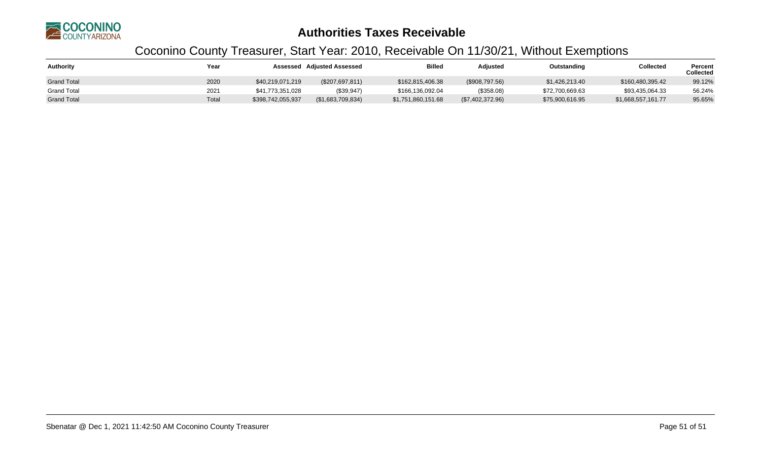# Authorities Taxes Receivable

## Coconino County Treasurer, Start Year: 2010, Receivable On 11/30/21, Without Exemptions

| Authority | Year | Assessed | Adjusted Assessed | Billed | Adjusted | Outstanding | Collected | Percent Collected |
|---|---|---|---|---|---|---|---|---|
| Grand Total | 2020 | $40,219,071,219 | ($207,697,811) | $162,815,406.38 | ($908,797.56) | $1,426,213.40 | $160,480,395.42 | 99.12% |
| Grand Total | 2021 | $41,773,351,028 | ($39,947) | $166,136,092.04 | ($358.08) | $72,700,669.63 | $93,435,064.33 | 56.24% |
| Grand Total | Total | $398,742,055,937 | ($1,683,709,834) | $1,751,860,151.68 | ($7,402,372.96) | $75,900,616.95 | $1,668,557,161.77 | 95.65% |

Sbenatar @ Dec 1, 2021 11:42:50 AM Coconino County Treasurer